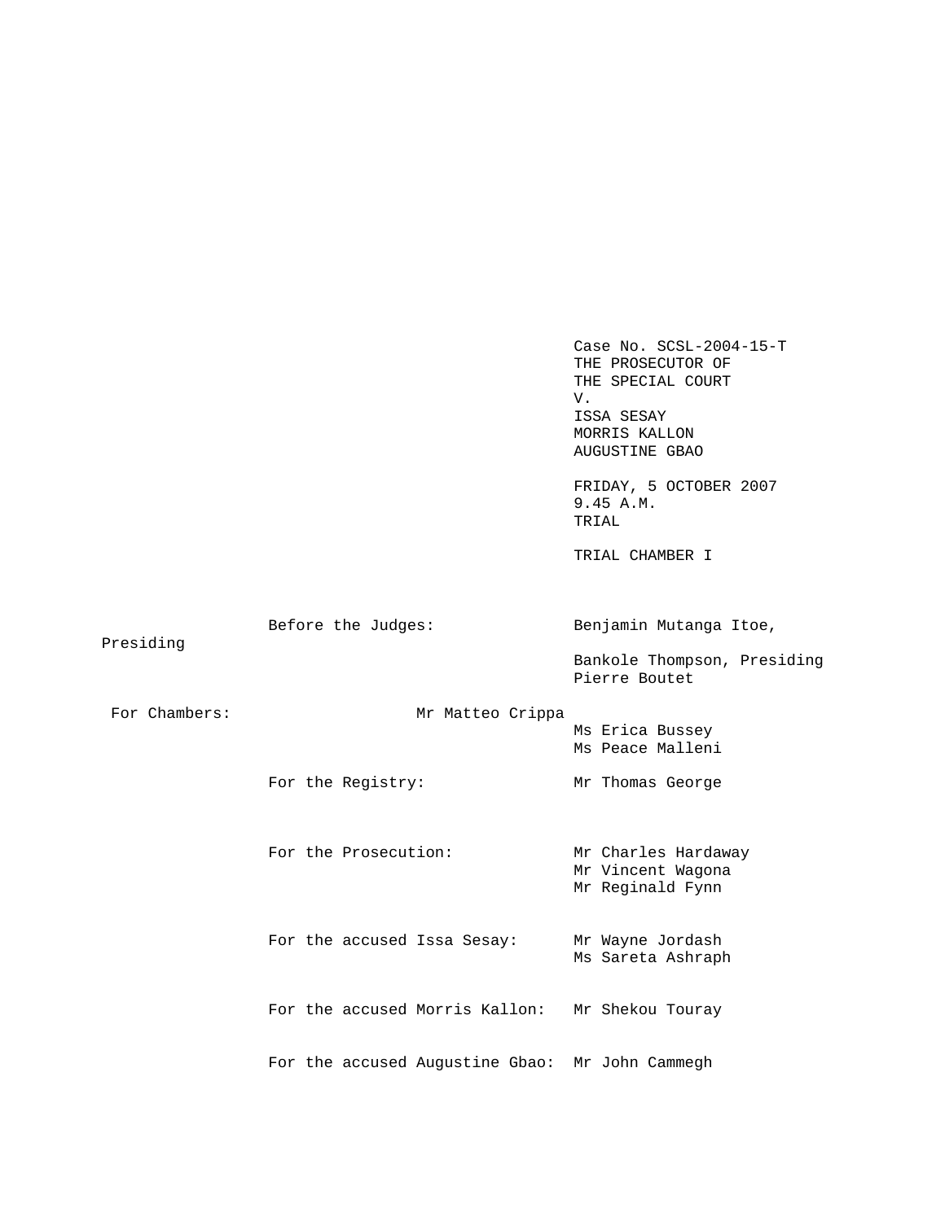Case No. SCSL-2004-15-T
THE PROSECUTOR OF
THE SPECIAL COURT
V.
ISSA SESAY
MORRIS KALLON
AUGUSTINE GBAO

FRIDAY, 5 OCTOBER 2007
9.45 A.M.
TRIAL

TRIAL CHAMBER I

| | |
|---|---|
| Before the Judges: | Benjamin Mutanga Itoe, Presiding |
| | Bankole Thompson, Presiding |
| | Pierre Boutet |
| For Chambers: | Mr Matteo Crippa |
| | Ms Erica Bussey |
| | Ms Peace Malleni |
| For the Registry: | Mr Thomas George |
| For the Prosecution: | Mr Charles Hardaway |
| | Mr Vincent Wagona |
| | Mr Reginald Fynn |
| For the accused Issa Sesay: | Mr Wayne Jordash |
| | Ms Sareta Ashraph |
| For the accused Morris Kallon: | Mr Shekou Touray |
| For the accused Augustine Gbao: | Mr John Cammegh |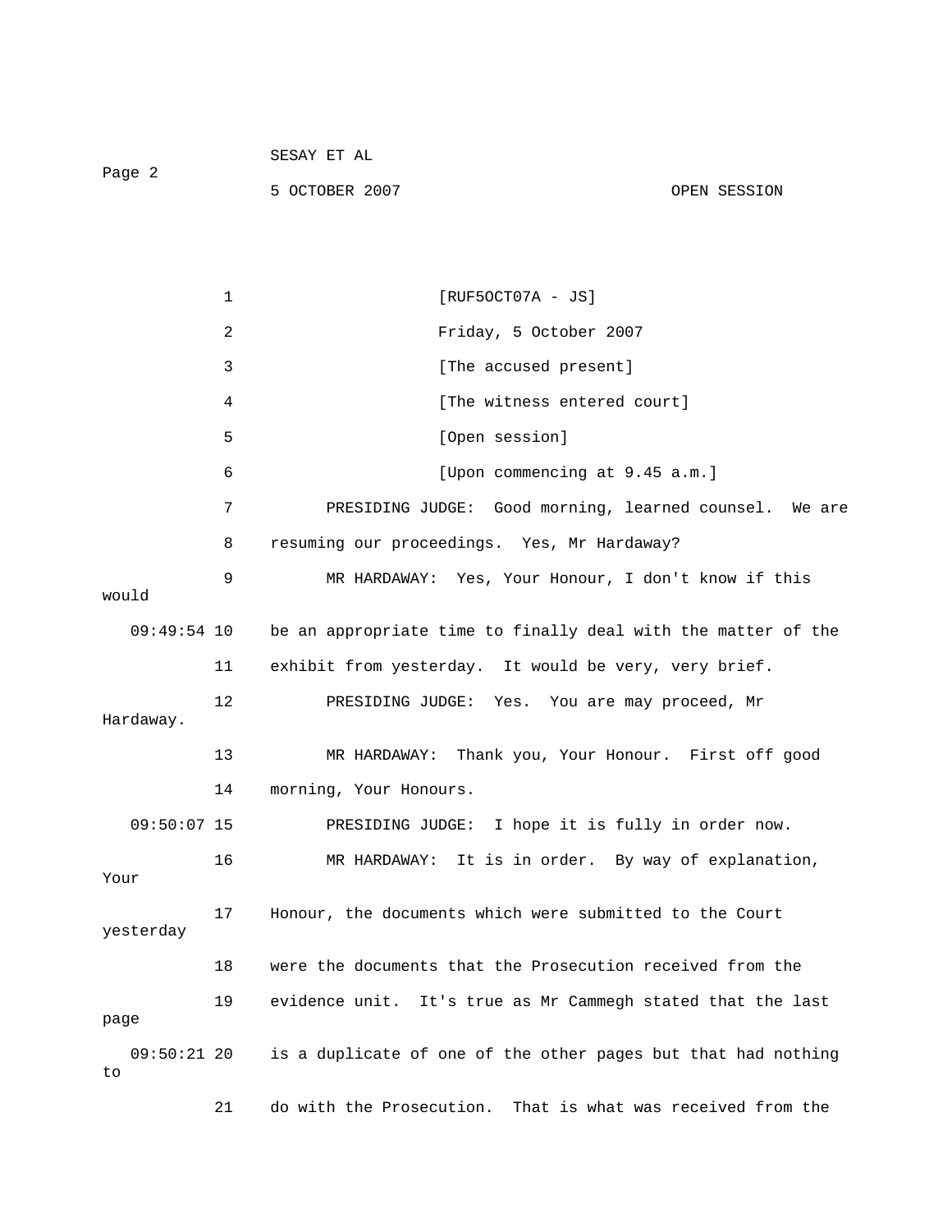1 [RUF5OCT07A - JS]

2 Friday, 5 October 2007

3 [The accused present]

4 [The witness entered court]

5 [Open session]

6 [Upon commencing at 9.45 a.m.]

7 PRESIDING JUDGE: Good morning, learned counsel. We are

8 resuming our proceedings. Yes, Mr Hardaway?

9 MR HARDAWAY: Yes, Your Honour, I don't know if this would

09:49:54 10 be an appropriate time to finally deal with the matter of the

11 exhibit from yesterday. It would be very, very brief.

12 PRESIDING JUDGE: Yes. You are may proceed, Mr Hardaway.

13 MR HARDAWAY: Thank you, Your Honour. First off good

14 morning, Your Honours.

09:50:07 15 PRESIDING JUDGE: I hope it is fully in order now.

16 MR HARDAWAY: It is in order. By way of explanation, Your

17 Honour, the documents which were submitted to the Court yesterday

18 were the documents that the Prosecution received from the

19 evidence unit. It's true as Mr Cammegh stated that the last page

09:50:21 20 is a duplicate of one of the other pages but that had nothing to

21 do with the Prosecution. That is what was received from the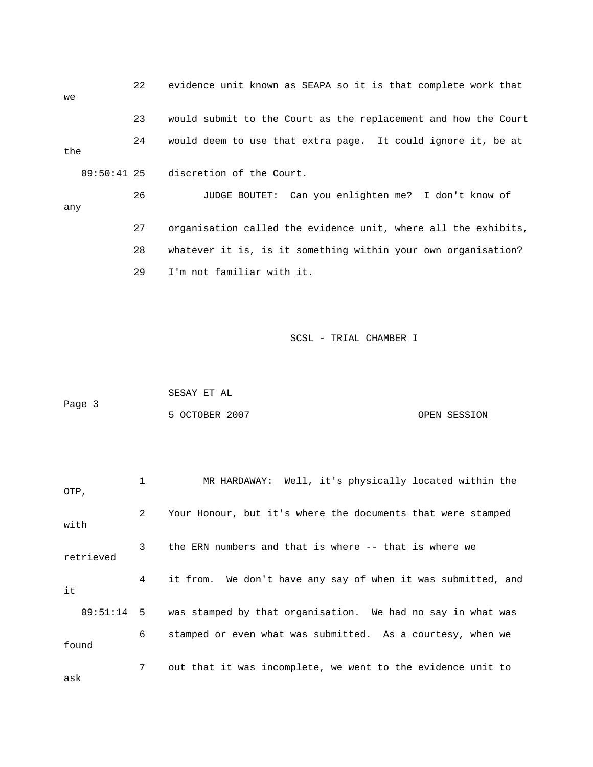22 evidence unit known as SEAPA so it is that complete work that we

23 would submit to the Court as the replacement and how the Court

24 would deem to use that extra page. It could ignore it, be at the

09:50:41 25 discretion of the Court.

26 JUDGE BOUTET: Can you enlighten me? I don't know of any

27 organisation called the evidence unit, where all the exhibits,

28 whatever it is, is it something within your own organisation?

29 I'm not familiar with it.

1 MR HARDAWAY: Well, it's physically located within the OTP,

2 Your Honour, but it's where the documents that were stamped with

3 the ERN numbers and that is where -- that is where we retrieved

4 it from. We don't have any say of when it was submitted, and it

09:51:14 5 was stamped by that organisation. We had no say in what was

6 stamped or even what was submitted. As a courtesy, when we found

7 out that it was incomplete, we went to the evidence unit to ask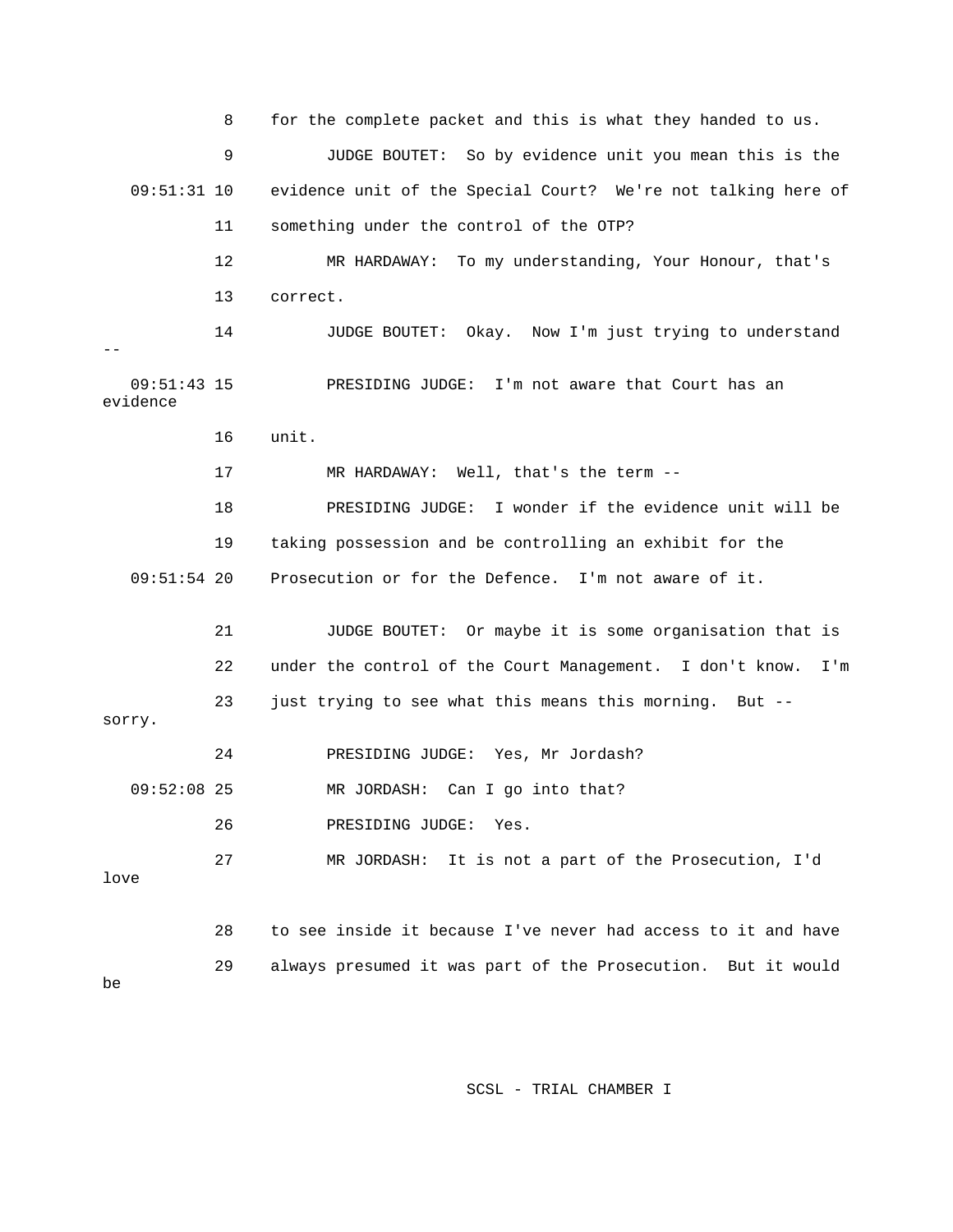8 for the complete packet and this is what they handed to us.

9 JUDGE BOUTET: So by evidence unit you mean this is the

09:51:31 10 evidence unit of the Special Court? We're not talking here of

11 something under the control of the OTP?

12 MR HARDAWAY: To my understanding, Your Honour, that's

13 correct.

14 JUDGE BOUTET: Okay. Now I'm just trying to understand --

09:51:43 15 PRESIDING JUDGE: I'm not aware that Court has an evidence

16 unit.

17 MR HARDAWAY: Well, that's the term --

18 PRESIDING JUDGE: I wonder if the evidence unit will be

19 taking possession and be controlling an exhibit for the

09:51:54 20 Prosecution or for the Defence. I'm not aware of it.

21 JUDGE BOUTET: Or maybe it is some organisation that is

22 under the control of the Court Management. I don't know. I'm

23 just trying to see what this means this morning. But -- sorry.

24 PRESIDING JUDGE: Yes, Mr Jordash?

09:52:08 25 MR JORDASH: Can I go into that?

26 PRESIDING JUDGE: Yes.

27 MR JORDASH: It is not a part of the Prosecution, I'd love

28 to see inside it because I've never had access to it and have

29 always presumed it was part of the Prosecution. But it would be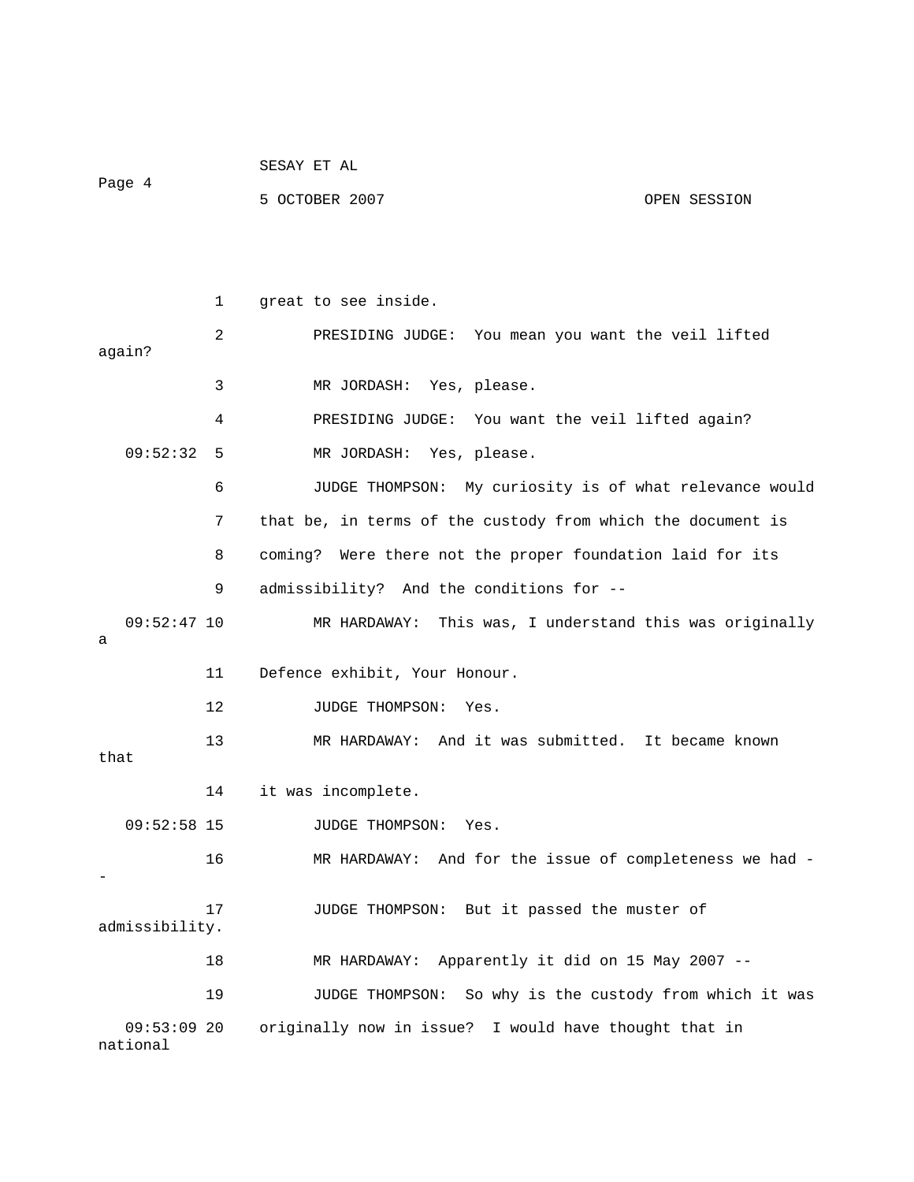1 great to see inside.

2 PRESIDING JUDGE: You mean you want the veil lifted again?

3 MR JORDASH: Yes, please.

4 PRESIDING JUDGE: You want the veil lifted again?

09:52:32 5 MR JORDASH: Yes, please.

6 JUDGE THOMPSON: My curiosity is of what relevance would

7 that be, in terms of the custody from which the document is

8 coming? Were there not the proper foundation laid for its

9 admissibility? And the conditions for --

09:52:47 10 MR HARDAWAY: This was, I understand this was originally a

11 Defence exhibit, Your Honour.

12 JUDGE THOMPSON: Yes.

13 MR HARDAWAY: And it was submitted. It became known that

14 it was incomplete.

09:52:58 15 JUDGE THOMPSON: Yes.

16 MR HARDAWAY: And for the issue of completeness we had --

17 JUDGE THOMPSON: But it passed the muster of admissibility.

18 MR HARDAWAY: Apparently it did on 15 May 2007 --

19 JUDGE THOMPSON: So why is the custody from which it was

09:53:09 20 originally now in issue? I would have thought that in national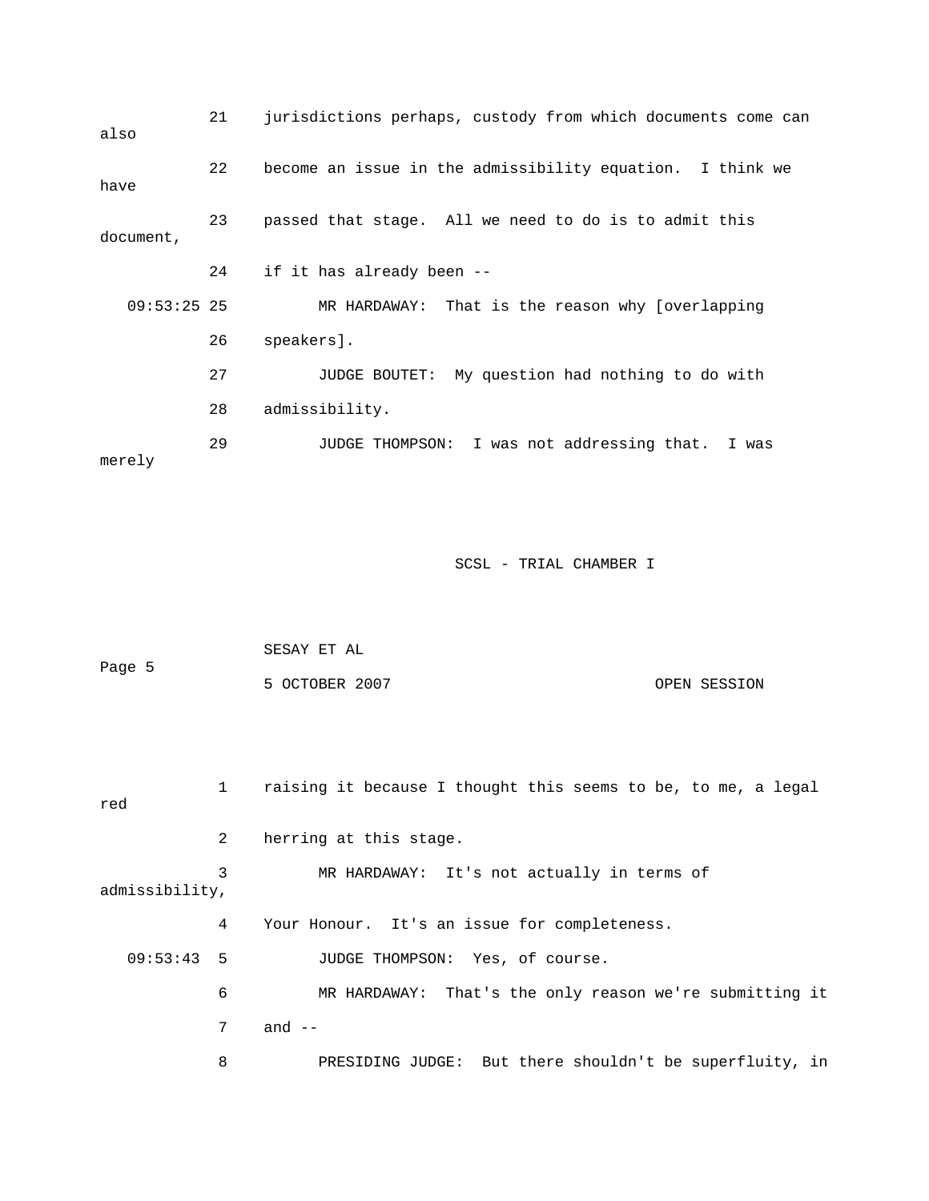21 jurisdictions perhaps, custody from which documents come can also

22 become an issue in the admissibility equation. I think we have

23 passed that stage. All we need to do is to admit this document,

24 if it has already been --

09:53:25 25 MR HARDAWAY: That is the reason why [overlapping

26 speakers].

27 JUDGE BOUTET: My question had nothing to do with

28 admissibility.

29 JUDGE THOMPSON: I was not addressing that. I was merely

1 raising it because I thought this seems to be, to me, a legal red

2 herring at this stage.

3 MR HARDAWAY: It's not actually in terms of admissibility,

4 Your Honour. It's an issue for completeness.

09:53:43 5 JUDGE THOMPSON: Yes, of course.

6 MR HARDAWAY: That's the only reason we're submitting it

7 and --

8 PRESIDING JUDGE: But there shouldn't be superfluity, in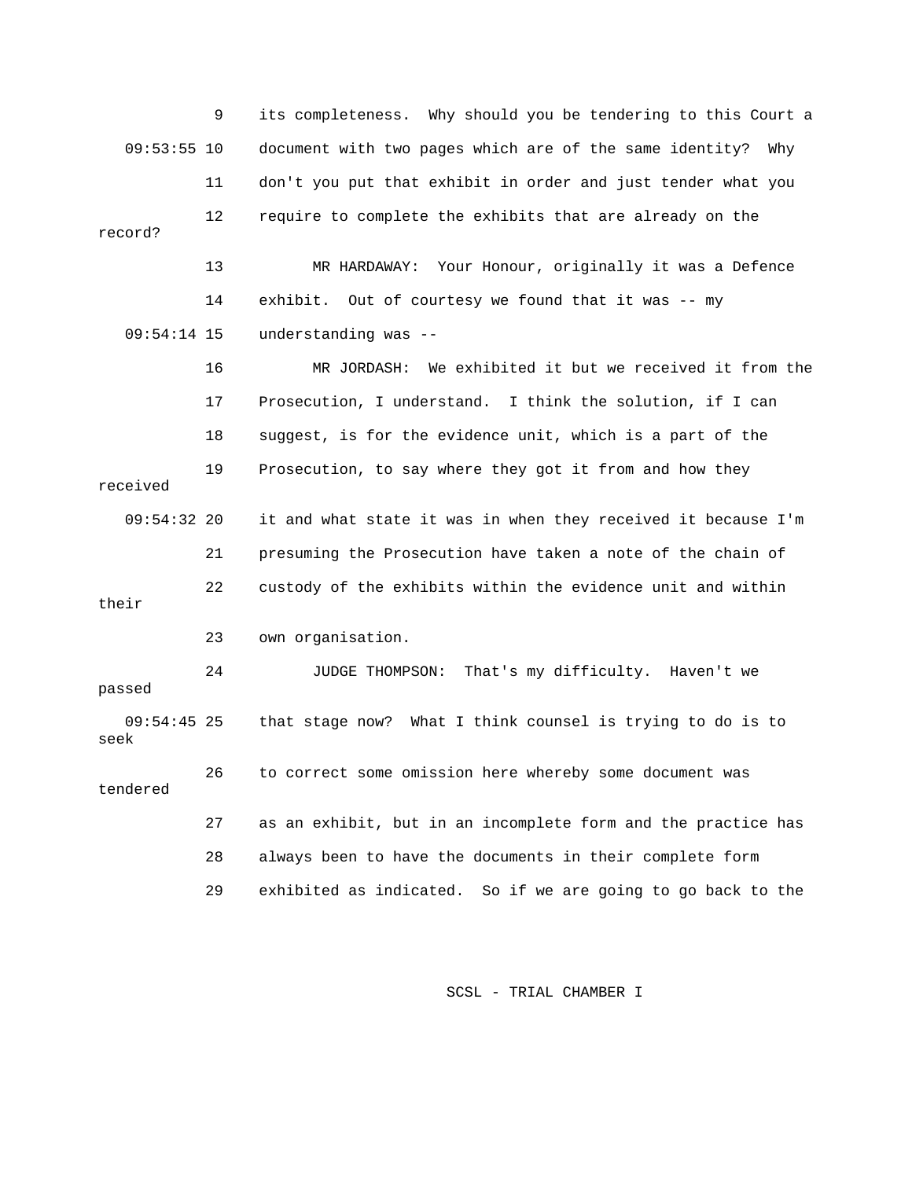9 its completeness. Why should you be tendering to this Court a

09:53:55 10 document with two pages which are of the same identity? Why

11 don't you put that exhibit in order and just tender what you

12 require to complete the exhibits that are already on the record?

13 MR HARDAWAY: Your Honour, originally it was a Defence

14 exhibit. Out of courtesy we found that it was -- my

09:54:14 15 understanding was --

16 MR JORDASH: We exhibited it but we received it from the

17 Prosecution, I understand. I think the solution, if I can

18 suggest, is for the evidence unit, which is a part of the

19 Prosecution, to say where they got it from and how they received

09:54:32 20 it and what state it was in when they received it because I'm

21 presuming the Prosecution have taken a note of the chain of

22 custody of the exhibits within the evidence unit and within their

23 own organisation.

24 JUDGE THOMPSON: That's my difficulty. Haven't we passed

09:54:45 25 that stage now? What I think counsel is trying to do is to seek

26 to correct some omission here whereby some document was tendered

27 as an exhibit, but in an incomplete form and the practice has

28 always been to have the documents in their complete form

29 exhibited as indicated. So if we are going to go back to the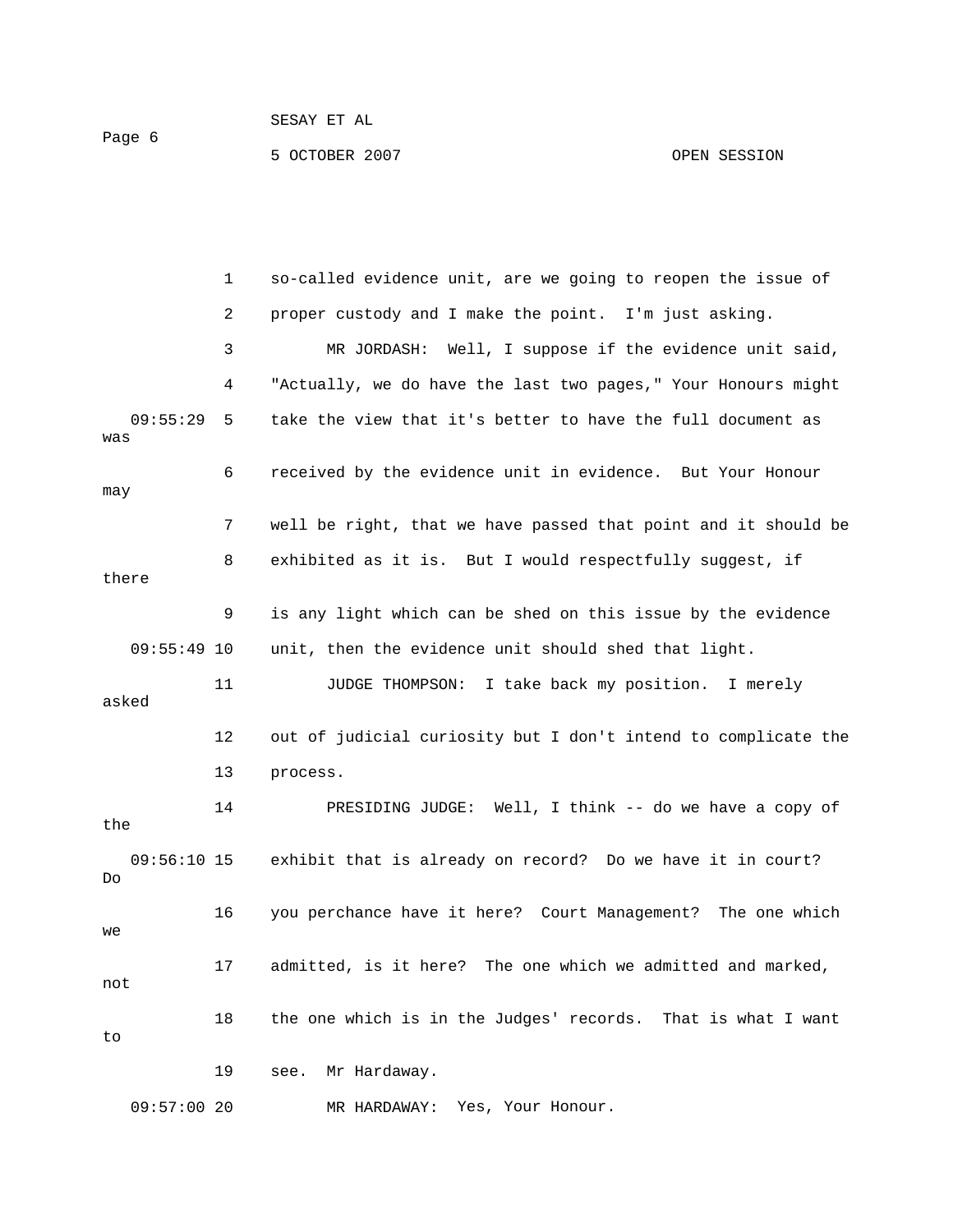so-called evidence unit, are we going to reopen the issue of proper custody and I make the point. I'm just asking.

MR JORDASH: Well, I suppose if the evidence unit said, "Actually, we do have the last two pages," Your Honours might take the view that it's better to have the full document as was received by the evidence unit in evidence. But Your Honour may well be right, that we have passed that point and it should be exhibited as it is. But I would respectfully suggest, if there is any light which can be shed on this issue by the evidence unit, then the evidence unit should shed that light.

JUDGE THOMPSON: I take back my position. I merely asked out of judicial curiosity but I don't intend to complicate the process.

PRESIDING JUDGE: Well, I think -- do we have a copy of the exhibit that is already on record? Do we have it in court? Do you perchance have it here? Court Management? The one which we admitted, is it here? The one which we admitted and marked, not the one which is in the Judges' records. That is what I want to see. Mr Hardaway.

MR HARDAWAY: Yes, Your Honour.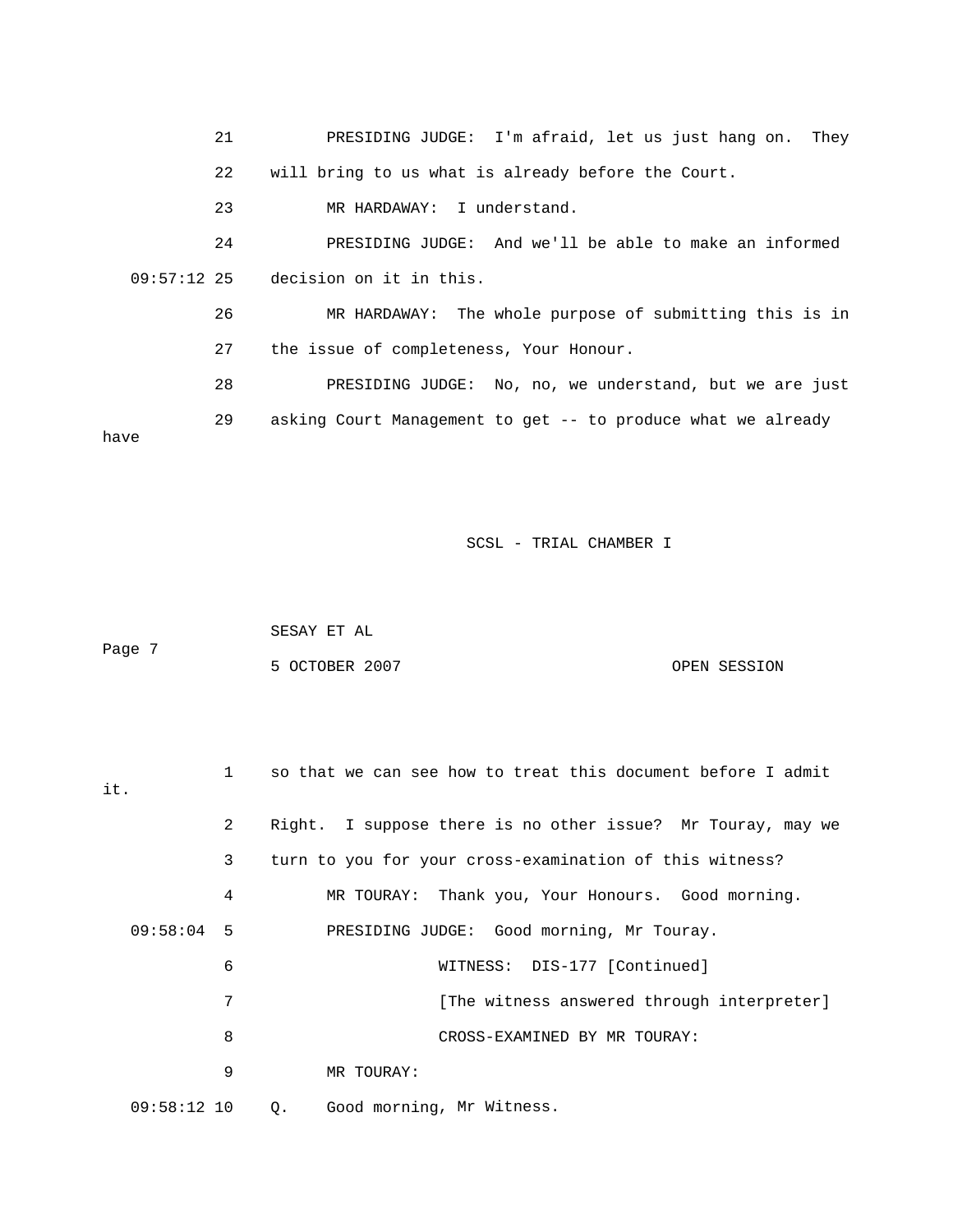21 PRESIDING JUDGE: I'm afraid, let us just hang on. They

22 will bring to us what is already before the Court.

23 MR HARDAWAY: I understand.

24 PRESIDING JUDGE: And we'll be able to make an informed

09:57:12 25 decision on it in this.

26 MR HARDAWAY: The whole purpose of submitting this is in

27 the issue of completeness, Your Honour.

28 PRESIDING JUDGE: No, no, we understand, but we are just

29 asking Court Management to get -- to produce what we already have

1 so that we can see how to treat this document before I admit it.

2 Right. I suppose there is no other issue? Mr Touray, may we

3 turn to you for your cross-examination of this witness?

4 MR TOURAY: Thank you, Your Honours. Good morning.

09:58:04 5 PRESIDING JUDGE: Good morning, Mr Touray.

6 WITNESS: DIS-177 [Continued]

7 [The witness answered through interpreter]

8 CROSS-EXAMINED BY MR TOURAY:

9 MR TOURAY:

09:58:12 10 Q. Good morning, Mr Witness.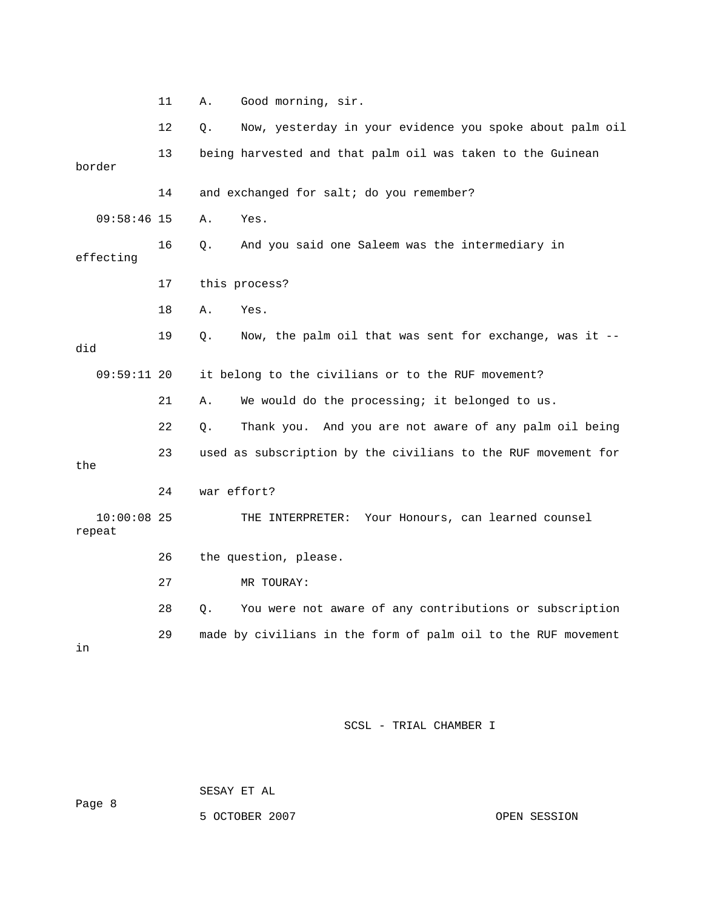11 A. Good morning, sir.

12 Q. Now, yesterday in your evidence you spoke about palm oil

13 being harvested and that palm oil was taken to the Guinean border

14 and exchanged for salt; do you remember?

09:58:46 15 A. Yes.

16 Q. And you said one Saleem was the intermediary in effecting

17 this process?

18 A. Yes.

19 Q. Now, the palm oil that was sent for exchange, was it -- did

09:59:11 20 it belong to the civilians or to the RUF movement?

21 A. We would do the processing; it belonged to us.

22 Q. Thank you. And you are not aware of any palm oil being

23 used as subscription by the civilians to the RUF movement for the

24 war effort?

10:00:08 25 THE INTERPRETER: Your Honours, can learned counsel repeat

26 the question, please.

27 MR TOURAY:

28 Q. You were not aware of any contributions or subscription

29 made by civilians in the form of palm oil to the RUF movement in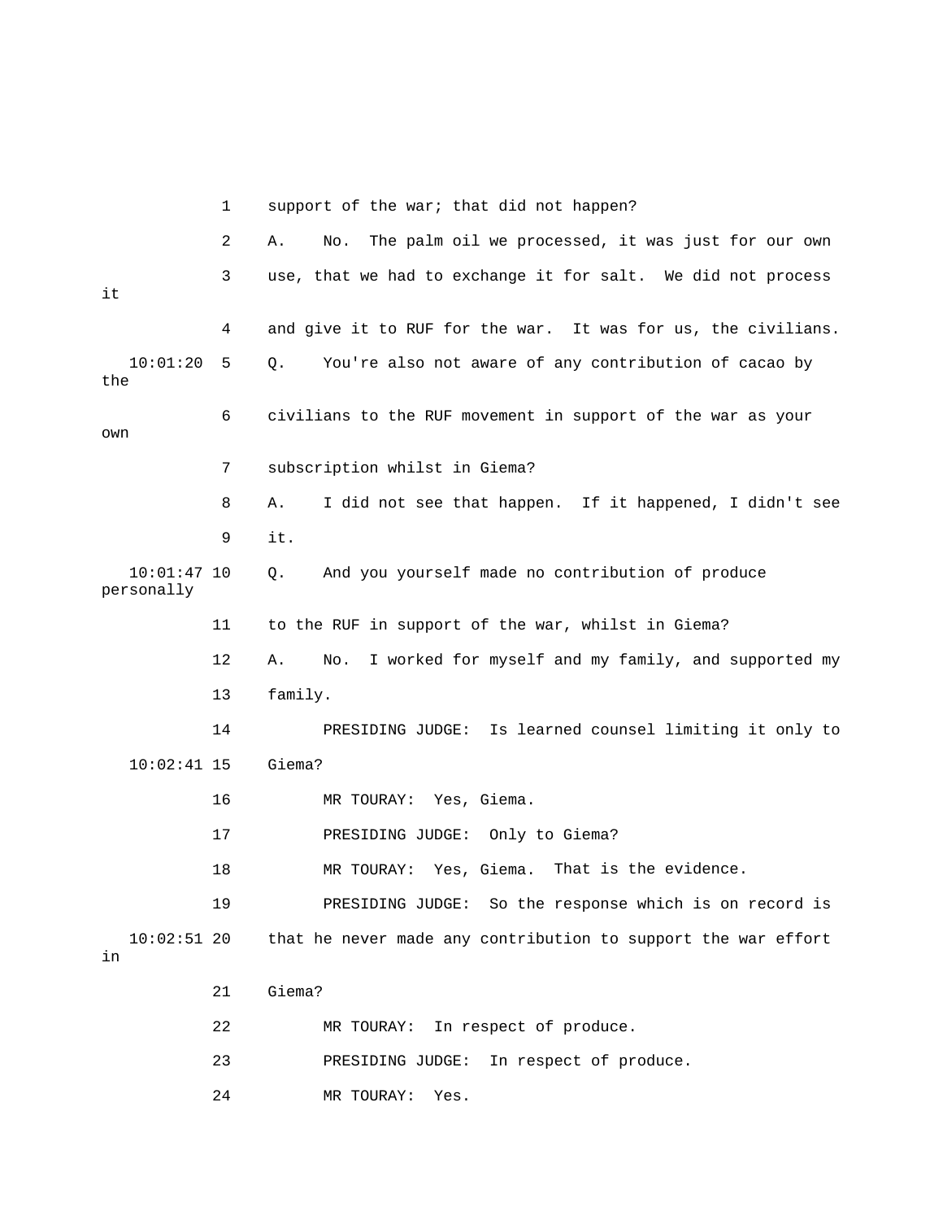1 support of the war; that did not happen?

2 A. No. The palm oil we processed, it was just for our own

3 use, that we had to exchange it for salt. We did not process it

4 and give it to RUF for the war. It was for us, the civilians.

10:01:20 5 Q. You're also not aware of any contribution of cacao by the

6 civilians to the RUF movement in support of the war as your own

7 subscription whilst in Giema?

8 A. I did not see that happen. If it happened, I didn't see

9 it.

10:01:47 10 Q. And you yourself made no contribution of produce personally

11 to the RUF in support of the war, whilst in Giema?

12 A. No. I worked for myself and my family, and supported my

13 family.

14 PRESIDING JUDGE: Is learned counsel limiting it only to

10:02:41 15 Giema?

16 MR TOURAY: Yes, Giema.

17 PRESIDING JUDGE: Only to Giema?

18 MR TOURAY: Yes, Giema. That is the evidence.

19 PRESIDING JUDGE: So the response which is on record is

10:02:51 20 that he never made any contribution to support the war effort in

21 Giema?

22 MR TOURAY: In respect of produce.

23 PRESIDING JUDGE: In respect of produce.

24 MR TOURAY: Yes.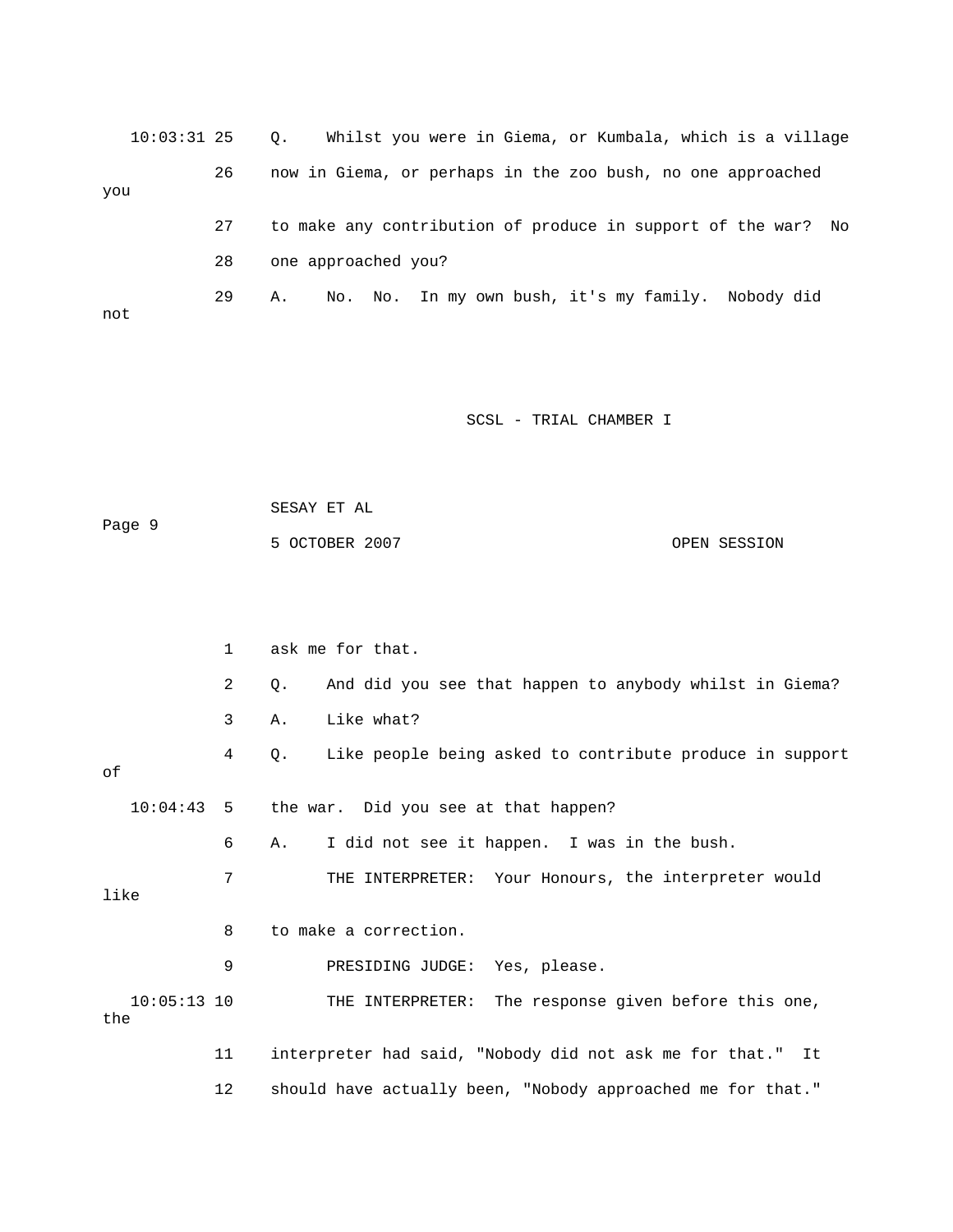10:03:31 25 Q. Whilst you were in Giema, or Kumbala, which is a village

26 now in Giema, or perhaps in the zoo bush, no one approached you

27 to make any contribution of produce in support of the war? No

28 one approached you?

29 A. No. No. In my own bush, it's my family. Nobody did not

1 ask me for that.

2 Q. And did you see that happen to anybody whilst in Giema?

3 A. Like what?

4 Q. Like people being asked to contribute produce in support of

10:04:43 5 the war. Did you see at that happen?

6 A. I did not see it happen. I was in the bush.

7 THE INTERPRETER: Your Honours, the interpreter would like

8 to make a correction.

9 PRESIDING JUDGE: Yes, please.

10:05:13 10 THE INTERPRETER: The response given before this one, the

11 interpreter had said, "Nobody did not ask me for that." It

12 should have actually been, "Nobody approached me for that."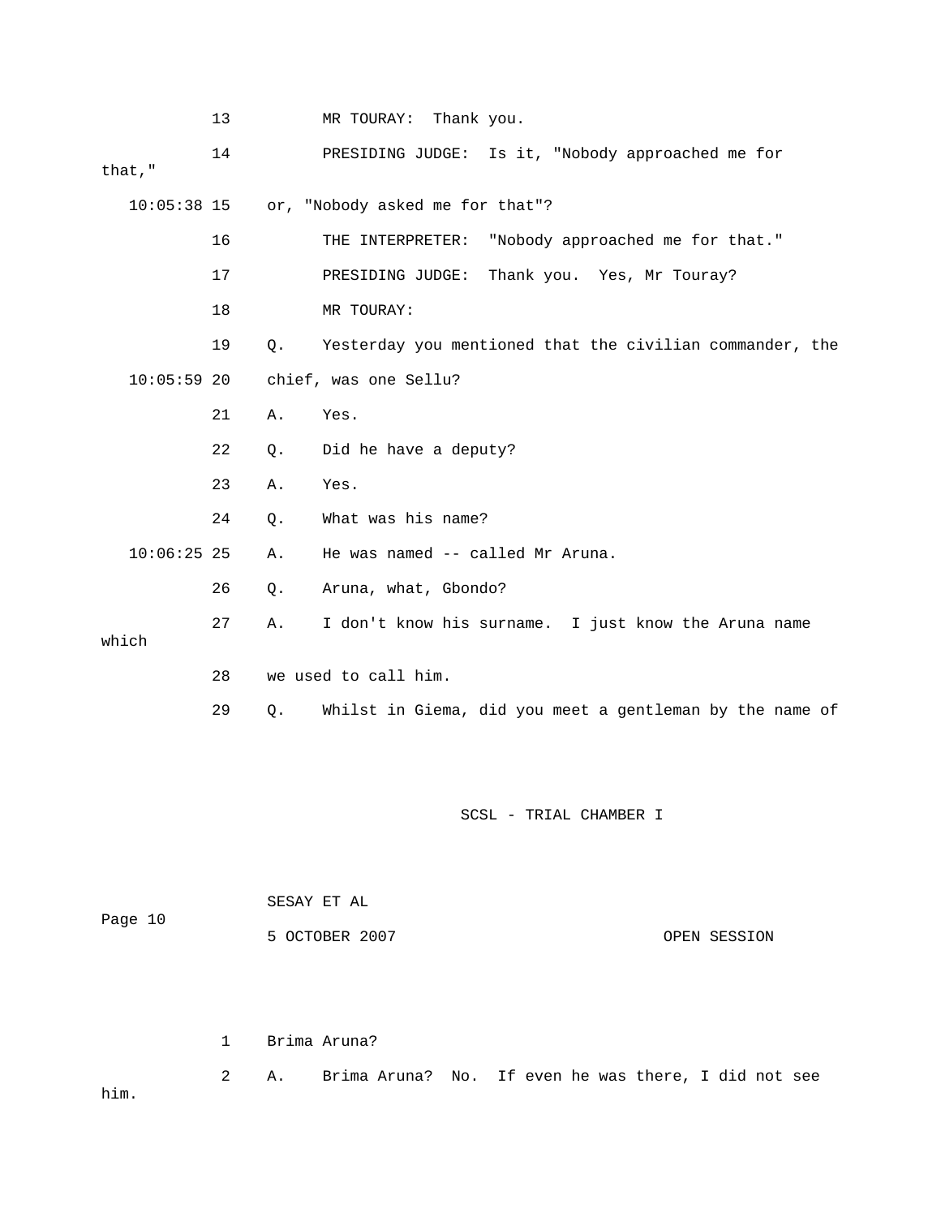13 MR TOURAY: Thank you.

14 PRESIDING JUDGE: Is it, "Nobody approached me for that,"

10:05:38 15 or, "Nobody asked me for that"?

16 THE INTERPRETER: "Nobody approached me for that."

17 PRESIDING JUDGE: Thank you. Yes, Mr Touray?

18 MR TOURAY:

19 Q. Yesterday you mentioned that the civilian commander, the

10:05:59 20 chief, was one Sellu?

21 A. Yes.

22 Q. Did he have a deputy?

23 A. Yes.

24 Q. What was his name?

10:06:25 25 A. He was named -- called Mr Aruna.

26 Q. Aruna, what, Gbondo?

27 A. I don't know his surname. I just know the Aruna name which

28 we used to call him.

29 Q. Whilst in Giema, did you meet a gentleman by the name of

1 Brima Aruna?

2 A. Brima Aruna? No. If even he was there, I did not see him.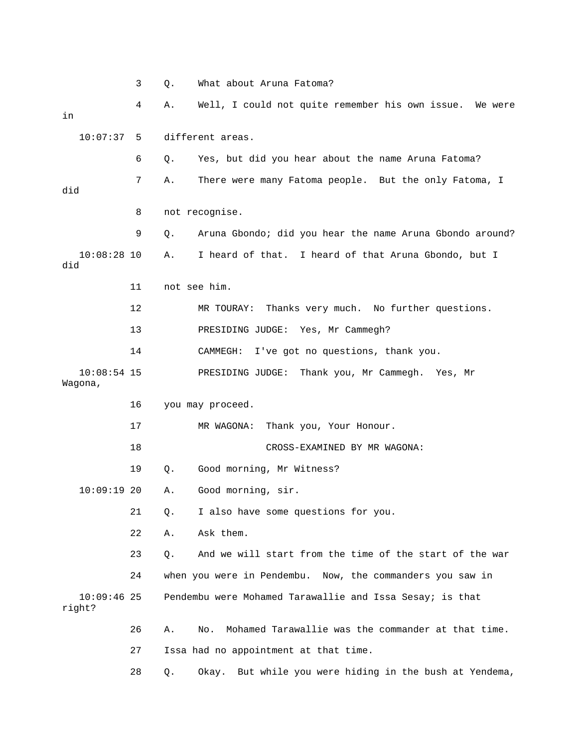3 Q. What about Aruna Fatoma?

4 A. Well, I could not quite remember his own issue. We were in

10:07:37 5 different areas.

6 Q. Yes, but did you hear about the name Aruna Fatoma?

7 A. There were many Fatoma people. But the only Fatoma, I did

8 not recognise.

9 Q. Aruna Gbondo; did you hear the name Aruna Gbondo around?

10:08:28 10 A. I heard of that. I heard of that Aruna Gbondo, but I did

11 not see him.

12 MR TOURAY: Thanks very much. No further questions.

13 PRESIDING JUDGE: Yes, Mr Cammegh?

14 CAMMEGH: I've got no questions, thank you.

10:08:54 15 PRESIDING JUDGE: Thank you, Mr Cammegh. Yes, Mr Wagona,

16 you may proceed.

17 MR WAGONA: Thank you, Your Honour.

18 CROSS-EXAMINED BY MR WAGONA:

19 Q. Good morning, Mr Witness?

10:09:19 20 A. Good morning, sir.

21 Q. I also have some questions for you.

22 A. Ask them.

23 Q. And we will start from the time of the start of the war

24 when you were in Pendembu. Now, the commanders you saw in

10:09:46 25 Pendembu were Mohamed Tarawallie and Issa Sesay; is that right?

26 A. No. Mohamed Tarawallie was the commander at that time.

27 Issa had no appointment at that time.

28 Q. Okay. But while you were hiding in the bush at Yendema,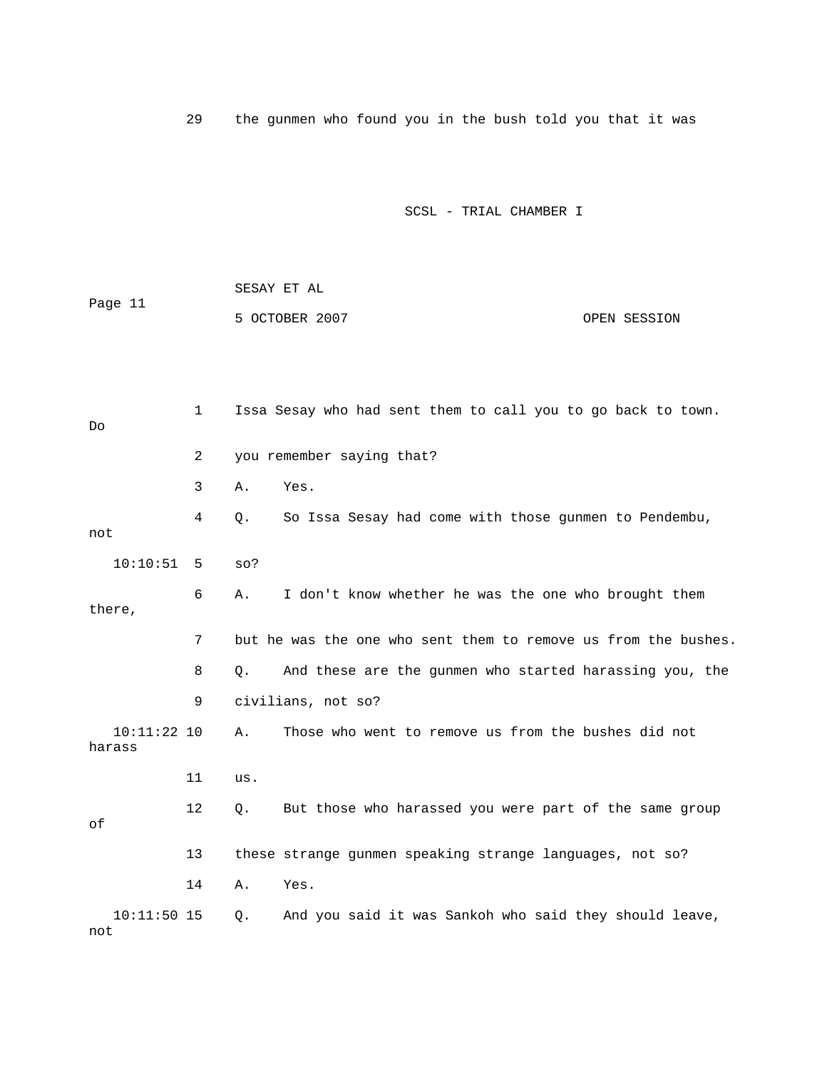29 the gunmen who found you in the bush told you that it was

1 Issa Sesay who had sent them to call you to go back to town. Do

2 you remember saying that?

3 A. Yes.

4 Q. So Issa Sesay had come with those gunmen to Pendembu, not

10:10:51 5 so?

6 A. I don't know whether he was the one who brought them there,

7 but he was the one who sent them to remove us from the bushes.

8 Q. And these are the gunmen who started harassing you, the

9 civilians, not so?

10:11:22 10 A. Those who went to remove us from the bushes did not harass

11 us.

12 Q. But those who harassed you were part of the same group of

13 these strange gunmen speaking strange languages, not so?

14 A. Yes.

10:11:50 15 Q. And you said it was Sankoh who said they should leave, not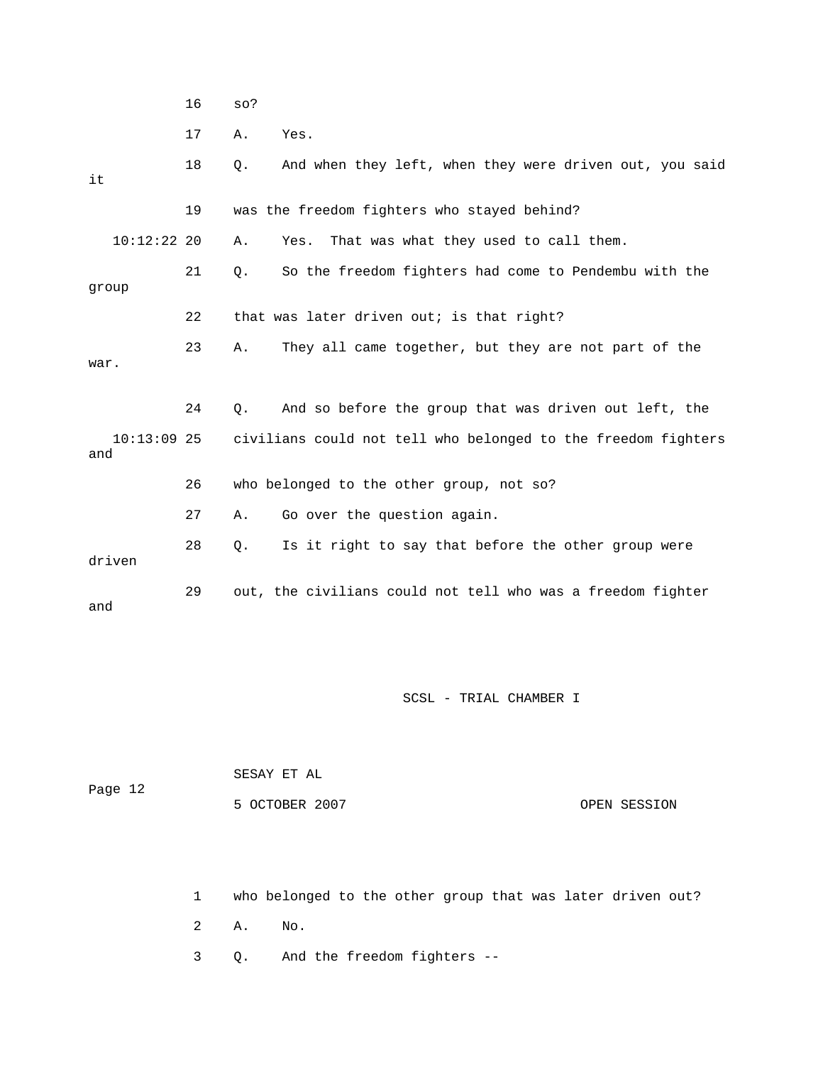16 so?

17 A. Yes.

18 Q. And when they left, when they were driven out, you said it

19 was the freedom fighters who stayed behind?

10:12:22 20 A. Yes. That was what they used to call them.

21 Q. So the freedom fighters had come to Pendembu with the group

22 that was later driven out; is that right?

23 A. They all came together, but they are not part of the war.

24 Q. And so before the group that was driven out left, the

10:13:09 25 civilians could not tell who belonged to the freedom fighters and

26 who belonged to the other group, not so?

27 A. Go over the question again.

28 Q. Is it right to say that before the other group were driven

29 out, the civilians could not tell who was a freedom fighter and

1 who belonged to the other group that was later driven out?

2 A. No.

3 Q. And the freedom fighters --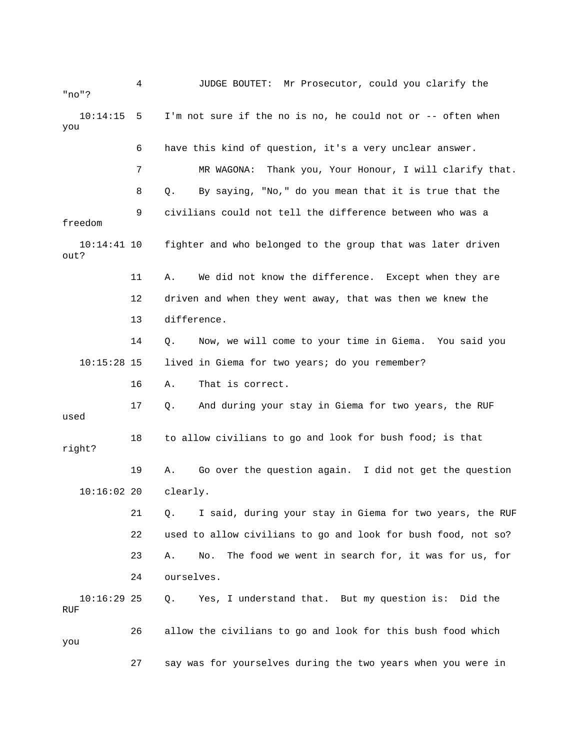4 JUDGE BOUTET: Mr Prosecutor, could you clarify the "no"?

10:14:15 5 I'm not sure if the no is no, he could not or -- often when you

6 have this kind of question, it's a very unclear answer.

7 MR WAGONA: Thank you, Your Honour, I will clarify that.

8 Q. By saying, "No," do you mean that it is true that the

9 civilians could not tell the difference between who was a freedom

10:14:41 10 fighter and who belonged to the group that was later driven out?

11 A. We did not know the difference. Except when they are

12 driven and when they went away, that was then we knew the

13 difference.

14 Q. Now, we will come to your time in Giema. You said you

10:15:28 15 lived in Giema for two years; do you remember?

16 A. That is correct.

17 Q. And during your stay in Giema for two years, the RUF used

18 to allow civilians to go and look for bush food; is that right?

19 A. Go over the question again. I did not get the question

10:16:02 20 clearly.

21 Q. I said, during your stay in Giema for two years, the RUF

22 used to allow civilians to go and look for bush food, not so?

23 A. No. The food we went in search for, it was for us, for

24 ourselves.

10:16:29 25 Q. Yes, I understand that. But my question is: Did the RUF

26 allow the civilians to go and look for this bush food which you

27 say was for yourselves during the two years when you were in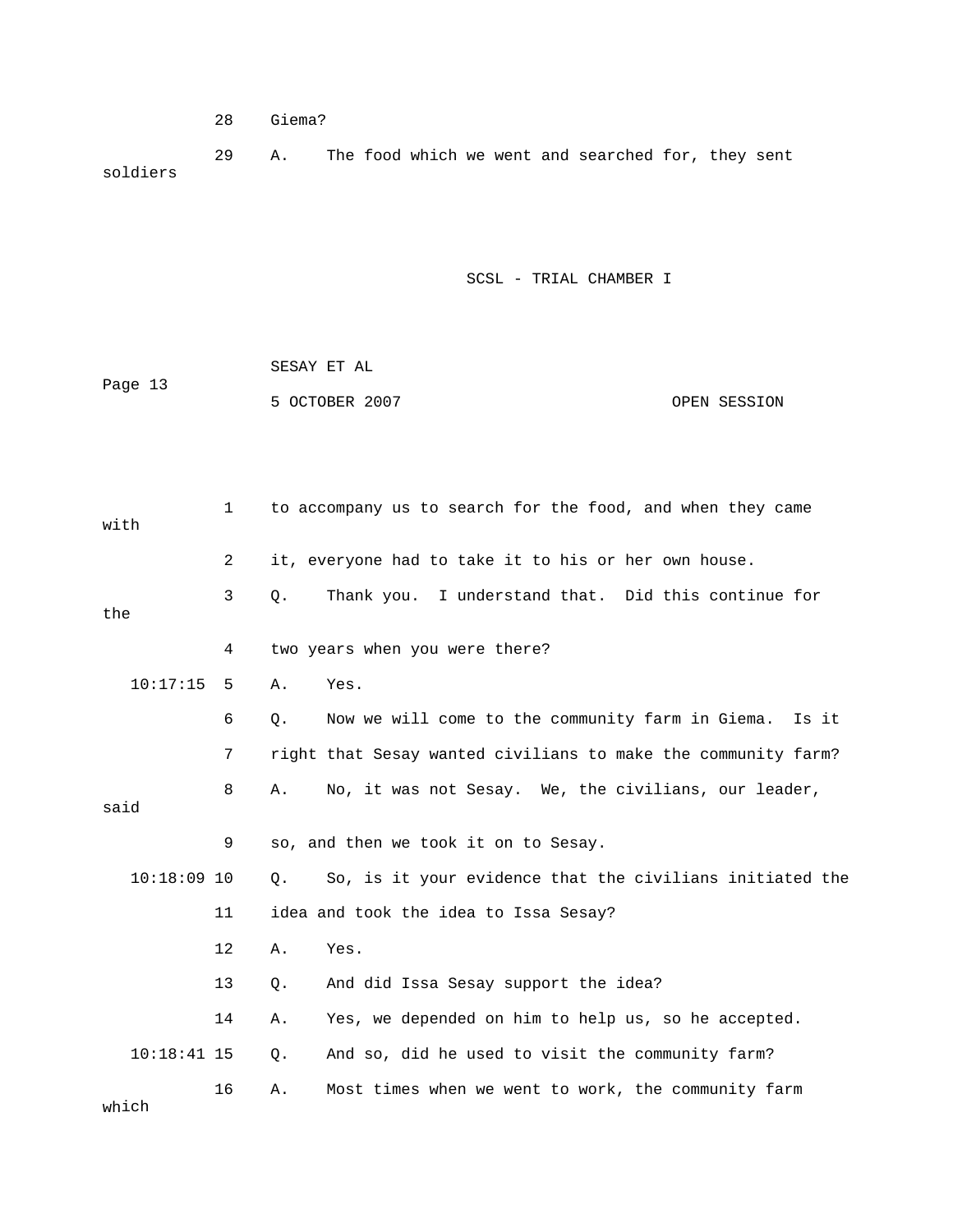28 Giema?

29 A. The food which we went and searched for, they sent soldiers

1 to accompany us to search for the food, and when they came with

2 it, everyone had to take it to his or her own house.

3 Q. Thank you. I understand that. Did this continue for the

4 two years when you were there?

10:17:15 5 A. Yes.

6 Q. Now we will come to the community farm in Giema. Is it

7 right that Sesay wanted civilians to make the community farm?

8 A. No, it was not Sesay. We, the civilians, our leader, said

9 so, and then we took it on to Sesay.

10:18:09 10 Q. So, is it your evidence that the civilians initiated the

11 idea and took the idea to Issa Sesay?

12 A. Yes.

13 Q. And did Issa Sesay support the idea?

14 A. Yes, we depended on him to help us, so he accepted.

10:18:41 15 Q. And so, did he used to visit the community farm?

16 A. Most times when we went to work, the community farm which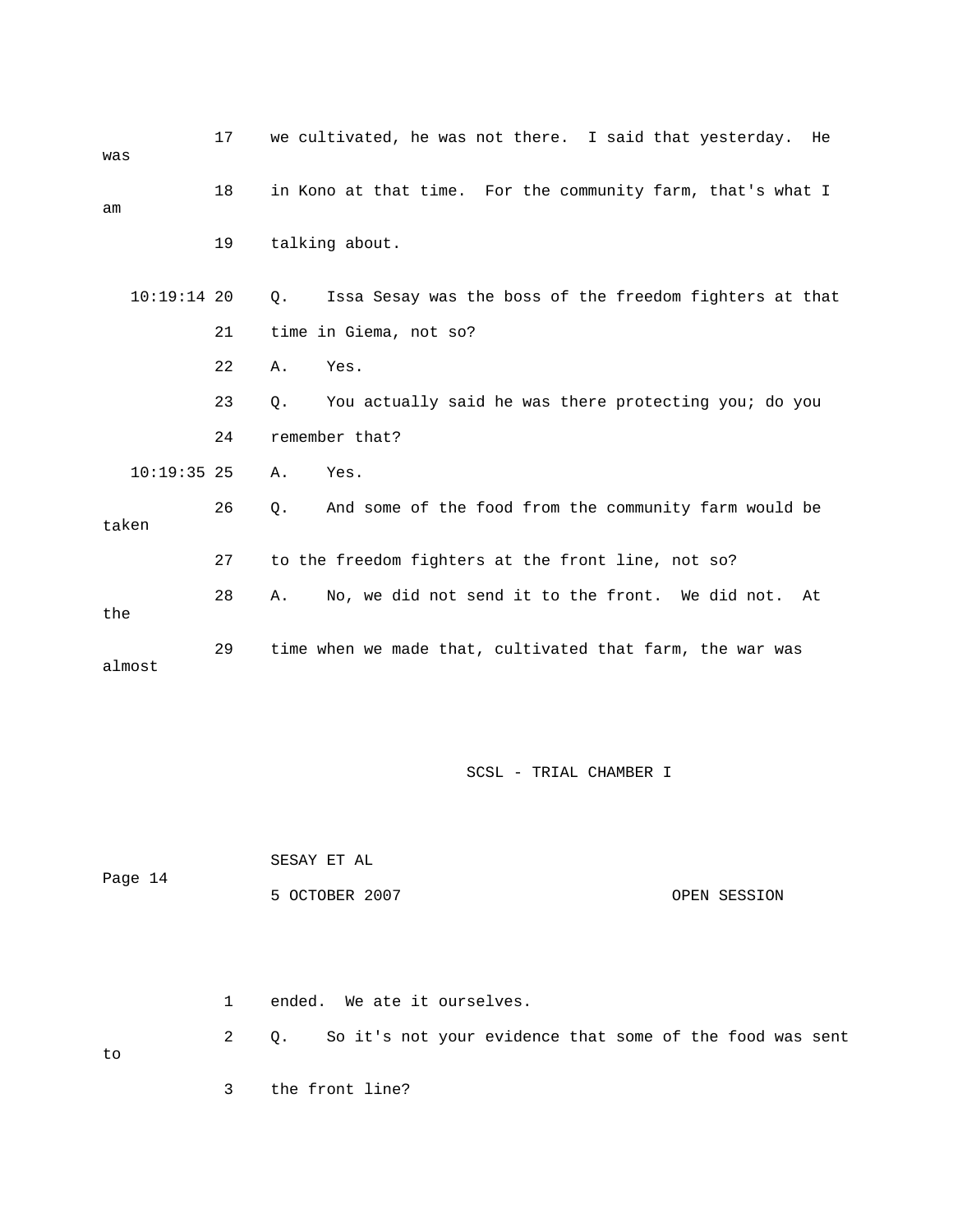17 we cultivated, he was not there. I said that yesterday. He was

18 in Kono at that time. For the community farm, that's what I am

19 talking about.

10:19:14 20 Q. Issa Sesay was the boss of the freedom fighters at that

21 time in Giema, not so?

22 A. Yes.

23 Q. You actually said he was there protecting you; do you

24 remember that?

10:19:35 25 A. Yes.

26 Q. And some of the food from the community farm would be taken

27 to the freedom fighters at the front line, not so?

28 A. No, we did not send it to the front. We did not. At the

29 time when we made that, cultivated that farm, the war was almost

1 ended. We ate it ourselves.

2 Q. So it's not your evidence that some of the food was sent to

3 the front line?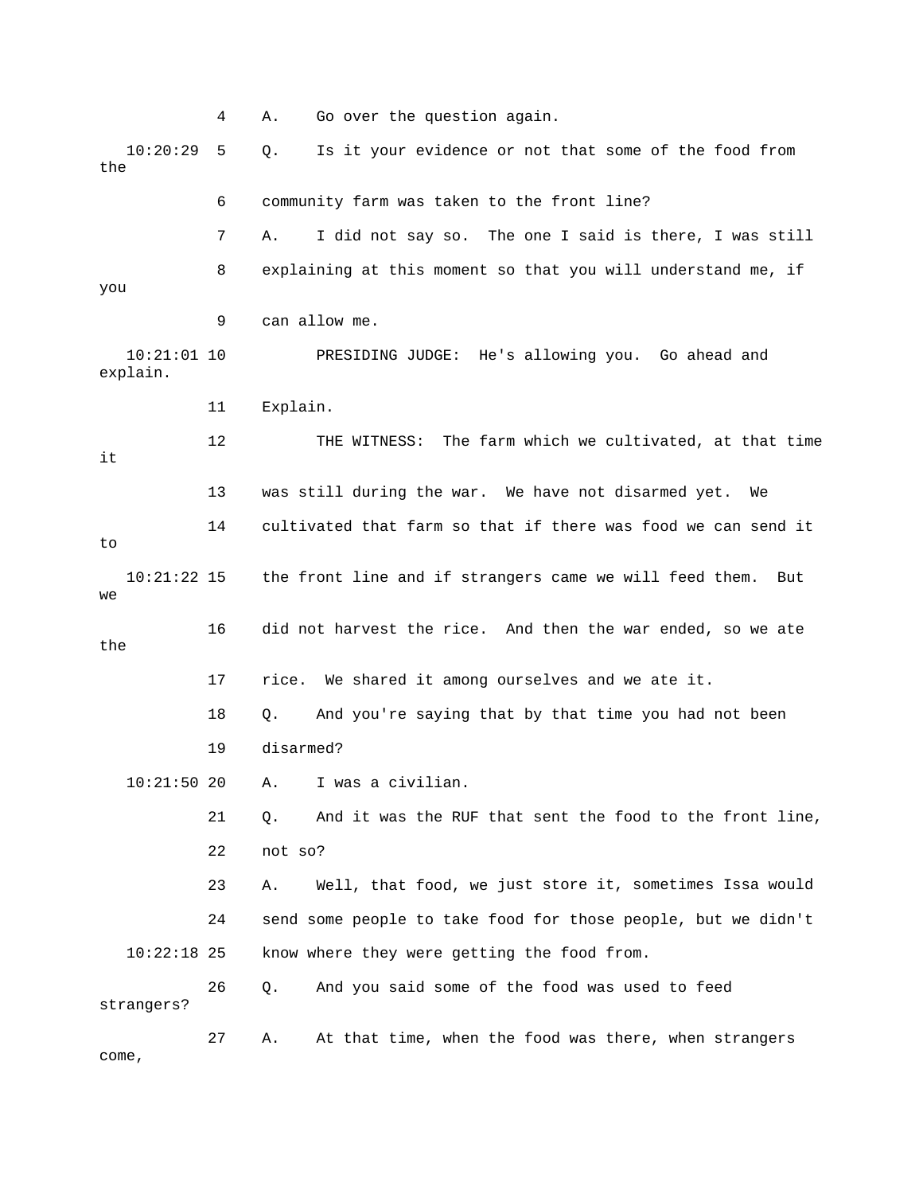4 A. Go over the question again.

10:20:29 5 Q. Is it your evidence or not that some of the food from the

6 community farm was taken to the front line?

7 A. I did not say so. The one I said is there, I was still

8 explaining at this moment so that you will understand me, if you

9 can allow me.

10:21:01 10 PRESIDING JUDGE: He's allowing you. Go ahead and explain.

11 Explain.

12 THE WITNESS: The farm which we cultivated, at that time it

13 was still during the war. We have not disarmed yet. We

14 cultivated that farm so that if there was food we can send it to

10:21:22 15 the front line and if strangers came we will feed them. But we

16 did not harvest the rice. And then the war ended, so we ate the

17 rice. We shared it among ourselves and we ate it.

18 Q. And you're saying that by that time you had not been

19 disarmed?

10:21:50 20 A. I was a civilian.

21 Q. And it was the RUF that sent the food to the front line,

22 not so?

23 A. Well, that food, we just store it, sometimes Issa would

24 send some people to take food for those people, but we didn't

10:22:18 25 know where they were getting the food from.

26 Q. And you said some of the food was used to feed strangers?

27 A. At that time, when the food was there, when strangers come,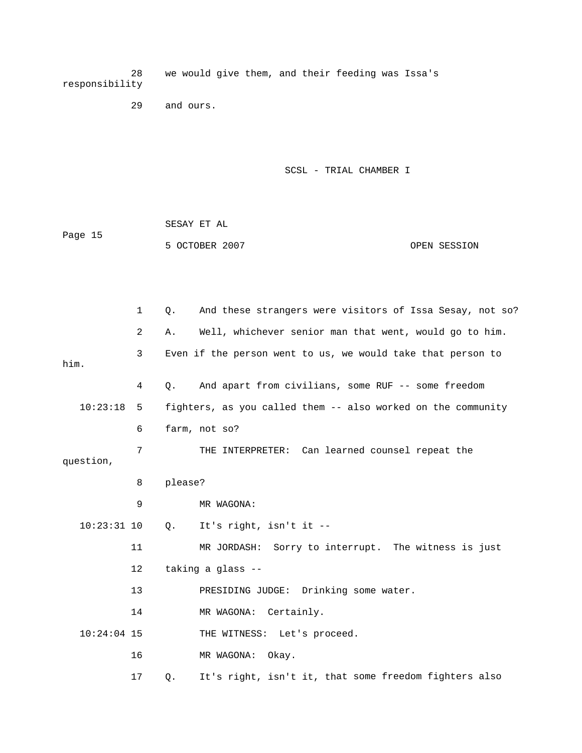28 we would give them, and their feeding was Issa's responsibility

29 and ours.

Page 15

1 Q. And these strangers were visitors of Issa Sesay, not so?

2 A. Well, whichever senior man that went, would go to him.

3 Even if the person went to us, we would take that person to him.

4 Q. And apart from civilians, some RUF -- some freedom

10:23:18 5 fighters, as you called them -- also worked on the community

6 farm, not so?

7 THE INTERPRETER: Can learned counsel repeat the question,

8 please?

9 MR WAGONA:

10:23:31 10 Q. It's right, isn't it --

11 MR JORDASH: Sorry to interrupt. The witness is just

12 taking a glass --

13 PRESIDING JUDGE: Drinking some water.

14 MR WAGONA: Certainly.

10:24:04 15 THE WITNESS: Let's proceed.

16 MR WAGONA: Okay.

17 Q. It's right, isn't it, that some freedom fighters also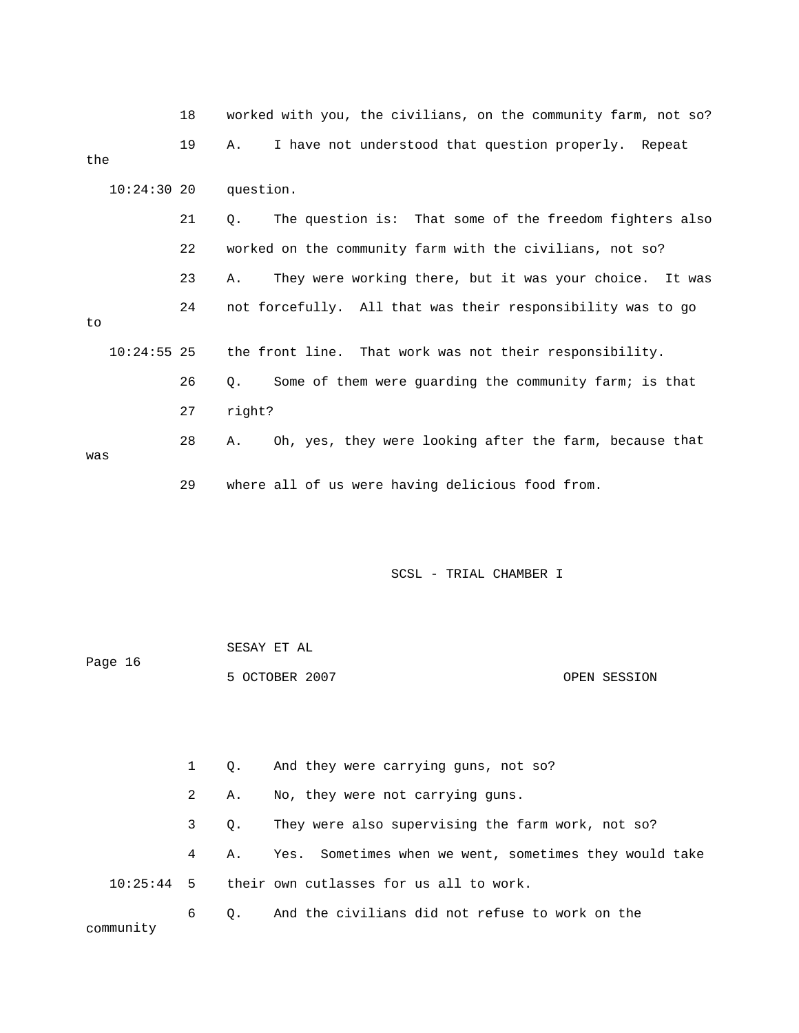18 worked with you, the civilians, on the community farm, not so?

19 A. I have not understood that question properly. Repeat the

10:24:30 20 question.

21 Q. The question is: That some of the freedom fighters also

22 worked on the community farm with the civilians, not so?

23 A. They were working there, but it was your choice. It was

24 not forcefully. All that was their responsibility was to go to

10:24:55 25 the front line. That work was not their responsibility.

26 Q. Some of them were guarding the community farm; is that

27 right?

28 A. Oh, yes, they were looking after the farm, because that was

29 where all of us were having delicious food from.

1 Q. And they were carrying guns, not so?

2 A. No, they were not carrying guns.

3 Q. They were also supervising the farm work, not so?

4 A. Yes. Sometimes when we went, sometimes they would take

10:25:44 5 their own cutlasses for us all to work.

6 Q. And the civilians did not refuse to work on the community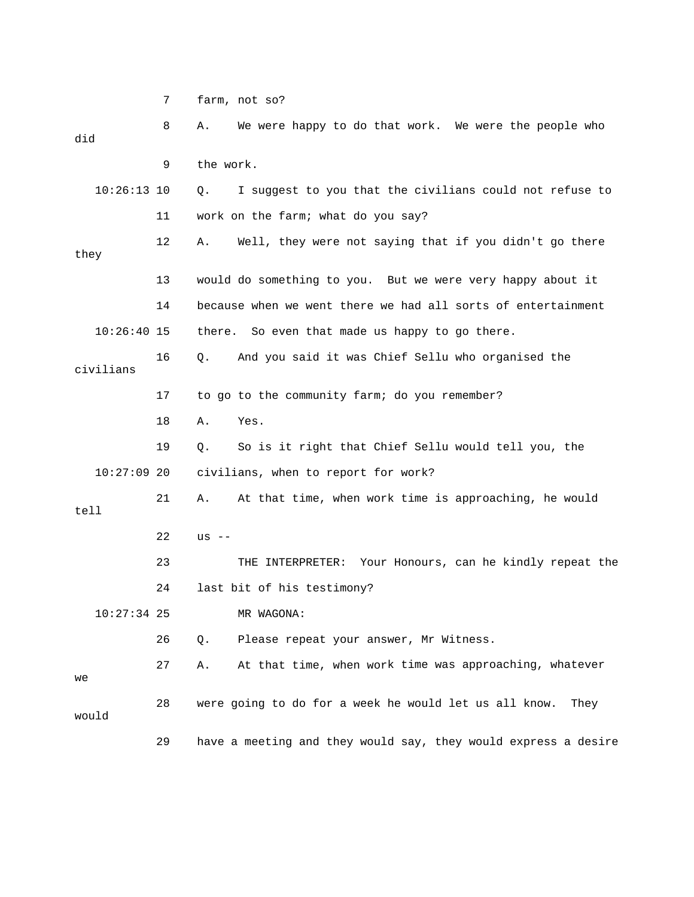7 farm, not so?

8 A. We were happy to do that work. We were the people who did

9 the work.

10:26:13 10 Q. I suggest to you that the civilians could not refuse to

11 work on the farm; what do you say?

12 A. Well, they were not saying that if you didn't go there they

13 would do something to you. But we were very happy about it

14 because when we went there we had all sorts of entertainment

10:26:40 15 there. So even that made us happy to go there.

16 Q. And you said it was Chief Sellu who organised the civilians

17 to go to the community farm; do you remember?

18 A. Yes.

19 Q. So is it right that Chief Sellu would tell you, the

10:27:09 20 civilians, when to report for work?

21 A. At that time, when work time is approaching, he would tell

22 us --

23 THE INTERPRETER: Your Honours, can he kindly repeat the

24 last bit of his testimony?

10:27:34 25 MR WAGONA:

26 Q. Please repeat your answer, Mr Witness.

27 A. At that time, when work time was approaching, whatever we

28 were going to do for a week he would let us all know. They would

29 have a meeting and they would say, they would express a desire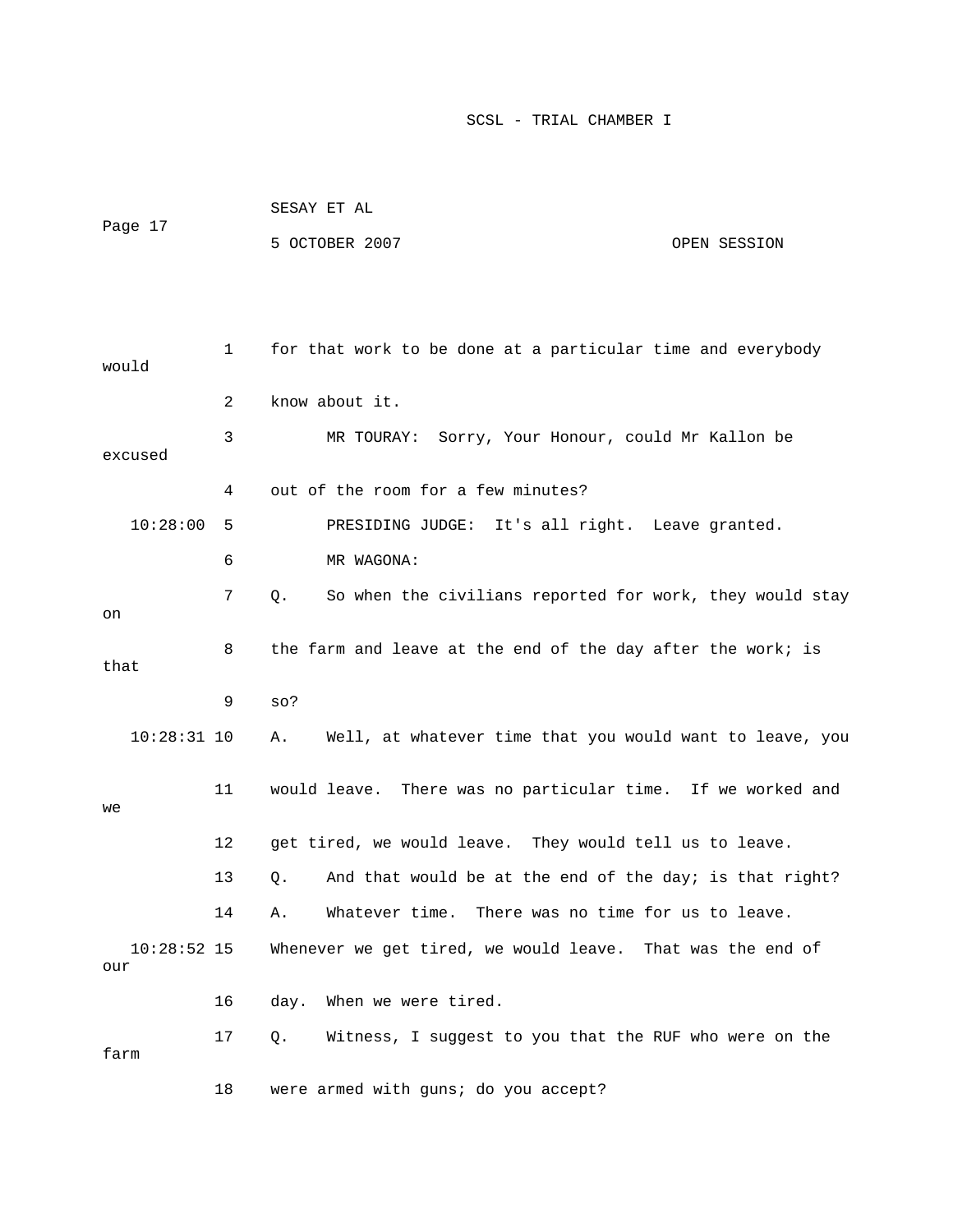for that work to be done at a particular time and everybody would know about it.

MR TOURAY: Sorry, Your Honour, could Mr Kallon be excused out of the room for a few minutes?

PRESIDING JUDGE: It's all right. Leave granted.

MR WAGONA:

Q. So when the civilians reported for work, they would stay on the farm and leave at the end of the day after the work; is that so?

A. Well, at whatever time that you would want to leave, you would leave. There was no particular time. If we worked and we get tired, we would leave. They would tell us to leave.

Q. And that would be at the end of the day; is that right?

A. Whatever time. There was no time for us to leave. Whenever we get tired, we would leave. That was the end of our day. When we were tired.

Q. Witness, I suggest to you that the RUF who were on the farm were armed with guns; do you accept?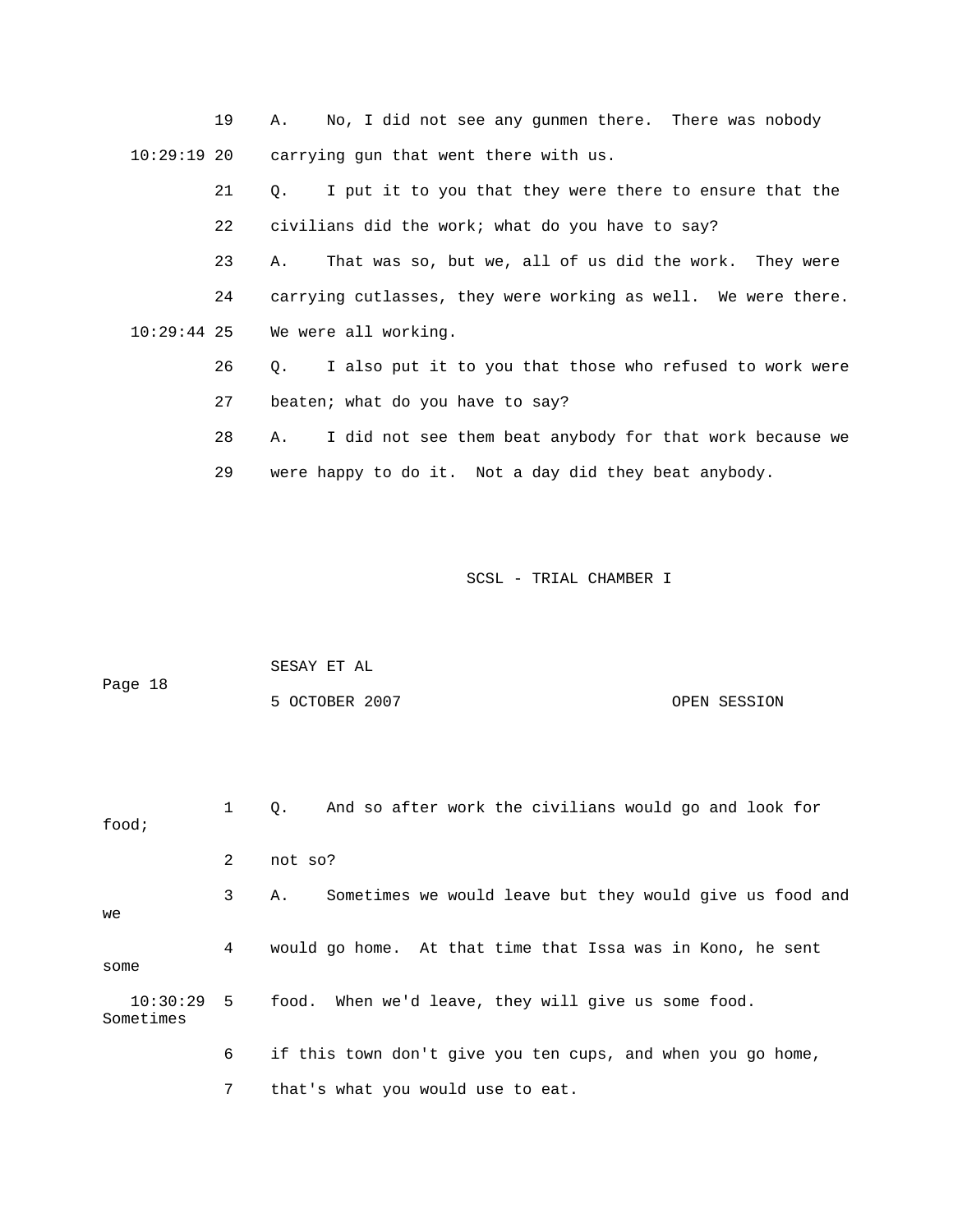19 A. No, I did not see any gunmen there. There was nobody

10:29:19 20 carrying gun that went there with us.

21 Q. I put it to you that they were there to ensure that the

22 civilians did the work; what do you have to say?

23 A. That was so, but we, all of us did the work. They were

24 carrying cutlasses, they were working as well. We were there.

10:29:44 25 We were all working.

26 Q. I also put it to you that those who refused to work were

27 beaten; what do you have to say?

28 A. I did not see them beat anybody for that work because we

29 were happy to do it. Not a day did they beat anybody.

1 Q. And so after work the civilians would go and look for food;

2 not so?

3 A. Sometimes we would leave but they would give us food and we

4 would go home. At that time that Issa was in Kono, he sent some

10:30:29 5 food. When we'd leave, they will give us some food. Sometimes

6 if this town don't give you ten cups, and when you go home,

7 that's what you would use to eat.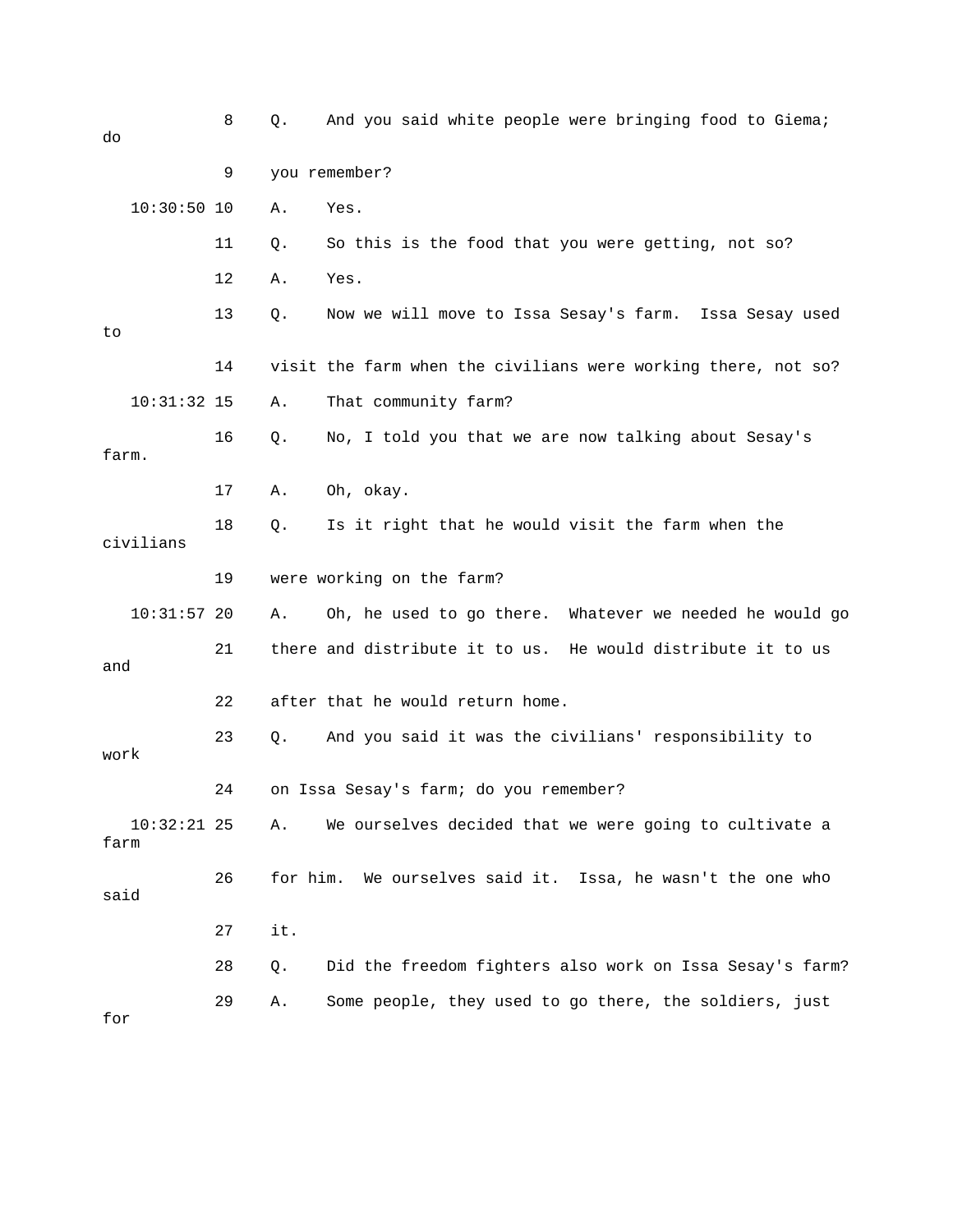8 Q. And you said white people were bringing food to Giema; do

9 you remember?

10:30:50 10 A. Yes.

11 Q. So this is the food that you were getting, not so?

12 A. Yes.

13 Q. Now we will move to Issa Sesay's farm. Issa Sesay used to

14 visit the farm when the civilians were working there, not so?

10:31:32 15 A. That community farm?

16 Q. No, I told you that we are now talking about Sesay's farm.

17 A. Oh, okay.

18 Q. Is it right that he would visit the farm when the civilians

19 were working on the farm?

10:31:57 20 A. Oh, he used to go there. Whatever we needed he would go

21 there and distribute it to us. He would distribute it to us and

22 after that he would return home.

23 Q. And you said it was the civilians' responsibility to work

24 on Issa Sesay's farm; do you remember?

10:32:21 25 A. We ourselves decided that we were going to cultivate a farm

26 for him. We ourselves said it. Issa, he wasn't the one who said

27 it.

28 Q. Did the freedom fighters also work on Issa Sesay's farm?

29 A. Some people, they used to go there, the soldiers, just for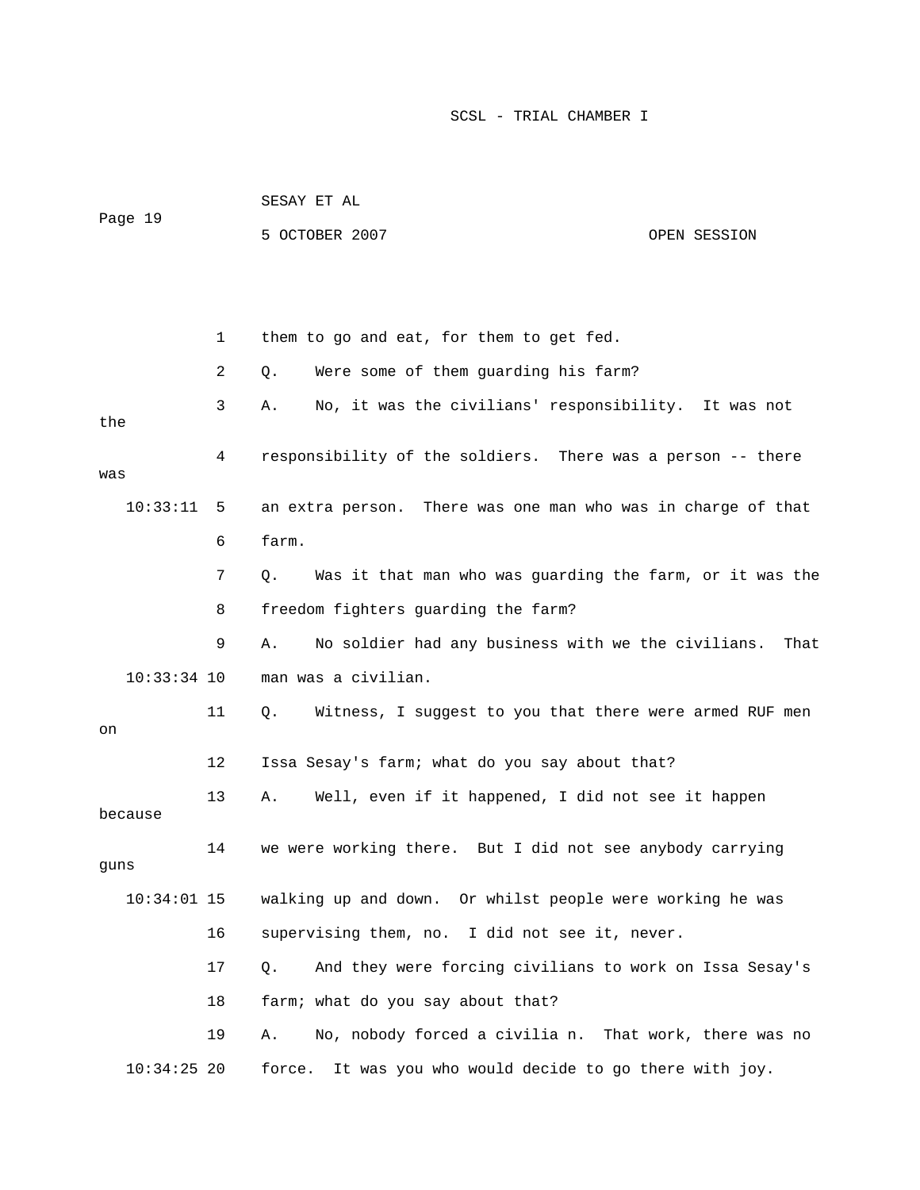them to go and eat, for them to get fed.

Q. Were some of them guarding his farm?

A. No, it was the civilians' responsibility. It was not the responsibility of the soldiers. There was a person -- there was an extra person. There was one man who was in charge of that farm.

Q. Was it that man who was guarding the farm, or it was the freedom fighters guarding the farm?

A. No soldier had any business with we the civilians. That man was a civilian.

Q. Witness, I suggest to you that there were armed RUF men on Issa Sesay's farm; what do you say about that?

A. Well, even if it happened, I did not see it happen because we were working there. But I did not see anybody carrying guns walking up and down. Or whilst people were working he was supervising them, no. I did not see it, never.

Q. And they were forcing civilians to work on Issa Sesay's farm; what do you say about that?

A. No, nobody forced a civilia n. That work, there was no force. It was you who would decide to go there with joy.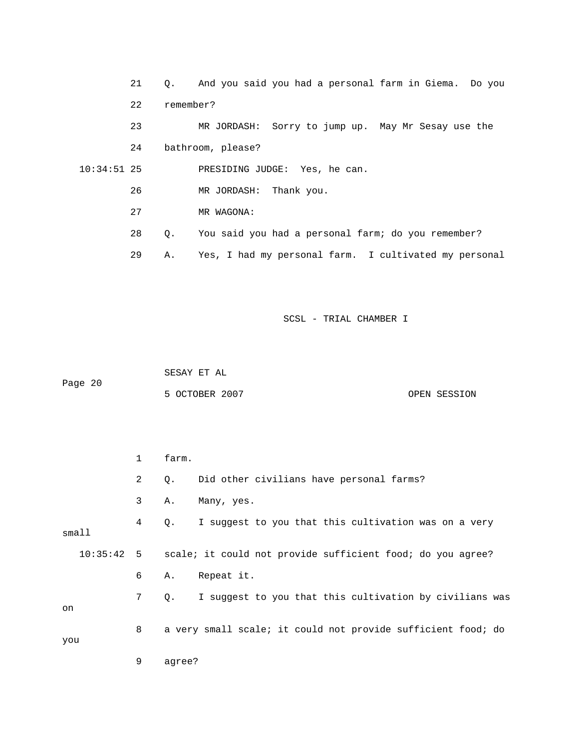21 Q. And you said you had a personal farm in Giema. Do you

22 remember?

23 MR JORDASH: Sorry to jump up. May Mr Sesay use the

24 bathroom, please?

10:34:51 25 PRESIDING JUDGE: Yes, he can.

26 MR JORDASH: Thank you.

27 MR WAGONA:

28 Q. You said you had a personal farm; do you remember?

29 A. Yes, I had my personal farm. I cultivated my personal

1 farm.

2 Q. Did other civilians have personal farms?

3 A. Many, yes.

4 Q. I suggest to you that this cultivation was on a very small

10:35:42 5 scale; it could not provide sufficient food; do you agree?

6 A. Repeat it.

7 Q. I suggest to you that this cultivation by civilians was on

8 a very small scale; it could not provide sufficient food; do you

9 agree?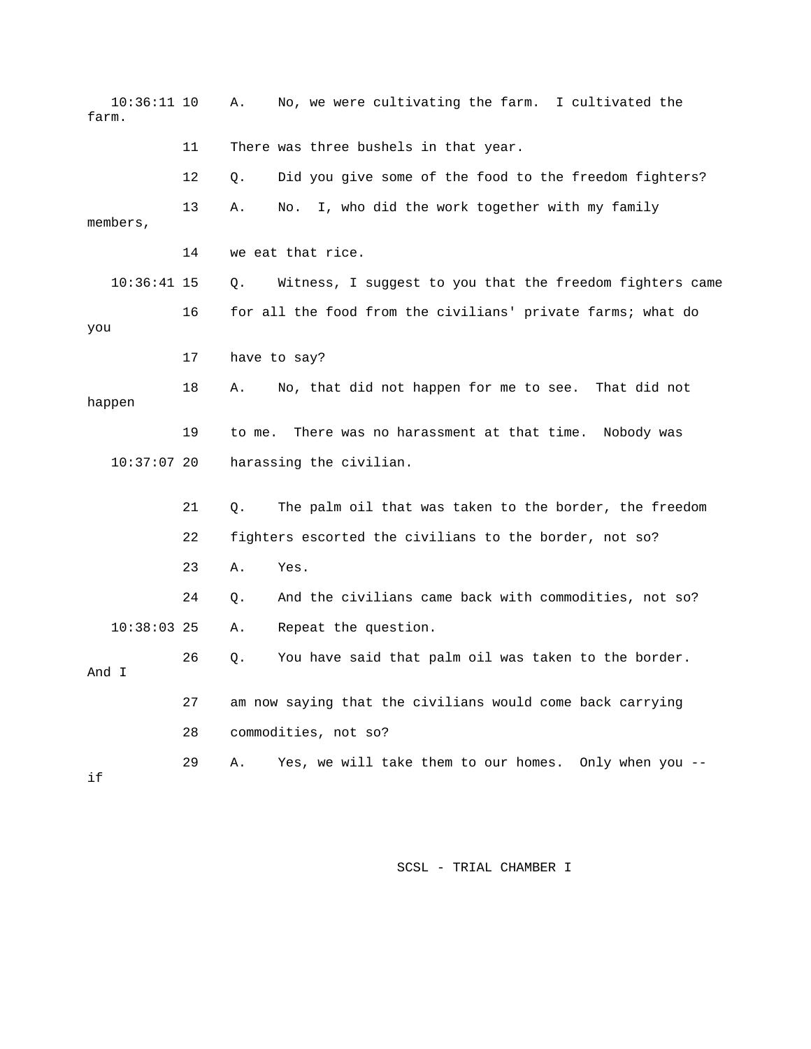10:36:11 10 A. No, we were cultivating the farm. I cultivated the farm.

11 There was three bushels in that year.

12 Q. Did you give some of the food to the freedom fighters?

13 A. No. I, who did the work together with my family members,

14 we eat that rice.

10:36:41 15 Q. Witness, I suggest to you that the freedom fighters came

16 for all the food from the civilians' private farms; what do you

17 have to say?

18 A. No, that did not happen for me to see. That did not happen

19 to me. There was no harassment at that time. Nobody was

10:37:07 20 harassing the civilian.

21 Q. The palm oil that was taken to the border, the freedom

22 fighters escorted the civilians to the border, not so?

23 A. Yes.

24 Q. And the civilians came back with commodities, not so?

10:38:03 25 A. Repeat the question.

26 Q. You have said that palm oil was taken to the border. And I

27 am now saying that the civilians would come back carrying

28 commodities, not so?

29 A. Yes, we will take them to our homes. Only when you -- if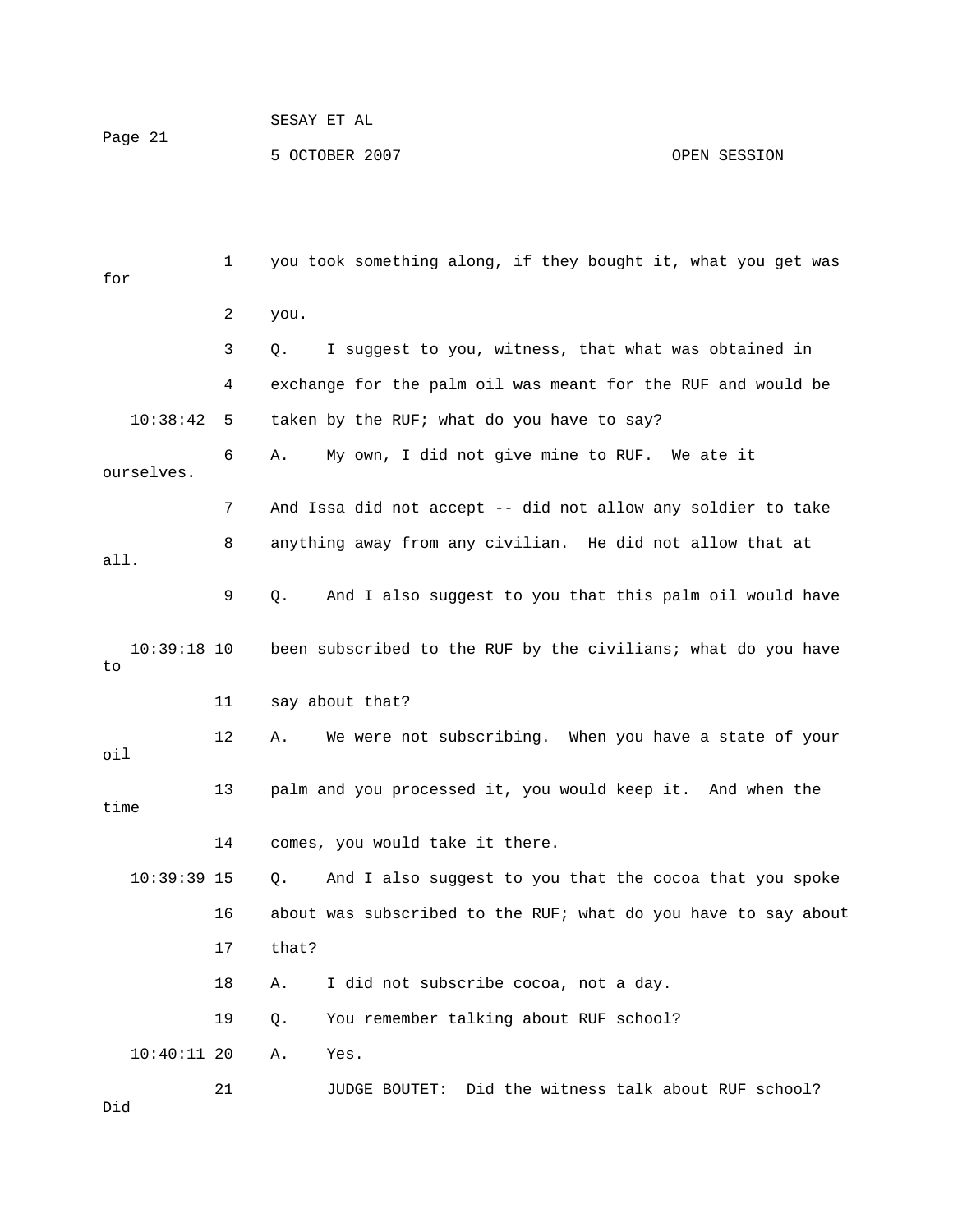1 you took something along, if they bought it, what you get was for

2 you.

3 Q. I suggest to you, witness, that what was obtained in

4 exchange for the palm oil was meant for the RUF and would be

10:38:42 5 taken by the RUF; what do you have to say?

6 A. My own, I did not give mine to RUF. We ate it ourselves.

7 And Issa did not accept -- did not allow any soldier to take

8 anything away from any civilian. He did not allow that at all.

9 Q. And I also suggest to you that this palm oil would have

10:39:18 10 been subscribed to the RUF by the civilians; what do you have to

11 say about that?

12 A. We were not subscribing. When you have a state of your oil

13 palm and you processed it, you would keep it. And when the time

14 comes, you would take it there.

10:39:39 15 Q. And I also suggest to you that the cocoa that you spoke

16 about was subscribed to the RUF; what do you have to say about

17 that?

18 A. I did not subscribe cocoa, not a day.

19 Q. You remember talking about RUF school?

10:40:11 20 A. Yes.

21 JUDGE BOUTET: Did the witness talk about RUF school? Did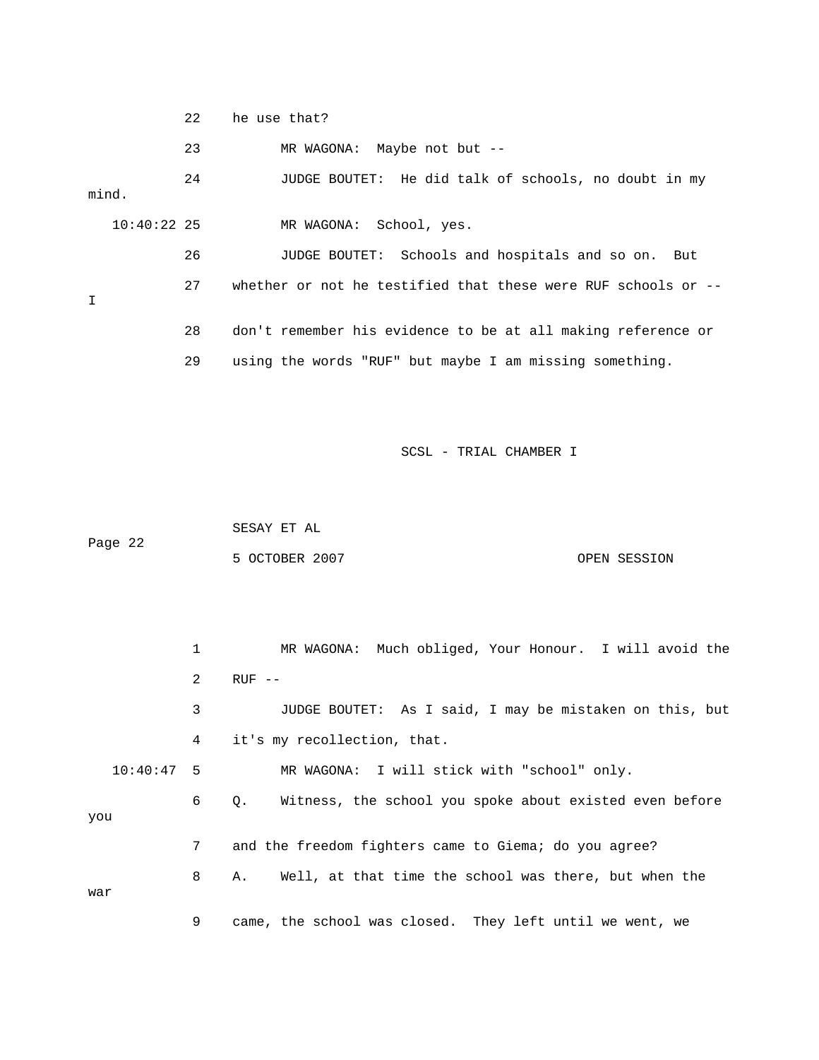22 he use that?

23 MR WAGONA: Maybe not but --

24 JUDGE BOUTET: He did talk of schools, no doubt in my mind.

10:40:22 25 MR WAGONA: School, yes.

26 JUDGE BOUTET: Schools and hospitals and so on. But

27 whether or not he testified that these were RUF schools or -- I

28 don't remember his evidence to be at all making reference or

29 using the words "RUF" but maybe I am missing something.

1 MR WAGONA: Much obliged, Your Honour. I will avoid the

2 RUF --

3 JUDGE BOUTET: As I said, I may be mistaken on this, but

4 it's my recollection, that.

10:40:47 5 MR WAGONA: I will stick with "school" only.

6 Q. Witness, the school you spoke about existed even before you

7 and the freedom fighters came to Giema; do you agree?

8 A. Well, at that time the school was there, but when the war

9 came, the school was closed. They left until we went, we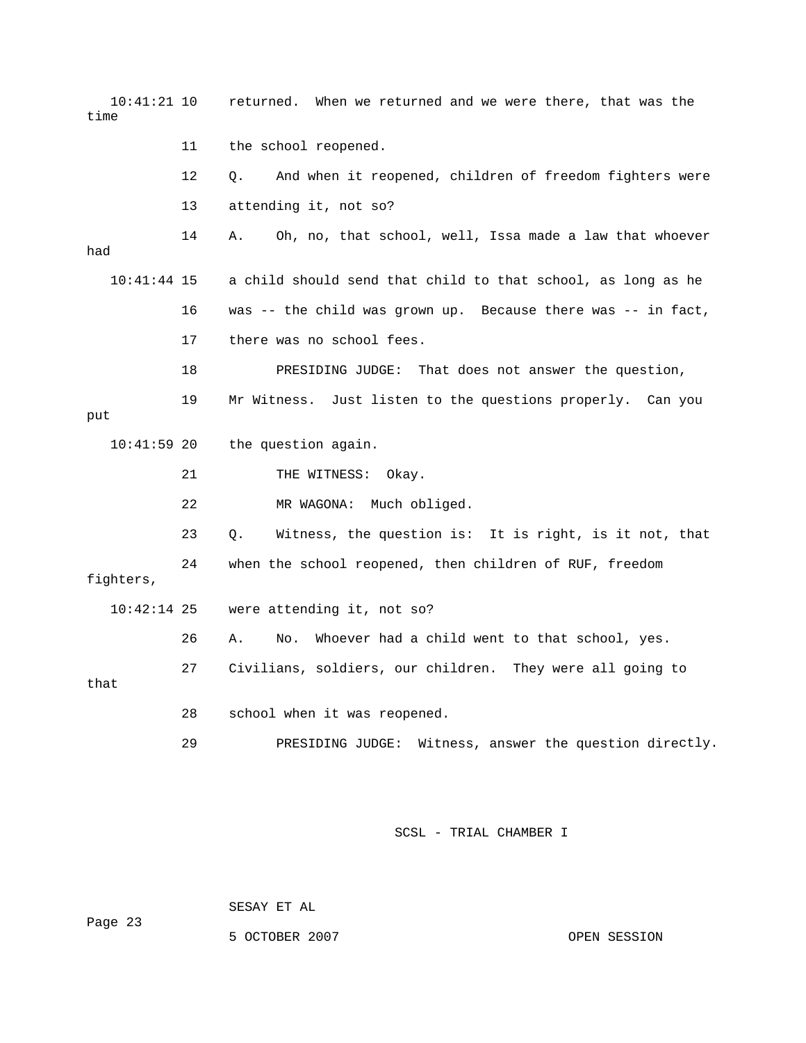10:41:21 10 returned. When we returned and we were there, that was the time

11 the school reopened.

12 Q. And when it reopened, children of freedom fighters were

13 attending it, not so?

14 A. Oh, no, that school, well, Issa made a law that whoever had

10:41:44 15 a child should send that child to that school, as long as he

16 was -- the child was grown up. Because there was -- in fact,

17 there was no school fees.

18 PRESIDING JUDGE: That does not answer the question,

19 Mr Witness. Just listen to the questions properly. Can you put

10:41:59 20 the question again.

21 THE WITNESS: Okay.

22 MR WAGONA: Much obliged.

23 Q. Witness, the question is: It is right, is it not, that

24 when the school reopened, then children of RUF, freedom fighters,

10:42:14 25 were attending it, not so?

26 A. No. Whoever had a child went to that school, yes.

27 Civilians, soldiers, our children. They were all going to that

28 school when it was reopened.

29 PRESIDING JUDGE: Witness, answer the question directly.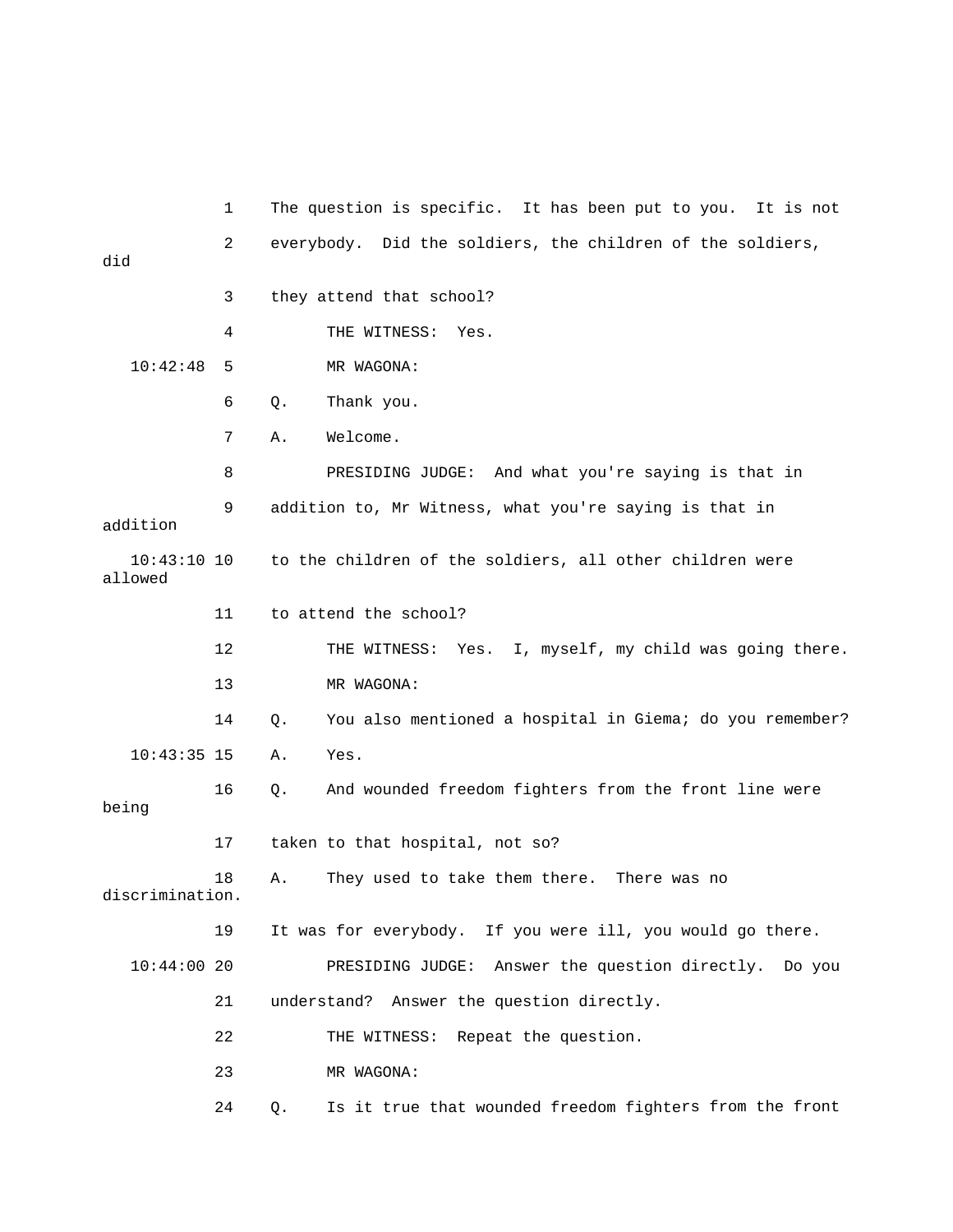1 The question is specific. It has been put to you. It is not

2 everybody. Did the soldiers, the children of the soldiers, did

3 they attend that school?

4 THE WITNESS: Yes.

10:42:48 5 MR WAGONA:

6 Q. Thank you.

7 A. Welcome.

8 PRESIDING JUDGE: And what you're saying is that in

9 addition to, Mr Witness, what you're saying is that in addition

10:43:10 10 to the children of the soldiers, all other children were allowed

11 to attend the school?

12 THE WITNESS: Yes. I, myself, my child was going there.

13 MR WAGONA:

14 Q. You also mentioned a hospital in Giema; do you remember?

10:43:35 15 A. Yes.

16 Q. And wounded freedom fighters from the front line were being

17 taken to that hospital, not so?

18 A. They used to take them there. There was no discrimination.

19 It was for everybody. If you were ill, you would go there.

10:44:00 20 PRESIDING JUDGE: Answer the question directly. Do you

21 understand? Answer the question directly.

22 THE WITNESS: Repeat the question.

23 MR WAGONA:

24 Q. Is it true that wounded freedom fighters from the front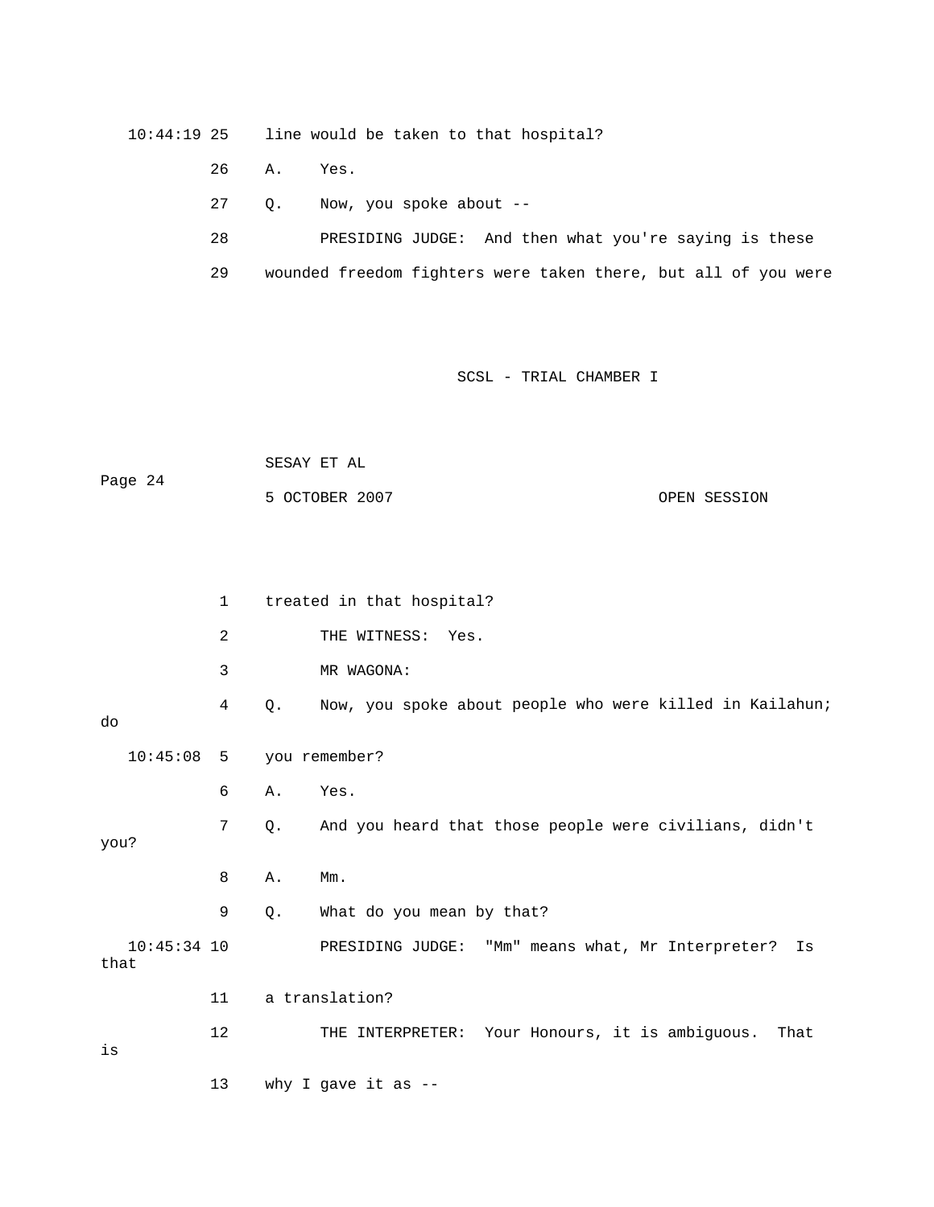10:44:19 25 line would be taken to that hospital?

26 A. Yes.

27 Q. Now, you spoke about --

28 PRESIDING JUDGE: And then what you're saying is these

29 wounded freedom fighters were taken there, but all of you were

1 treated in that hospital?

2 THE WITNESS: Yes.

3 MR WAGONA:

4 Q. Now, you spoke about people who were killed in Kailahun; do

10:45:08 5 you remember?

6 A. Yes.

7 Q. And you heard that those people were civilians, didn't you?

8 A. Mm.

9 Q. What do you mean by that?

10:45:34 10 PRESIDING JUDGE: "Mm" means what, Mr Interpreter? Is that

11 a translation?

12 THE INTERPRETER: Your Honours, it is ambiguous. That is

13 why I gave it as --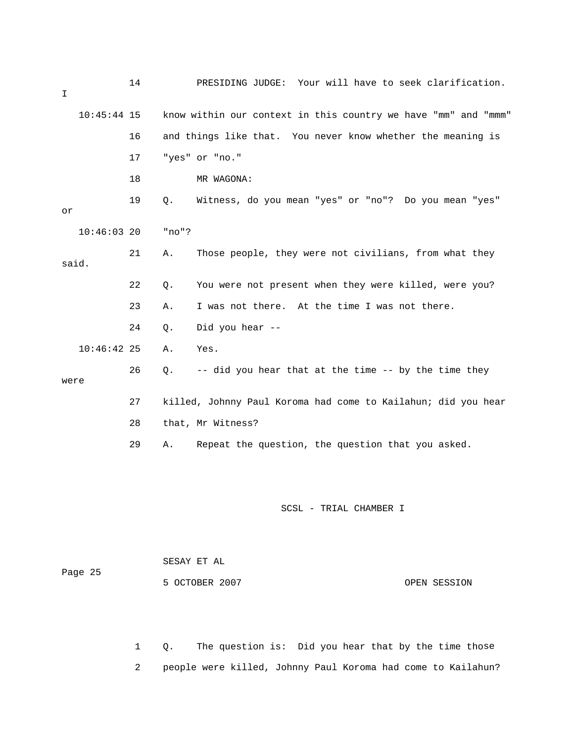14 PRESIDING JUDGE: Your will have to seek clarification. I

10:45:44 15 know within our context in this country we have "mm" and "mmm"

16 and things like that. You never know whether the meaning is

17 "yes" or "no."

18 MR WAGONA:

19 Q. Witness, do you mean "yes" or "no"? Do you mean "yes" or

10:46:03 20 "no"?

21 A. Those people, they were not civilians, from what they said.

22 Q. You were not present when they were killed, were you?

23 A. I was not there. At the time I was not there.

24 Q. Did you hear --

10:46:42 25 A. Yes.

26 Q. -- did you hear that at the time -- by the time they were

27 killed, Johnny Paul Koroma had come to Kailahun; did you hear

28 that, Mr Witness?

29 A. Repeat the question, the question that you asked.

1 Q. The question is: Did you hear that by the time those

2 people were killed, Johnny Paul Koroma had come to Kailahun?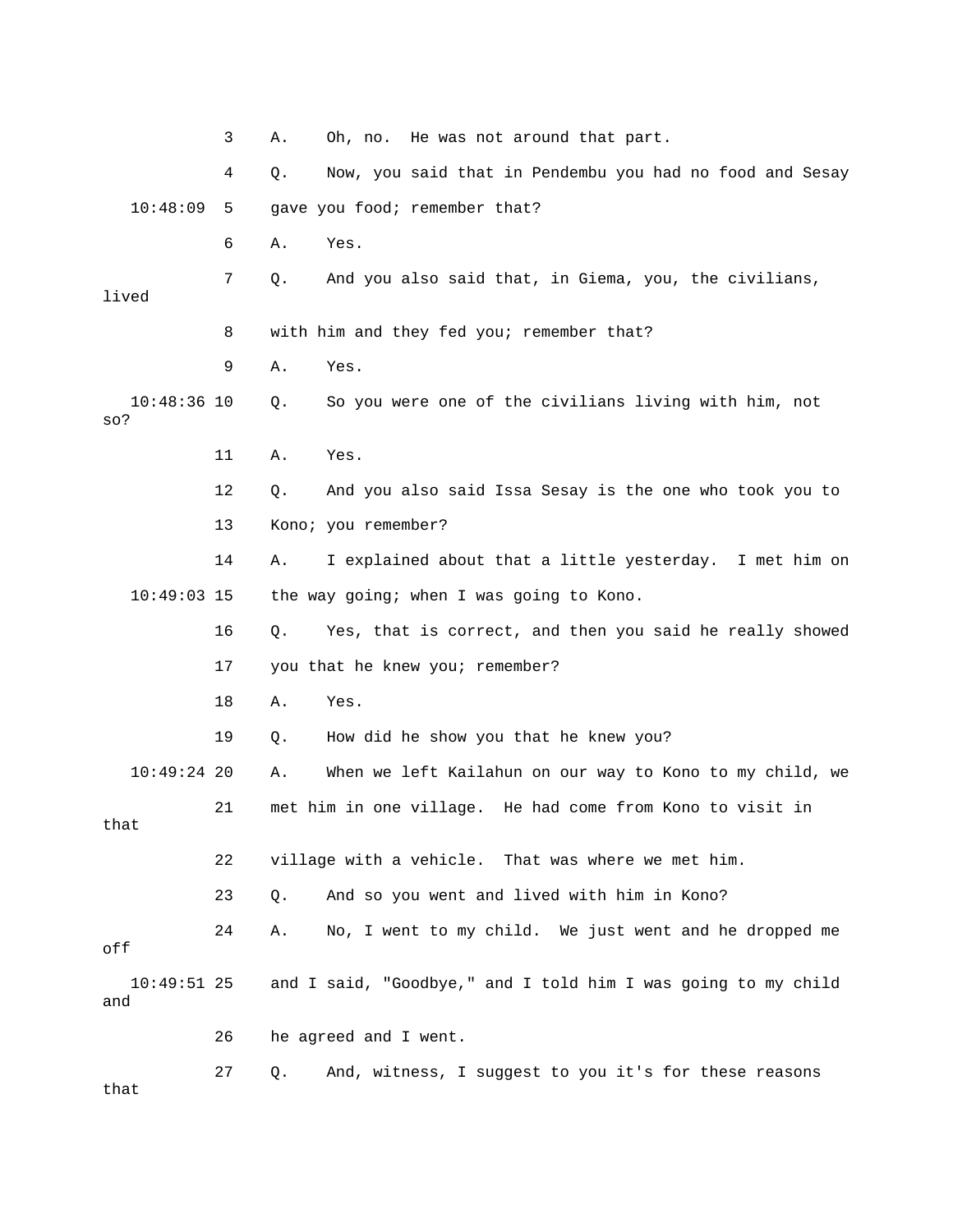3 A. Oh, no. He was not around that part.

4 Q. Now, you said that in Pendembu you had no food and Sesay

10:48:09 5 gave you food; remember that?

6 A. Yes.

7 Q. And you also said that, in Giema, you, the civilians, lived

8 with him and they fed you; remember that?

9 A. Yes.

10:48:36 10 Q. So you were one of the civilians living with him, not so?

11 A. Yes.

12 Q. And you also said Issa Sesay is the one who took you to

13 Kono; you remember?

14 A. I explained about that a little yesterday. I met him on

10:49:03 15 the way going; when I was going to Kono.

16 Q. Yes, that is correct, and then you said he really showed

17 you that he knew you; remember?

18 A. Yes.

19 Q. How did he show you that he knew you?

10:49:24 20 A. When we left Kailahun on our way to Kono to my child, we

21 met him in one village. He had come from Kono to visit in that

22 village with a vehicle. That was where we met him.

23 Q. And so you went and lived with him in Kono?

24 A. No, I went to my child. We just went and he dropped me off

10:49:51 25 and I said, "Goodbye," and I told him I was going to my child and

26 he agreed and I went.

27 Q. And, witness, I suggest to you it's for these reasons that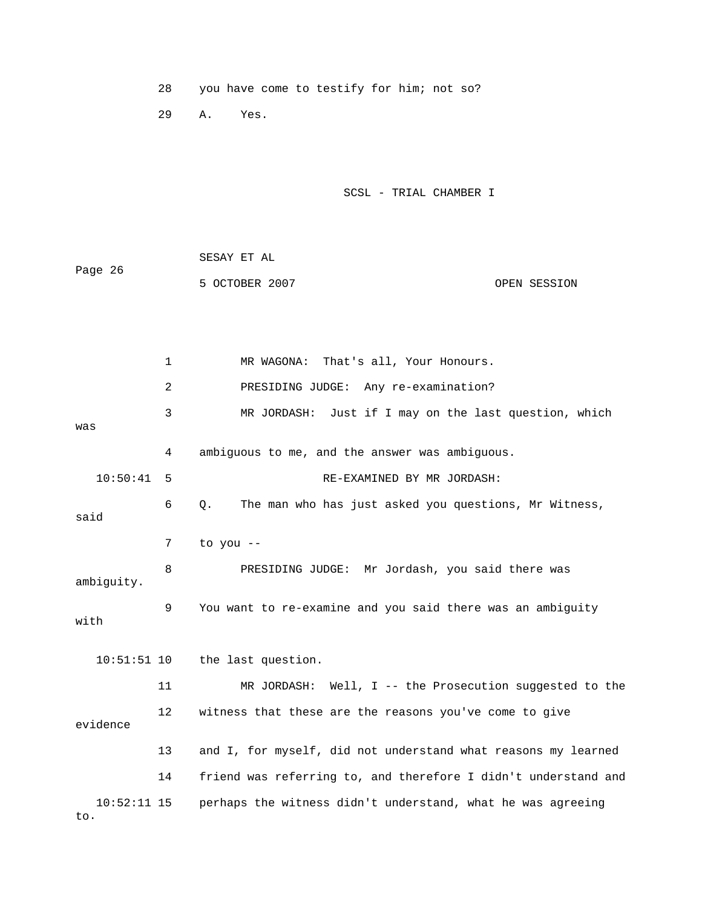28 you have come to testify for him; not so?

29 A. Yes.

1 MR WAGONA: That's all, Your Honours.

2 PRESIDING JUDGE: Any re-examination?

3 MR JORDASH: Just if I may on the last question, which was

4 ambiguous to me, and the answer was ambiguous.

10:50:41 5 RE-EXAMINED BY MR JORDASH:

6 Q. The man who has just asked you questions, Mr Witness, said

7 to you --

8 PRESIDING JUDGE: Mr Jordash, you said there was ambiguity.

9 You want to re-examine and you said there was an ambiguity with

10:51:51 10 the last question.

11 MR JORDASH: Well, I -- the Prosecution suggested to the

12 witness that these are the reasons you've come to give evidence

13 and I, for myself, did not understand what reasons my learned

14 friend was referring to, and therefore I didn't understand and

10:52:11 15 perhaps the witness didn't understand, what he was agreeing to.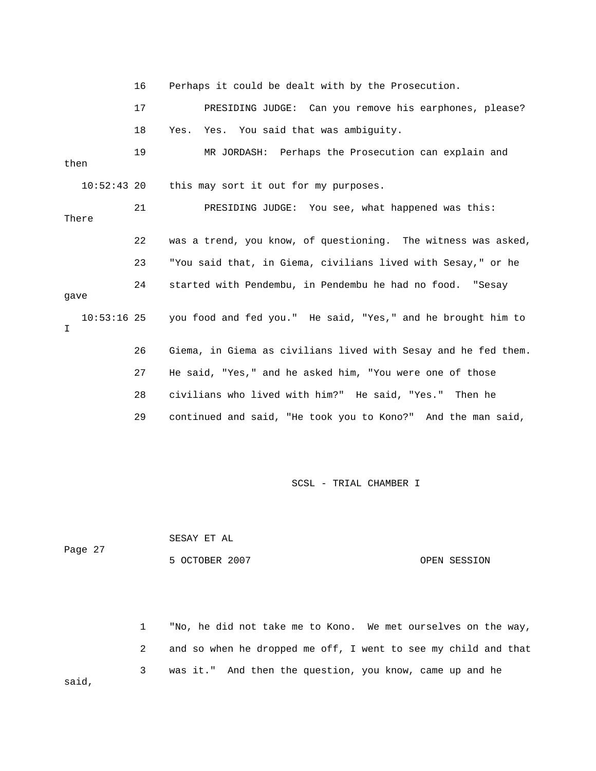16 Perhaps it could be dealt with by the Prosecution.

17 PRESIDING JUDGE: Can you remove his earphones, please?

18 Yes. Yes. You said that was ambiguity.

19 MR JORDASH: Perhaps the Prosecution can explain and then

10:52:43 20 this may sort it out for my purposes.

21 PRESIDING JUDGE: You see, what happened was this: There

22 was a trend, you know, of questioning. The witness was asked,

23 "You said that, in Giema, civilians lived with Sesay," or he

24 started with Pendembu, in Pendembu he had no food. "Sesay gave

10:53:16 25 you food and fed you." He said, "Yes," and he brought him to I

26 Giema, in Giema as civilians lived with Sesay and he fed them.

27 He said, "Yes," and he asked him, "You were one of those

28 civilians who lived with him?" He said, "Yes." Then he

29 continued and said, "He took you to Kono?" And the man said,

SCSL - TRIAL CHAMBER I

SESAY ET AL

Page 27

5 OCTOBER 2007 OPEN SESSION

1 "No, he did not take me to Kono. We met ourselves on the way,

2 and so when he dropped me off, I went to see my child and that

3 was it." And then the question, you know, came up and he said,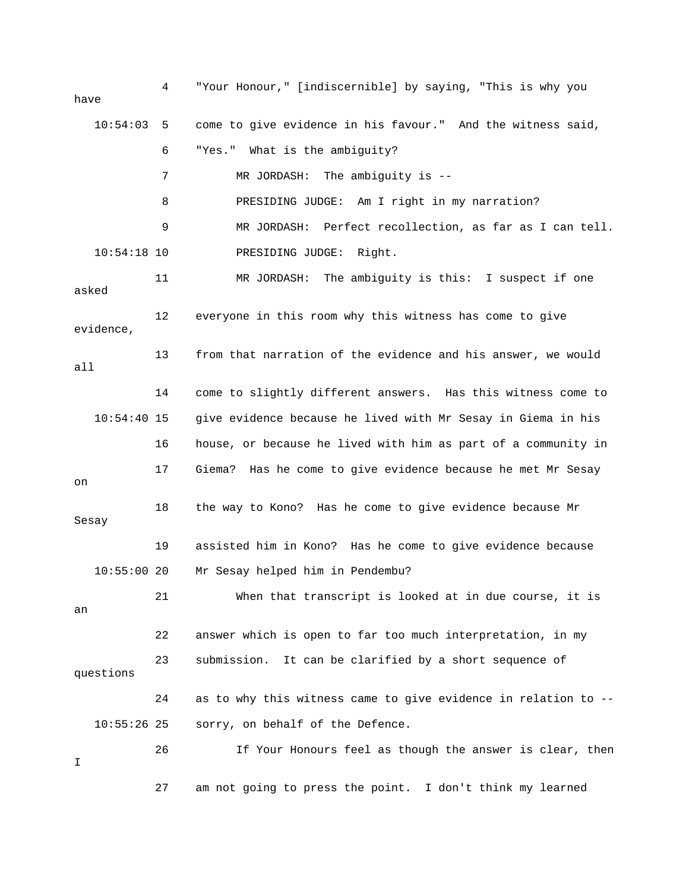4 "Your Honour," [indiscernible] by saying, "This is why you have

10:54:03 5 come to give evidence in his favour." And the witness said,

6 "Yes." What is the ambiguity?

7 MR JORDASH: The ambiguity is --

8 PRESIDING JUDGE: Am I right in my narration?

9 MR JORDASH: Perfect recollection, as far as I can tell.

10:54:18 10 PRESIDING JUDGE: Right.

11 MR JORDASH: The ambiguity is this: I suspect if one asked

12 everyone in this room why this witness has come to give evidence,

13 from that narration of the evidence and his answer, we would all

14 come to slightly different answers. Has this witness come to

10:54:40 15 give evidence because he lived with Mr Sesay in Giema in his

16 house, or because he lived with him as part of a community in

17 Giema? Has he come to give evidence because he met Mr Sesay on

18 the way to Kono? Has he come to give evidence because Mr Sesay

19 assisted him in Kono? Has he come to give evidence because

10:55:00 20 Mr Sesay helped him in Pendembu?

21 When that transcript is looked at in due course, it is an

22 answer which is open to far too much interpretation, in my

23 submission. It can be clarified by a short sequence of questions

24 as to why this witness came to give evidence in relation to --

10:55:26 25 sorry, on behalf of the Defence.

26 If Your Honours feel as though the answer is clear, then I

27 am not going to press the point. I don't think my learned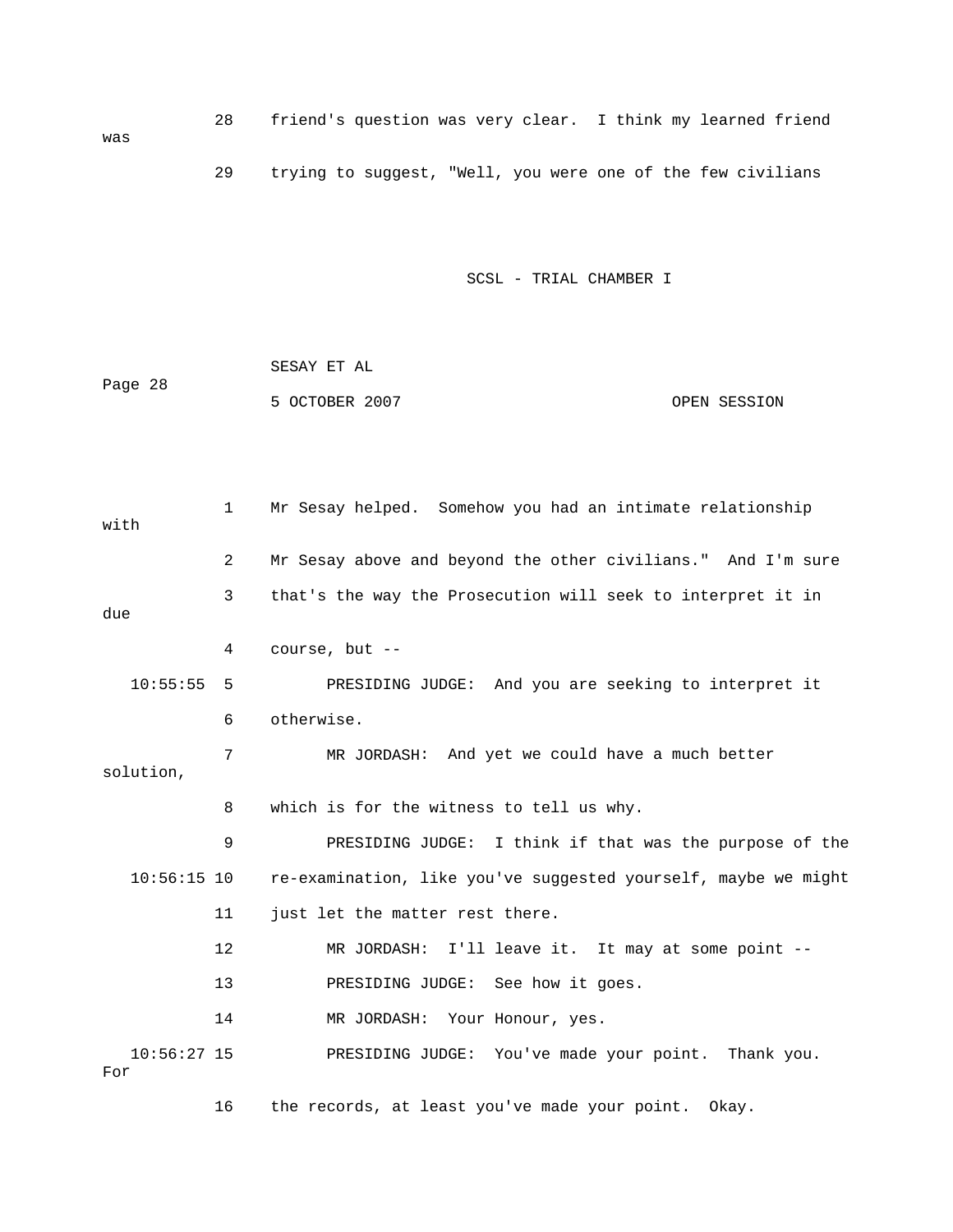28 friend's question was very clear. I think my learned friend was

29 trying to suggest, "Well, you were one of the few civilians

1 Mr Sesay helped. Somehow you had an intimate relationship with

2 Mr Sesay above and beyond the other civilians." And I'm sure

3 that's the way the Prosecution will seek to interpret it in due

4 course, but --

10:55:55 5 PRESIDING JUDGE: And you are seeking to interpret it

6 otherwise.

7 MR JORDASH: And yet we could have a much better solution,

8 which is for the witness to tell us why.

9 PRESIDING JUDGE: I think if that was the purpose of the

10:56:15 10 re-examination, like you've suggested yourself, maybe we might

11 just let the matter rest there.

12 MR JORDASH: I'll leave it. It may at some point --

13 PRESIDING JUDGE: See how it goes.

14 MR JORDASH: Your Honour, yes.

10:56:27 15 PRESIDING JUDGE: You've made your point. Thank you. For

16 the records, at least you've made your point. Okay.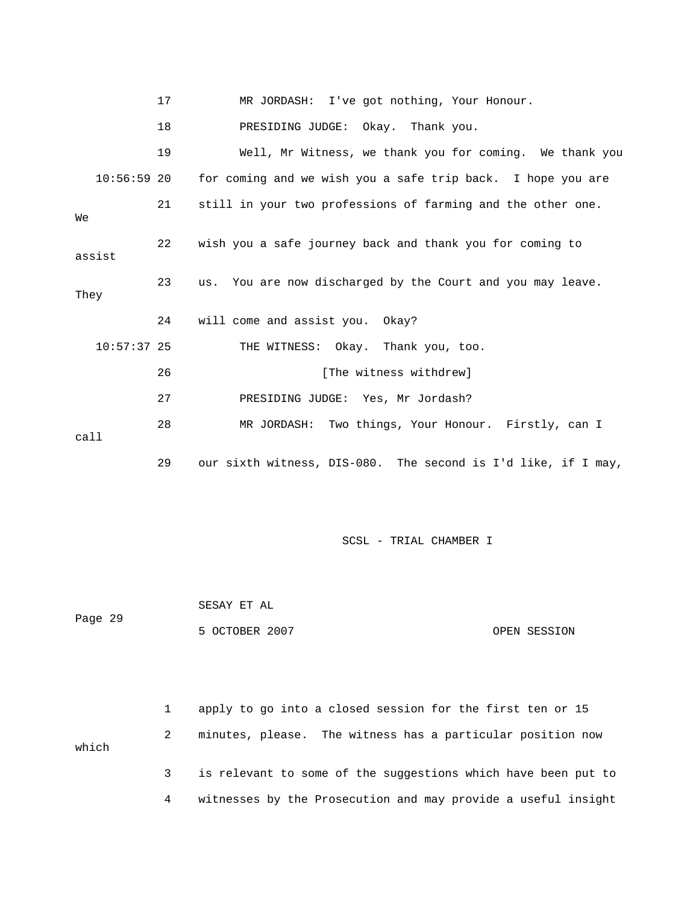17 MR JORDASH: I've got nothing, Your Honour.

18 PRESIDING JUDGE: Okay. Thank you.

19 Well, Mr Witness, we thank you for coming. We thank you

10:56:59 20 for coming and we wish you a safe trip back. I hope you are

21 still in your two professions of farming and the other one. We

22 wish you a safe journey back and thank you for coming to assist

23 us. You are now discharged by the Court and you may leave. They

24 will come and assist you. Okay?

10:57:37 25 THE WITNESS: Okay. Thank you, too.

26 [The witness withdrew]

27 PRESIDING JUDGE: Yes, Mr Jordash?

28 MR JORDASH: Two things, Your Honour. Firstly, can I call

29 our sixth witness, DIS-080. The second is I'd like, if I may,

1 apply to go into a closed session for the first ten or 15

2 minutes, please. The witness has a particular position now which

3 is relevant to some of the suggestions which have been put to

4 witnesses by the Prosecution and may provide a useful insight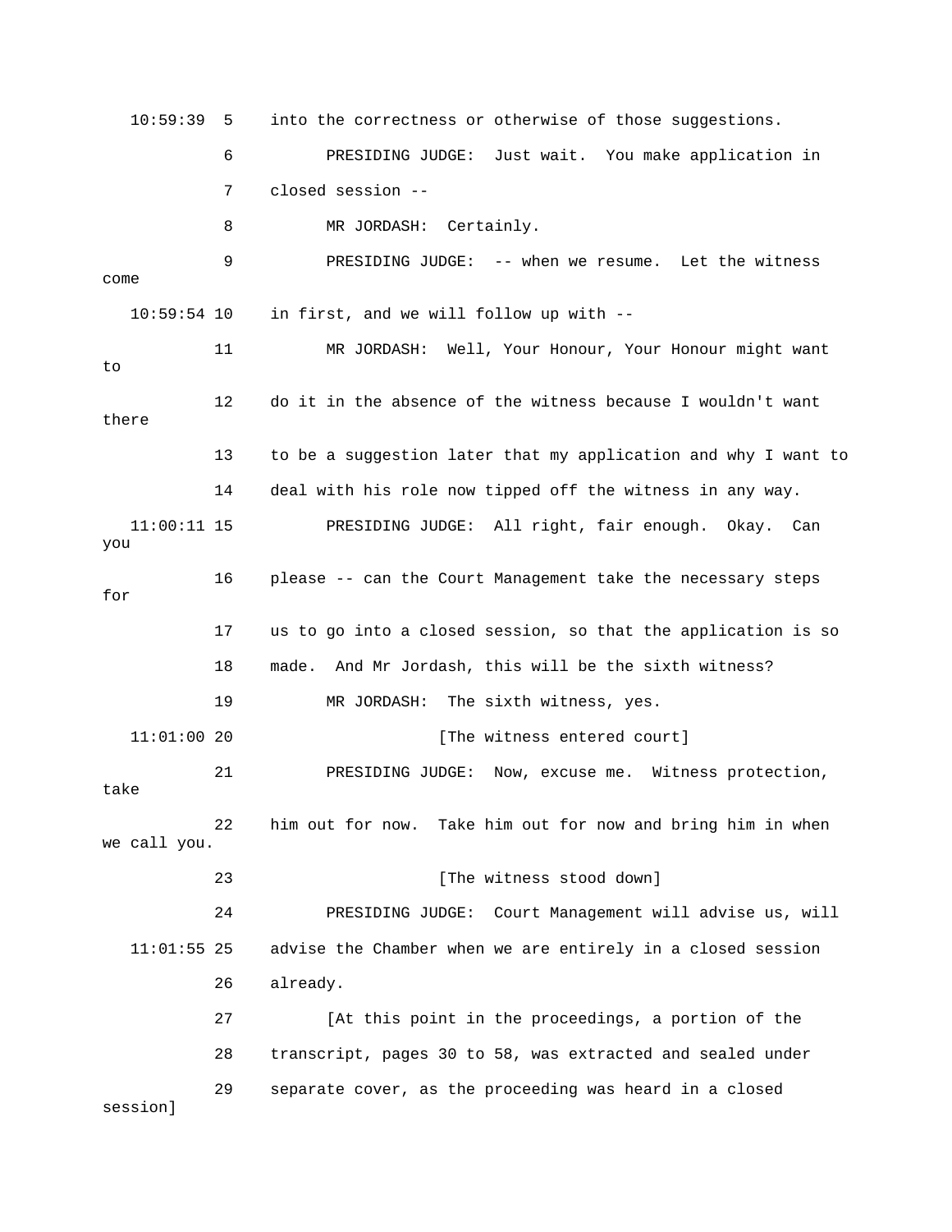10:59:39 5 into the correctness or otherwise of those suggestions.

6 PRESIDING JUDGE: Just wait. You make application in

7 closed session --

8 MR JORDASH: Certainly.

9 PRESIDING JUDGE: -- when we resume. Let the witness come

10:59:54 10 in first, and we will follow up with --

11 MR JORDASH: Well, Your Honour, Your Honour might want to

12 do it in the absence of the witness because I wouldn't want there

13 to be a suggestion later that my application and why I want to

14 deal with his role now tipped off the witness in any way.

11:00:11 15 PRESIDING JUDGE: All right, fair enough. Okay. Can you

16 please -- can the Court Management take the necessary steps for

17 us to go into a closed session, so that the application is so

18 made. And Mr Jordash, this will be the sixth witness?

19 MR JORDASH: The sixth witness, yes.

11:01:00 20 [The witness entered court]

21 PRESIDING JUDGE: Now, excuse me. Witness protection, take

22 him out for now. Take him out for now and bring him in when we call you.

23 [The witness stood down]

24 PRESIDING JUDGE: Court Management will advise us, will

11:01:55 25 advise the Chamber when we are entirely in a closed session

26 already.

27 [At this point in the proceedings, a portion of the

28 transcript, pages 30 to 58, was extracted and sealed under

29 separate cover, as the proceeding was heard in a closed session]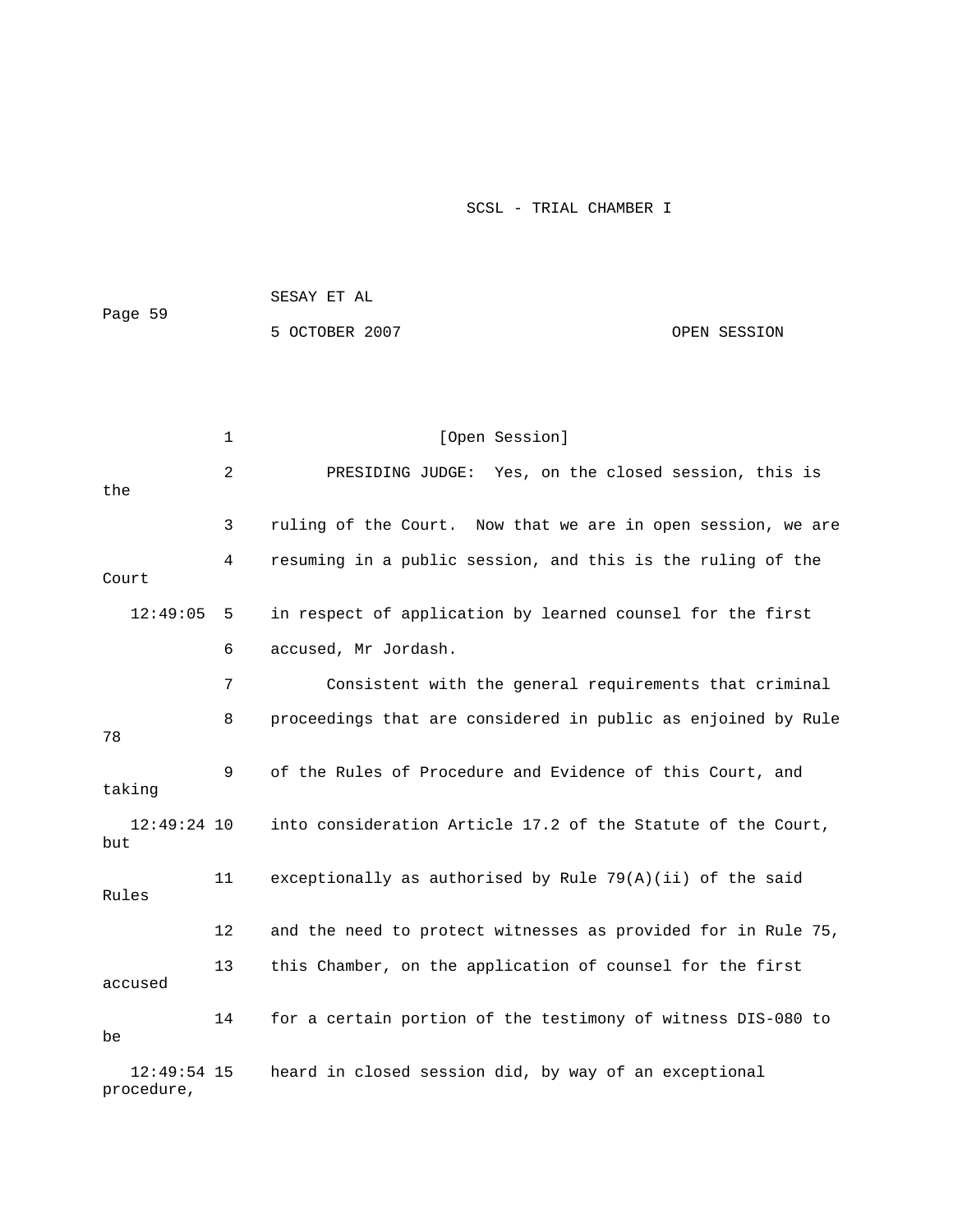[Open Session]

PRESIDING JUDGE: Yes, on the closed session, this is the ruling of the Court. Now that we are in open session, we are resuming in a public session, and this is the ruling of the Court in respect of application by learned counsel for the first accused, Mr Jordash.

Consistent with the general requirements that criminal proceedings that are considered in public as enjoined by Rule 78 of the Rules of Procedure and Evidence of this Court, and taking into consideration Article 17.2 of the Statute of the Court, but exceptionally as authorised by Rule 79(A)(ii) of the said Rules and the need to protect witnesses as provided for in Rule 75, this Chamber, on the application of counsel for the first accused for a certain portion of the testimony of witness DIS-080 to be heard in closed session did, by way of an exceptional procedure,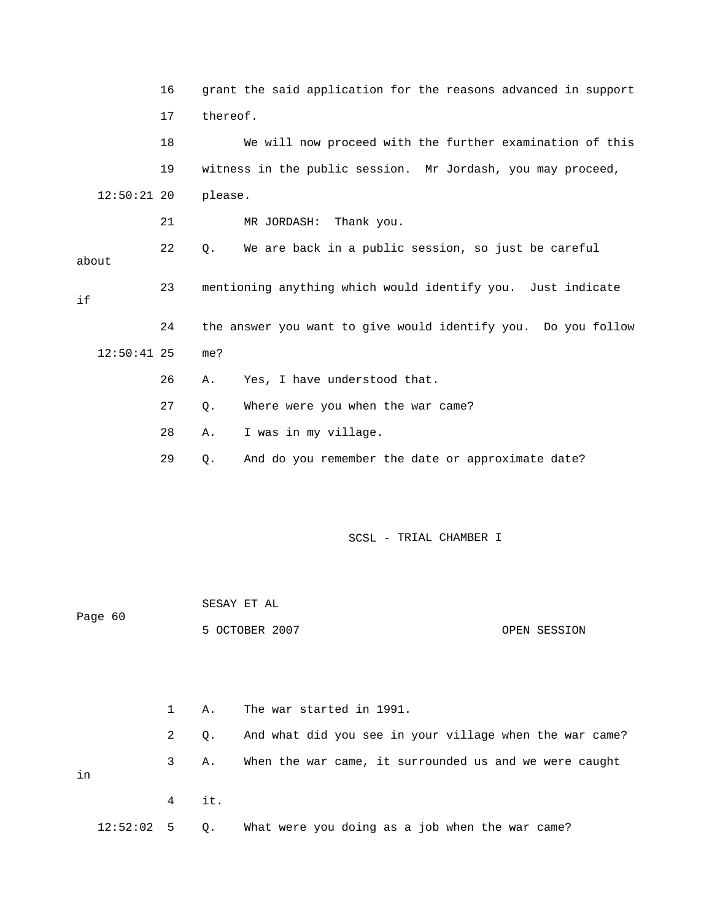16 grant the said application for the reasons advanced in support

17 thereof.

18 We will now proceed with the further examination of this

19 witness in the public session. Mr Jordash, you may proceed,

12:50:21 20 please.

21 MR JORDASH: Thank you.

22 Q. We are back in a public session, so just be careful about

23 mentioning anything which would identify you. Just indicate if

24 the answer you want to give would identify you. Do you follow

12:50:41 25 me?

26 A. Yes, I have understood that.

27 Q. Where were you when the war came?

28 A. I was in my village.

29 Q. And do you remember the date or approximate date?

1 A. The war started in 1991.

2 Q. And what did you see in your village when the war came?

3 A. When the war came, it surrounded us and we were caught in

4 it.

12:52:02 5 Q. What were you doing as a job when the war came?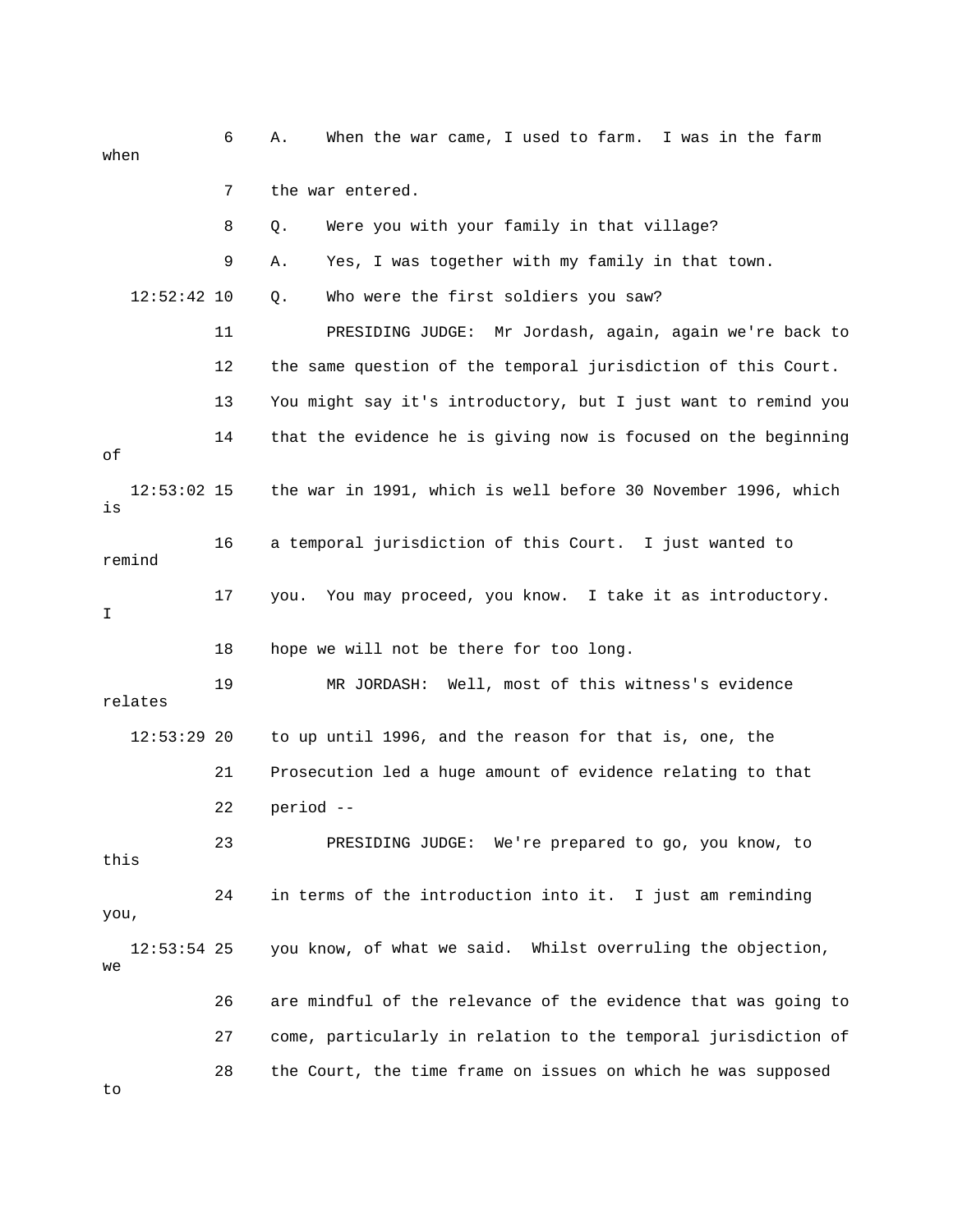6 A. When the war came, I used to farm. I was in the farm when

7 the war entered.

8 Q. Were you with your family in that village?

9 A. Yes, I was together with my family in that town.

12:52:42 10 Q. Who were the first soldiers you saw?

11 PRESIDING JUDGE: Mr Jordash, again, again we're back to

12 the same question of the temporal jurisdiction of this Court.

13 You might say it's introductory, but I just want to remind you

14 that the evidence he is giving now is focused on the beginning of

12:53:02 15 the war in 1991, which is well before 30 November 1996, which is

16 a temporal jurisdiction of this Court. I just wanted to remind

17 you. You may proceed, you know. I take it as introductory. I

18 hope we will not be there for too long.

19 MR JORDASH: Well, most of this witness's evidence relates

12:53:29 20 to up until 1996, and the reason for that is, one, the

21 Prosecution led a huge amount of evidence relating to that

22 period --

23 PRESIDING JUDGE: We're prepared to go, you know, to this

24 in terms of the introduction into it. I just am reminding you,

12:53:54 25 you know, of what we said. Whilst overruling the objection, we

26 are mindful of the relevance of the evidence that was going to

27 come, particularly in relation to the temporal jurisdiction of

28 the Court, the time frame on issues on which he was supposed to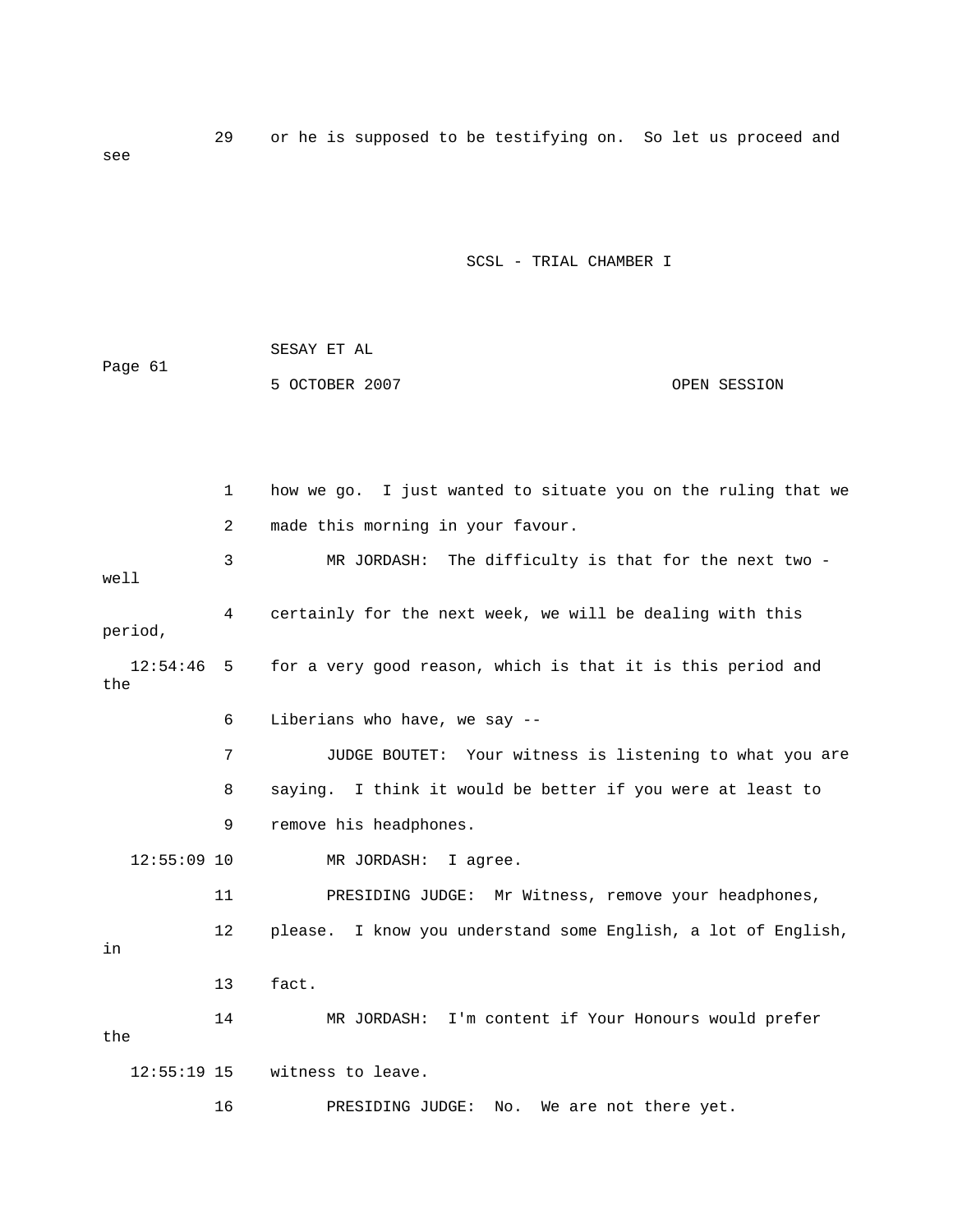29 or he is supposed to be testifying on. So let us proceed and see

1 how we go. I just wanted to situate you on the ruling that we

2 made this morning in your favour.

3 MR JORDASH: The difficulty is that for the next two - well

4 certainly for the next week, we will be dealing with this period,

12:54:46 5 for a very good reason, which is that it is this period and the

6 Liberians who have, we say --

7 JUDGE BOUTET: Your witness is listening to what you are

8 saying. I think it would be better if you were at least to

9 remove his headphones.

12:55:09 10 MR JORDASH: I agree.

11 PRESIDING JUDGE: Mr Witness, remove your headphones,

12 please. I know you understand some English, a lot of English, in

13 fact.

14 MR JORDASH: I'm content if Your Honours would prefer the

12:55:19 15 witness to leave.

16 PRESIDING JUDGE: No. We are not there yet.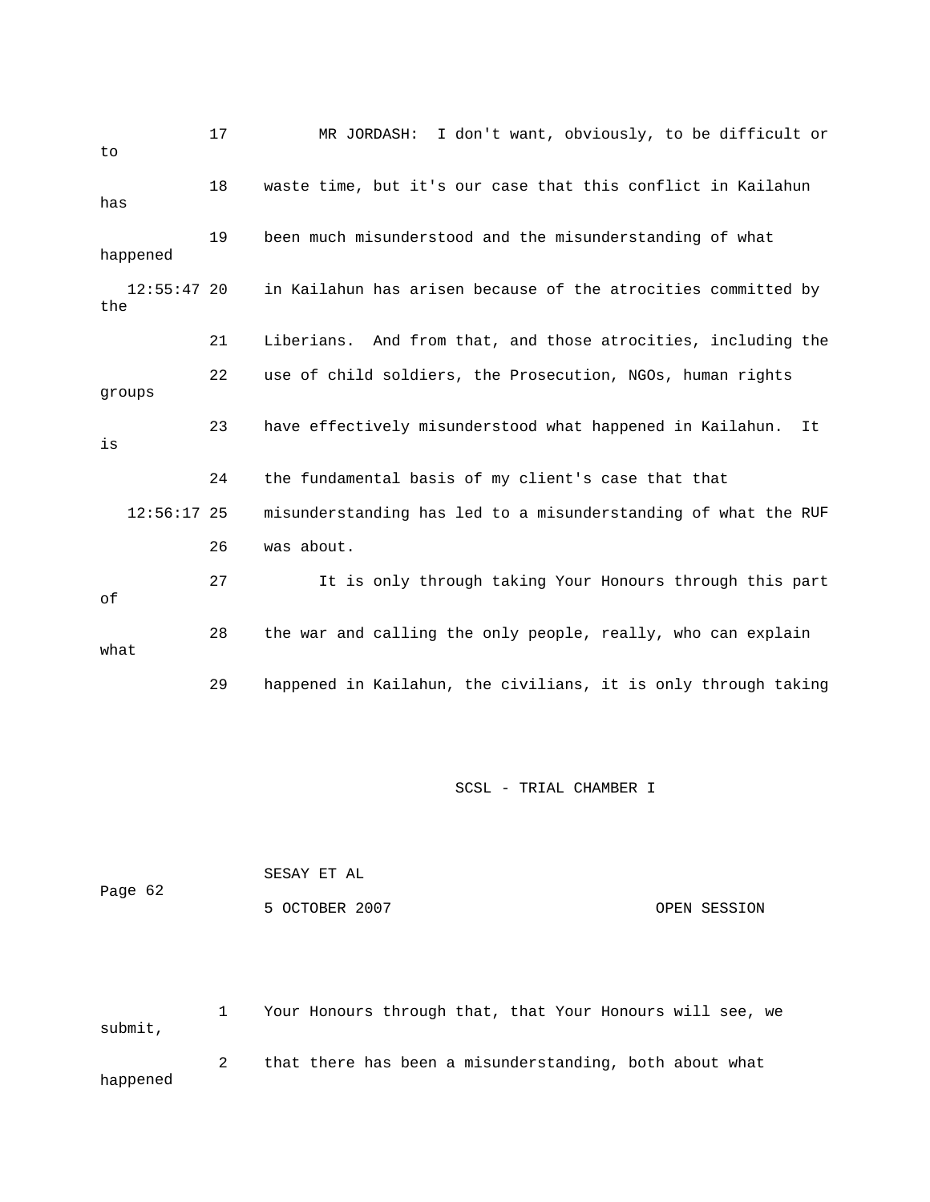17 MR JORDASH: I don't want, obviously, to be difficult or to

18 waste time, but it's our case that this conflict in Kailahun has

19 been much misunderstood and the misunderstanding of what happened

12:55:47 20 in Kailahun has arisen because of the atrocities committed by the

21 Liberians. And from that, and those atrocities, including the

22 use of child soldiers, the Prosecution, NGOs, human rights groups

23 have effectively misunderstood what happened in Kailahun. It is

24 the fundamental basis of my client's case that that

12:56:17 25 misunderstanding has led to a misunderstanding of what the RUF

26 was about.

27 It is only through taking Your Honours through this part of

28 the war and calling the only people, really, who can explain what

29 happened in Kailahun, the civilians, it is only through taking

SCSL - TRIAL CHAMBER I

SESAY ET AL

Page 62

5 OCTOBER 2007 OPEN SESSION

1 Your Honours through that, that Your Honours will see, we submit,

2 that there has been a misunderstanding, both about what happened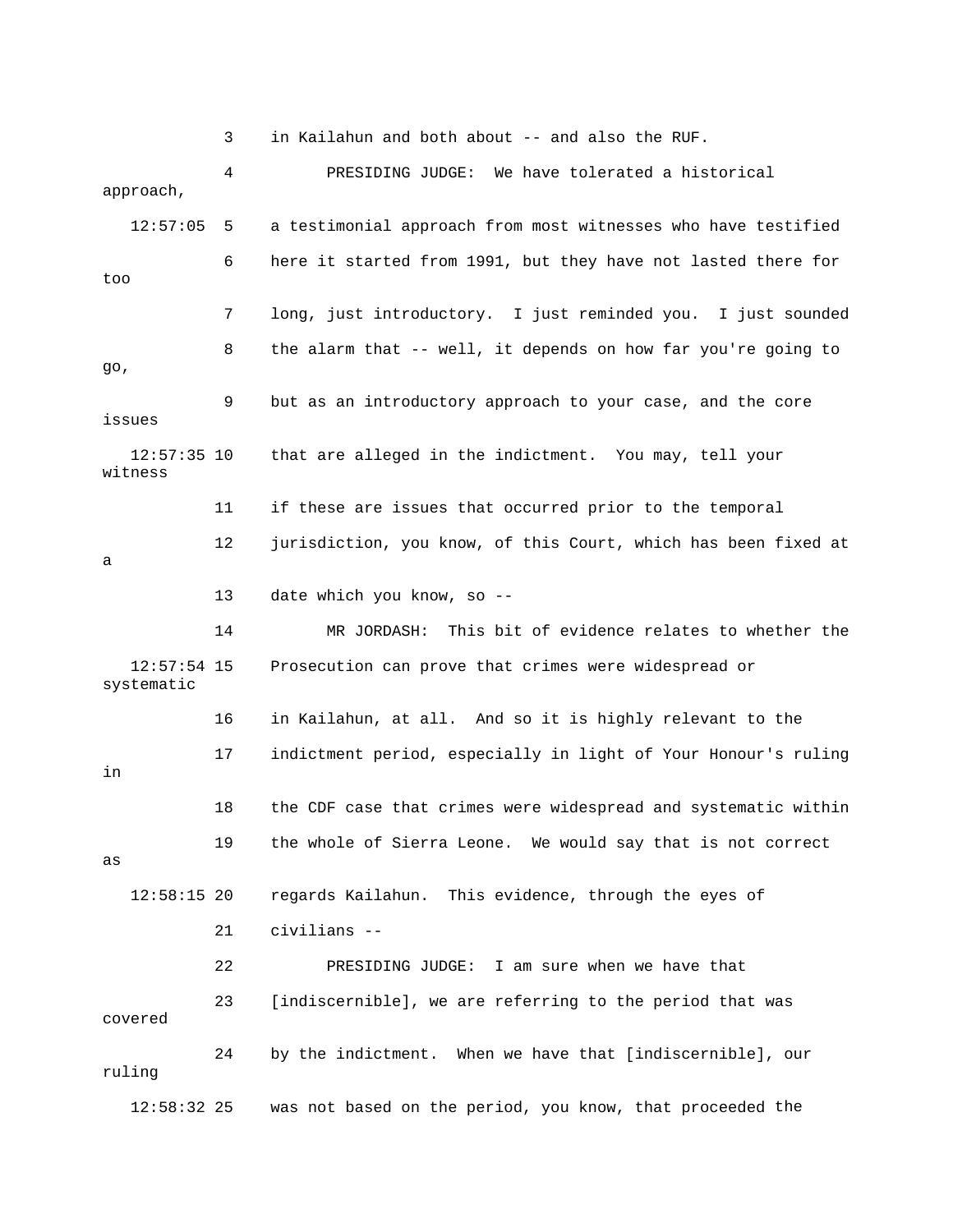3 in Kailahun and both about -- and also the RUF.

4 PRESIDING JUDGE: We have tolerated a historical approach,

12:57:05 5 a testimonial approach from most witnesses who have testified

6 here it started from 1991, but they have not lasted there for too

7 long, just introductory. I just reminded you. I just sounded

8 the alarm that -- well, it depends on how far you're going to go,

9 but as an introductory approach to your case, and the core issues

12:57:35 10 that are alleged in the indictment. You may, tell your witness

11 if these are issues that occurred prior to the temporal

12 jurisdiction, you know, of this Court, which has been fixed at a

13 date which you know, so --

14 MR JORDASH: This bit of evidence relates to whether the

12:57:54 15 Prosecution can prove that crimes were widespread or systematic

16 in Kailahun, at all. And so it is highly relevant to the

17 indictment period, especially in light of Your Honour's ruling in

18 the CDF case that crimes were widespread and systematic within

19 the whole of Sierra Leone. We would say that is not correct as

12:58:15 20 regards Kailahun. This evidence, through the eyes of

21 civilians --

22 PRESIDING JUDGE: I am sure when we have that

23 [indiscernible], we are referring to the period that was covered

24 by the indictment. When we have that [indiscernible], our ruling

12:58:32 25 was not based on the period, you know, that proceeded the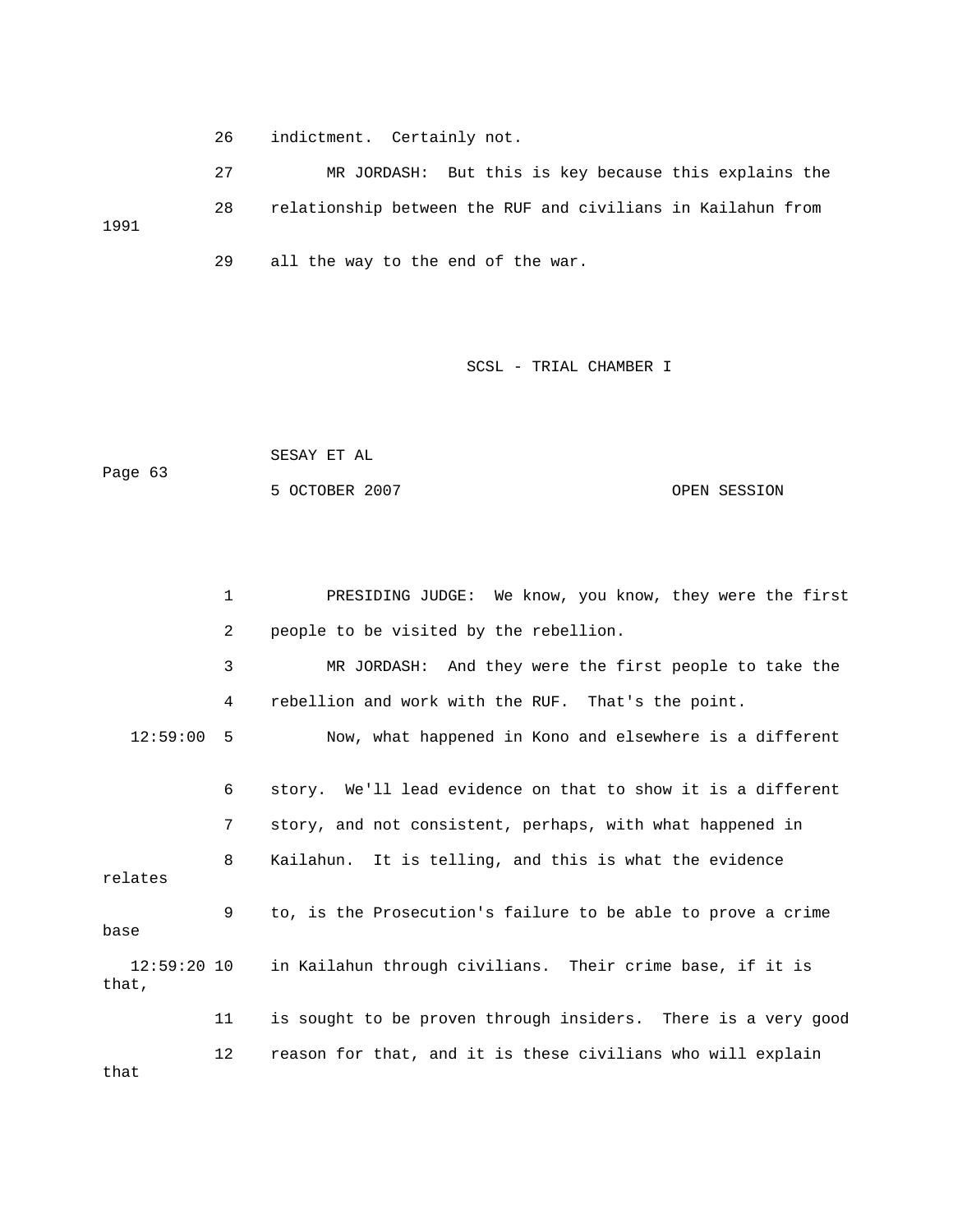26 indictment. Certainly not.

27 MR JORDASH: But this is key because this explains the

28 relationship between the RUF and civilians in Kailahun from 1991

29 all the way to the end of the war.

1 PRESIDING JUDGE: We know, you know, they were the first

2 people to be visited by the rebellion.

3 MR JORDASH: And they were the first people to take the

4 rebellion and work with the RUF. That's the point.

12:59:00 5 Now, what happened in Kono and elsewhere is a different

6 story. We'll lead evidence on that to show it is a different

7 story, and not consistent, perhaps, with what happened in

8 Kailahun. It is telling, and this is what the evidence relates

9 to, is the Prosecution's failure to be able to prove a crime base

12:59:20 10 in Kailahun through civilians. Their crime base, if it is that,

11 is sought to be proven through insiders. There is a very good

12 reason for that, and it is these civilians who will explain that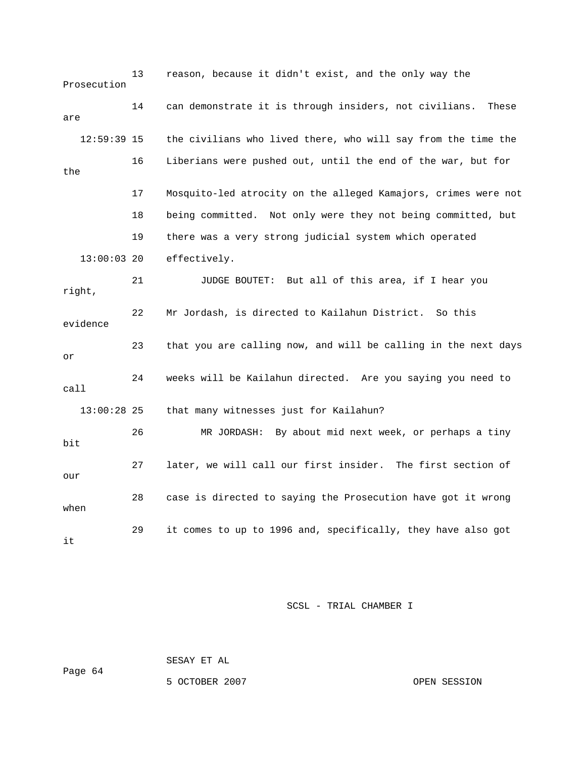13 reason, because it didn't exist, and the only way the Prosecution

14 can demonstrate it is through insiders, not civilians. These are

12:59:39 15 the civilians who lived there, who will say from the time the

16 Liberians were pushed out, until the end of the war, but for the

17 Mosquito-led atrocity on the alleged Kamajors, crimes were not

18 being committed. Not only were they not being committed, but

19 there was a very strong judicial system which operated

13:00:03 20 effectively.

21 JUDGE BOUTET: But all of this area, if I hear you right,

22 Mr Jordash, is directed to Kailahun District. So this evidence

23 that you are calling now, and will be calling in the next days or

24 weeks will be Kailahun directed. Are you saying you need to call

13:00:28 25 that many witnesses just for Kailahun?

26 MR JORDASH: By about mid next week, or perhaps a tiny bit

27 later, we will call our first insider. The first section of our

28 case is directed to saying the Prosecution have got it wrong when

29 it comes to up to 1996 and, specifically, they have also got it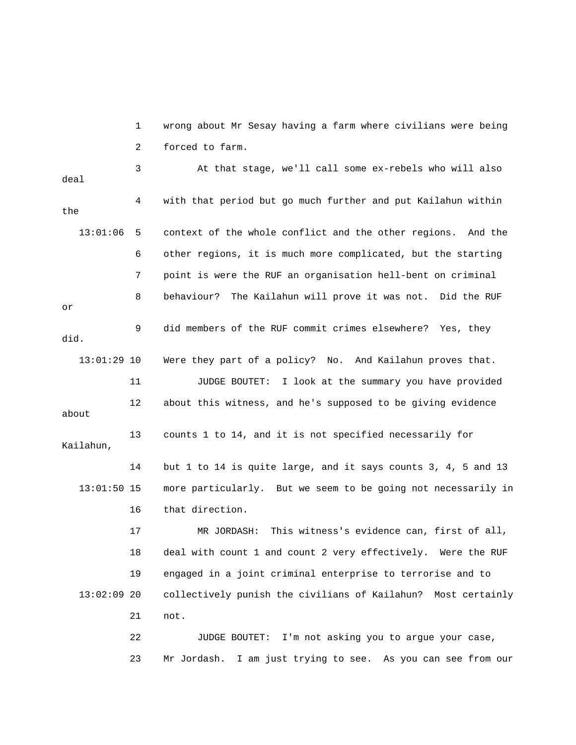wrong about Mr Sesay having a farm where civilians were being forced to farm.

At that stage, we'll call some ex-rebels who will also deal with that period but go much further and put Kailahun within the context of the whole conflict and the other regions. And the other regions, it is much more complicated, but the starting point is were the RUF an organisation hell-bent on criminal behaviour? The Kailahun will prove it was not. Did the RUF or did members of the RUF commit crimes elsewhere? Yes, they did. Were they part of a policy? No. And Kailahun proves that.

JUDGE BOUTET: I look at the summary you have provided about this witness, and he's supposed to be giving evidence about counts 1 to 14, and it is not specified necessarily for Kailahun, but 1 to 14 is quite large, and it says counts 3, 4, 5 and 13 more particularly. But we seem to be going not necessarily in that direction.

MR JORDASH: This witness's evidence can, first of all, deal with count 1 and count 2 very effectively. Were the RUF engaged in a joint criminal enterprise to terrorise and to collectively punish the civilians of Kailahun? Most certainly not.

JUDGE BOUTET: I'm not asking you to argue your case, Mr Jordash. I am just trying to see. As you can see from our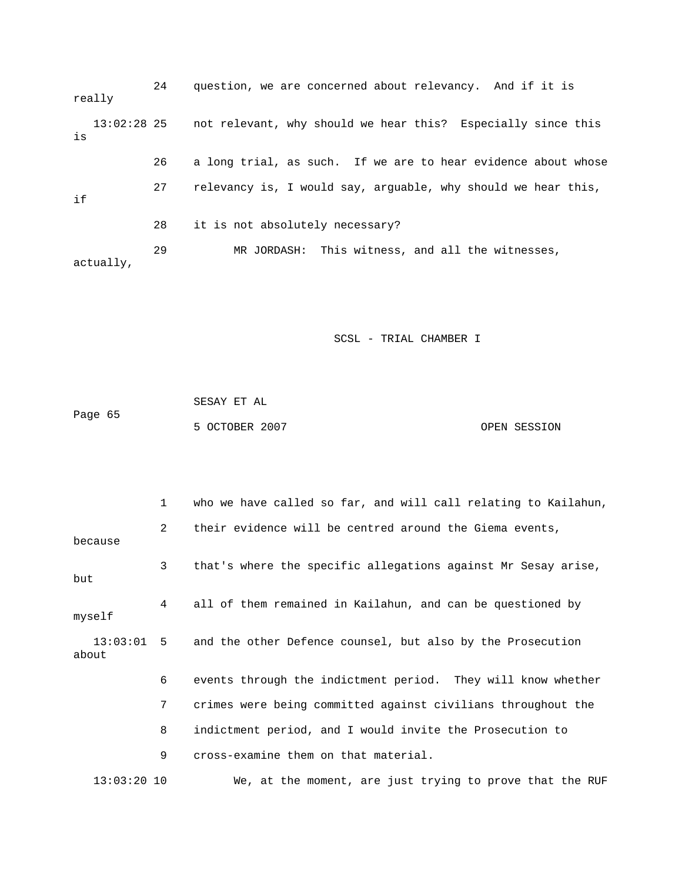24 question, we are concerned about relevancy. And if it is really

13:02:28 25 not relevant, why should we hear this? Especially since this is

26 a long trial, as such. If we are to hear evidence about whose

27 relevancy is, I would say, arguable, why should we hear this, if

28 it is not absolutely necessary?

29 MR JORDASH: This witness, and all the witnesses, actually,

1 who we have called so far, and will call relating to Kailahun,

2 their evidence will be centred around the Giema events, because

3 that's where the specific allegations against Mr Sesay arise, but

4 all of them remained in Kailahun, and can be questioned by myself

13:03:01 5 and the other Defence counsel, but also by the Prosecution about

6 events through the indictment period. They will know whether

7 crimes were being committed against civilians throughout the

8 indictment period, and I would invite the Prosecution to

9 cross-examine them on that material.

13:03:20 10 We, at the moment, are just trying to prove that the RUF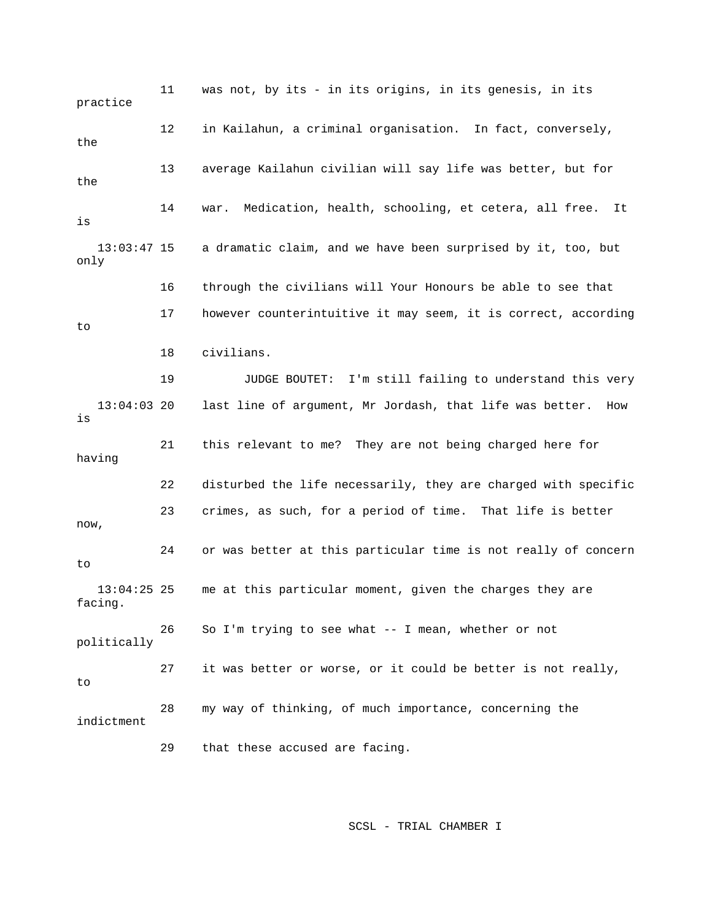11 was not, by its - in its origins, in its genesis, in its practice

12 in Kailahun, a criminal organisation. In fact, conversely, the

13 average Kailahun civilian will say life was better, but for the

14 war. Medication, health, schooling, et cetera, all free. It is

13:03:47 15 a dramatic claim, and we have been surprised by it, too, but only

16 through the civilians will Your Honours be able to see that

17 however counterintuitive it may seem, it is correct, according to

18 civilians.

19 JUDGE BOUTET: I'm still failing to understand this very

13:04:03 20 last line of argument, Mr Jordash, that life was better. How is

21 this relevant to me? They are not being charged here for having

22 disturbed the life necessarily, they are charged with specific

23 crimes, as such, for a period of time. That life is better now,

24 or was better at this particular time is not really of concern to

13:04:25 25 me at this particular moment, given the charges they are facing.

26 So I'm trying to see what -- I mean, whether or not politically

27 it was better or worse, or it could be better is not really, to

28 my way of thinking, of much importance, concerning the indictment

29 that these accused are facing.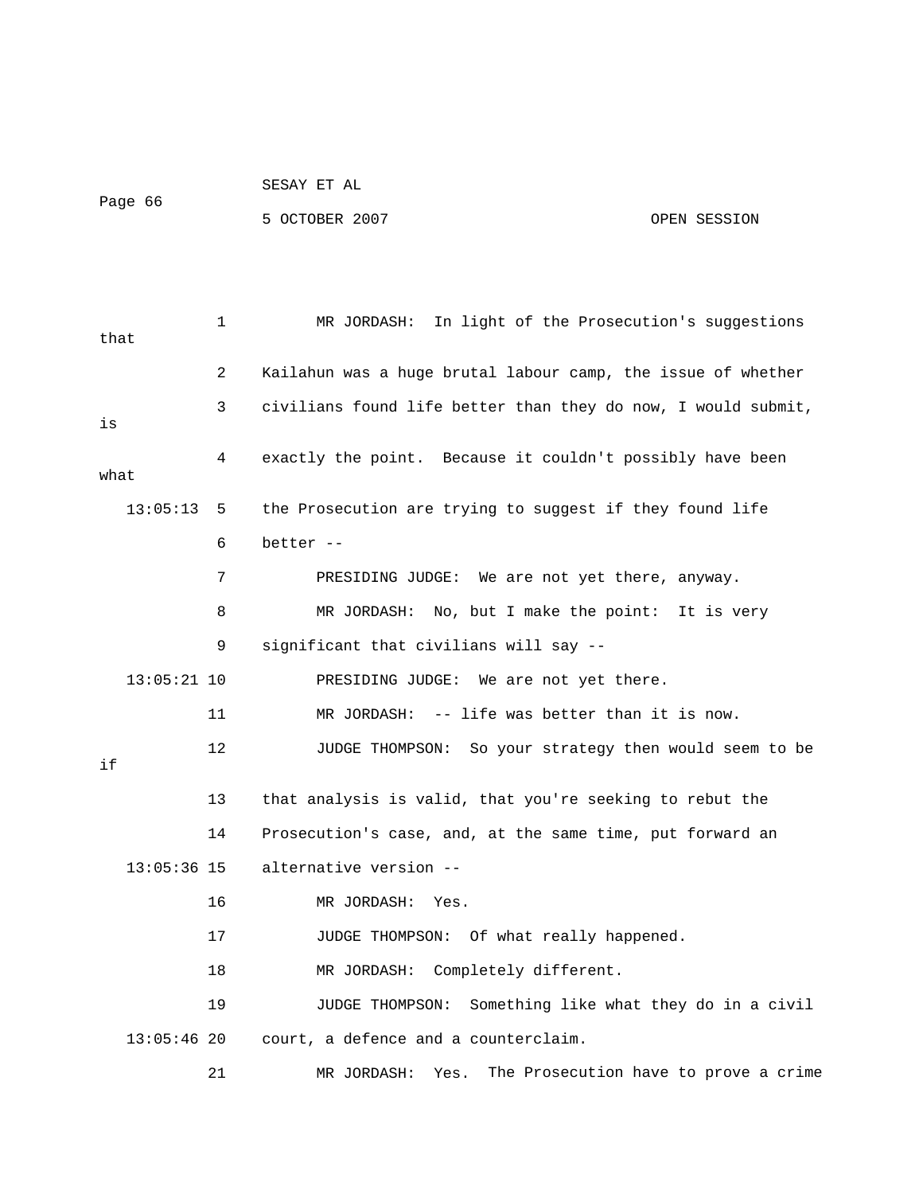MR JORDASH: In light of the Prosecution's suggestions that Kailahun was a huge brutal labour camp, the issue of whether civilians found life better than they do now, I would submit, is exactly the point. Because it couldn't possibly have been what the Prosecution are trying to suggest if they found life better --

PRESIDING JUDGE: We are not yet there, anyway.

MR JORDASH: No, but I make the point: It is very significant that civilians will say --

PRESIDING JUDGE: We are not yet there.

MR JORDASH: -- life was better than it is now.

JUDGE THOMPSON: So your strategy then would seem to be if that analysis is valid, that you're seeking to rebut the Prosecution's case, and, at the same time, put forward an alternative version --

MR JORDASH: Yes.

JUDGE THOMPSON: Of what really happened.

MR JORDASH: Completely different.

JUDGE THOMPSON: Something like what they do in a civil court, a defence and a counterclaim.

MR JORDASH: Yes. The Prosecution have to prove a crime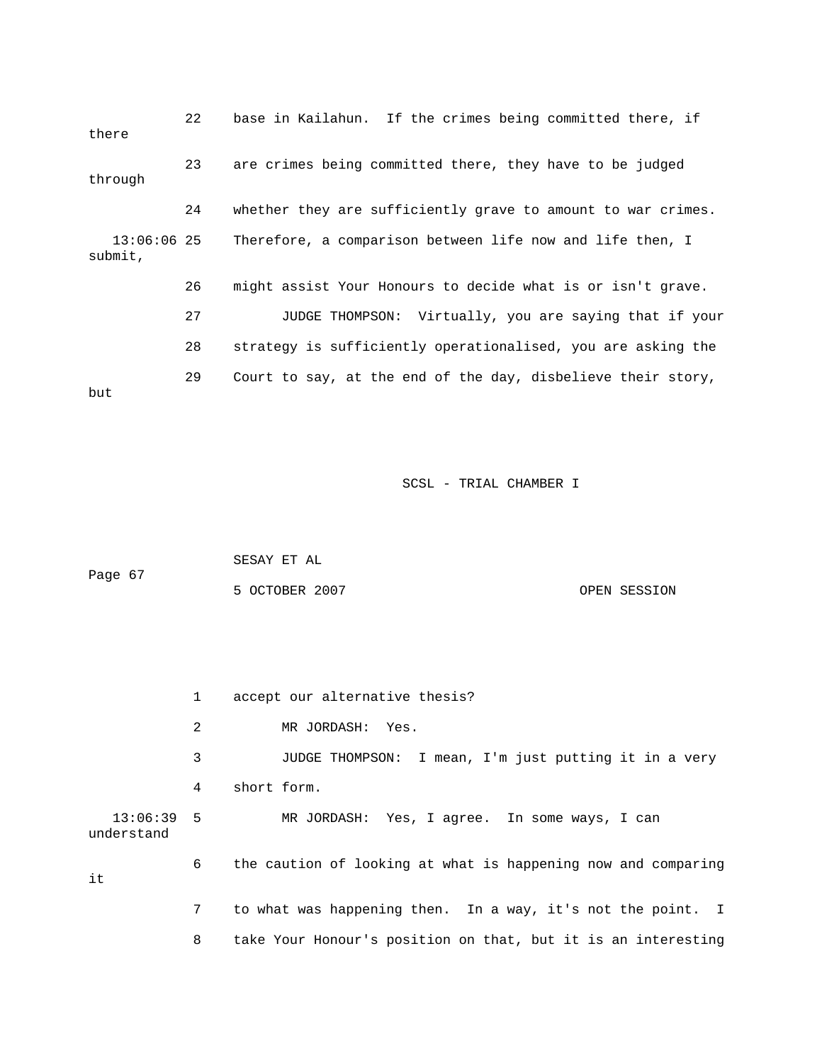22 base in Kailahun. If the crimes being committed there, if there

23 are crimes being committed there, they have to be judged through

24 whether they are sufficiently grave to amount to war crimes.

13:06:06 25 Therefore, a comparison between life now and life then, I submit,

26 might assist Your Honours to decide what is or isn't grave.

27 JUDGE THOMPSON: Virtually, you are saying that if your

28 strategy is sufficiently operationalised, you are asking the

29 Court to say, at the end of the day, disbelieve their story, but

1 accept our alternative thesis?

2 MR JORDASH: Yes.

3 JUDGE THOMPSON: I mean, I'm just putting it in a very

4 short form.

13:06:39 5 MR JORDASH: Yes, I agree. In some ways, I can understand

6 the caution of looking at what is happening now and comparing it

7 to what was happening then. In a way, it's not the point. I

8 take Your Honour's position on that, but it is an interesting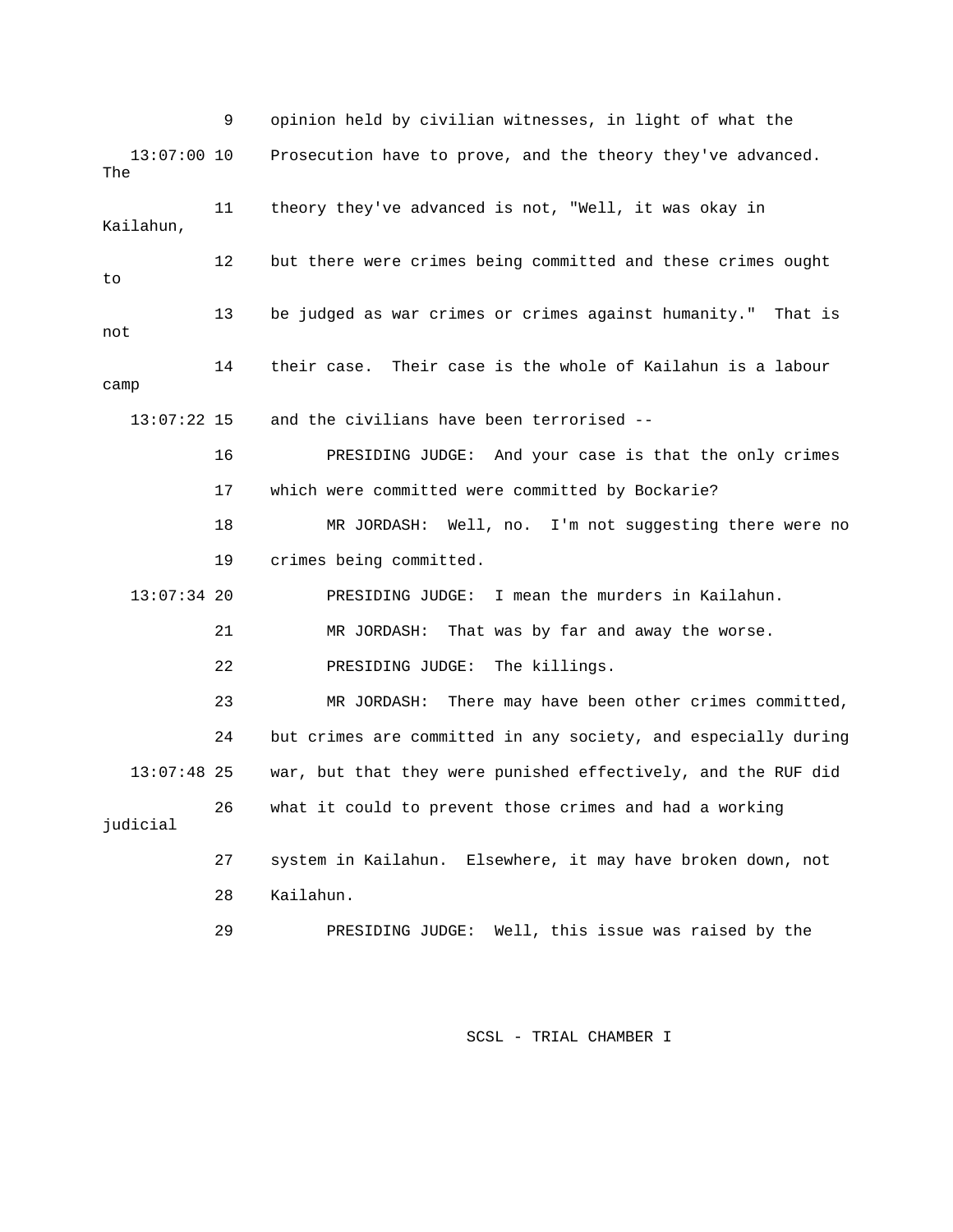9 opinion held by civilian witnesses, in light of what the

13:07:00 10 Prosecution have to prove, and the theory they've advanced. The

11 theory they've advanced is not, "Well, it was okay in Kailahun,

12 but there were crimes being committed and these crimes ought to

13 be judged as war crimes or crimes against humanity." That is not

14 their case. Their case is the whole of Kailahun is a labour camp

13:07:22 15 and the civilians have been terrorised --

16 PRESIDING JUDGE: And your case is that the only crimes

17 which were committed were committed by Bockarie?

18 MR JORDASH: Well, no. I'm not suggesting there were no

19 crimes being committed.

13:07:34 20 PRESIDING JUDGE: I mean the murders in Kailahun.

21 MR JORDASH: That was by far and away the worse.

22 PRESIDING JUDGE: The killings.

23 MR JORDASH: There may have been other crimes committed,

24 but crimes are committed in any society, and especially during

13:07:48 25 war, but that they were punished effectively, and the RUF did

26 what it could to prevent those crimes and had a working judicial

27 system in Kailahun. Elsewhere, it may have broken down, not

28 Kailahun.

29 PRESIDING JUDGE: Well, this issue was raised by the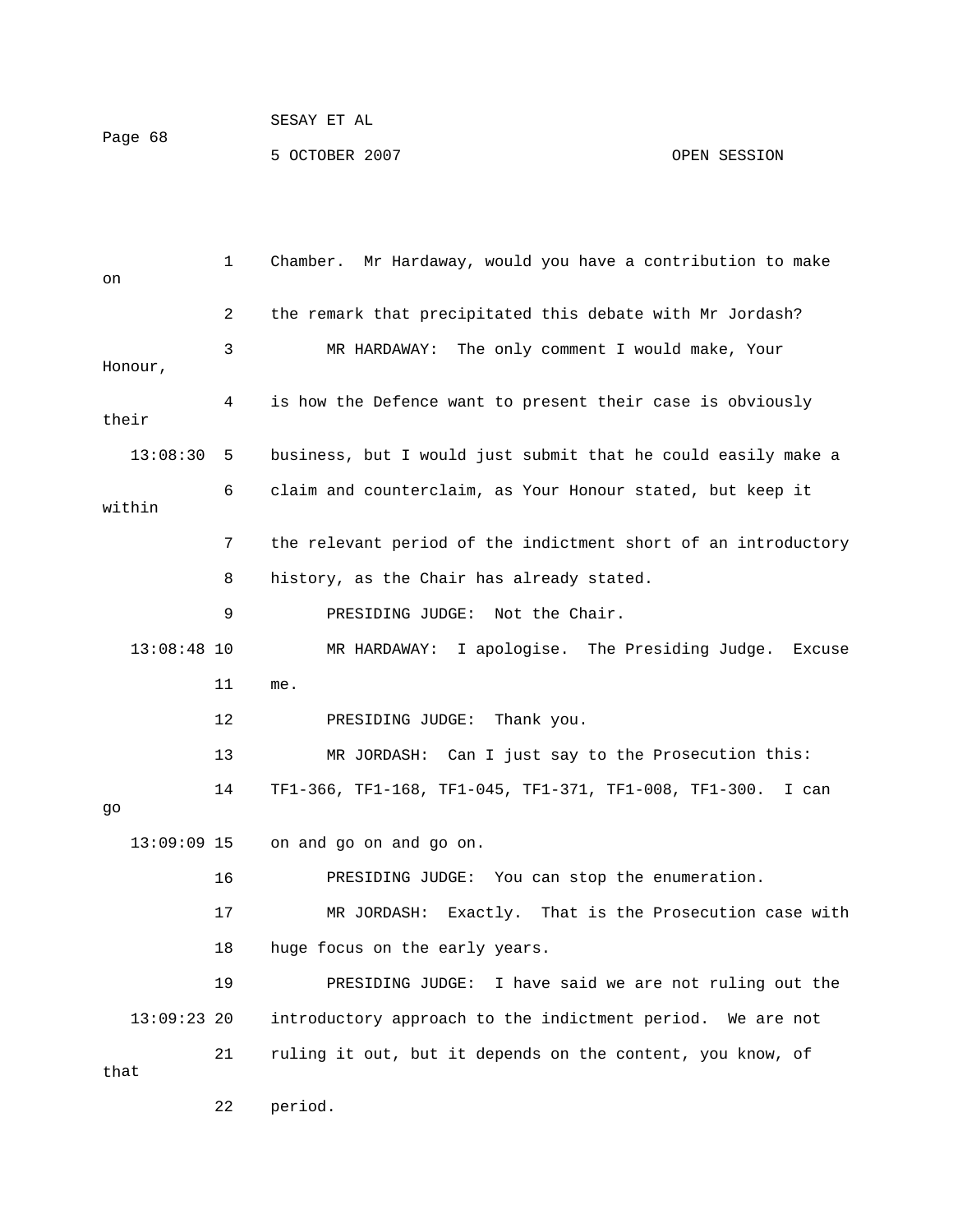1 Chamber. Mr Hardaway, would you have a contribution to make on

2 the remark that precipitated this debate with Mr Jordash?

3 MR HARDAWAY: The only comment I would make, Your Honour,

4 is how the Defence want to present their case is obviously their

13:08:30 5 business, but I would just submit that he could easily make a

6 claim and counterclaim, as Your Honour stated, but keep it within

7 the relevant period of the indictment short of an introductory

8 history, as the Chair has already stated.

9 PRESIDING JUDGE: Not the Chair.

13:08:48 10 MR HARDAWAY: I apologise. The Presiding Judge. Excuse

11 me.

12 PRESIDING JUDGE: Thank you.

13 MR JORDASH: Can I just say to the Prosecution this:

14 TF1-366, TF1-168, TF1-045, TF1-371, TF1-008, TF1-300. I can go

13:09:09 15 on and go on and go on.

16 PRESIDING JUDGE: You can stop the enumeration.

17 MR JORDASH: Exactly. That is the Prosecution case with

18 huge focus on the early years.

19 PRESIDING JUDGE: I have said we are not ruling out the

13:09:23 20 introductory approach to the indictment period. We are not

21 ruling it out, but it depends on the content, you know, of that

22 period.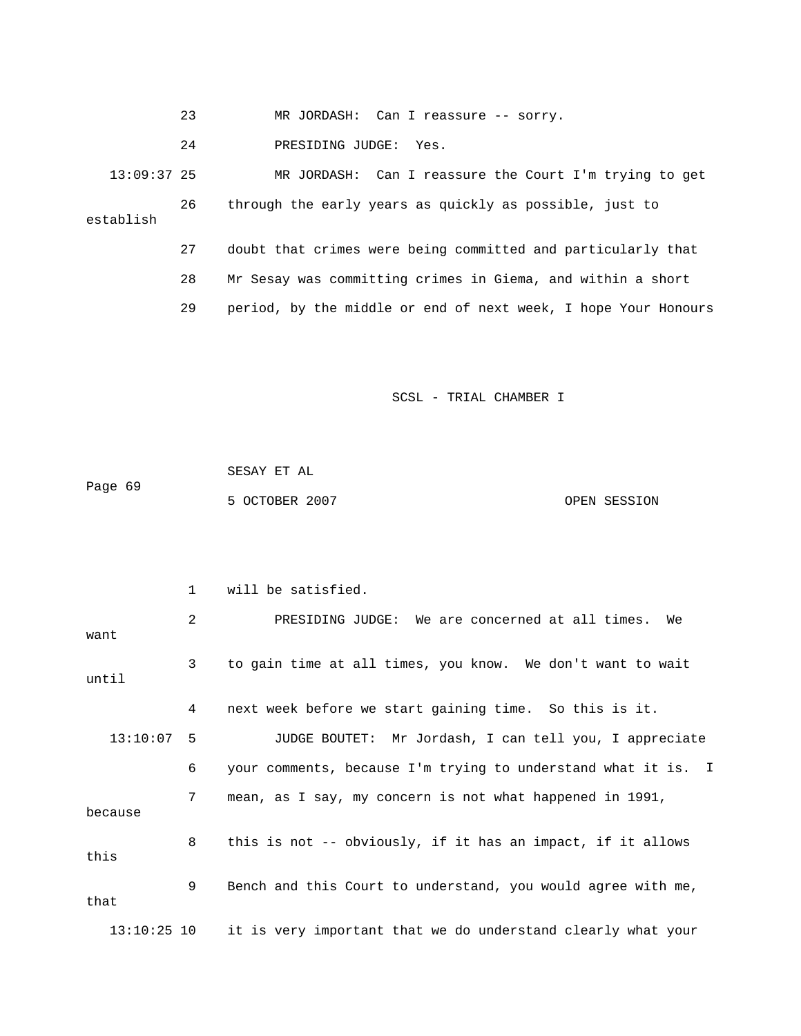23 MR JORDASH: Can I reassure -- sorry.

24 PRESIDING JUDGE: Yes.

13:09:37 25 MR JORDASH: Can I reassure the Court I'm trying to get

26 through the early years as quickly as possible, just to establish

27 doubt that crimes were being committed and particularly that

28 Mr Sesay was committing crimes in Giema, and within a short

29 period, by the middle or end of next week, I hope Your Honours

1 will be satisfied.

2 PRESIDING JUDGE: We are concerned at all times. We want

3 to gain time at all times, you know. We don't want to wait until

4 next week before we start gaining time. So this is it.

13:10:07 5 JUDGE BOUTET: Mr Jordash, I can tell you, I appreciate

6 your comments, because I'm trying to understand what it is. I

7 mean, as I say, my concern is not what happened in 1991, because

8 this is not -- obviously, if it has an impact, if it allows this

9 Bench and this Court to understand, you would agree with me, that

13:10:25 10 it is very important that we do understand clearly what your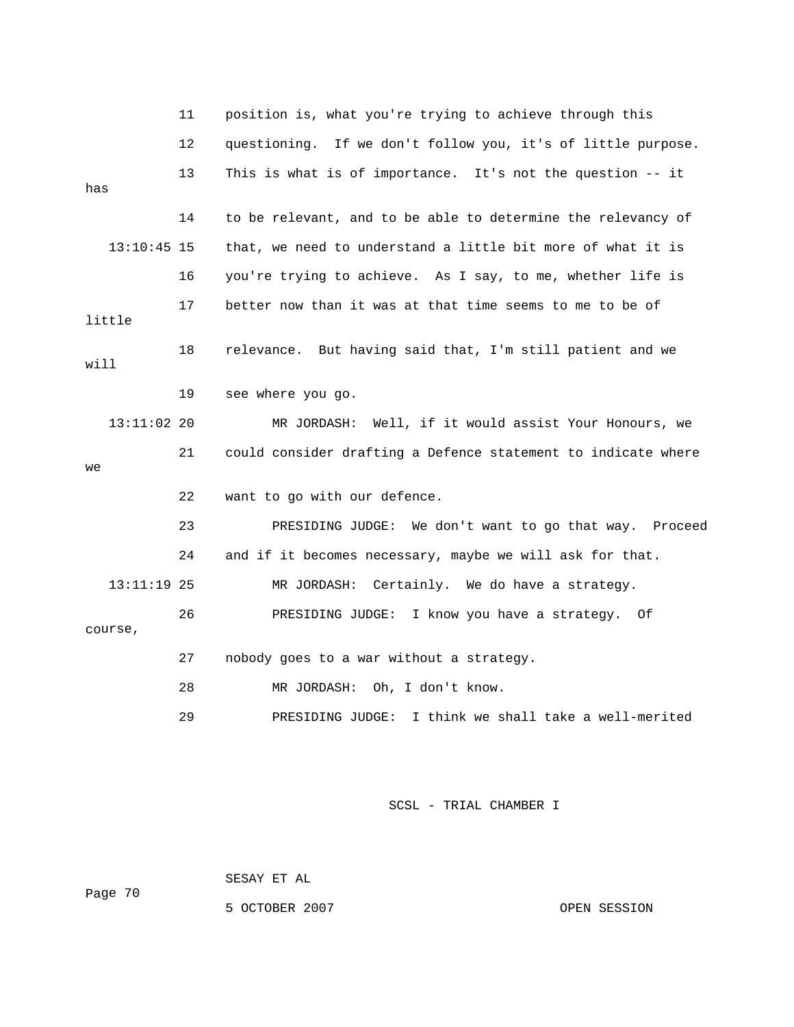11 position is, what you're trying to achieve through this

12 questioning. If we don't follow you, it's of little purpose.

13 This is what is of importance. It's not the question -- it has

14 to be relevant, and to be able to determine the relevancy of

13:10:45 15 that, we need to understand a little bit more of what it is

16 you're trying to achieve. As I say, to me, whether life is

17 better now than it was at that time seems to me to be of little

18 relevance. But having said that, I'm still patient and we will

19 see where you go.

13:11:02 20 MR JORDASH: Well, if it would assist Your Honours, we

21 could consider drafting a Defence statement to indicate where we

22 want to go with our defence.

23 PRESIDING JUDGE: We don't want to go that way. Proceed

24 and if it becomes necessary, maybe we will ask for that.

13:11:19 25 MR JORDASH: Certainly. We do have a strategy.

26 PRESIDING JUDGE: I know you have a strategy. Of course,

27 nobody goes to a war without a strategy.

28 MR JORDASH: Oh, I don't know.

29 PRESIDING JUDGE: I think we shall take a well-merited

SCSL - TRIAL CHAMBER I

SESAY ET AL

5 OCTOBER 2007 OPEN SESSION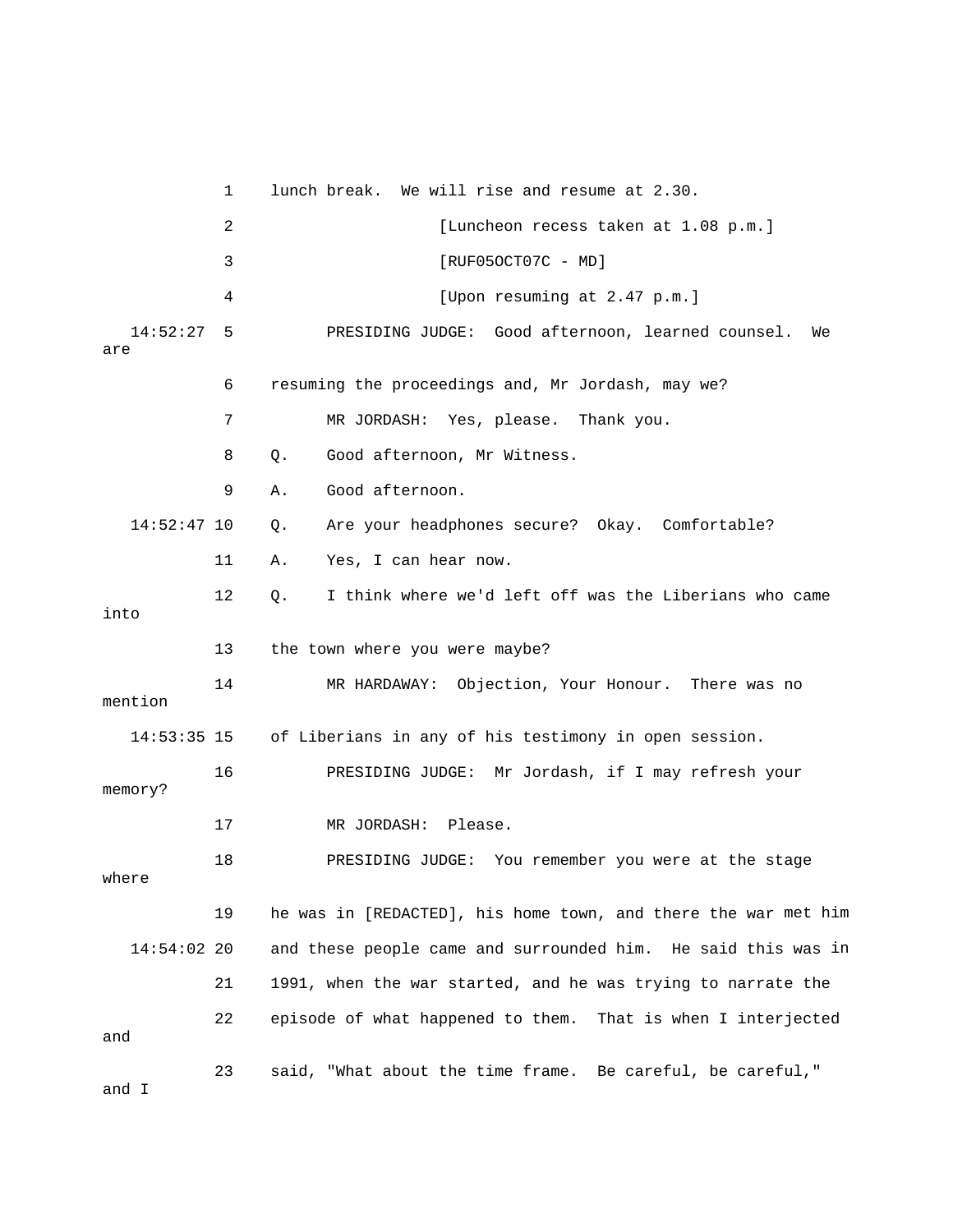1 lunch break. We will rise and resume at 2.30.

2 [Luncheon recess taken at 1.08 p.m.]

3 [RUF05OCT07C - MD]

4 [Upon resuming at 2.47 p.m.]

14:52:27 5 PRESIDING JUDGE: Good afternoon, learned counsel. We are

6 resuming the proceedings and, Mr Jordash, may we?

7 MR JORDASH: Yes, please. Thank you.

8 Q. Good afternoon, Mr Witness.

9 A. Good afternoon.

14:52:47 10 Q. Are your headphones secure? Okay. Comfortable?

11 A. Yes, I can hear now.

12 Q. I think where we'd left off was the Liberians who came into

13 the town where you were maybe?

14 MR HARDAWAY: Objection, Your Honour. There was no mention

14:53:35 15 of Liberians in any of his testimony in open session.

16 PRESIDING JUDGE: Mr Jordash, if I may refresh your memory?

17 MR JORDASH: Please.

18 PRESIDING JUDGE: You remember you were at the stage where

19 he was in [REDACTED], his home town, and there the war met him

14:54:02 20 and these people came and surrounded him. He said this was in

21 1991, when the war started, and he was trying to narrate the

22 episode of what happened to them. That is when I interjected and

23 said, "What about the time frame. Be careful, be careful," and I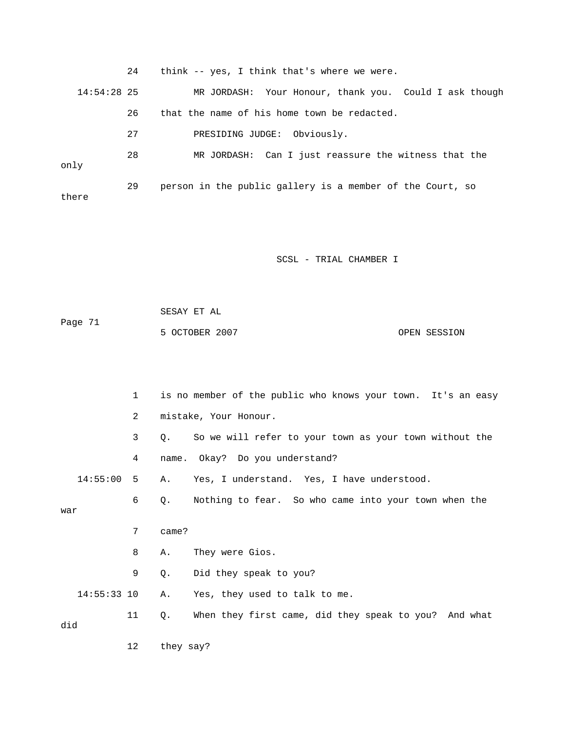24 think -- yes, I think that's where we were.

14:54:28 25 MR JORDASH: Your Honour, thank you. Could I ask though

26 that the name of his home town be redacted.

27 PRESIDING JUDGE: Obviously.

28 MR JORDASH: Can I just reassure the witness that the only

29 person in the public gallery is a member of the Court, so there

1 is no member of the public who knows your town. It's an easy

2 mistake, Your Honour.

3 Q. So we will refer to your town as your town without the

4 name. Okay? Do you understand?

14:55:00 5 A. Yes, I understand. Yes, I have understood.

6 Q. Nothing to fear. So who came into your town when the war

7 came?

8 A. They were Gios.

9 Q. Did they speak to you?

14:55:33 10 A. Yes, they used to talk to me.

11 Q. When they first came, did they speak to you? And what did

12 they say?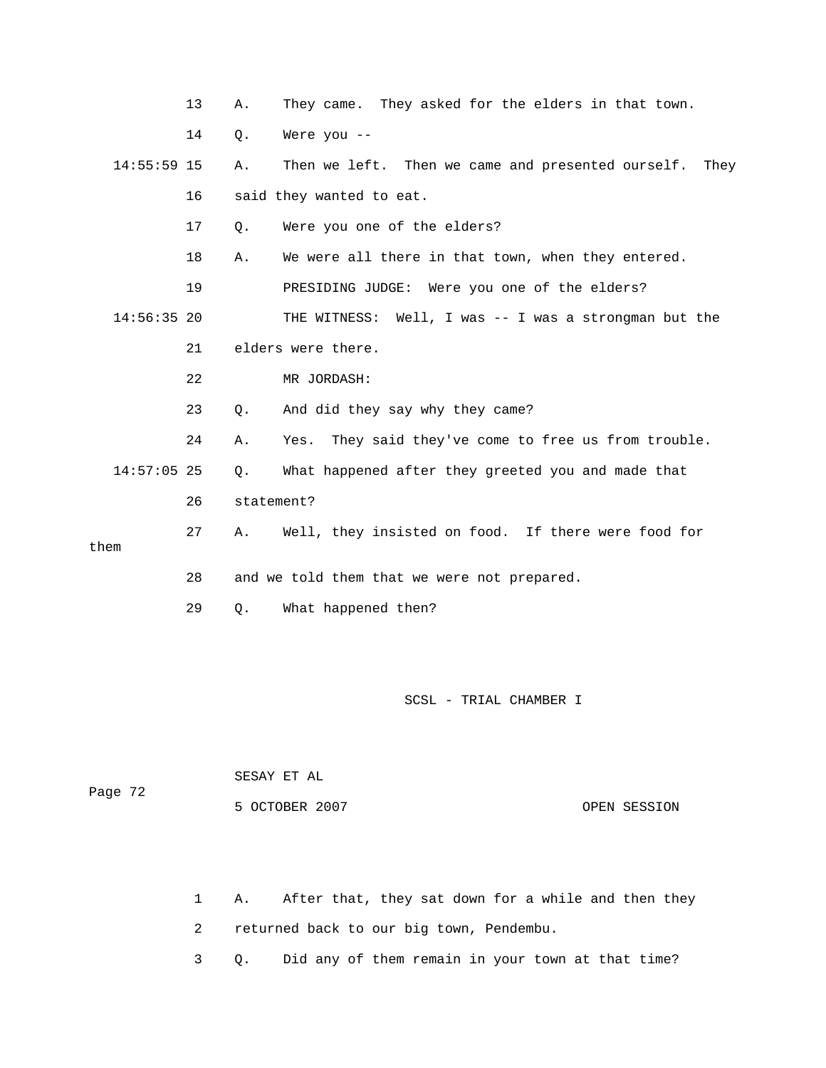13 A. They came. They asked for the elders in that town.

14 Q. Were you --

14:55:59 15 A. Then we left. Then we came and presented ourself. They

16 said they wanted to eat.

17 Q. Were you one of the elders?

18 A. We were all there in that town, when they entered.

19 PRESIDING JUDGE: Were you one of the elders?

14:56:35 20 THE WITNESS: Well, I was -- I was a strongman but the

21 elders were there.

22 MR JORDASH:

23 Q. And did they say why they came?

24 A. Yes. They said they've come to free us from trouble.

14:57:05 25 Q. What happened after they greeted you and made that

26 statement?

27 A. Well, they insisted on food. If there were food for them

28 and we told them that we were not prepared.

29 Q. What happened then?

1 A. After that, they sat down for a while and then they

2 returned back to our big town, Pendembu.

3 Q. Did any of them remain in your town at that time?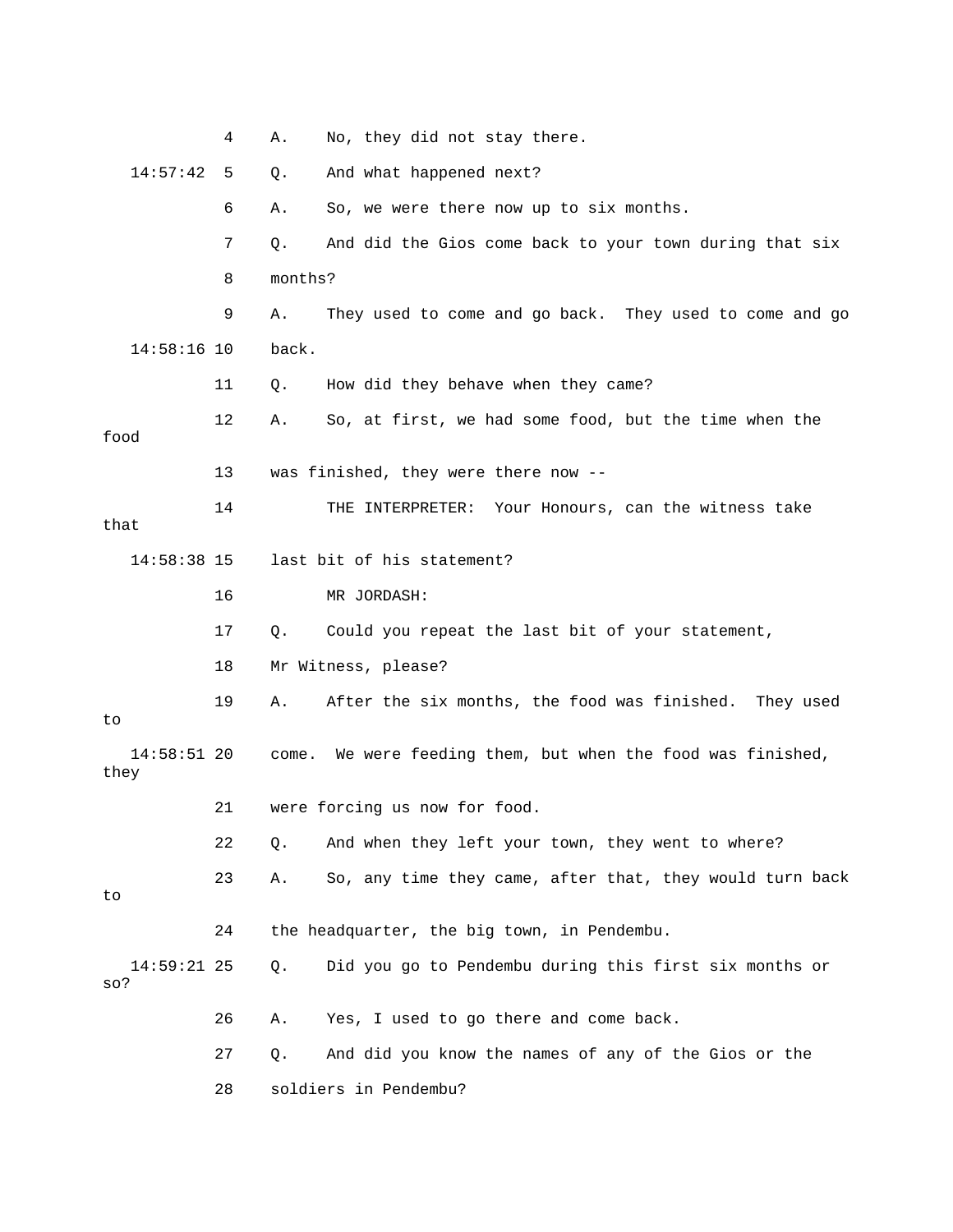4 A. No, they did not stay there.

14:57:42 5 Q. And what happened next?

6 A. So, we were there now up to six months.

7 Q. And did the Gios come back to your town during that six

8 months?

9 A. They used to come and go back. They used to come and go

14:58:16 10 back.

11 Q. How did they behave when they came?

12 A. So, at first, we had some food, but the time when the food

13 was finished, they were there now --

14 THE INTERPRETER: Your Honours, can the witness take that

14:58:38 15 last bit of his statement?

16 MR JORDASH:

17 Q. Could you repeat the last bit of your statement,

18 Mr Witness, please?

19 A. After the six months, the food was finished. They used to

14:58:51 20 come. We were feeding them, but when the food was finished, they

21 were forcing us now for food.

22 Q. And when they left your town, they went to where?

23 A. So, any time they came, after that, they would turn back to

24 the headquarter, the big town, in Pendembu.

14:59:21 25 Q. Did you go to Pendembu during this first six months or so?

26 A. Yes, I used to go there and come back.

27 Q. And did you know the names of any of the Gios or the

28 soldiers in Pendembu?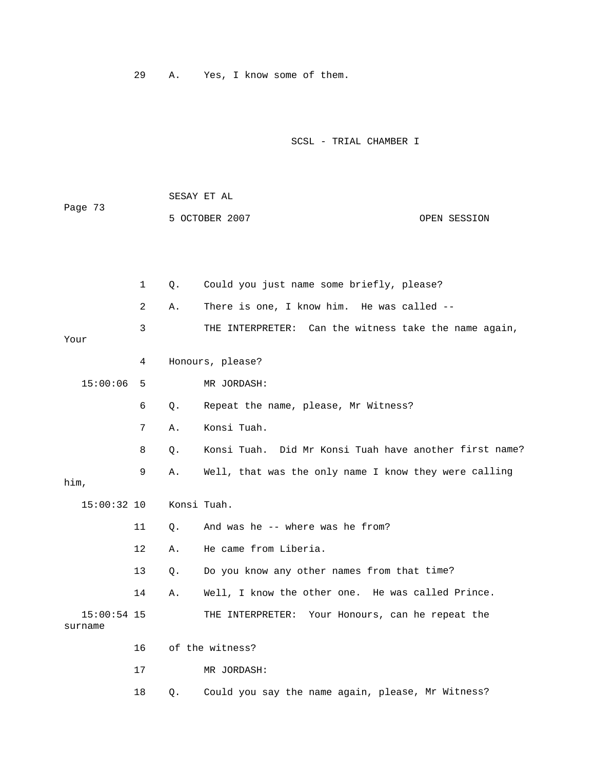29 A. Yes, I know some of them.

1 Q. Could you just name some briefly, please?

2 A. There is one, I know him. He was called --

3 THE INTERPRETER: Can the witness take the name again, Your

4 Honours, please?

15:00:06 5 MR JORDASH:

6 Q. Repeat the name, please, Mr Witness?

7 A. Konsi Tuah.

8 Q. Konsi Tuah. Did Mr Konsi Tuah have another first name?

9 A. Well, that was the only name I know they were calling him,

15:00:32 10 Konsi Tuah.

11 Q. And was he -- where was he from?

12 A. He came from Liberia.

13 Q. Do you know any other names from that time?

14 A. Well, I know the other one. He was called Prince.

15:00:54 15 THE INTERPRETER: Your Honours, can he repeat the surname

16 of the witness?

17 MR JORDASH:

18 Q. Could you say the name again, please, Mr Witness?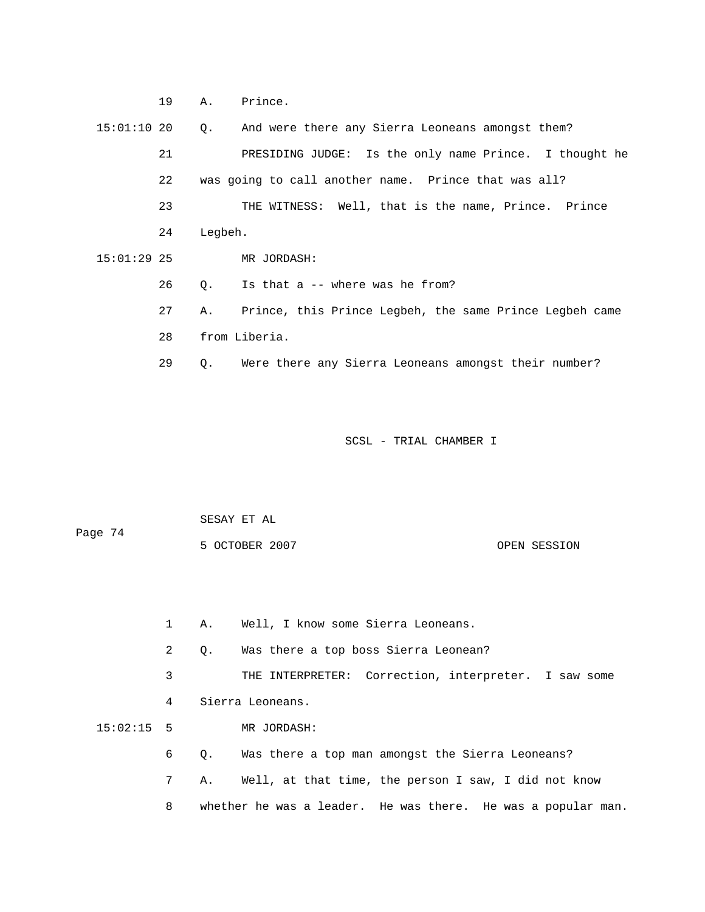19 A. Prince.

15:01:10 20 Q. And were there any Sierra Leoneans amongst them?

21 PRESIDING JUDGE: Is the only name Prince. I thought he

22 was going to call another name. Prince that was all?

23 THE WITNESS: Well, that is the name, Prince. Prince

24 Legbeh.

15:01:29 25 MR JORDASH:

26 Q. Is that a -- where was he from?

27 A. Prince, this Prince Legbeh, the same Prince Legbeh came

28 from Liberia.

29 Q. Were there any Sierra Leoneans amongst their number?

1 A. Well, I know some Sierra Leoneans.

2 Q. Was there a top boss Sierra Leonean?

3 THE INTERPRETER: Correction, interpreter. I saw some

4 Sierra Leoneans.

15:02:15 5 MR JORDASH:

6 Q. Was there a top man amongst the Sierra Leoneans?

7 A. Well, at that time, the person I saw, I did not know

8 whether he was a leader. He was there. He was a popular man.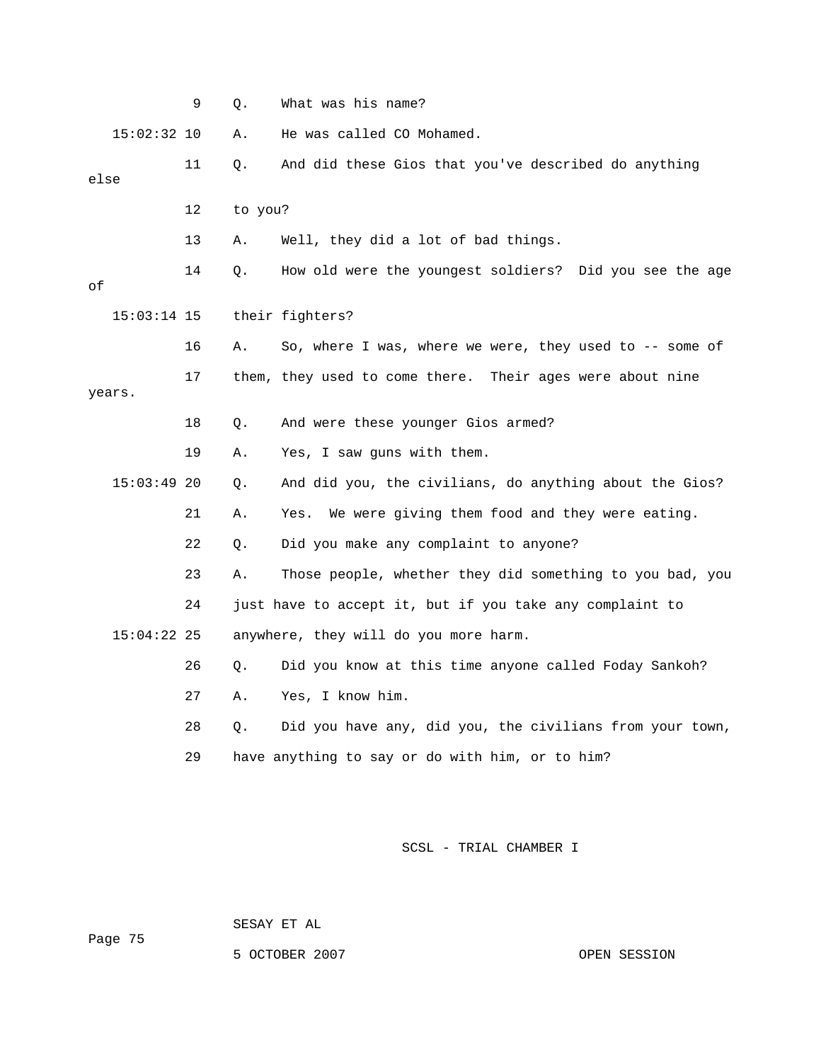9 Q. What was his name?

15:02:32 10 A. He was called CO Mohamed.

11 Q. And did these Gios that you've described do anything else

12 to you?

13 A. Well, they did a lot of bad things.

14 Q. How old were the youngest soldiers? Did you see the age of

15:03:14 15 their fighters?

16 A. So, where I was, where we were, they used to -- some of

17 them, they used to come there. Their ages were about nine years.

18 Q. And were these younger Gios armed?

19 A. Yes, I saw guns with them.

15:03:49 20 Q. And did you, the civilians, do anything about the Gios?

21 A. Yes. We were giving them food and they were eating.

22 Q. Did you make any complaint to anyone?

23 A. Those people, whether they did something to you bad, you

24 just have to accept it, but if you take any complaint to

15:04:22 25 anywhere, they will do you more harm.

26 Q. Did you know at this time anyone called Foday Sankoh?

27 A. Yes, I know him.

28 Q. Did you have any, did you, the civilians from your town,

29 have anything to say or do with him, or to him?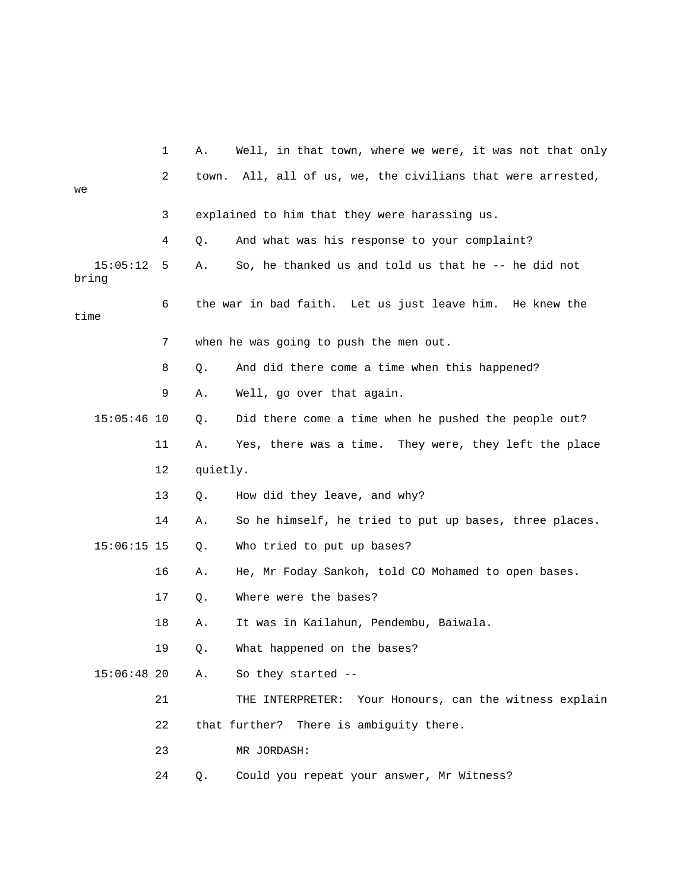1 A. Well, in that town, where we were, it was not that only

2 town. All, all of us, we, the civilians that were arrested, we

3 explained to him that they were harassing us.

4 Q. And what was his response to your complaint?

15:05:12 5 A. So, he thanked us and told us that he -- he did not bring

6 the war in bad faith. Let us just leave him. He knew the time

7 when he was going to push the men out.

8 Q. And did there come a time when this happened?

9 A. Well, go over that again.

15:05:46 10 Q. Did there come a time when he pushed the people out?

11 A. Yes, there was a time. They were, they left the place

12 quietly.

13 Q. How did they leave, and why?

14 A. So he himself, he tried to put up bases, three places.

15:06:15 15 Q. Who tried to put up bases?

16 A. He, Mr Foday Sankoh, told CO Mohamed to open bases.

17 Q. Where were the bases?

18 A. It was in Kailahun, Pendembu, Baiwala.

19 Q. What happened on the bases?

15:06:48 20 A. So they started --

21 THE INTERPRETER: Your Honours, can the witness explain

22 that further? There is ambiguity there.

23 MR JORDASH:

24 Q. Could you repeat your answer, Mr Witness?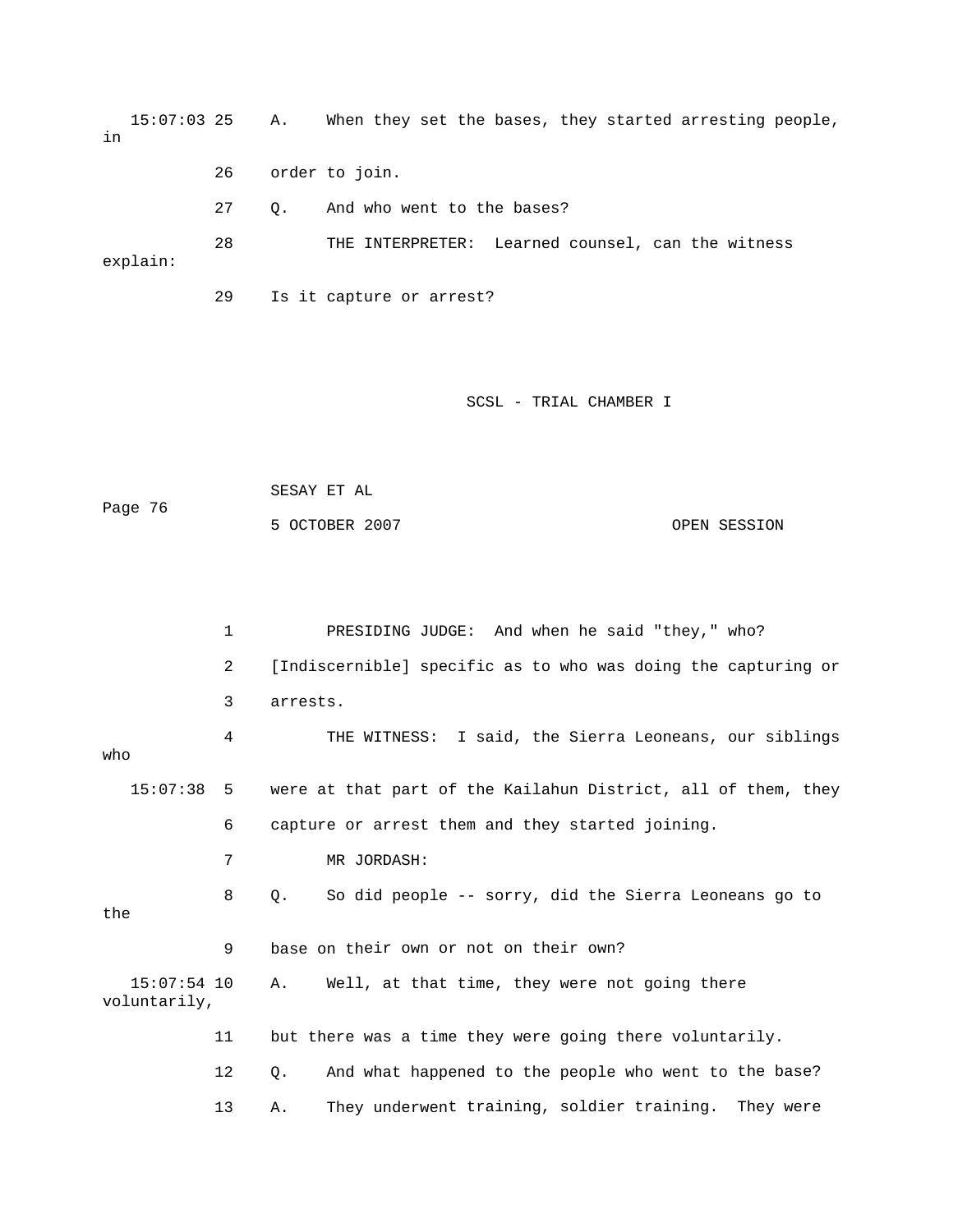15:07:03 25 A. When they set the bases, they started arresting people, in

26 order to join.

27 Q. And who went to the bases?

28 THE INTERPRETER: Learned counsel, can the witness explain:

29 Is it capture or arrest?

1 PRESIDING JUDGE: And when he said "they," who?

2 [Indiscernible] specific as to who was doing the capturing or

3 arrests.

4 THE WITNESS: I said, the Sierra Leoneans, our siblings who

15:07:38 5 were at that part of the Kailahun District, all of them, they

6 capture or arrest them and they started joining.

7 MR JORDASH:

8 Q. So did people -- sorry, did the Sierra Leoneans go to the

9 base on their own or not on their own?

15:07:54 10 A. Well, at that time, they were not going there voluntarily,

11 but there was a time they were going there voluntarily.

12 Q. And what happened to the people who went to the base?

13 A. They underwent training, soldier training. They were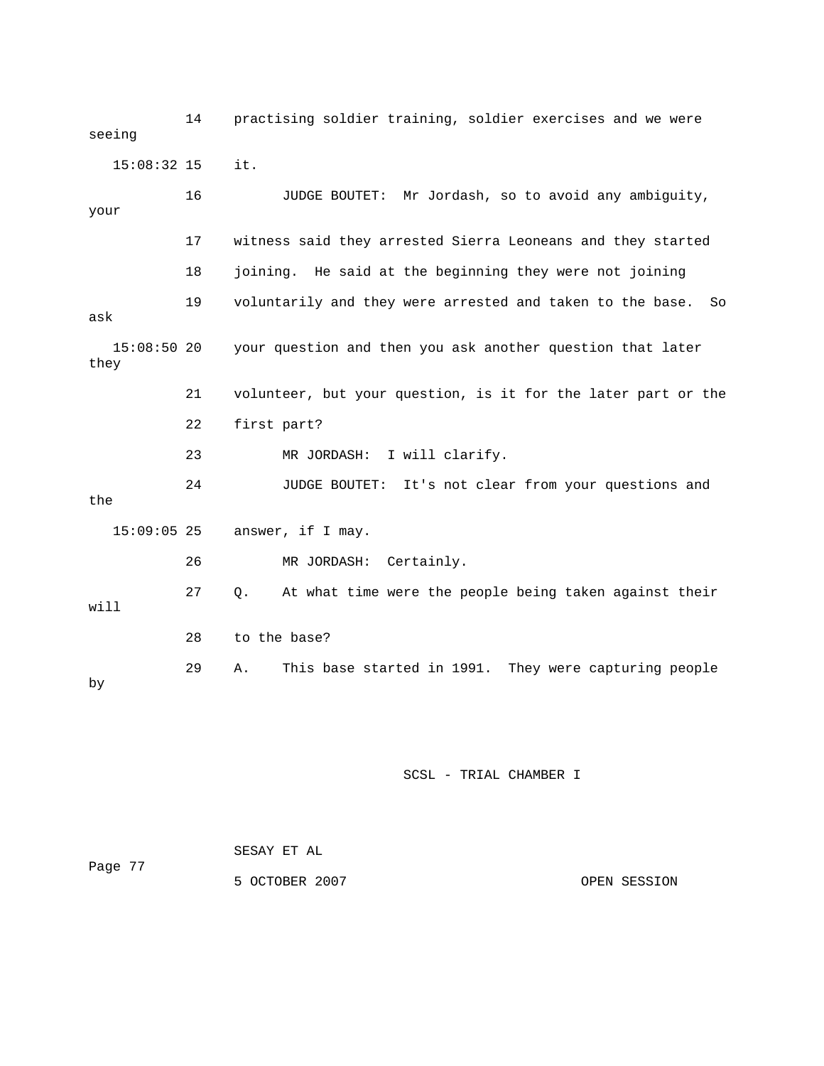14 practising soldier training, soldier exercises and we were seeing

15:08:32 15 it.

16 JUDGE BOUTET: Mr Jordash, so to avoid any ambiguity, your

17 witness said they arrested Sierra Leoneans and they started

18 joining. He said at the beginning they were not joining

19 voluntarily and they were arrested and taken to the base. So ask

15:08:50 20 your question and then you ask another question that later they

21 volunteer, but your question, is it for the later part or the

22 first part?

23 MR JORDASH: I will clarify.

24 JUDGE BOUTET: It's not clear from your questions and the

15:09:05 25 answer, if I may.

26 MR JORDASH: Certainly.

27 Q. At what time were the people being taken against their will

28 to the base?

29 A. This base started in 1991. They were capturing people by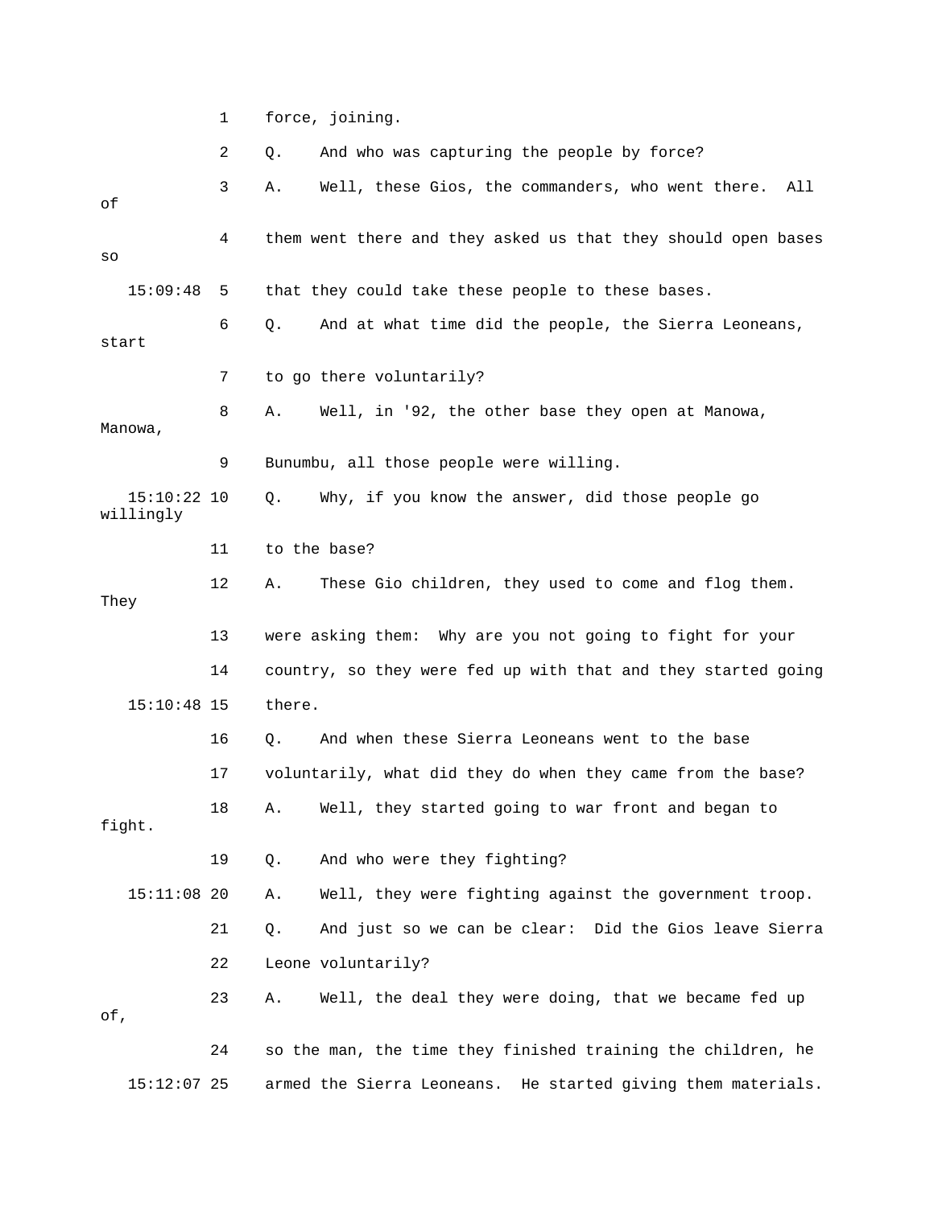1 force, joining.

2 Q. And who was capturing the people by force?

3 A. Well, these Gios, the commanders, who went there. All of

4 them went there and they asked us that they should open bases so

15:09:48 5 that they could take these people to these bases.

6 Q. And at what time did the people, the Sierra Leoneans, start

7 to go there voluntarily?

8 A. Well, in '92, the other base they open at Manowa, Manowa,

9 Bunumbu, all those people were willing.

15:10:22 10 Q. Why, if you know the answer, did those people go willingly

11 to the base?

12 A. These Gio children, they used to come and flog them. They

13 were asking them: Why are you not going to fight for your

14 country, so they were fed up with that and they started going

15:10:48 15 there.

16 Q. And when these Sierra Leoneans went to the base

17 voluntarily, what did they do when they came from the base?

18 A. Well, they started going to war front and began to fight.

19 Q. And who were they fighting?

15:11:08 20 A. Well, they were fighting against the government troop.

21 Q. And just so we can be clear: Did the Gios leave Sierra

22 Leone voluntarily?

23 A. Well, the deal they were doing, that we became fed up of,

24 so the man, the time they finished training the children, he

15:12:07 25 armed the Sierra Leoneans. He started giving them materials.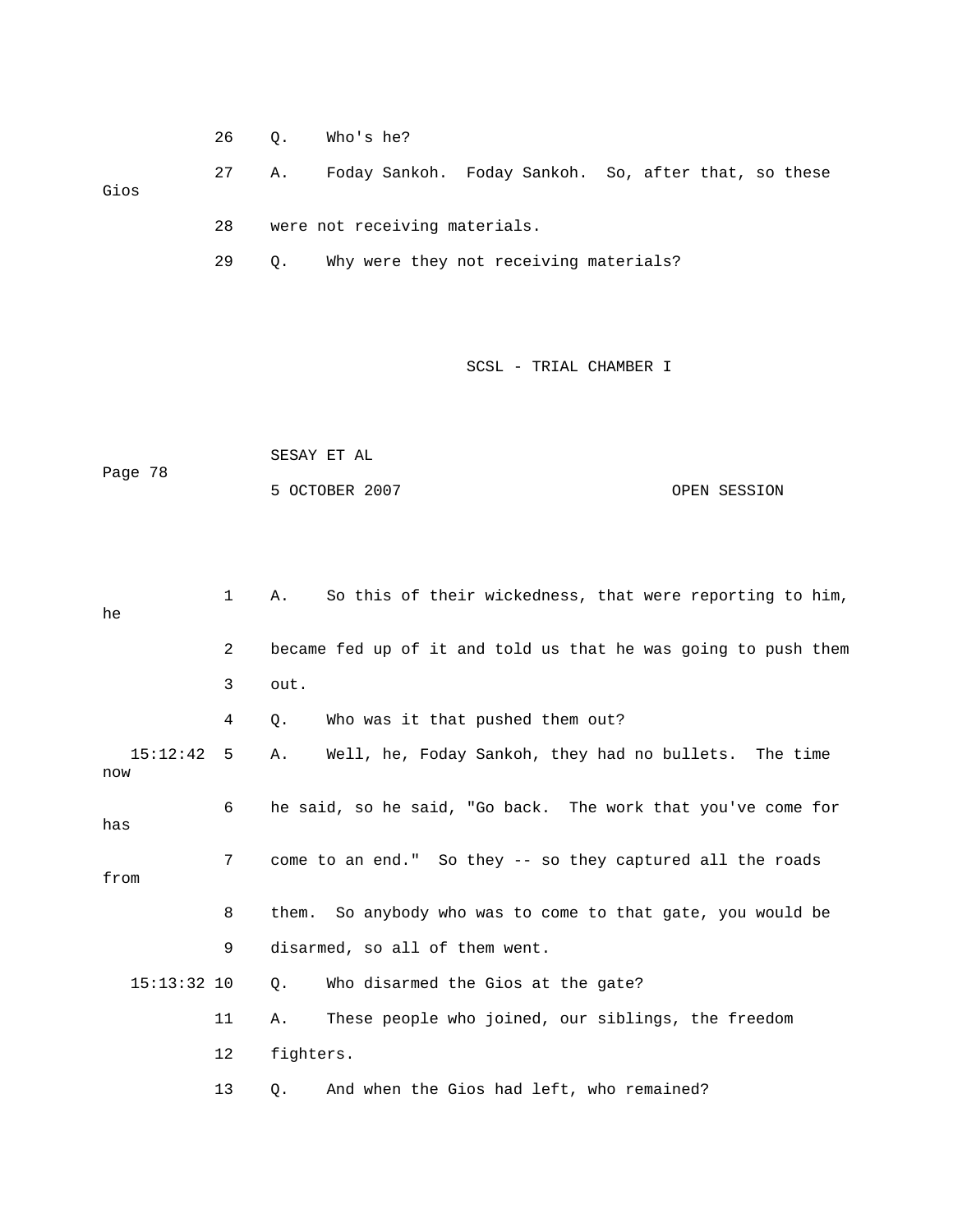26 Q. Who's he?

27 A. Foday Sankoh. Foday Sankoh. So, after that, so these Gios

28 were not receiving materials.

29 Q. Why were they not receiving materials?

1 A. So this of their wickedness, that were reporting to him, he

2 became fed up of it and told us that he was going to push them

3 out.

4 Q. Who was it that pushed them out?

15:12:42 5 A. Well, he, Foday Sankoh, they had no bullets. The time now

6 he said, so he said, "Go back. The work that you've come for has

7 come to an end." So they -- so they captured all the roads from

8 them. So anybody who was to come to that gate, you would be

9 disarmed, so all of them went.

15:13:32 10 Q. Who disarmed the Gios at the gate?

11 A. These people who joined, our siblings, the freedom

12 fighters.

13 Q. And when the Gios had left, who remained?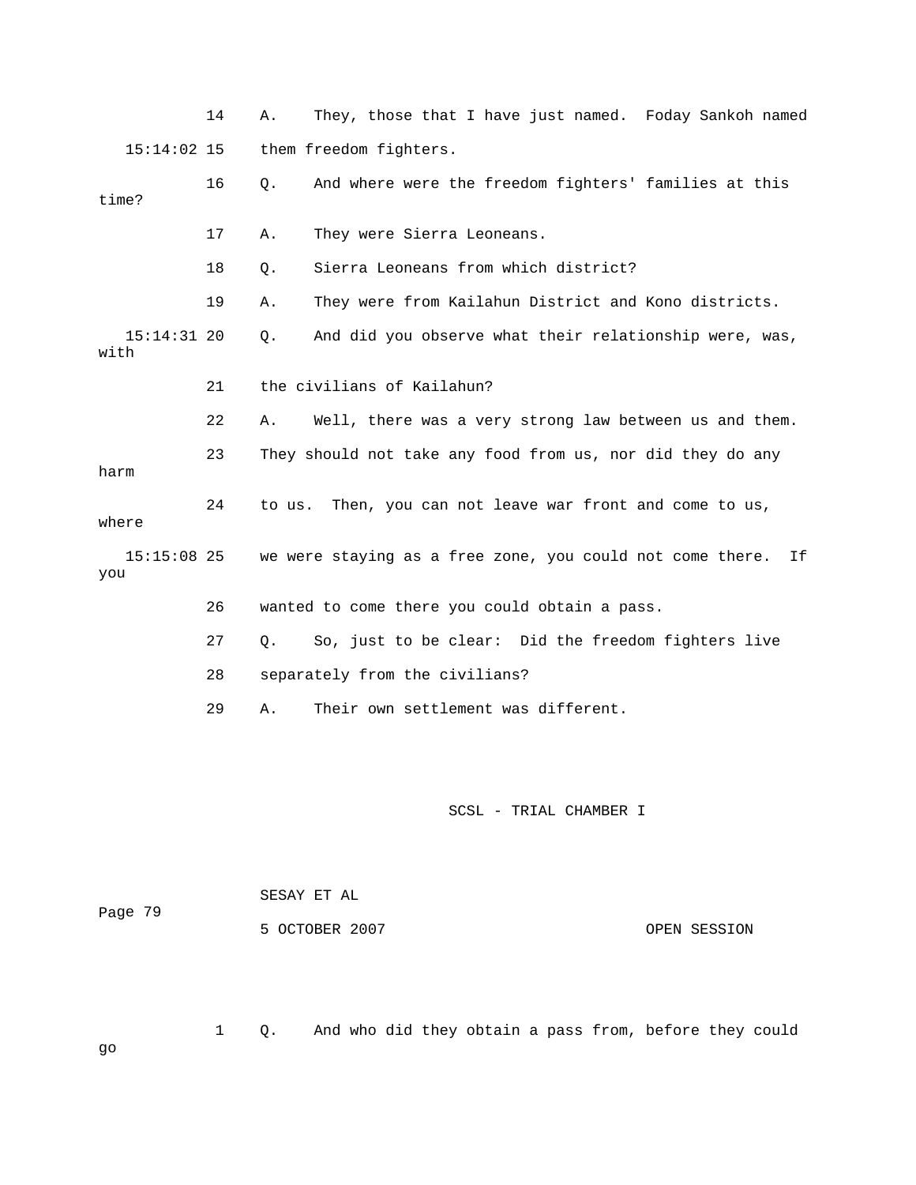14 A. They, those that I have just named. Foday Sankoh named

15:14:02 15 them freedom fighters.

16 Q. And where were the freedom fighters' families at this time?

17 A. They were Sierra Leoneans.

18 Q. Sierra Leoneans from which district?

19 A. They were from Kailahun District and Kono districts.

15:14:31 20 Q. And did you observe what their relationship were, was, with

21 the civilians of Kailahun?

22 A. Well, there was a very strong law between us and them.

23 They should not take any food from us, nor did they do any harm

24 to us. Then, you can not leave war front and come to us, where

15:15:08 25 we were staying as a free zone, you could not come there. If you

26 wanted to come there you could obtain a pass.

27 Q. So, just to be clear: Did the freedom fighters live

28 separately from the civilians?

29 A. Their own settlement was different.

SCSL - TRIAL CHAMBER I

SESAY ET AL

5 OCTOBER 2007 OPEN SESSION

1 Q. And who did they obtain a pass from, before they could go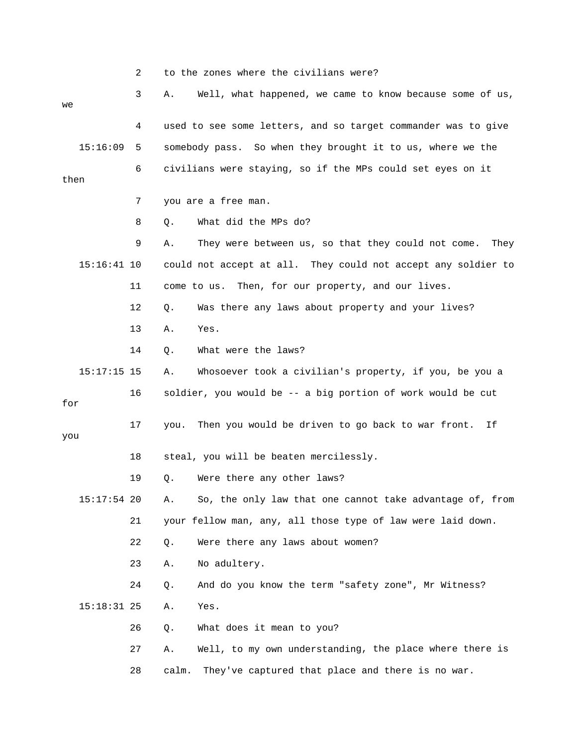2 to the zones where the civilians were?

3 A. Well, what happened, we came to know because some of us, we

4 used to see some letters, and so target commander was to give

15:16:09 5 somebody pass. So when they brought it to us, where we the

6 civilians were staying, so if the MPs could set eyes on it then

7 you are a free man.

8 Q. What did the MPs do?

9 A. They were between us, so that they could not come. They

15:16:41 10 could not accept at all. They could not accept any soldier to

11 come to us. Then, for our property, and our lives.

12 Q. Was there any laws about property and your lives?

13 A. Yes.

14 Q. What were the laws?

15:17:15 15 A. Whosoever took a civilian's property, if you, be you a

16 soldier, you would be -- a big portion of work would be cut for

17 you. Then you would be driven to go back to war front. If you

18 steal, you will be beaten mercilessly.

19 Q. Were there any other laws?

15:17:54 20 A. So, the only law that one cannot take advantage of, from

21 your fellow man, any, all those type of law were laid down.

22 Q. Were there any laws about women?

23 A. No adultery.

24 Q. And do you know the term "safety zone", Mr Witness?

15:18:31 25 A. Yes.

26 Q. What does it mean to you?

27 A. Well, to my own understanding, the place where there is

28 calm. They've captured that place and there is no war.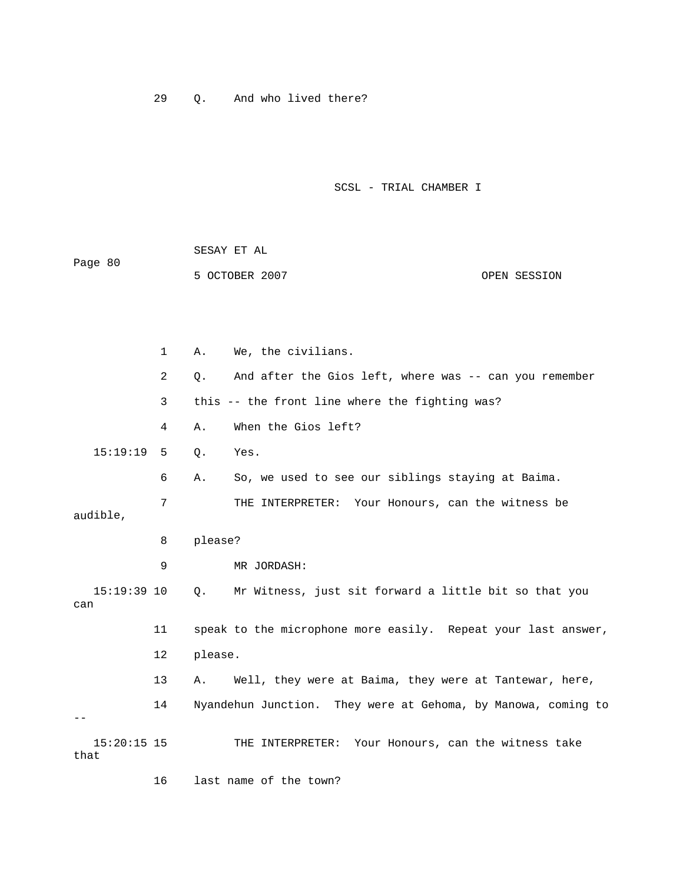29 Q. And who lived there?

1 A. We, the civilians.

2 Q. And after the Gios left, where was -- can you remember

3 this -- the front line where the fighting was?

4 A. When the Gios left?

15:19:19 5 Q. Yes.

6 A. So, we used to see our siblings staying at Baima.

7 THE INTERPRETER: Your Honours, can the witness be audible,

8 please?

9 MR JORDASH:

15:19:39 10 Q. Mr Witness, just sit forward a little bit so that you can

11 speak to the microphone more easily. Repeat your last answer,

12 please.

13 A. Well, they were at Baima, they were at Tantewar, here,

14 Nyandehun Junction. They were at Gehoma, by Manowa, coming to --

15:20:15 15 THE INTERPRETER: Your Honours, can the witness take that

16 last name of the town?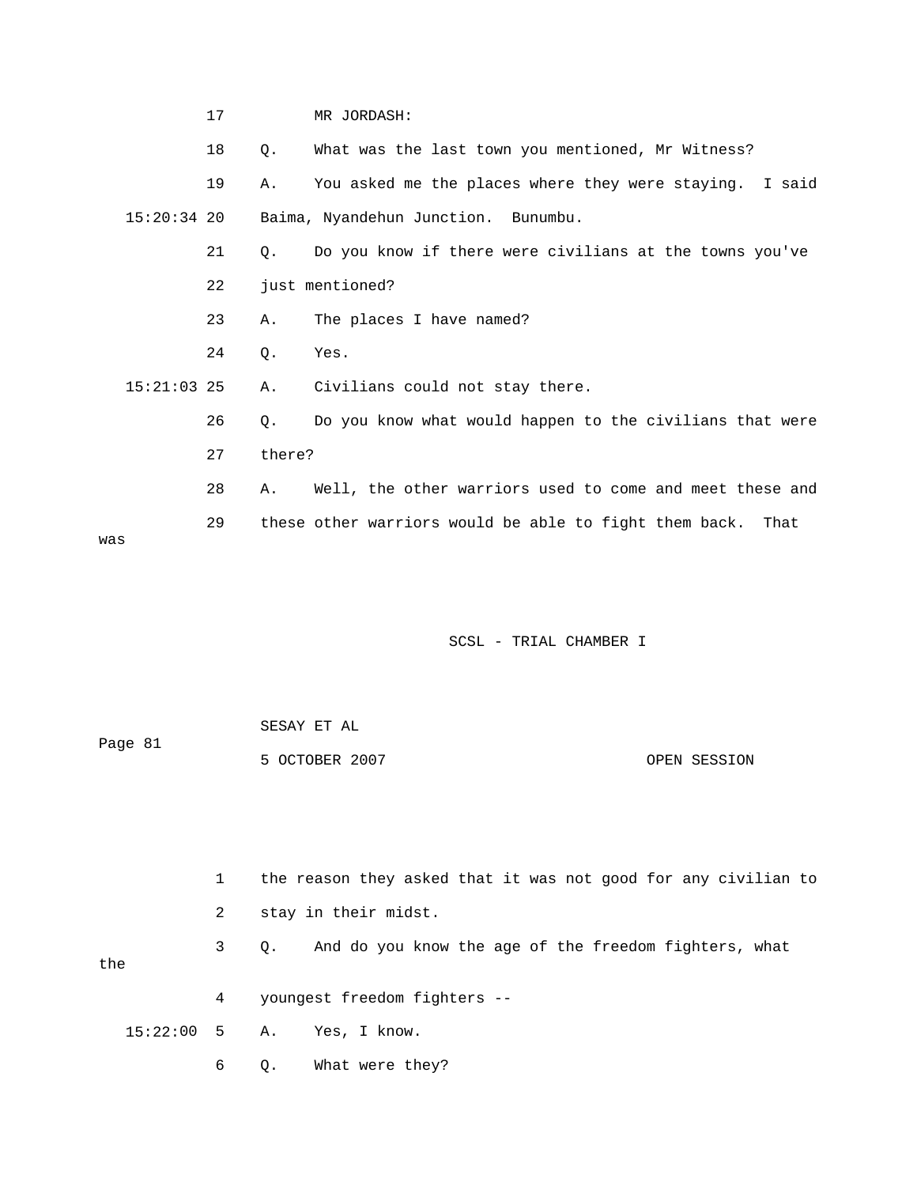17 MR JORDASH:

18 Q. What was the last town you mentioned, Mr Witness?

19 A. You asked me the places where they were staying. I said

15:20:34 20 Baima, Nyandehun Junction. Bunumbu.

21 Q. Do you know if there were civilians at the towns you've

22 just mentioned?

23 A. The places I have named?

24 Q. Yes.

15:21:03 25 A. Civilians could not stay there.

26 Q. Do you know what would happen to the civilians that were

27 there?

28 A. Well, the other warriors used to come and meet these and

29 these other warriors would be able to fight them back. That was

1 the reason they asked that it was not good for any civilian to

2 stay in their midst.

3 Q. And do you know the age of the freedom fighters, what the

4 youngest freedom fighters --

15:22:00 5 A. Yes, I know.

6 Q. What were they?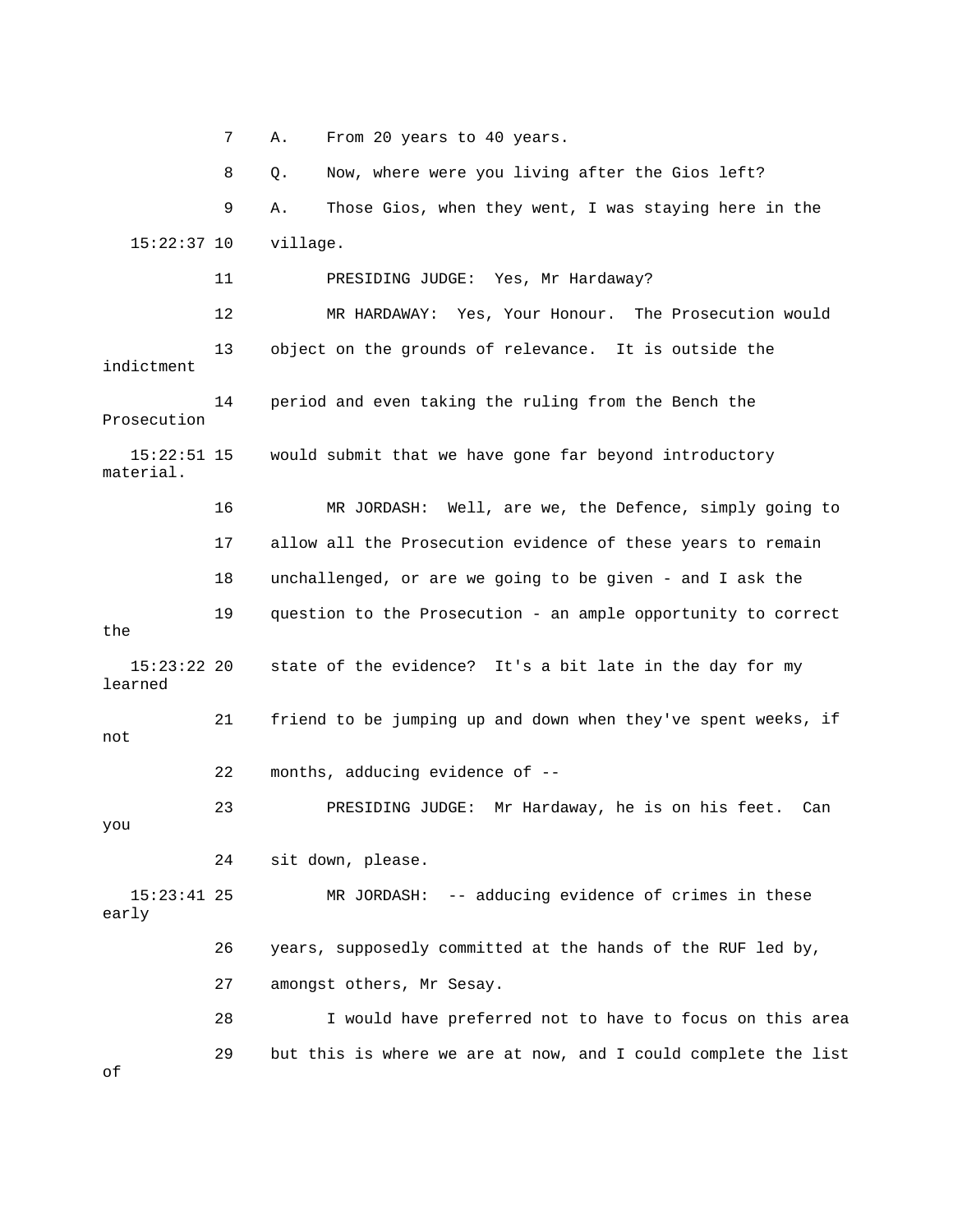7 A. From 20 years to 40 years.

8 Q. Now, where were you living after the Gios left?

9 A. Those Gios, when they went, I was staying here in the

15:22:37 10 village.

11 PRESIDING JUDGE: Yes, Mr Hardaway?

12 MR HARDAWAY: Yes, Your Honour. The Prosecution would

13 object on the grounds of relevance. It is outside the indictment

14 period and even taking the ruling from the Bench the Prosecution

15:22:51 15 would submit that we have gone far beyond introductory material.

16 MR JORDASH: Well, are we, the Defence, simply going to

17 allow all the Prosecution evidence of these years to remain

18 unchallenged, or are we going to be given - and I ask the

19 question to the Prosecution - an ample opportunity to correct the

15:23:22 20 state of the evidence? It's a bit late in the day for my learned

21 friend to be jumping up and down when they've spent weeks, if not

22 months, adducing evidence of --

23 PRESIDING JUDGE: Mr Hardaway, he is on his feet. Can you

24 sit down, please.

15:23:41 25 MR JORDASH: -- adducing evidence of crimes in these early

26 years, supposedly committed at the hands of the RUF led by,

27 amongst others, Mr Sesay.

28 I would have preferred not to have to focus on this area

29 but this is where we are at now, and I could complete the list of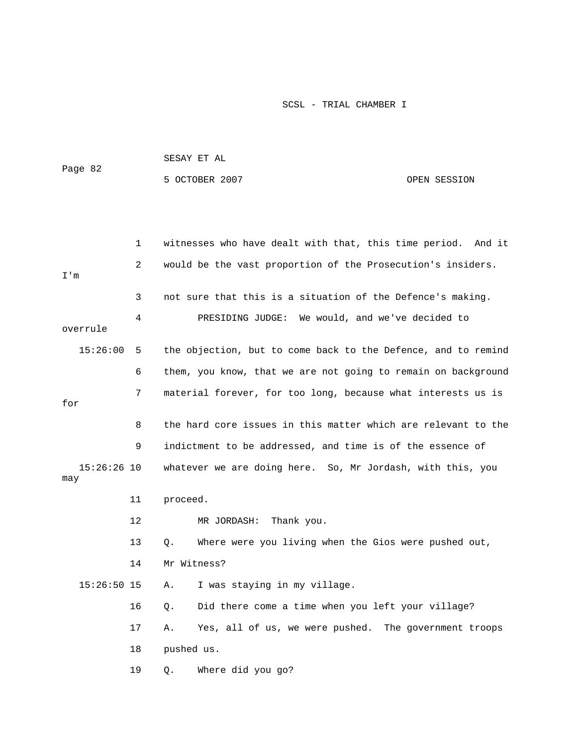1 witnesses who have dealt with that, this time period. And it

2 would be the vast proportion of the Prosecution's insiders. I'm

3 not sure that this is a situation of the Defence's making.

4 PRESIDING JUDGE: We would, and we've decided to overrule

15:26:00 5 the objection, but to come back to the Defence, and to remind

6 them, you know, that we are not going to remain on background

7 material forever, for too long, because what interests us is for

8 the hard core issues in this matter which are relevant to the

9 indictment to be addressed, and time is of the essence of

15:26:26 10 whatever we are doing here. So, Mr Jordash, with this, you may

11 proceed.

12 MR JORDASH: Thank you.

13 Q. Where were you living when the Gios were pushed out,

14 Mr Witness?

15:26:50 15 A. I was staying in my village.

16 Q. Did there come a time when you left your village?

17 A. Yes, all of us, we were pushed. The government troops

18 pushed us.

19 Q. Where did you go?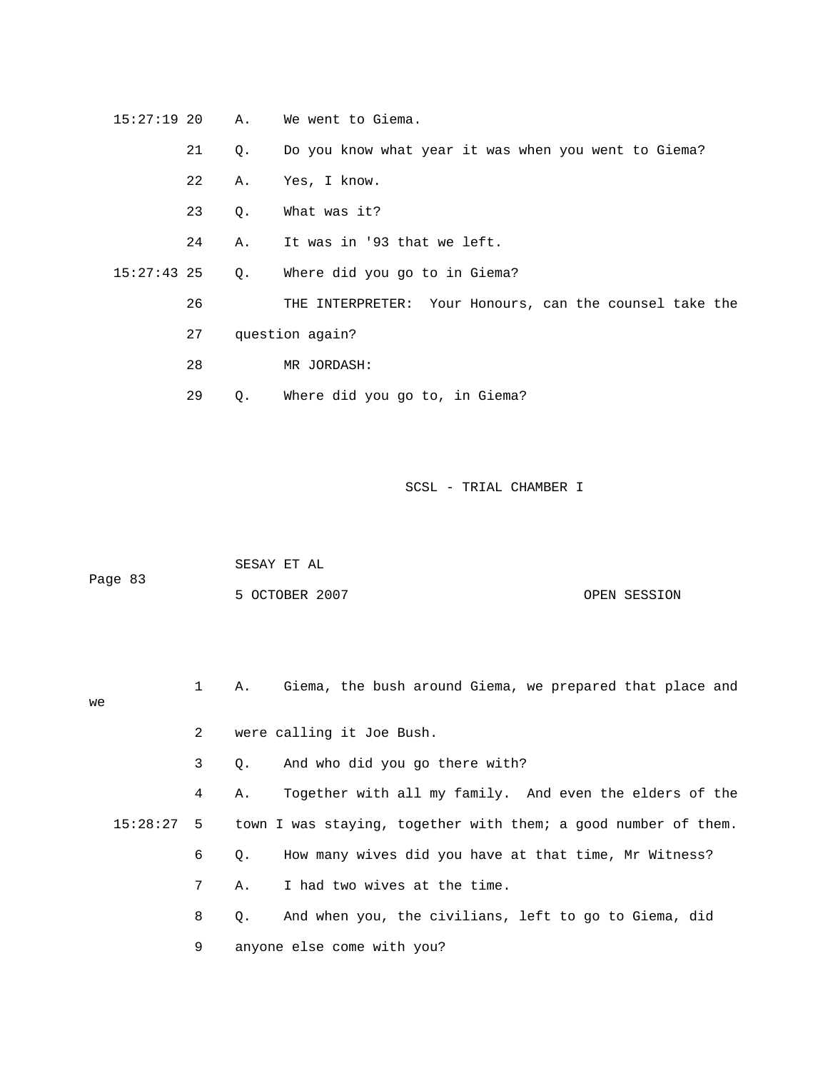15:27:19 20 A. We went to Giema.

21 Q. Do you know what year it was when you went to Giema?

22 A. Yes, I know.

23 Q. What was it?

24 A. It was in '93 that we left.

15:27:43 25 Q. Where did you go to in Giema?

26 THE INTERPRETER: Your Honours, can the counsel take the

27 question again?

28 MR JORDASH:

29 Q. Where did you go to, in Giema?

1 A. Giema, the bush around Giema, we prepared that place and we

2 were calling it Joe Bush.

3 Q. And who did you go there with?

4 A. Together with all my family. And even the elders of the

15:28:27 5 town I was staying, together with them; a good number of them.

6 Q. How many wives did you have at that time, Mr Witness?

7 A. I had two wives at the time.

8 Q. And when you, the civilians, left to go to Giema, did

9 anyone else come with you?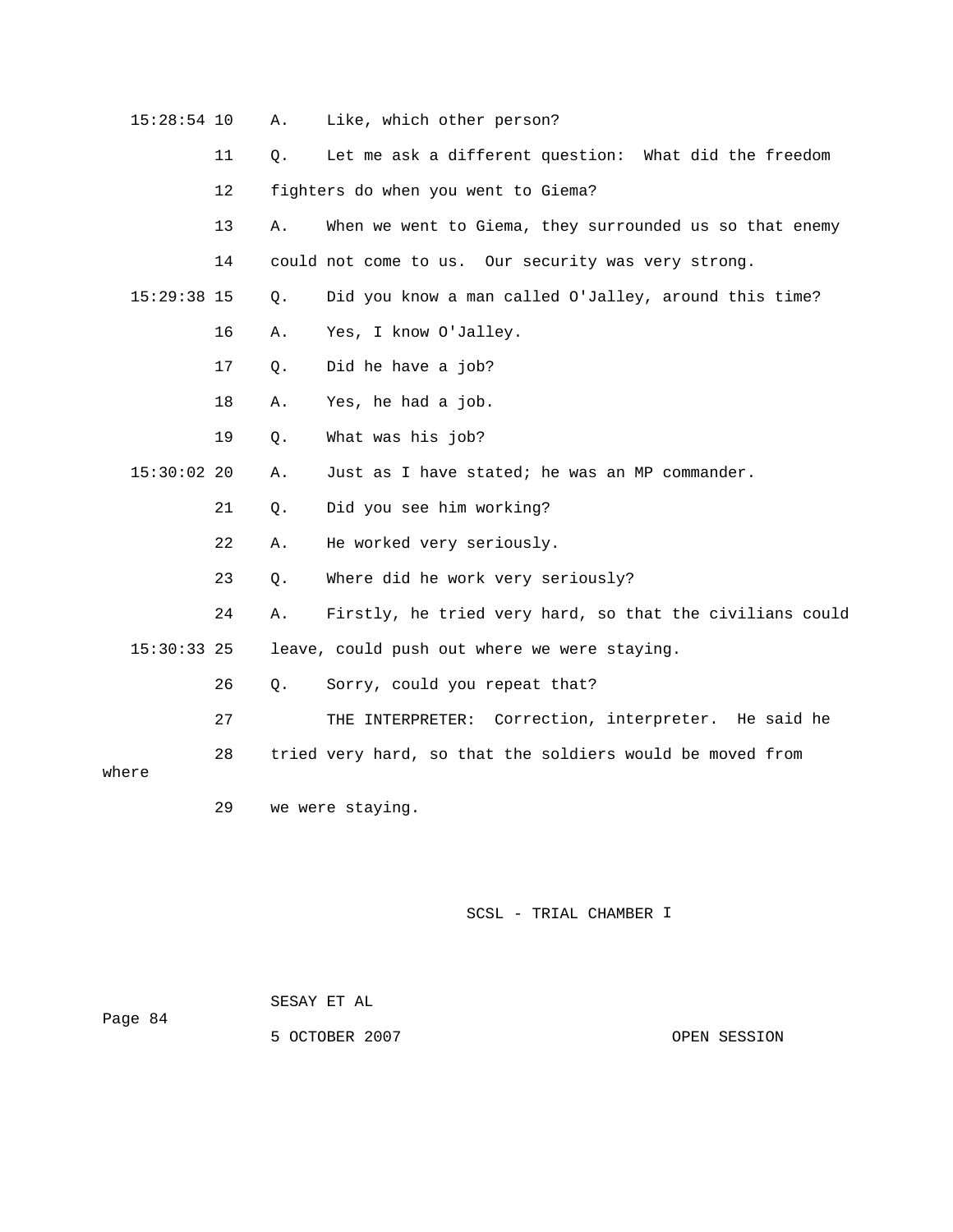15:28:54 10 A. Like, which other person?

11 Q. Let me ask a different question: What did the freedom

12 fighters do when you went to Giema?

13 A. When we went to Giema, they surrounded us so that enemy

14 could not come to us. Our security was very strong.

15:29:38 15 Q. Did you know a man called O'Jalley, around this time?

16 A. Yes, I know O'Jalley.

17 Q. Did he have a job?

18 A. Yes, he had a job.

19 Q. What was his job?

15:30:02 20 A. Just as I have stated; he was an MP commander.

21 Q. Did you see him working?

22 A. He worked very seriously.

23 Q. Where did he work very seriously?

24 A. Firstly, he tried very hard, so that the civilians could

15:30:33 25 leave, could push out where we were staying.

26 Q. Sorry, could you repeat that?

27 THE INTERPRETER: Correction, interpreter. He said he

28 tried very hard, so that the soldiers would be moved from where

29 we were staying.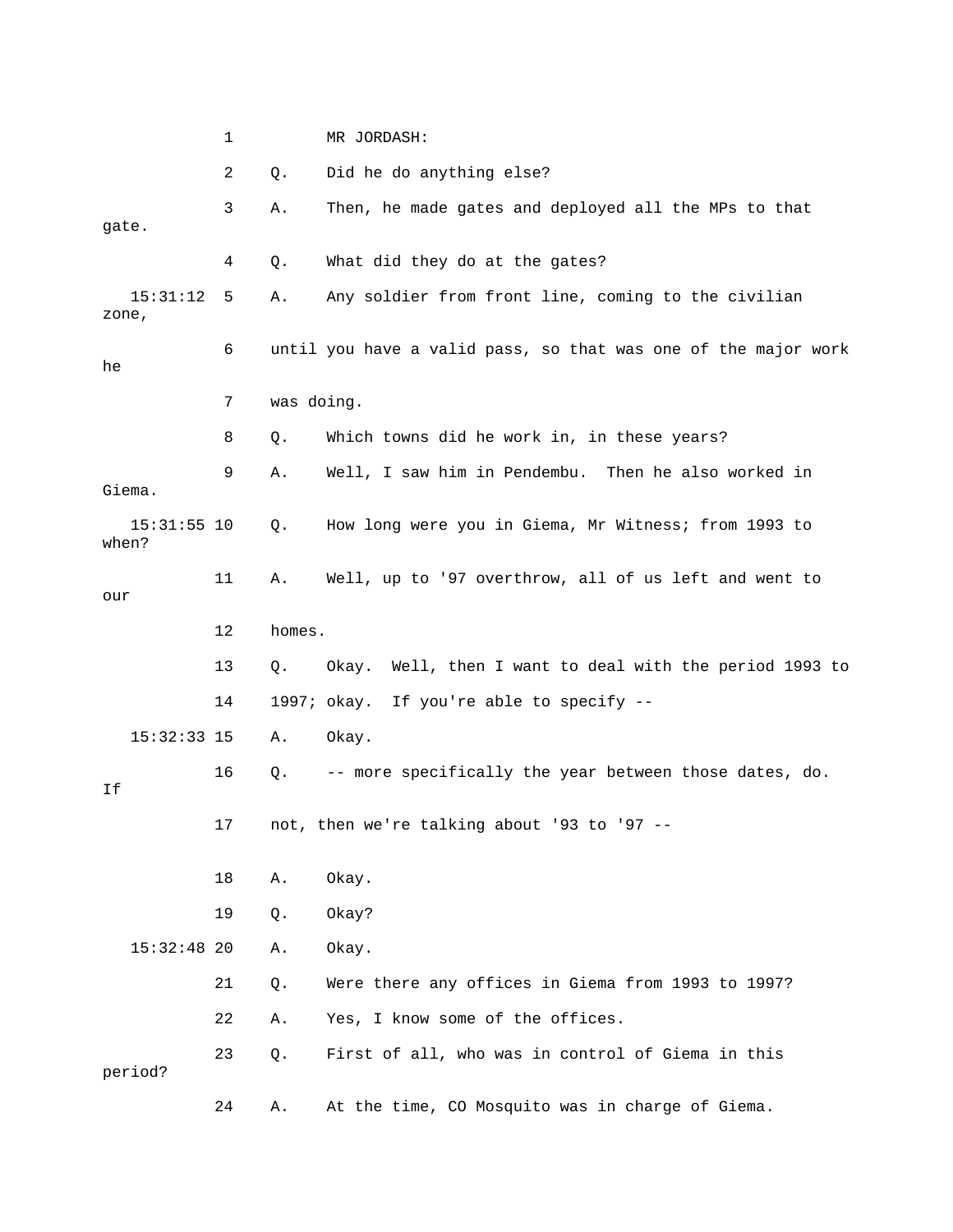1 MR JORDASH:

2 Q. Did he do anything else?

3 A. Then, he made gates and deployed all the MPs to that gate.

4 Q. What did they do at the gates?

15:31:12 5 A. Any soldier from front line, coming to the civilian zone,

6 until you have a valid pass, so that was one of the major work he

7 was doing.

8 Q. Which towns did he work in, in these years?

9 A. Well, I saw him in Pendembu. Then he also worked in Giema.

15:31:55 10 Q. How long were you in Giema, Mr Witness; from 1993 to when?

11 A. Well, up to '97 overthrow, all of us left and went to our

12 homes.

13 Q. Okay. Well, then I want to deal with the period 1993 to

14 1997; okay. If you're able to specify --

15:32:33 15 A. Okay.

16 Q. -- more specifically the year between those dates, do. If

17 not, then we're talking about '93 to '97 --

18 A. Okay.

19 Q. Okay?

15:32:48 20 A. Okay.

21 Q. Were there any offices in Giema from 1993 to 1997?

22 A. Yes, I know some of the offices.

23 Q. First of all, who was in control of Giema in this period?

24 A. At the time, CO Mosquito was in charge of Giema.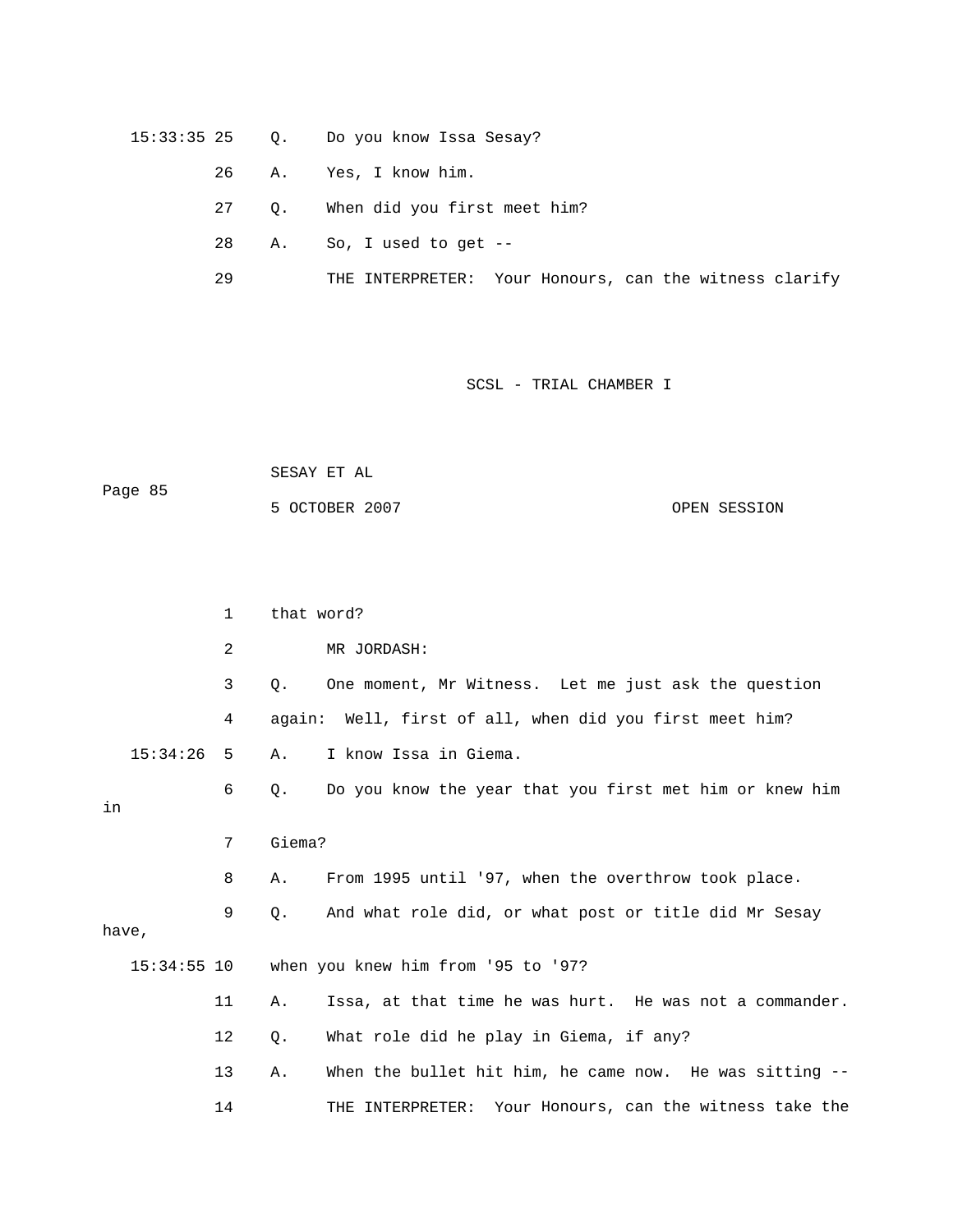15:33:35 25 Q. Do you know Issa Sesay?

26 A. Yes, I know him.

27 Q. When did you first meet him?

28 A. So, I used to get --

29 THE INTERPRETER: Your Honours, can the witness clarify

1 that word?

2 MR JORDASH:

3 Q. One moment, Mr Witness. Let me just ask the question

4 again: Well, first of all, when did you first meet him?

15:34:26 5 A. I know Issa in Giema.

6 Q. Do you know the year that you first met him or knew him in

7 Giema?

8 A. From 1995 until '97, when the overthrow took place.

9 Q. And what role did, or what post or title did Mr Sesay have,

15:34:55 10 when you knew him from '95 to '97?

11 A. Issa, at that time he was hurt. He was not a commander.

12 Q. What role did he play in Giema, if any?

13 A. When the bullet hit him, he came now. He was sitting --

14 THE INTERPRETER: Your Honours, can the witness take the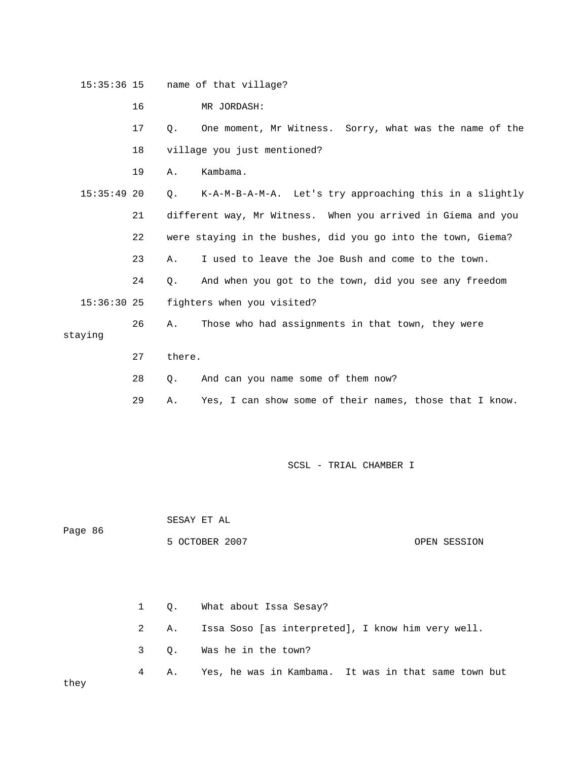15:35:36 15 name of that village?

16 MR JORDASH:

17 Q. One moment, Mr Witness. Sorry, what was the name of the

18 village you just mentioned?

19 A. Kambama.

15:35:49 20 Q. K-A-M-B-A-M-A. Let's try approaching this in a slightly

21 different way, Mr Witness. When you arrived in Giema and you

22 were staying in the bushes, did you go into the town, Giema?

23 A. I used to leave the Joe Bush and come to the town.

24 Q. And when you got to the town, did you see any freedom

15:36:30 25 fighters when you visited?

26 A. Those who had assignments in that town, they were staying

27 there.

28 Q. And can you name some of them now?

29 A. Yes, I can show some of their names, those that I know.

1 Q. What about Issa Sesay?

2 A. Issa Soso [as interpreted], I know him very well.

3 Q. Was he in the town?

4 A. Yes, he was in Kambama. It was in that same town but they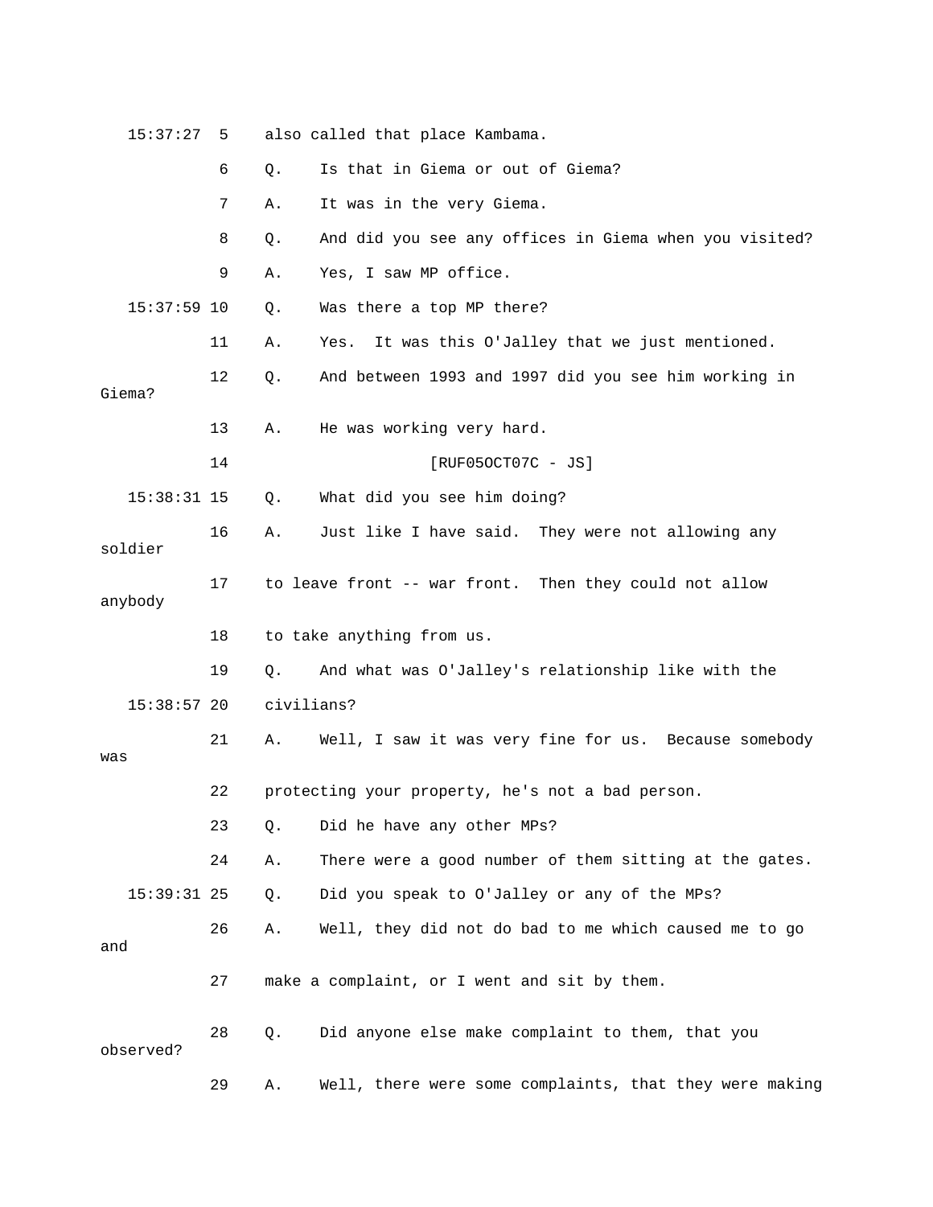15:37:27 5 also called that place Kambama.

6 Q. Is that in Giema or out of Giema?

7 A. It was in the very Giema.

8 Q. And did you see any offices in Giema when you visited?

9 A. Yes, I saw MP office.

15:37:59 10 Q. Was there a top MP there?

11 A. Yes. It was this O'Jalley that we just mentioned.

12 Q. And between 1993 and 1997 did you see him working in Giema?

13 A. He was working very hard.

14 [RUF05OCT07C - JS]

15:38:31 15 Q. What did you see him doing?

16 A. Just like I have said. They were not allowing any soldier

17 to leave front -- war front. Then they could not allow anybody

18 to take anything from us.

19 Q. And what was O'Jalley's relationship like with the

15:38:57 20 civilians?

21 A. Well, I saw it was very fine for us. Because somebody was

22 protecting your property, he's not a bad person.

23 Q. Did he have any other MPs?

24 A. There were a good number of them sitting at the gates.

15:39:31 25 Q. Did you speak to O'Jalley or any of the MPs?

26 A. Well, they did not do bad to me which caused me to go and

27 make a complaint, or I went and sit by them.

28 Q. Did anyone else make complaint to them, that you observed?

29 A. Well, there were some complaints, that they were making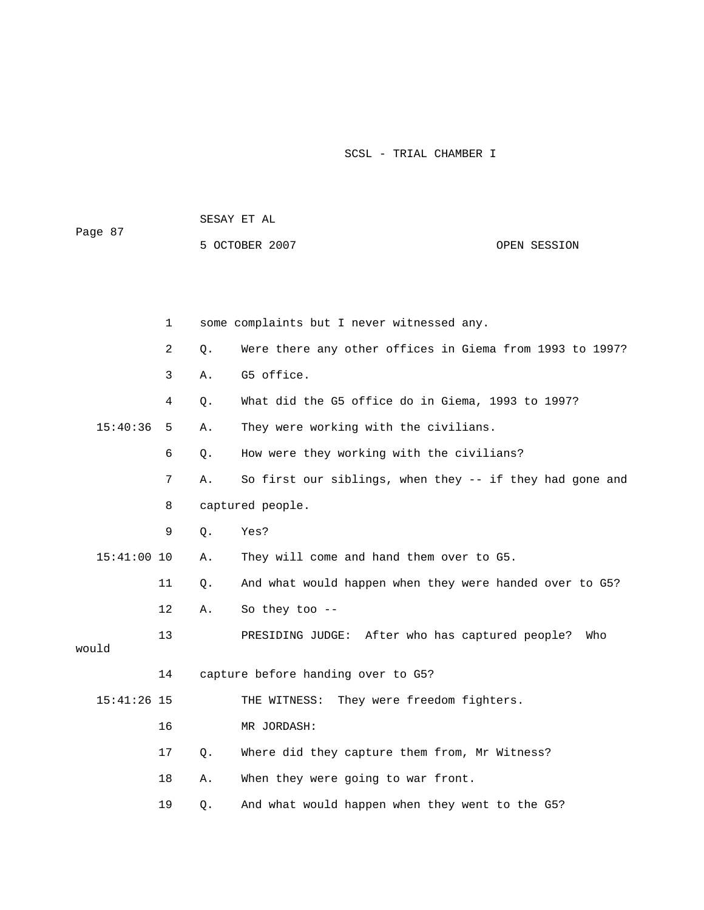some complaints but I never witnessed any.

Q. Were there any other offices in Giema from 1993 to 1997?

A. G5 office.

Q. What did the G5 office do in Giema, 1993 to 1997?

A. They were working with the civilians.

Q. How were they working with the civilians?

A. So first our siblings, when they -- if they had gone and captured people.

Q. Yes?

A. They will come and hand them over to G5.

Q. And what would happen when they were handed over to G5?

A. So they too --

PRESIDING JUDGE: After who has captured people? Who would capture before handing over to G5?

THE WITNESS: They were freedom fighters.

MR JORDASH:

Q. Where did they capture them from, Mr Witness?

A. When they were going to war front.

Q. And what would happen when they went to the G5?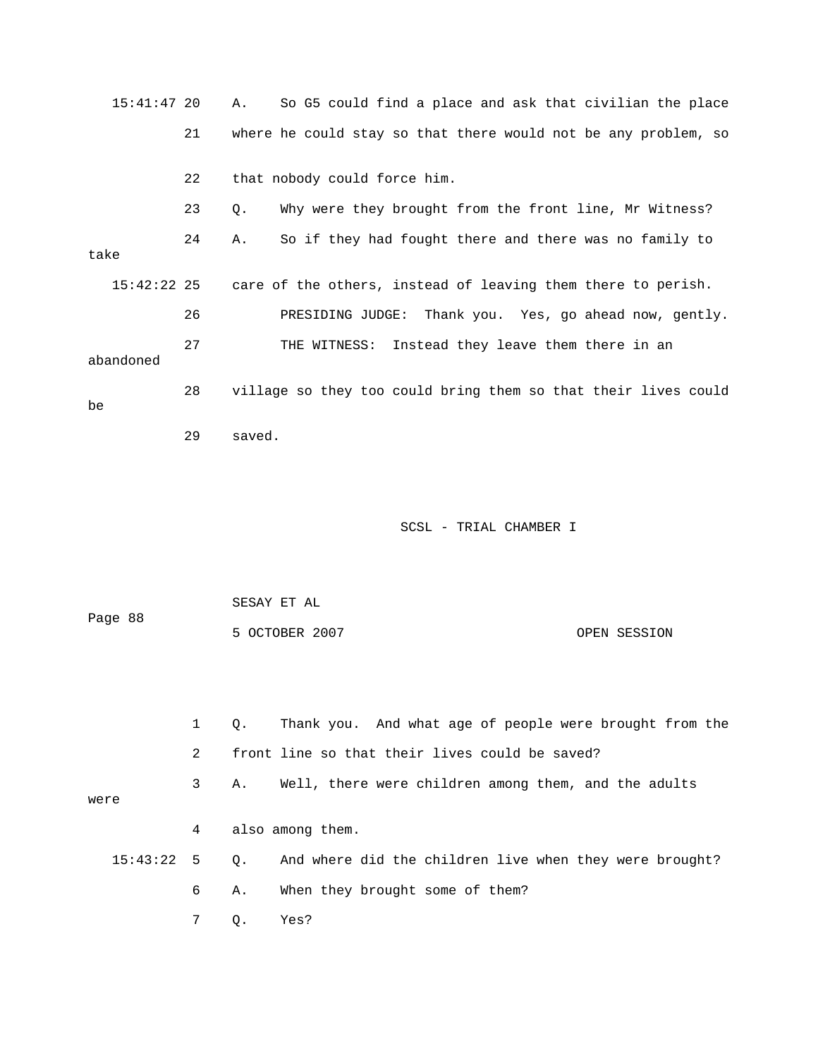15:41:47 20 A. So G5 could find a place and ask that civilian the place

21 where he could stay so that there would not be any problem, so

22 that nobody could force him.

23 Q. Why were they brought from the front line, Mr Witness?

24 A. So if they had fought there and there was no family to take

15:42:22 25 care of the others, instead of leaving them there to perish.

26 PRESIDING JUDGE: Thank you. Yes, go ahead now, gently.

27 THE WITNESS: Instead they leave them there in an abandoned

28 village so they too could bring them so that their lives could be

29 saved.

1 Q. Thank you. And what age of people were brought from the

2 front line so that their lives could be saved?

3 A. Well, there were children among them, and the adults were

4 also among them.

15:43:22 5 Q. And where did the children live when they were brought?

6 A. When they brought some of them?

7 Q. Yes?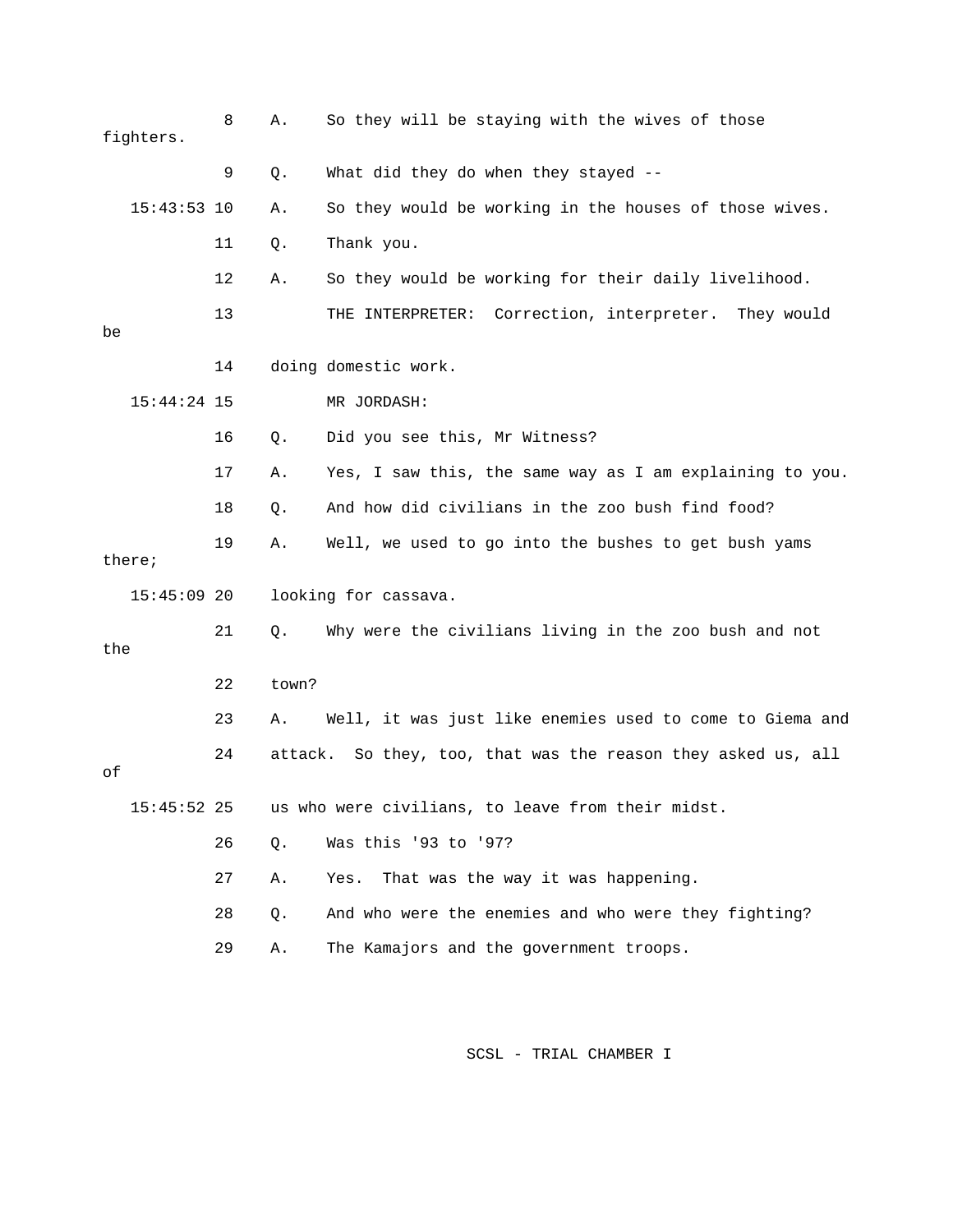8 A. So they will be staying with the wives of those fighters.

9 Q. What did they do when they stayed --

15:43:53 10 A. So they would be working in the houses of those wives.

11 Q. Thank you.

12 A. So they would be working for their daily livelihood.

13 THE INTERPRETER: Correction, interpreter. They would be

14 doing domestic work.

15:44:24 15 MR JORDASH:

16 Q. Did you see this, Mr Witness?

17 A. Yes, I saw this, the same way as I am explaining to you.

18 Q. And how did civilians in the zoo bush find food?

19 A. Well, we used to go into the bushes to get bush yams there;

15:45:09 20 looking for cassava.

21 Q. Why were the civilians living in the zoo bush and not the

22 town?

23 A. Well, it was just like enemies used to come to Giema and

24 attack. So they, too, that was the reason they asked us, all of

15:45:52 25 us who were civilians, to leave from their midst.

26 Q. Was this '93 to '97?

27 A. Yes. That was the way it was happening.

28 Q. And who were the enemies and who were they fighting?

29 A. The Kamajors and the government troops.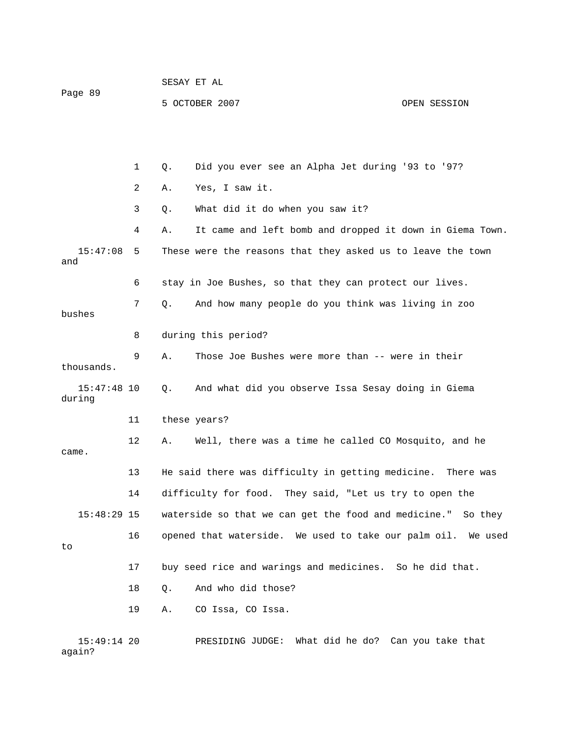1 Q. Did you ever see an Alpha Jet during '93 to '97?

2 A. Yes, I saw it.

3 Q. What did it do when you saw it?

4 A. It came and left bomb and dropped it down in Giema Town.

15:47:08 5 These were the reasons that they asked us to leave the town and

6 stay in Joe Bushes, so that they can protect our lives.

7 Q. And how many people do you think was living in zoo bushes

8 during this period?

9 A. Those Joe Bushes were more than -- were in their thousands.

15:47:48 10 Q. And what did you observe Issa Sesay doing in Giema during

11 these years?

12 A. Well, there was a time he called CO Mosquito, and he came.

13 He said there was difficulty in getting medicine. There was

14 difficulty for food. They said, "Let us try to open the

15:48:29 15 waterside so that we can get the food and medicine." So they

16 opened that waterside. We used to take our palm oil. We used to

17 buy seed rice and warings and medicines. So he did that.

18 Q. And who did those?

19 A. CO Issa, CO Issa.

15:49:14 20 PRESIDING JUDGE: What did he do? Can you take that again?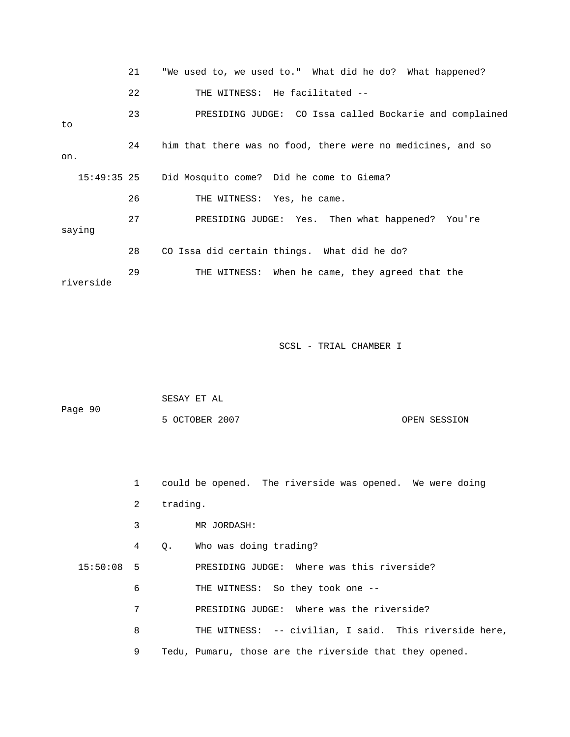21 "We used to, we used to." What did he do? What happened?

22 THE WITNESS: He facilitated --

23 PRESIDING JUDGE: CO Issa called Bockarie and complained to

24 him that there was no food, there were no medicines, and so on.

15:49:35 25 Did Mosquito come? Did he come to Giema?

26 THE WITNESS: Yes, he came.

27 PRESIDING JUDGE: Yes. Then what happened? You're saying

28 CO Issa did certain things. What did he do?

29 THE WITNESS: When he came, they agreed that the riverside

1 could be opened. The riverside was opened. We were doing

2 trading.

3 MR JORDASH:

4 Q. Who was doing trading?

15:50:08 5 PRESIDING JUDGE: Where was this riverside?

6 THE WITNESS: So they took one --

7 PRESIDING JUDGE: Where was the riverside?

8 THE WITNESS: -- civilian, I said. This riverside here,

9 Tedu, Pumaru, those are the riverside that they opened.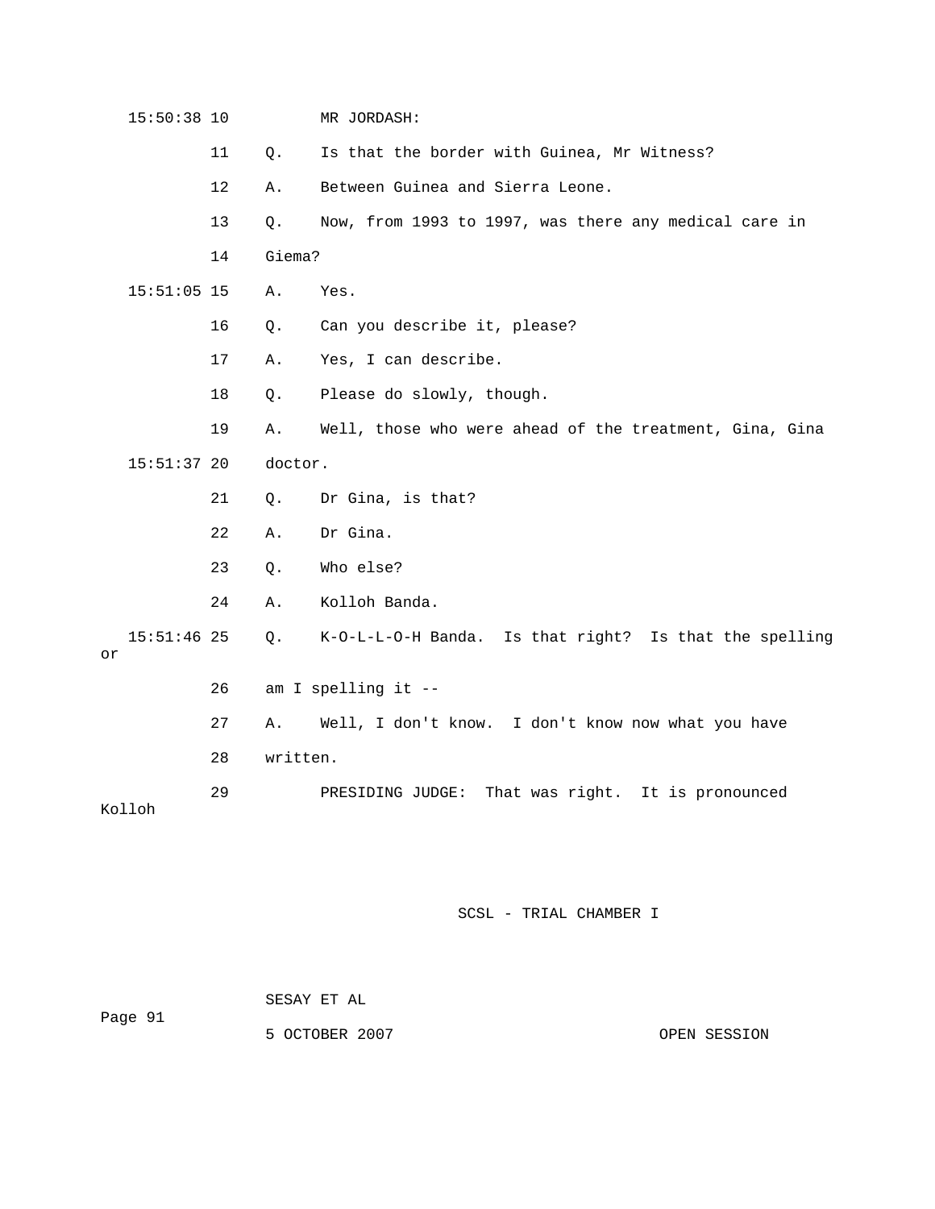15:50:38 10 MR JORDASH:

11 Q. Is that the border with Guinea, Mr Witness?

12 A. Between Guinea and Sierra Leone.

13 Q. Now, from 1993 to 1997, was there any medical care in

14 Giema?

15:51:05 15 A. Yes.

16 Q. Can you describe it, please?

17 A. Yes, I can describe.

18 Q. Please do slowly, though.

19 A. Well, those who were ahead of the treatment, Gina, Gina

15:51:37 20 doctor.

21 Q. Dr Gina, is that?

22 A. Dr Gina.

23 Q. Who else?

24 A. Kolloh Banda.

15:51:46 25 Q. K-O-L-L-O-H Banda. Is that right? Is that the spelling or

26 am I spelling it --

27 A. Well, I don't know. I don't know now what you have

28 written.

29 PRESIDING JUDGE: That was right. It is pronounced Kolloh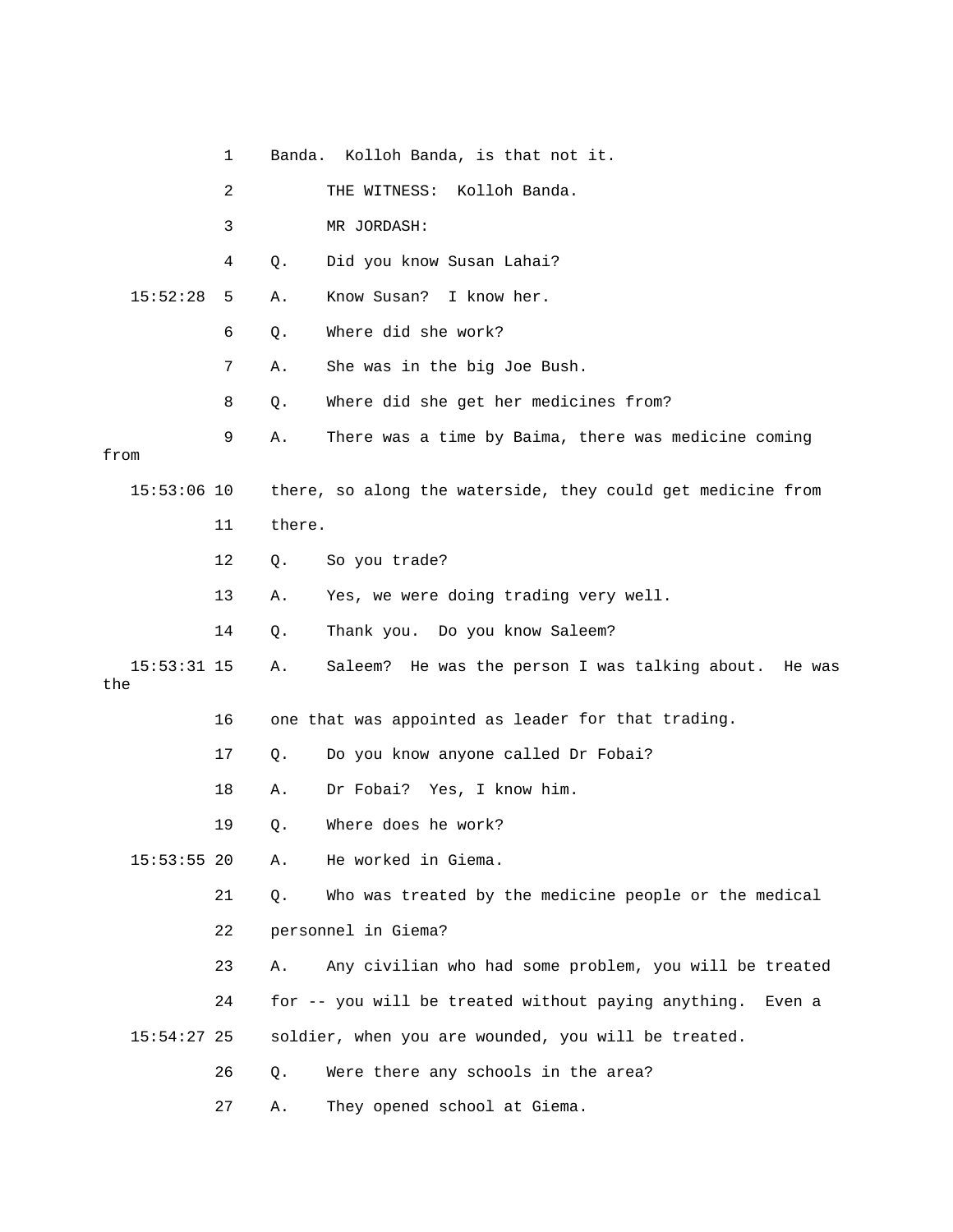Banda. Kolloh Banda, is that not it.

THE WITNESS: Kolloh Banda.

MR JORDASH:

Q. Did you know Susan Lahai?

A. Know Susan? I know her.

Q. Where did she work?

A. She was in the big Joe Bush.

Q. Where did she get her medicines from?

A. There was a time by Baima, there was medicine coming from there, so along the waterside, they could get medicine from there.

Q. So you trade?

A. Yes, we were doing trading very well.

Q. Thank you. Do you know Saleem?

A. Saleem? He was the person I was talking about. He was the one that was appointed as leader for that trading.

Q. Do you know anyone called Dr Fobai?

A. Dr Fobai? Yes, I know him.

Q. Where does he work?

A. He worked in Giema.

Q. Who was treated by the medicine people or the medical personnel in Giema?

A. Any civilian who had some problem, you will be treated for -- you will be treated without paying anything. Even a soldier, when you are wounded, you will be treated.

Q. Were there any schools in the area?

A. They opened school at Giema.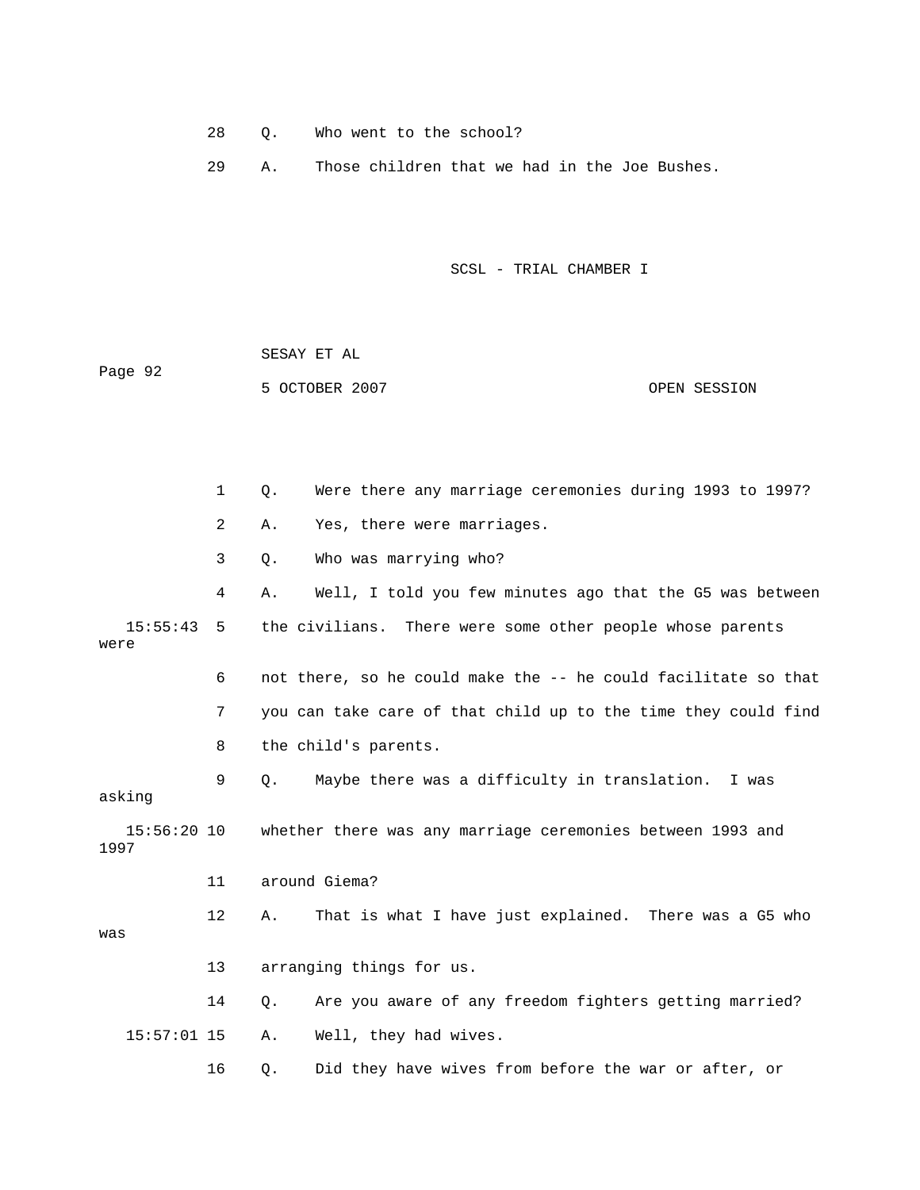28 Q. Who went to the school?

29 A. Those children that we had in the Joe Bushes.

1 Q. Were there any marriage ceremonies during 1993 to 1997?

2 A. Yes, there were marriages.

3 Q. Who was marrying who?

4 A. Well, I told you few minutes ago that the G5 was between

15:55:43 5 the civilians. There were some other people whose parents were

6 not there, so he could make the -- he could facilitate so that

7 you can take care of that child up to the time they could find

8 the child's parents.

9 Q. Maybe there was a difficulty in translation. I was asking

15:56:20 10 whether there was any marriage ceremonies between 1993 and 1997

11 around Giema?

12 A. That is what I have just explained. There was a G5 who was

13 arranging things for us.

14 Q. Are you aware of any freedom fighters getting married?

15:57:01 15 A. Well, they had wives.

16 Q. Did they have wives from before the war or after, or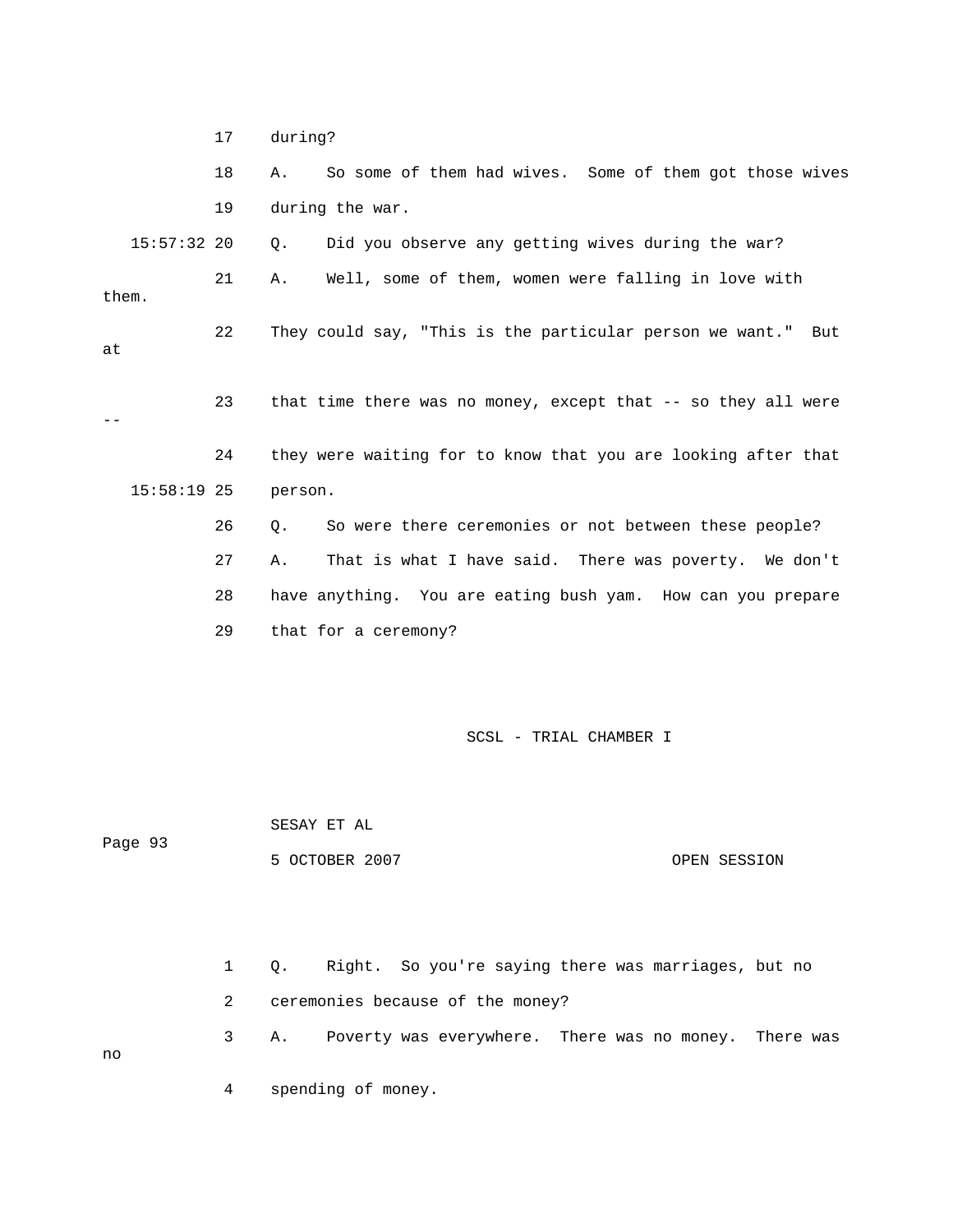17 during?

18 A. So some of them had wives. Some of them got those wives

19 during the war.

15:57:32 20 Q. Did you observe any getting wives during the war?

21 A. Well, some of them, women were falling in love with them.

22 They could say, "This is the particular person we want." But at

23 that time there was no money, except that -- so they all were --

24 they were waiting for to know that you are looking after that

15:58:19 25 person.

26 Q. So were there ceremonies or not between these people?

27 A. That is what I have said. There was poverty. We don't

28 have anything. You are eating bush yam. How can you prepare

29 that for a ceremony?

1 Q. Right. So you're saying there was marriages, but no

2 ceremonies because of the money?

3 A. Poverty was everywhere. There was no money. There was no

4 spending of money.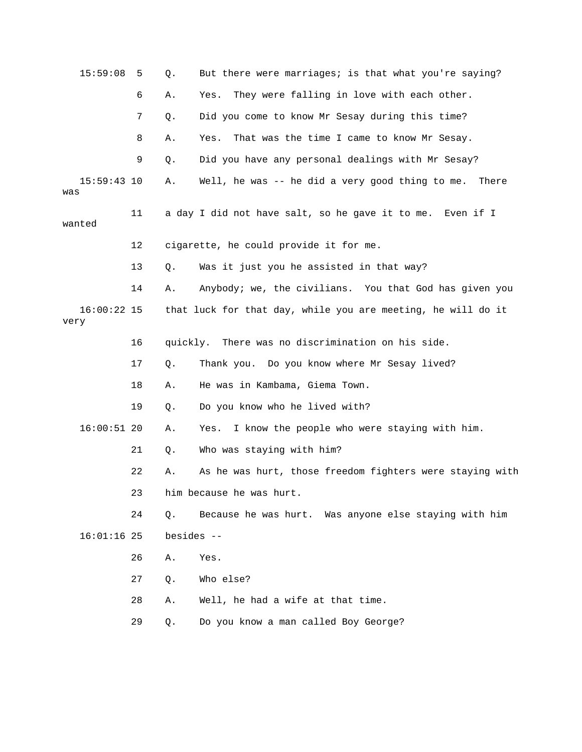15:59:08 5 Q. But there were marriages; is that what you're saying?

6 A. Yes. They were falling in love with each other.

7 Q. Did you come to know Mr Sesay during this time?

8 A. Yes. That was the time I came to know Mr Sesay.

9 Q. Did you have any personal dealings with Mr Sesay?

15:59:43 10 A. Well, he was -- he did a very good thing to me. There was

11 a day I did not have salt, so he gave it to me. Even if I wanted

12 cigarette, he could provide it for me.

13 Q. Was it just you he assisted in that way?

14 A. Anybody; we, the civilians. You that God has given you

16:00:22 15 that luck for that day, while you are meeting, he will do it very

16 quickly. There was no discrimination on his side.

17 Q. Thank you. Do you know where Mr Sesay lived?

18 A. He was in Kambama, Giema Town.

19 Q. Do you know who he lived with?

16:00:51 20 A. Yes. I know the people who were staying with him.

21 Q. Who was staying with him?

22 A. As he was hurt, those freedom fighters were staying with

23 him because he was hurt.

24 Q. Because he was hurt. Was anyone else staying with him

16:01:16 25 besides --

26 A. Yes.

27 Q. Who else?

28 A. Well, he had a wife at that time.

29 Q. Do you know a man called Boy George?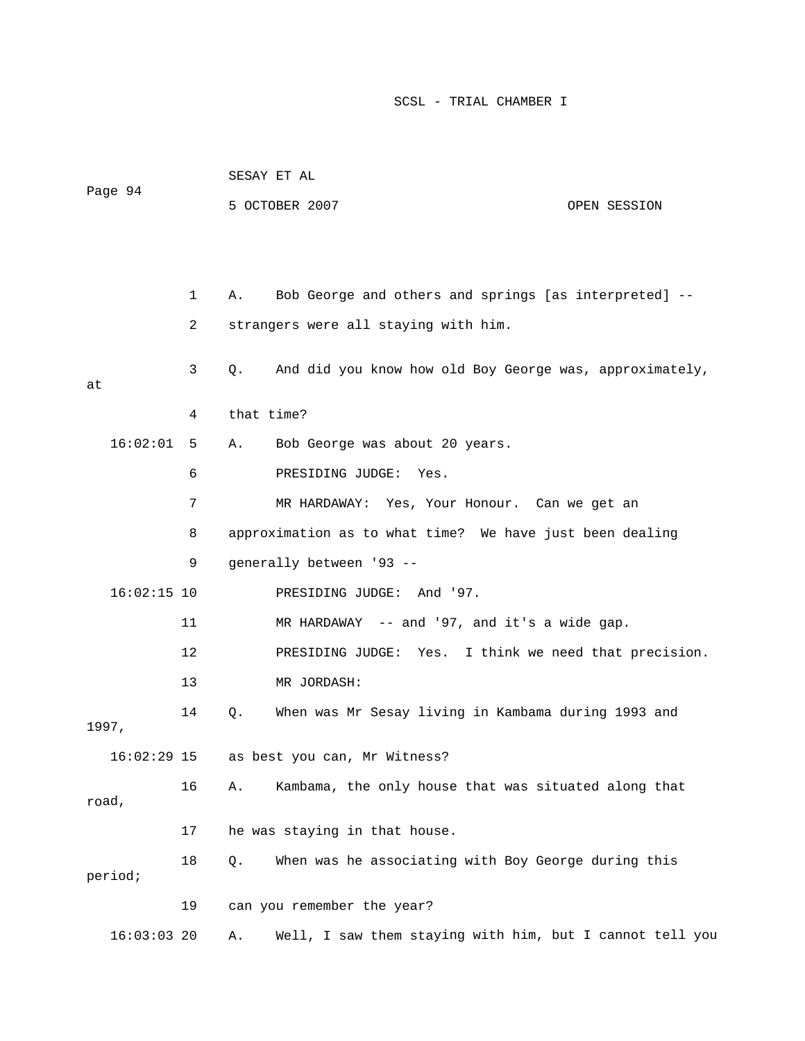1 A. Bob George and others and springs [as interpreted] --

2 strangers were all staying with him.

3 Q. And did you know how old Boy George was, approximately, at

4 that time?

16:02:01 5 A. Bob George was about 20 years.

6 PRESIDING JUDGE: Yes.

7 MR HARDAWAY: Yes, Your Honour. Can we get an

8 approximation as to what time? We have just been dealing

9 generally between '93 --

16:02:15 10 PRESIDING JUDGE: And '97.

11 MR HARDAWAY -- and '97, and it's a wide gap.

12 PRESIDING JUDGE: Yes. I think we need that precision.

13 MR JORDASH:

14 Q. When was Mr Sesay living in Kambama during 1993 and 1997,

16:02:29 15 as best you can, Mr Witness?

16 A. Kambama, the only house that was situated along that road,

17 he was staying in that house.

18 Q. When was he associating with Boy George during this period;

19 can you remember the year?

16:03:03 20 A. Well, I saw them staying with him, but I cannot tell you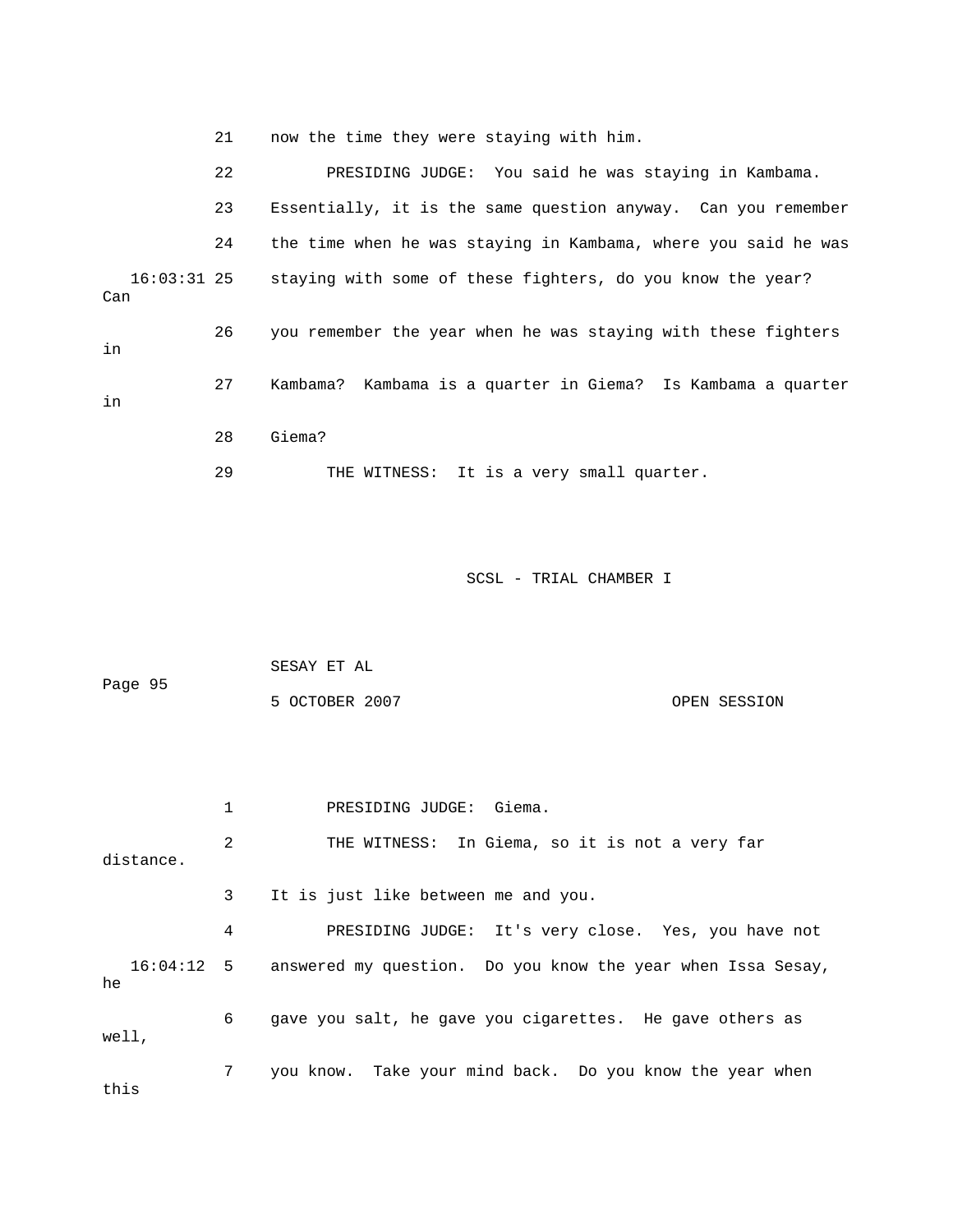21    now the time they were staying with him.

22          PRESIDING JUDGE:  You said he was staying in Kambama.

23    Essentially, it is the same question anyway.  Can you remember

24    the time when he was staying in Kambama, where you said he was

16:03:31 25    staying with some of these fighters, do you know the year?  Can

26    you remember the year when he was staying with these fighters in

27    Kambama?  Kambama is a quarter in Giema?  Is Kambama a quarter in

28    Giema?

29          THE WITNESS:  It is a very small quarter.

SCSL - TRIAL CHAMBER I

SESAY ET AL

Page 95

5 OCTOBER 2007                    OPEN SESSION

1          PRESIDING JUDGE:  Giema.

2          THE WITNESS:  In Giema, so it is not a very far distance.

3    It is just like between me and you.

4          PRESIDING JUDGE:  It's very close.  Yes, you have not

16:04:12  5    answered my question.  Do you know the year when Issa Sesay, he

6    gave you salt, he gave you cigarettes.  He gave others as well,

7    you know.  Take your mind back.  Do you know the year when this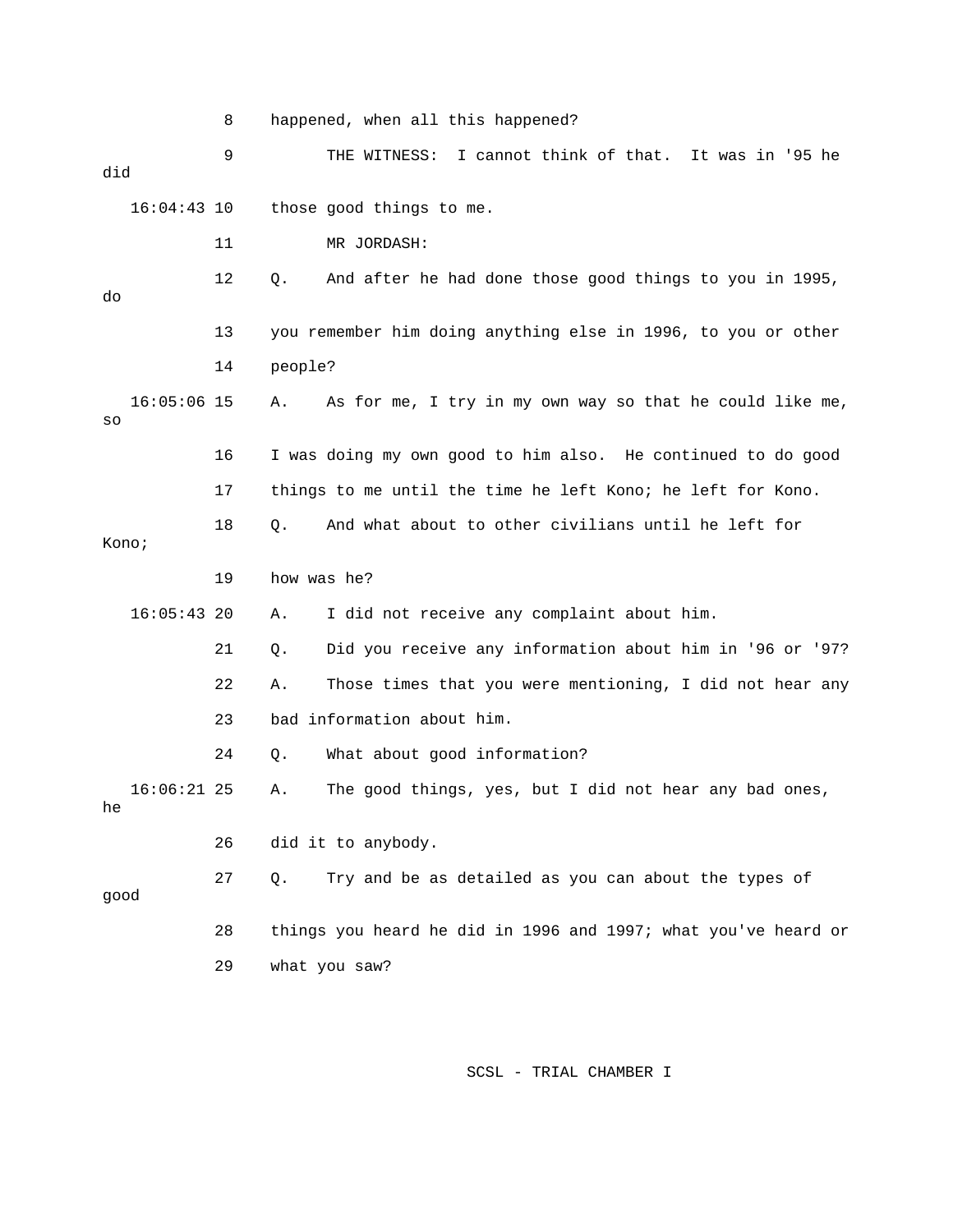8 happened, when all this happened?

9 THE WITNESS: I cannot think of that. It was in '95 he did

16:04:43 10 those good things to me.

11 MR JORDASH:

12 Q. And after he had done those good things to you in 1995, do

13 you remember him doing anything else in 1996, to you or other

14 people?

16:05:06 15 A. As for me, I try in my own way so that he could like me, so

16 I was doing my own good to him also. He continued to do good

17 things to me until the time he left Kono; he left for Kono.

18 Q. And what about to other civilians until he left for Kono;

19 how was he?

16:05:43 20 A. I did not receive any complaint about him.

21 Q. Did you receive any information about him in '96 or '97?

22 A. Those times that you were mentioning, I did not hear any

23 bad information about him.

24 Q. What about good information?

16:06:21 25 A. The good things, yes, but I did not hear any bad ones, he

26 did it to anybody.

27 Q. Try and be as detailed as you can about the types of good

28 things you heard he did in 1996 and 1997; what you've heard or

29 what you saw?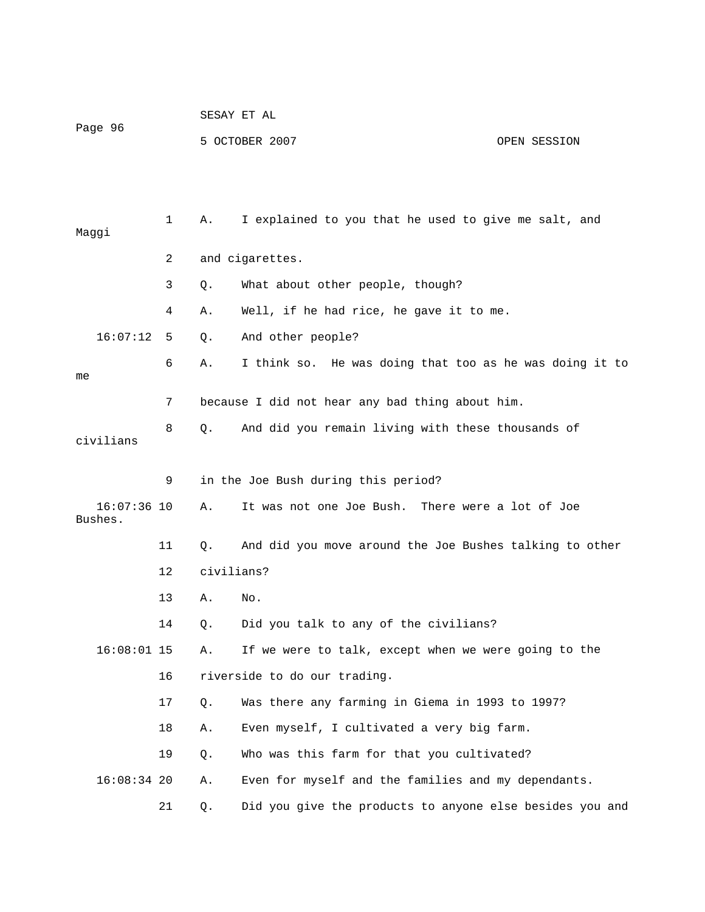1 A. I explained to you that he used to give me salt, and Maggi

2 and cigarettes.

3 Q. What about other people, though?

4 A. Well, if he had rice, he gave it to me.

16:07:12 5 Q. And other people?

6 A. I think so. He was doing that too as he was doing it to me

7 because I did not hear any bad thing about him.

8 Q. And did you remain living with these thousands of civilians

9 in the Joe Bush during this period?

16:07:36 10 A. It was not one Joe Bush. There were a lot of Joe Bushes.

11 Q. And did you move around the Joe Bushes talking to other

12 civilians?

13 A. No.

14 Q. Did you talk to any of the civilians?

16:08:01 15 A. If we were to talk, except when we were going to the

16 riverside to do our trading.

17 Q. Was there any farming in Giema in 1993 to 1997?

18 A. Even myself, I cultivated a very big farm.

19 Q. Who was this farm for that you cultivated?

16:08:34 20 A. Even for myself and the families and my dependants.

21 Q. Did you give the products to anyone else besides you and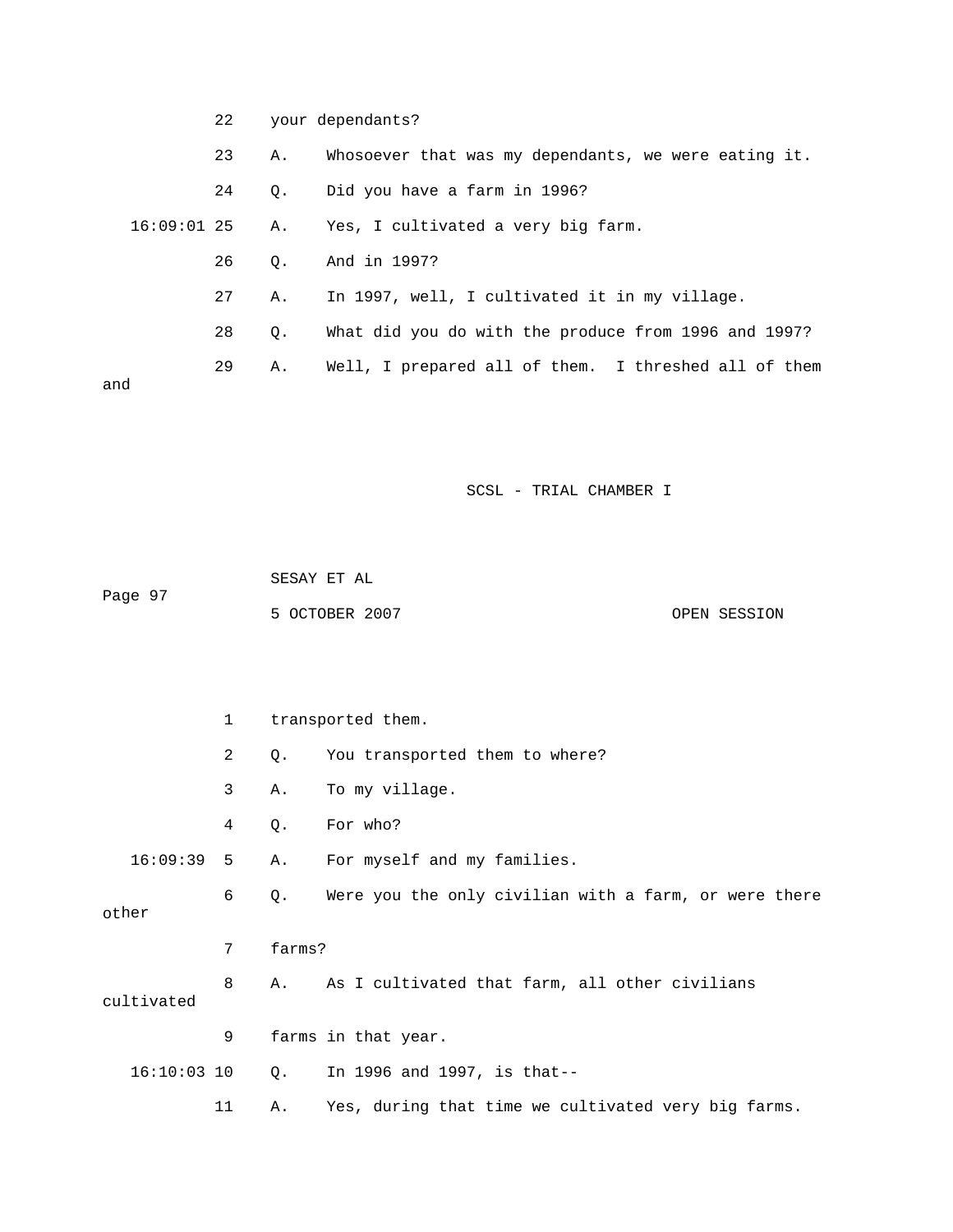22 your dependants?

23 A. Whosoever that was my dependants, we were eating it.

24 Q. Did you have a farm in 1996?

16:09:01 25 A. Yes, I cultivated a very big farm.

26 Q. And in 1997?

27 A. In 1997, well, I cultivated it in my village.

28 Q. What did you do with the produce from 1996 and 1997?

29 A. Well, I prepared all of them. I threshed all of them and

SCSL - TRIAL CHAMBER I

SESAY ET AL

Page 97

5 OCTOBER 2007 OPEN SESSION

1 transported them.

2 Q. You transported them to where?

3 A. To my village.

4 Q. For who?

16:09:39 5 A. For myself and my families.

6 Q. Were you the only civilian with a farm, or were there other

7 farms?

8 A. As I cultivated that farm, all other civilians cultivated

9 farms in that year.

16:10:03 10 Q. In 1996 and 1997, is that--

11 A. Yes, during that time we cultivated very big farms.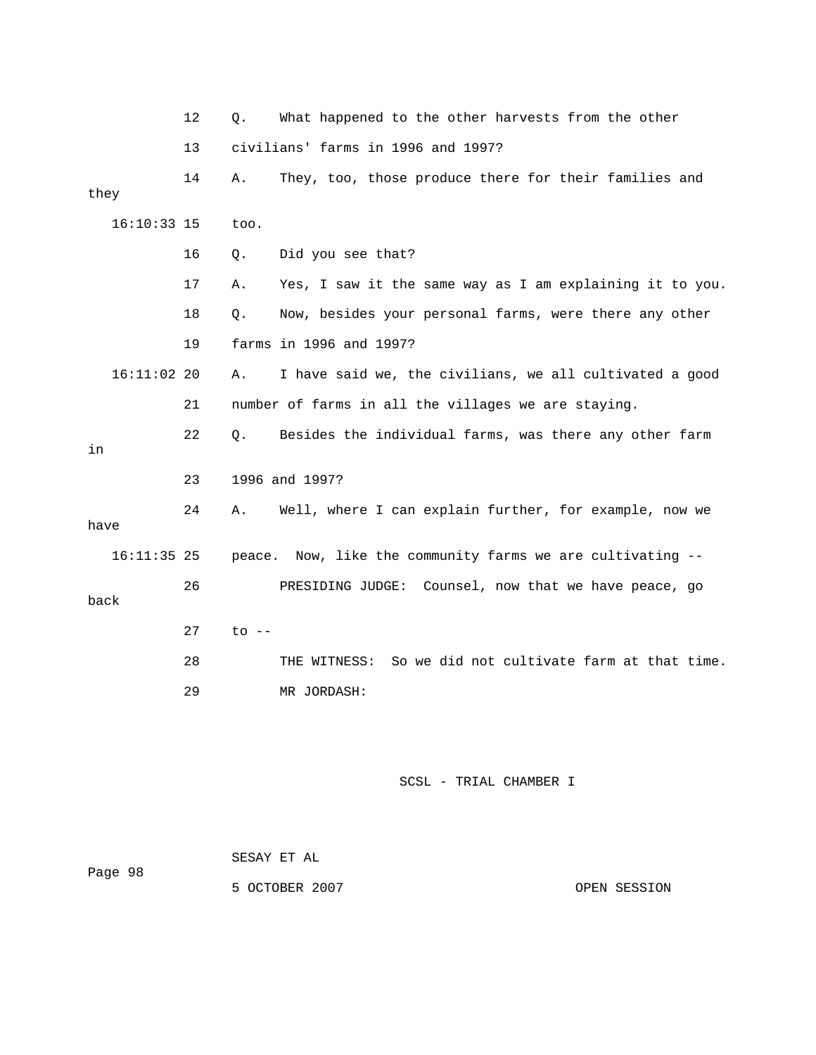12 Q. What happened to the other harvests from the other

13 civilians' farms in 1996 and 1997?

14 A. They, too, those produce there for their families and they

16:10:33 15 too.

16 Q. Did you see that?

17 A. Yes, I saw it the same way as I am explaining it to you.

18 Q. Now, besides your personal farms, were there any other

19 farms in 1996 and 1997?

16:11:02 20 A. I have said we, the civilians, we all cultivated a good

21 number of farms in all the villages we are staying.

22 Q. Besides the individual farms, was there any other farm in

23 1996 and 1997?

24 A. Well, where I can explain further, for example, now we have

16:11:35 25 peace. Now, like the community farms we are cultivating --

26 PRESIDING JUDGE: Counsel, now that we have peace, go back

27 to --

28 THE WITNESS: So we did not cultivate farm at that time.

29 MR JORDASH: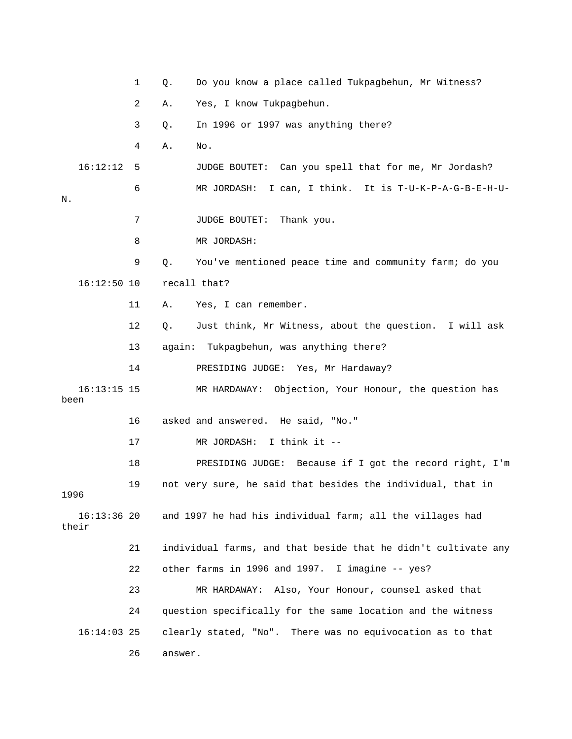1 Q. Do you know a place called Tukpagbehun, Mr Witness?

2 A. Yes, I know Tukpagbehun.

3 Q. In 1996 or 1997 was anything there?

4 A. No.

16:12:12 5 JUDGE BOUTET: Can you spell that for me, Mr Jordash?

6 MR JORDASH: I can, I think. It is T-U-K-P-A-G-B-E-H-U-N.

7 JUDGE BOUTET: Thank you.

8 MR JORDASH:

9 Q. You've mentioned peace time and community farm; do you

16:12:50 10 recall that?

11 A. Yes, I can remember.

12 Q. Just think, Mr Witness, about the question. I will ask

13 again: Tukpagbehun, was anything there?

14 PRESIDING JUDGE: Yes, Mr Hardaway?

16:13:15 15 MR HARDAWAY: Objection, Your Honour, the question has been

16 asked and answered. He said, "No."

17 MR JORDASH: I think it --

18 PRESIDING JUDGE: Because if I got the record right, I'm

19 not very sure, he said that besides the individual, that in 1996

16:13:36 20 and 1997 he had his individual farm; all the villages had their

21 individual farms, and that beside that he didn't cultivate any

22 other farms in 1996 and 1997. I imagine -- yes?

23 MR HARDAWAY: Also, Your Honour, counsel asked that

24 question specifically for the same location and the witness

16:14:03 25 clearly stated, "No". There was no equivocation as to that

26 answer.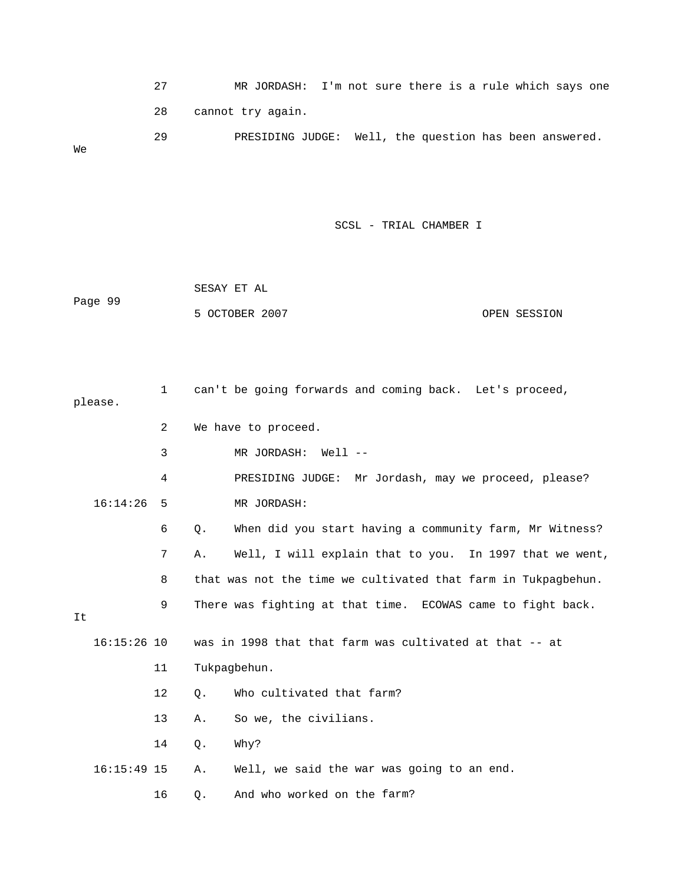27 MR JORDASH: I'm not sure there is a rule which says one

28 cannot try again.

29 PRESIDING JUDGE: Well, the question has been answered. We

1 can't be going forwards and coming back. Let's proceed, please.

2 We have to proceed.

3 MR JORDASH: Well --

4 PRESIDING JUDGE: Mr Jordash, may we proceed, please?

16:14:26 5 MR JORDASH:

6 Q. When did you start having a community farm, Mr Witness?

7 A. Well, I will explain that to you. In 1997 that we went,

8 that was not the time we cultivated that farm in Tukpagbehun.

9 There was fighting at that time. ECOWAS came to fight back. It

16:15:26 10 was in 1998 that that farm was cultivated at that -- at

11 Tukpagbehun.

12 Q. Who cultivated that farm?

13 A. So we, the civilians.

14 Q. Why?

16:15:49 15 A. Well, we said the war was going to an end.

16 Q. And who worked on the farm?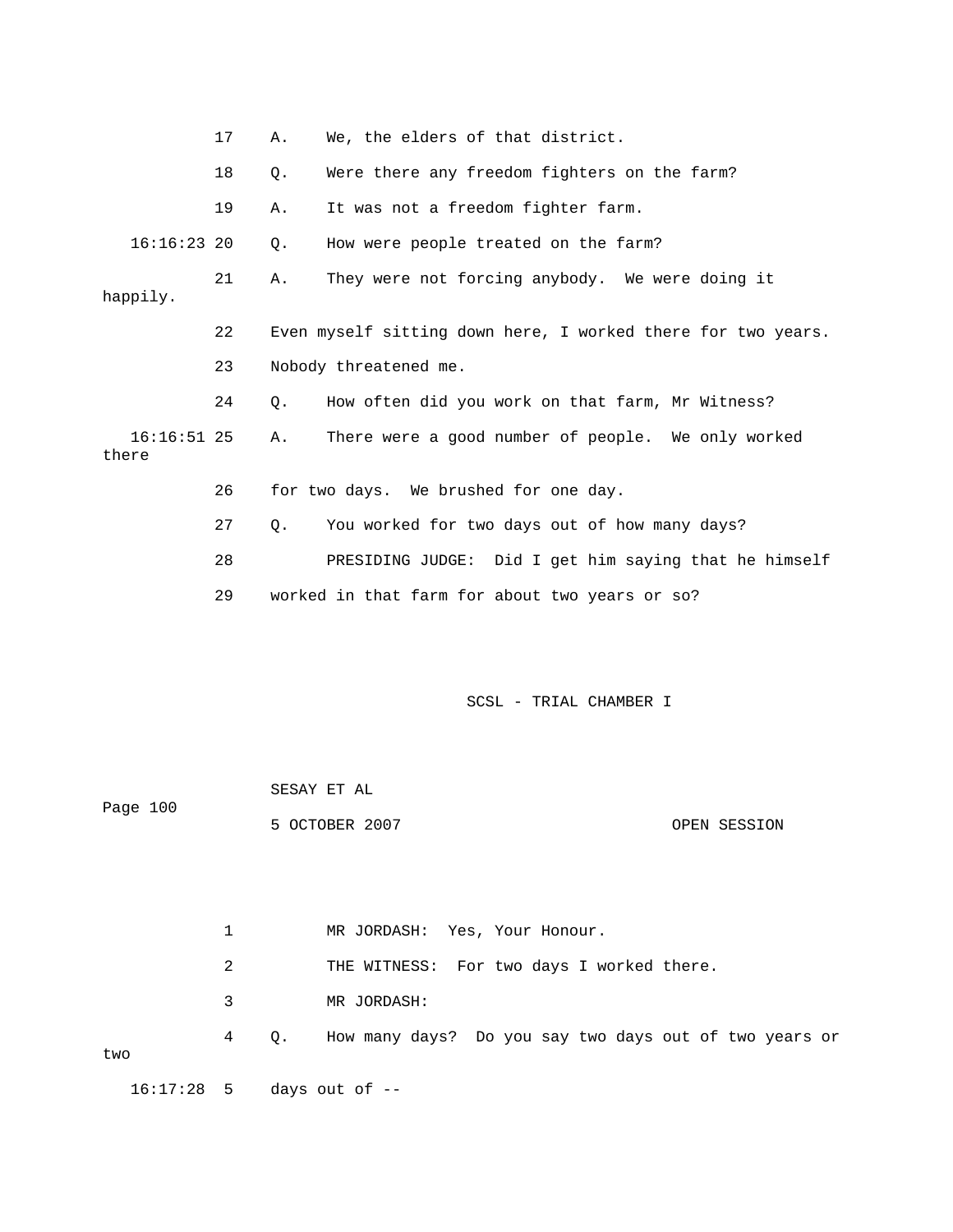17 A. We, the elders of that district.

18 Q. Were there any freedom fighters on the farm?

19 A. It was not a freedom fighter farm.

16:16:23 20 Q. How were people treated on the farm?

21 A. They were not forcing anybody. We were doing it happily.

22 Even myself sitting down here, I worked there for two years.

23 Nobody threatened me.

24 Q. How often did you work on that farm, Mr Witness?

16:16:51 25 A. There were a good number of people. We only worked there

26 for two days. We brushed for one day.

27 Q. You worked for two days out of how many days?

28 PRESIDING JUDGE: Did I get him saying that he himself

29 worked in that farm for about two years or so?

1 MR JORDASH: Yes, Your Honour.

2 THE WITNESS: For two days I worked there.

3 MR JORDASH:

4 Q. How many days? Do you say two days out of two years or two

16:17:28 5 days out of --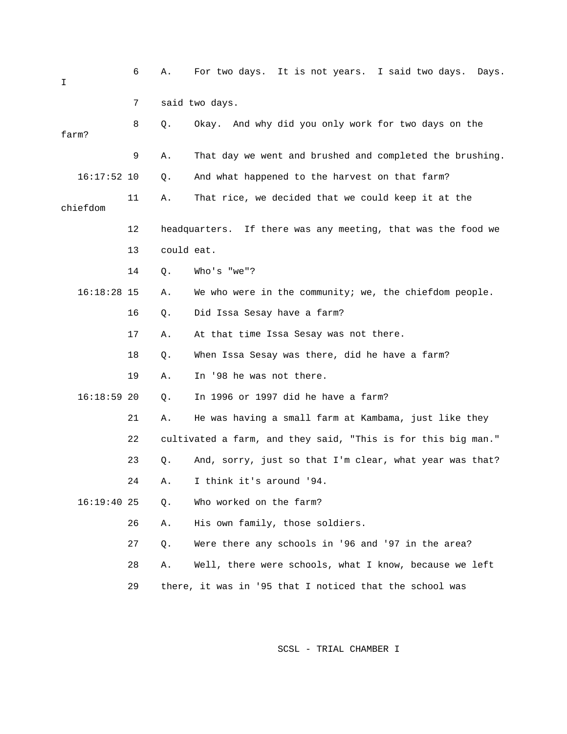6 A. For two days. It is not years. I said two days. Days. I

7 said two days.

8 Q. Okay. And why did you only work for two days on the farm?

9 A. That day we went and brushed and completed the brushing.

16:17:52 10 Q. And what happened to the harvest on that farm?

11 A. That rice, we decided that we could keep it at the chiefdom

12 headquarters. If there was any meeting, that was the food we

13 could eat.

14 Q. Who's "we"?

16:18:28 15 A. We who were in the community; we, the chiefdom people.

16 Q. Did Issa Sesay have a farm?

17 A. At that time Issa Sesay was not there.

18 Q. When Issa Sesay was there, did he have a farm?

19 A. In '98 he was not there.

16:18:59 20 Q. In 1996 or 1997 did he have a farm?

21 A. He was having a small farm at Kambama, just like they

22 cultivated a farm, and they said, "This is for this big man."

23 Q. And, sorry, just so that I'm clear, what year was that?

24 A. I think it's around '94.

16:19:40 25 Q. Who worked on the farm?

26 A. His own family, those soldiers.

27 Q. Were there any schools in '96 and '97 in the area?

28 A. Well, there were schools, what I know, because we left

29 there, it was in '95 that I noticed that the school was

SCSL - TRIAL CHAMBER I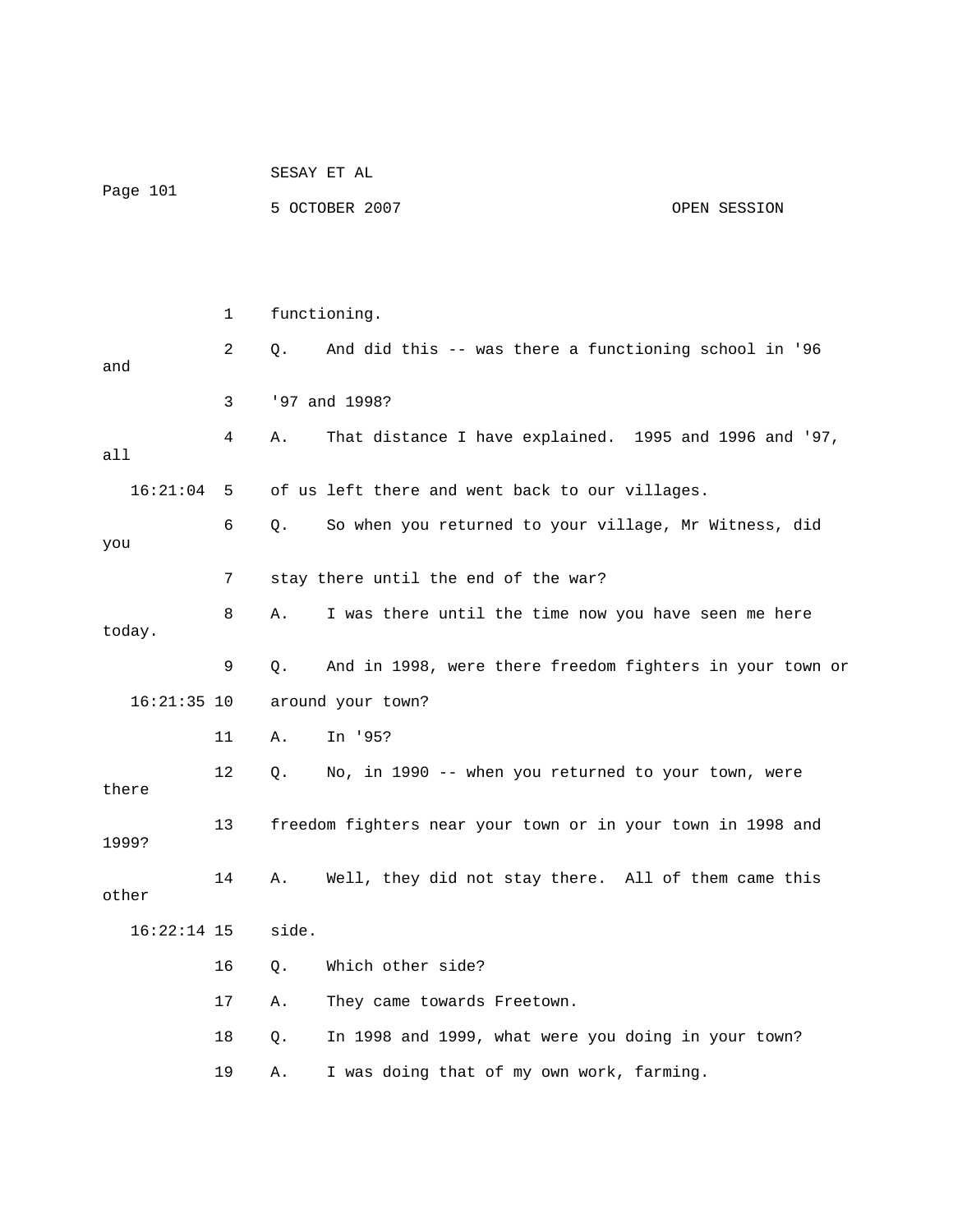functioning.

Q. And did this -- was there a functioning school in '96 and '97 and 1998?

A. That distance I have explained. 1995 and 1996 and '97, all of us left there and went back to our villages.

Q. So when you returned to your village, Mr Witness, did you stay there until the end of the war?

A. I was there until the time now you have seen me here today.

Q. And in 1998, were there freedom fighters in your town or around your town?

A. In '95?

Q. No, in 1990 -- when you returned to your town, were there freedom fighters near your town or in your town in 1998 and 1999?

A. Well, they did not stay there. All of them came this other side.

Q. Which other side?

A. They came towards Freetown.

Q. In 1998 and 1999, what were you doing in your town?

A. I was doing that of my own work, farming.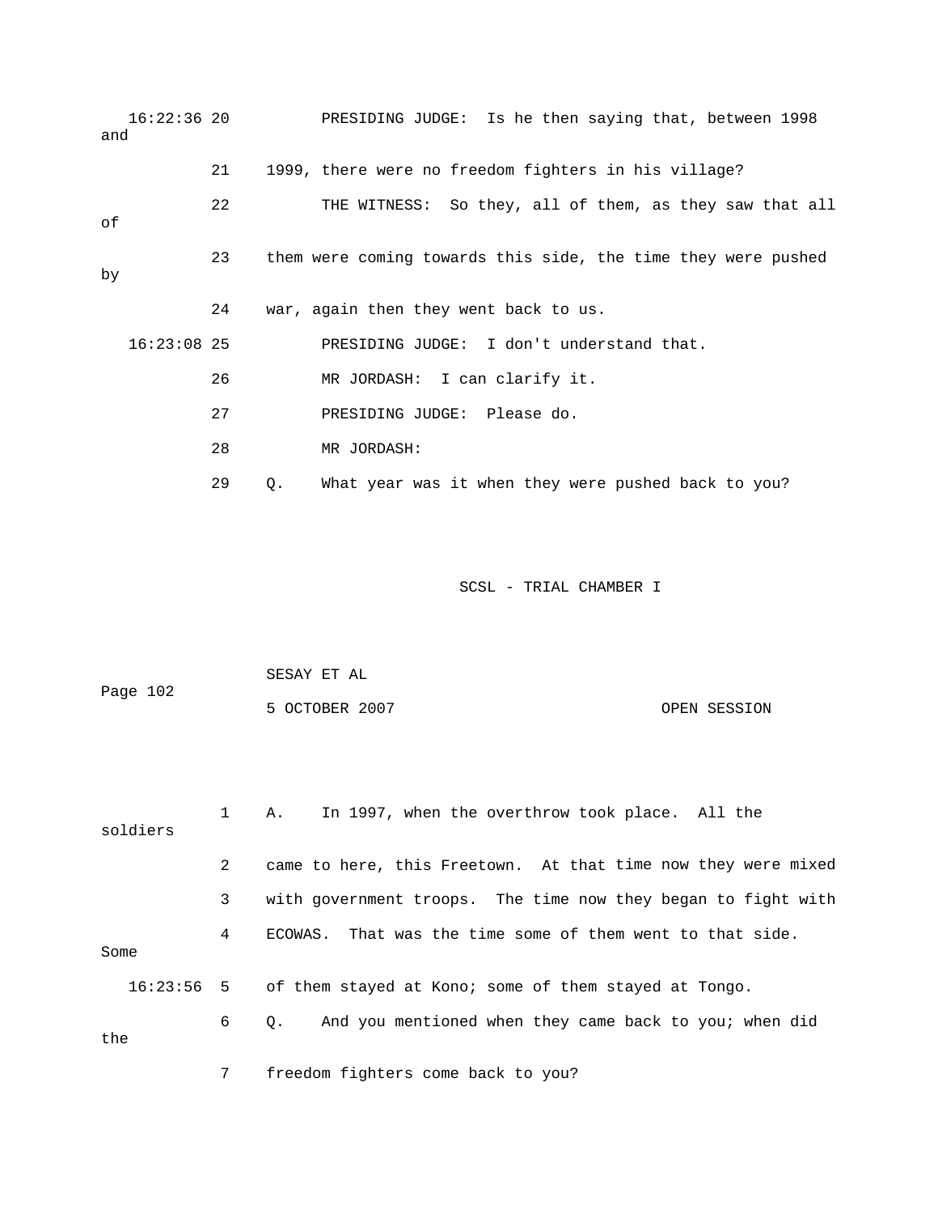16:22:36 20 PRESIDING JUDGE: Is he then saying that, between 1998 and

21 1999, there were no freedom fighters in his village?

22 THE WITNESS: So they, all of them, as they saw that all of

23 them were coming towards this side, the time they were pushed by

24 war, again then they went back to us.

16:23:08 25 PRESIDING JUDGE: I don't understand that.

26 MR JORDASH: I can clarify it.

27 PRESIDING JUDGE: Please do.

28 MR JORDASH:

29 Q. What year was it when they were pushed back to you?

1 A. In 1997, when the overthrow took place. All the soldiers

2 came to here, this Freetown. At that time now they were mixed

3 with government troops. The time now they began to fight with

4 ECOWAS. That was the time some of them went to that side. Some

16:23:56 5 of them stayed at Kono; some of them stayed at Tongo.

6 Q. And you mentioned when they came back to you; when did the

7 freedom fighters come back to you?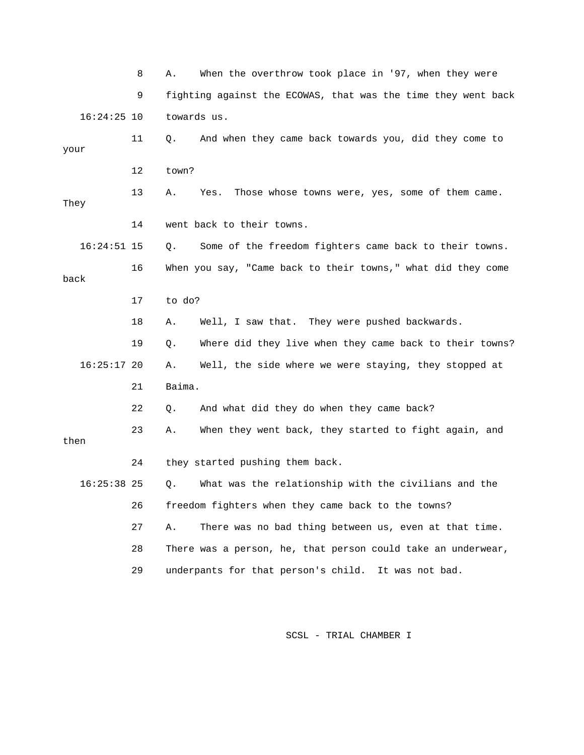8 A. When the overthrow took place in '97, when they were

9 fighting against the ECOWAS, that was the time they went back

16:24:25 10 towards us.

11 Q. And when they came back towards you, did they come to your

12 town?

13 A. Yes. Those whose towns were, yes, some of them came. They

14 went back to their towns.

16:24:51 15 Q. Some of the freedom fighters came back to their towns.

16 When you say, "Came back to their towns," what did they come back

17 to do?

18 A. Well, I saw that. They were pushed backwards.

19 Q. Where did they live when they came back to their towns?

16:25:17 20 A. Well, the side where we were staying, they stopped at

21 Baima.

22 Q. And what did they do when they came back?

23 A. When they went back, they started to fight again, and then

24 they started pushing them back.

16:25:38 25 Q. What was the relationship with the civilians and the

26 freedom fighters when they came back to the towns?

27 A. There was no bad thing between us, even at that time.

28 There was a person, he, that person could take an underwear,

29 underpants for that person's child. It was not bad.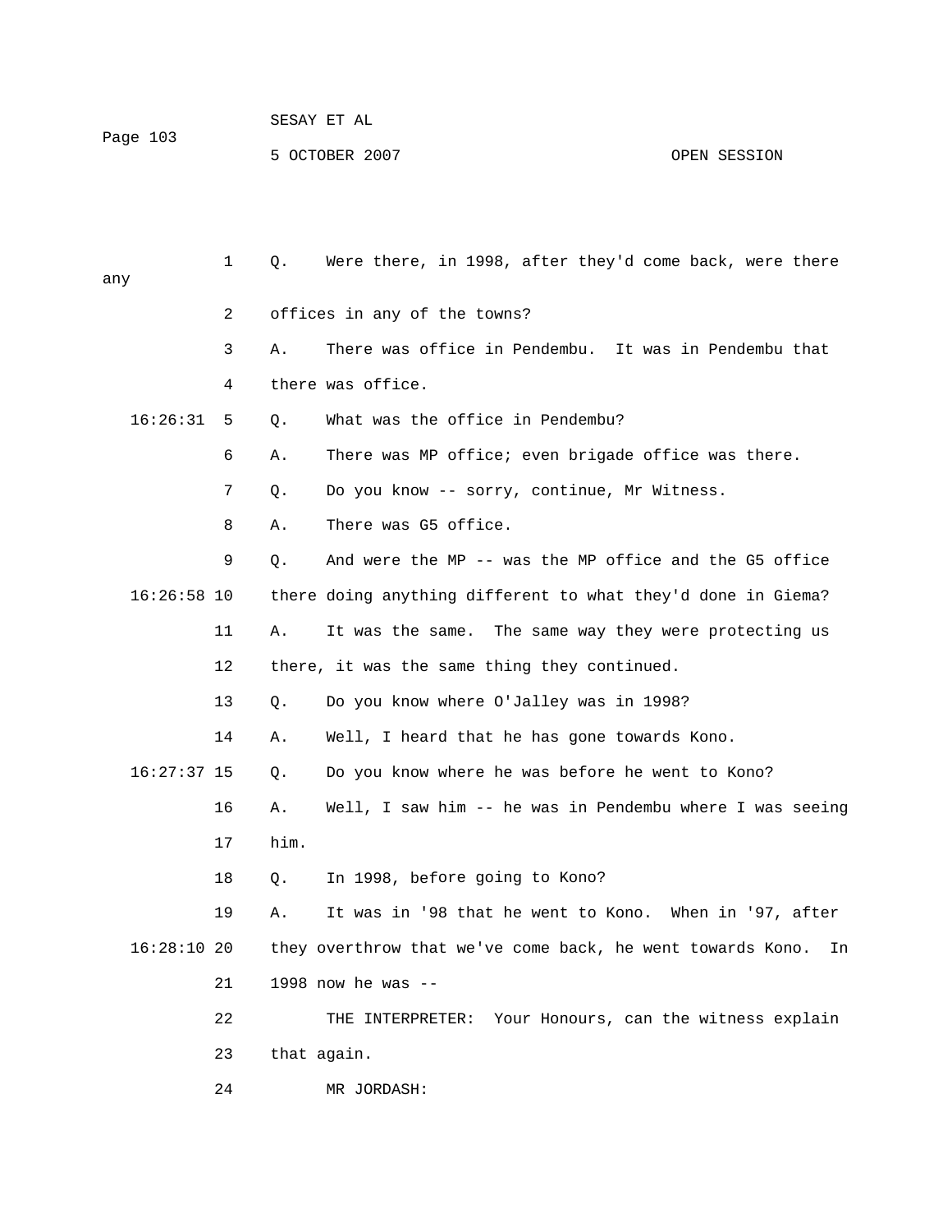1 Q. Were there, in 1998, after they'd come back, were there any

2 offices in any of the towns?

3 A. There was office in Pendembu. It was in Pendembu that

4 there was office.

16:26:31 5 Q. What was the office in Pendembu?

6 A. There was MP office; even brigade office was there.

7 Q. Do you know -- sorry, continue, Mr Witness.

8 A. There was G5 office.

9 Q. And were the MP -- was the MP office and the G5 office

16:26:58 10 there doing anything different to what they'd done in Giema?

11 A. It was the same. The same way they were protecting us

12 there, it was the same thing they continued.

13 Q. Do you know where O'Jalley was in 1998?

14 A. Well, I heard that he has gone towards Kono.

16:27:37 15 Q. Do you know where he was before he went to Kono?

16 A. Well, I saw him -- he was in Pendembu where I was seeing

17 him.

18 Q. In 1998, before going to Kono?

19 A. It was in '98 that he went to Kono. When in '97, after

16:28:10 20 they overthrow that we've come back, he went towards Kono. In

21 1998 now he was --

22 THE INTERPRETER: Your Honours, can the witness explain

23 that again.

24 MR JORDASH: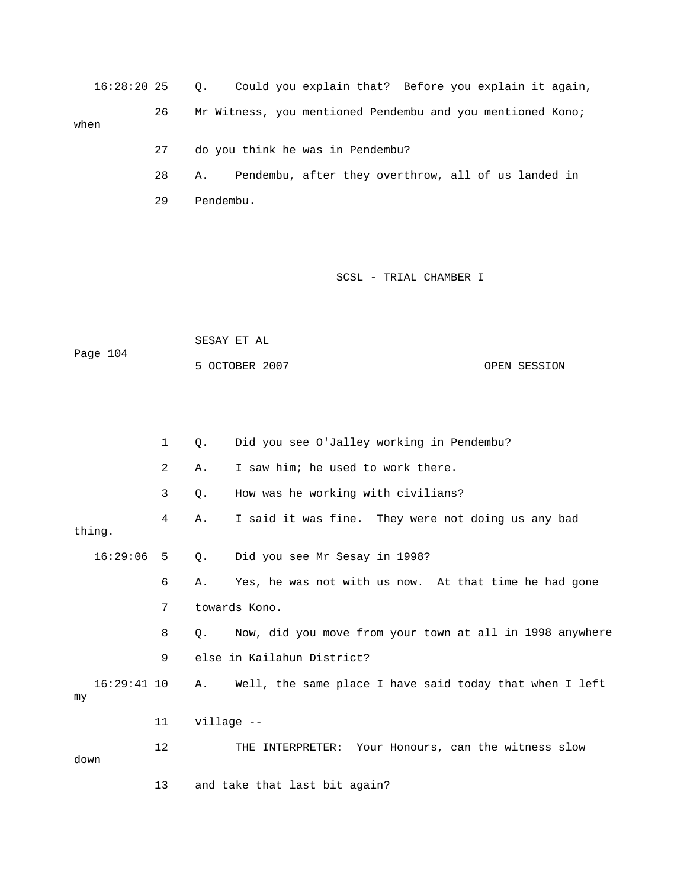16:28:20 25 Q. Could you explain that? Before you explain it again,

26 Mr Witness, you mentioned Pendembu and you mentioned Kono; when

27 do you think he was in Pendembu?

28 A. Pendembu, after they overthrow, all of us landed in

29 Pendembu.

1 Q. Did you see O'Jalley working in Pendembu?

2 A. I saw him; he used to work there.

3 Q. How was he working with civilians?

4 A. I said it was fine. They were not doing us any bad thing.

16:29:06 5 Q. Did you see Mr Sesay in 1998?

6 A. Yes, he was not with us now. At that time he had gone

7 towards Kono.

8 Q. Now, did you move from your town at all in 1998 anywhere

9 else in Kailahun District?

16:29:41 10 A. Well, the same place I have said today that when I left my

11 village --

12 THE INTERPRETER: Your Honours, can the witness slow down

13 and take that last bit again?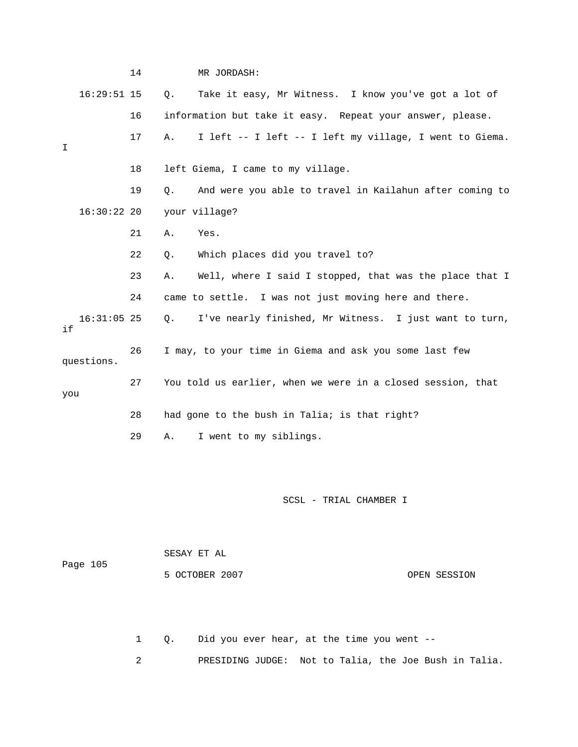14 MR JORDASH:

16:29:51 15 Q. Take it easy, Mr Witness. I know you've got a lot of

16 information but take it easy. Repeat your answer, please.

17 A. I left -- I left -- I left my village, I went to Giema. I

18 left Giema, I came to my village.

19 Q. And were you able to travel in Kailahun after coming to

16:30:22 20 your village?

21 A. Yes.

22 Q. Which places did you travel to?

23 A. Well, where I said I stopped, that was the place that I

24 came to settle. I was not just moving here and there.

16:31:05 25 Q. I've nearly finished, Mr Witness. I just want to turn, if

26 I may, to your time in Giema and ask you some last few questions.

27 You told us earlier, when we were in a closed session, that you

28 had gone to the bush in Talia; is that right?

29 A. I went to my siblings.

1 Q. Did you ever hear, at the time you went --

2 PRESIDING JUDGE: Not to Talia, the Joe Bush in Talia.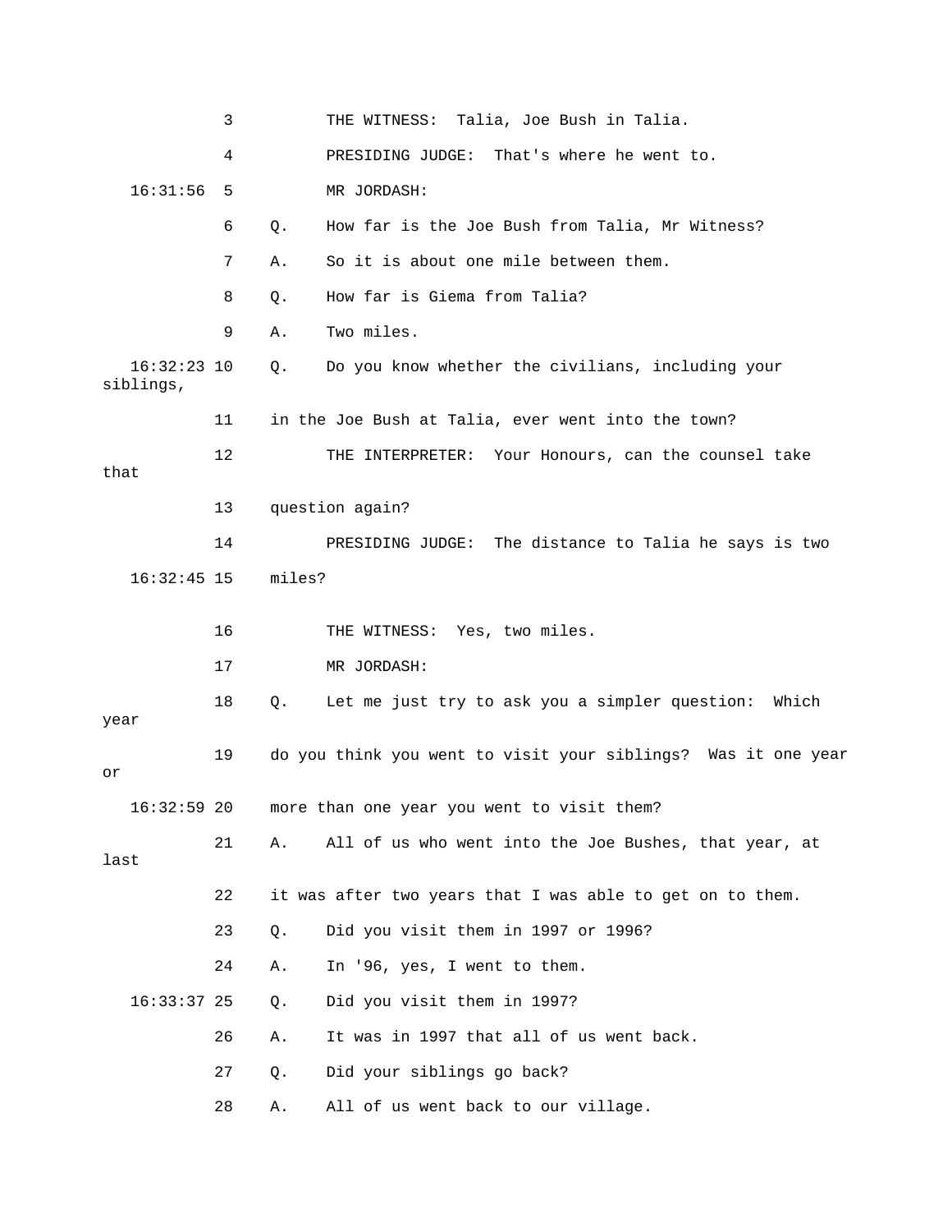3 THE WITNESS: Talia, Joe Bush in Talia.

4 PRESIDING JUDGE: That's where he went to.

16:31:56 5 MR JORDASH:

6 Q. How far is the Joe Bush from Talia, Mr Witness?

7 A. So it is about one mile between them.

8 Q. How far is Giema from Talia?

9 A. Two miles.

16:32:23 10 Q. Do you know whether the civilians, including your siblings,

11 in the Joe Bush at Talia, ever went into the town?

12 THE INTERPRETER: Your Honours, can the counsel take that

13 question again?

14 PRESIDING JUDGE: The distance to Talia he says is two

16:32:45 15 miles?

16 THE WITNESS: Yes, two miles.

17 MR JORDASH:

18 Q. Let me just try to ask you a simpler question: Which year

19 do you think you went to visit your siblings? Was it one year or

16:32:59 20 more than one year you went to visit them?

21 A. All of us who went into the Joe Bushes, that year, at last

22 it was after two years that I was able to get on to them.

23 Q. Did you visit them in 1997 or 1996?

24 A. In '96, yes, I went to them.

16:33:37 25 Q. Did you visit them in 1997?

26 A. It was in 1997 that all of us went back.

27 Q. Did your siblings go back?

28 A. All of us went back to our village.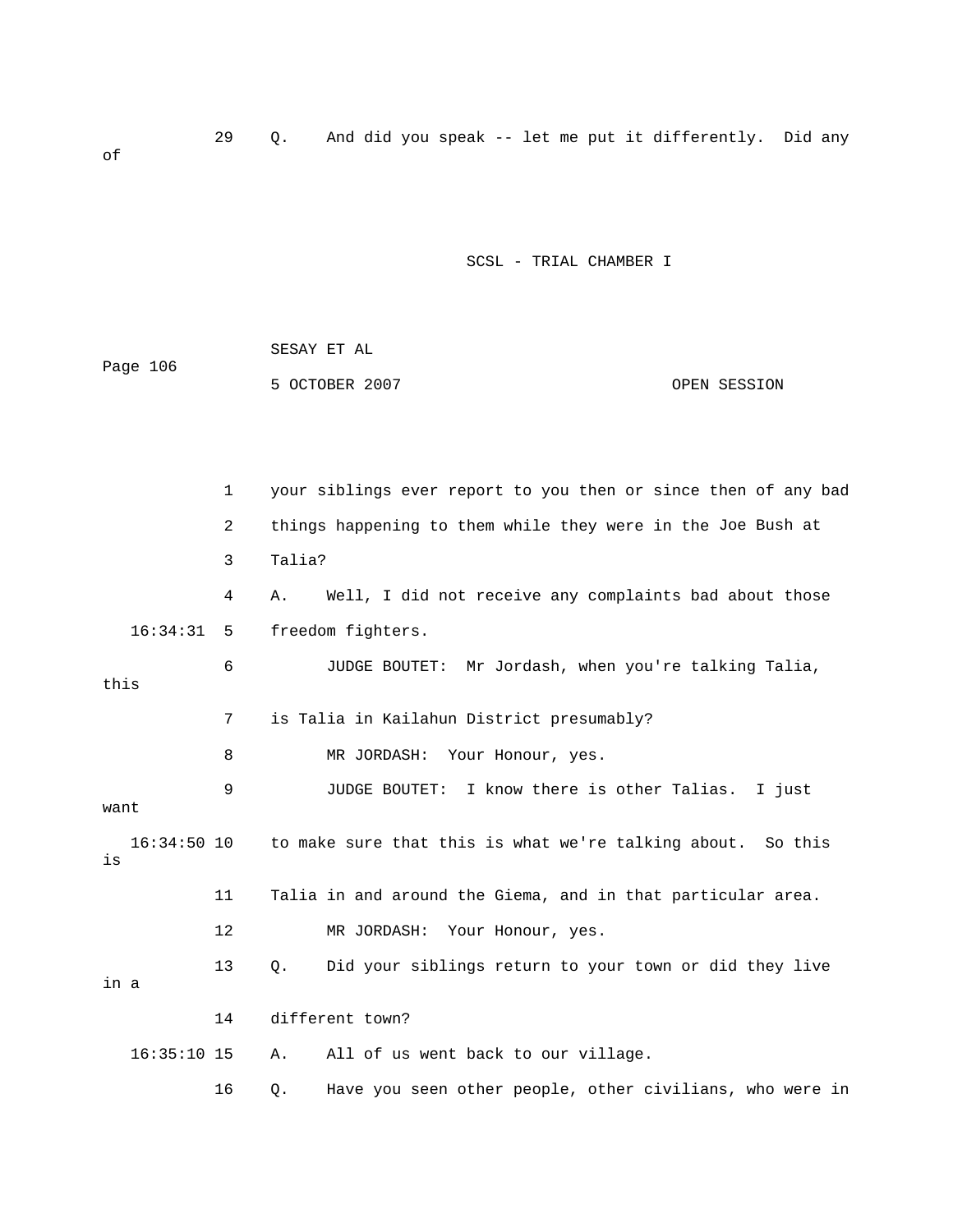29 Q. And did you speak -- let me put it differently. Did any of

1 your siblings ever report to you then or since then of any bad
2 things happening to them while they were in the Joe Bush at
3 Talia?
4 A. Well, I did not receive any complaints bad about those
16:34:31 5 freedom fighters.
6 JUDGE BOUTET: Mr Jordash, when you're talking Talia, this
7 is Talia in Kailahun District presumably?
8 MR JORDASH: Your Honour, yes.
9 JUDGE BOUTET: I know there is other Talias. I just want
16:34:50 10 to make sure that this is what we're talking about. So this is
11 Talia in and around the Giema, and in that particular area.
12 MR JORDASH: Your Honour, yes.
13 Q. Did your siblings return to your town or did they live in a
14 different town?
16:35:10 15 A. All of us went back to our village.
16 Q. Have you seen other people, other civilians, who were in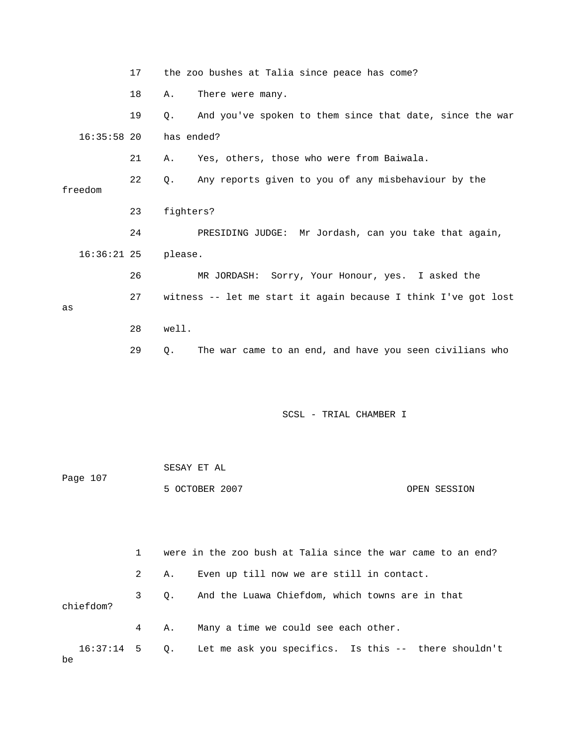17 the zoo bushes at Talia since peace has come?

18 A. There were many.

19 Q. And you've spoken to them since that date, since the war

16:35:58 20 has ended?

21 A. Yes, others, those who were from Baiwala.

22 Q. Any reports given to you of any misbehaviour by the freedom

23 fighters?

24 PRESIDING JUDGE: Mr Jordash, can you take that again,

16:36:21 25 please.

26 MR JORDASH: Sorry, Your Honour, yes. I asked the

27 witness -- let me start it again because I think I've got lost as

28 well.

29 Q. The war came to an end, and have you seen civilians who

1 were in the zoo bush at Talia since the war came to an end?

2 A. Even up till now we are still in contact.

3 Q. And the Luawa Chiefdom, which towns are in that chiefdom?

4 A. Many a time we could see each other.

16:37:14 5 Q. Let me ask you specifics. Is this -- there shouldn't be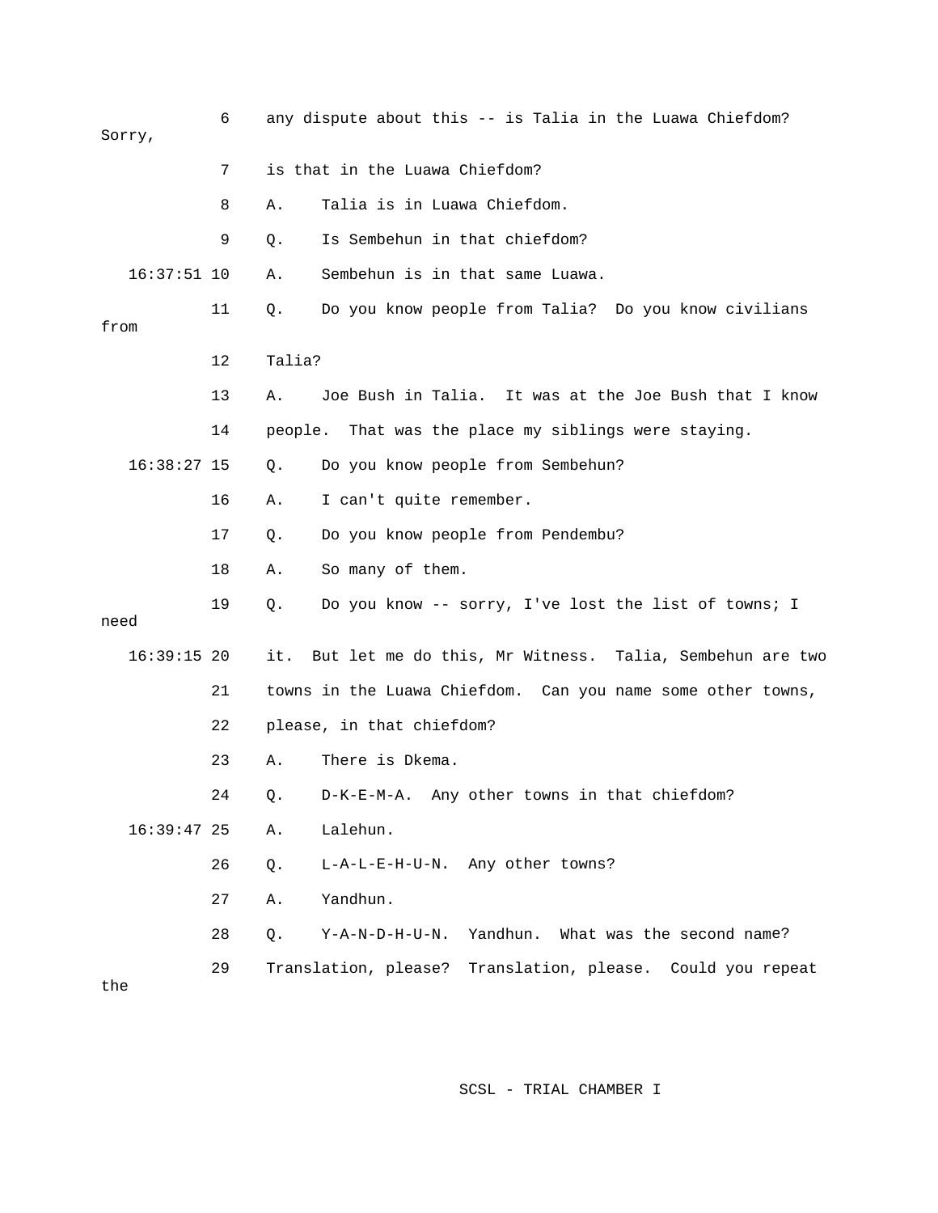6 any dispute about this -- is Talia in the Luawa Chiefdom? Sorry,

7 is that in the Luawa Chiefdom?

8 A. Talia is in Luawa Chiefdom.

9 Q. Is Sembehun in that chiefdom?

16:37:51 10 A. Sembehun is in that same Luawa.

11 Q. Do you know people from Talia? Do you know civilians from

12 Talia?

13 A. Joe Bush in Talia. It was at the Joe Bush that I know

14 people. That was the place my siblings were staying.

16:38:27 15 Q. Do you know people from Sembehun?

16 A. I can't quite remember.

17 Q. Do you know people from Pendembu?

18 A. So many of them.

19 Q. Do you know -- sorry, I've lost the list of towns; I need

16:39:15 20 it. But let me do this, Mr Witness. Talia, Sembehun are two

21 towns in the Luawa Chiefdom. Can you name some other towns,

22 please, in that chiefdom?

23 A. There is Dkema.

24 Q. D-K-E-M-A. Any other towns in that chiefdom?

16:39:47 25 A. Lalehun.

26 Q. L-A-L-E-H-U-N. Any other towns?

27 A. Yandhun.

28 Q. Y-A-N-D-H-U-N. Yandhun. What was the second name?

29 Translation, please? Translation, please. Could you repeat the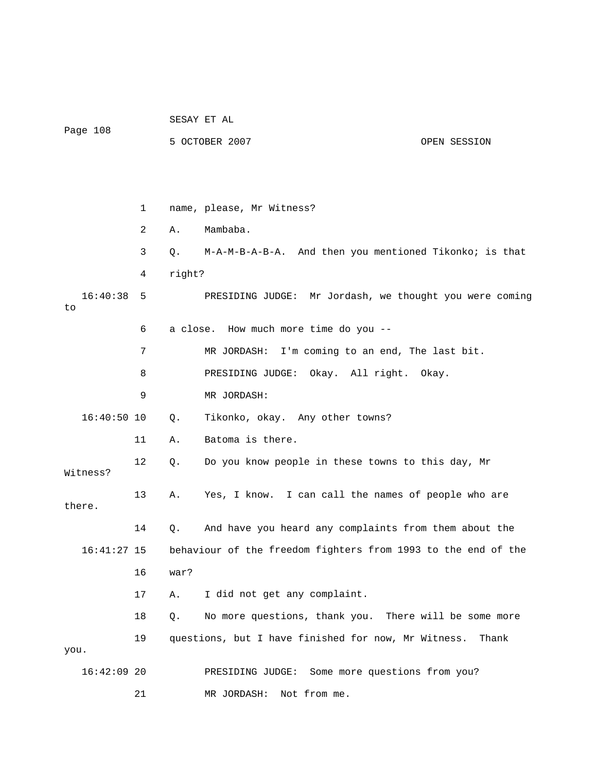1 name, please, Mr Witness?

2 A. Mambaba.

3 Q. M-A-M-B-A-B-A. And then you mentioned Tikonko; is that

4 right?

16:40:38 5 PRESIDING JUDGE: Mr Jordash, we thought you were coming to

6 a close. How much more time do you --

7 MR JORDASH: I'm coming to an end, The last bit.

8 PRESIDING JUDGE: Okay. All right. Okay.

9 MR JORDASH:

16:40:50 10 Q. Tikonko, okay. Any other towns?

11 A. Batoma is there.

12 Q. Do you know people in these towns to this day, Mr Witness?

13 A. Yes, I know. I can call the names of people who are there.

14 Q. And have you heard any complaints from them about the

16:41:27 15 behaviour of the freedom fighters from 1993 to the end of the

16 war?

17 A. I did not get any complaint.

18 Q. No more questions, thank you. There will be some more

19 questions, but I have finished for now, Mr Witness. Thank you.

16:42:09 20 PRESIDING JUDGE: Some more questions from you?

21 MR JORDASH: Not from me.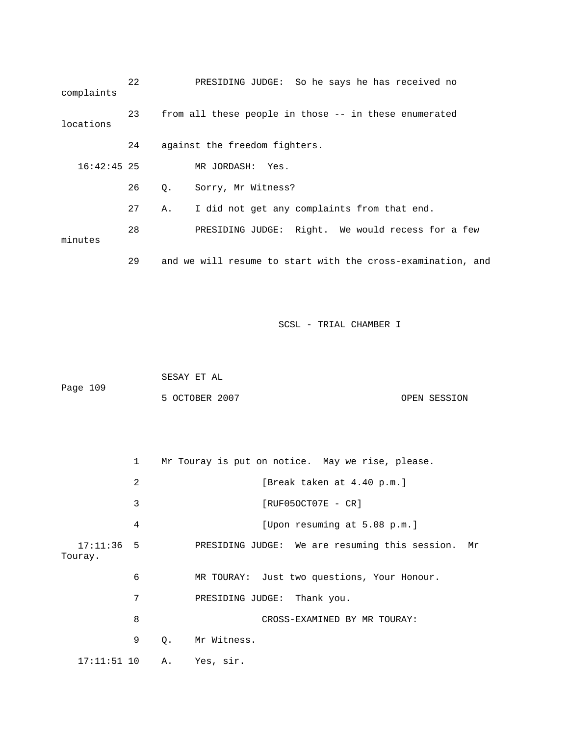22 PRESIDING JUDGE: So he says he has received no complaints

23 from all these people in those -- in these enumerated locations

24 against the freedom fighters.

16:42:45 25 MR JORDASH: Yes.

26 Q. Sorry, Mr Witness?

27 A. I did not get any complaints from that end.

28 PRESIDING JUDGE: Right. We would recess for a few minutes

29 and we will resume to start with the cross-examination, and

SCSL - TRIAL CHAMBER I

SESAY ET AL

Page 109

5 OCTOBER 2007 OPEN SESSION

1 Mr Touray is put on notice. May we rise, please.

2 [Break taken at 4.40 p.m.]

3 [RUF05OCT07E - CR]

4 [Upon resuming at 5.08 p.m.]

17:11:36 5 PRESIDING JUDGE: We are resuming this session. Mr Touray.

6 MR TOURAY: Just two questions, Your Honour.

7 PRESIDING JUDGE: Thank you.

8 CROSS-EXAMINED BY MR TOURAY:

9 Q. Mr Witness.

17:11:51 10 A. Yes, sir.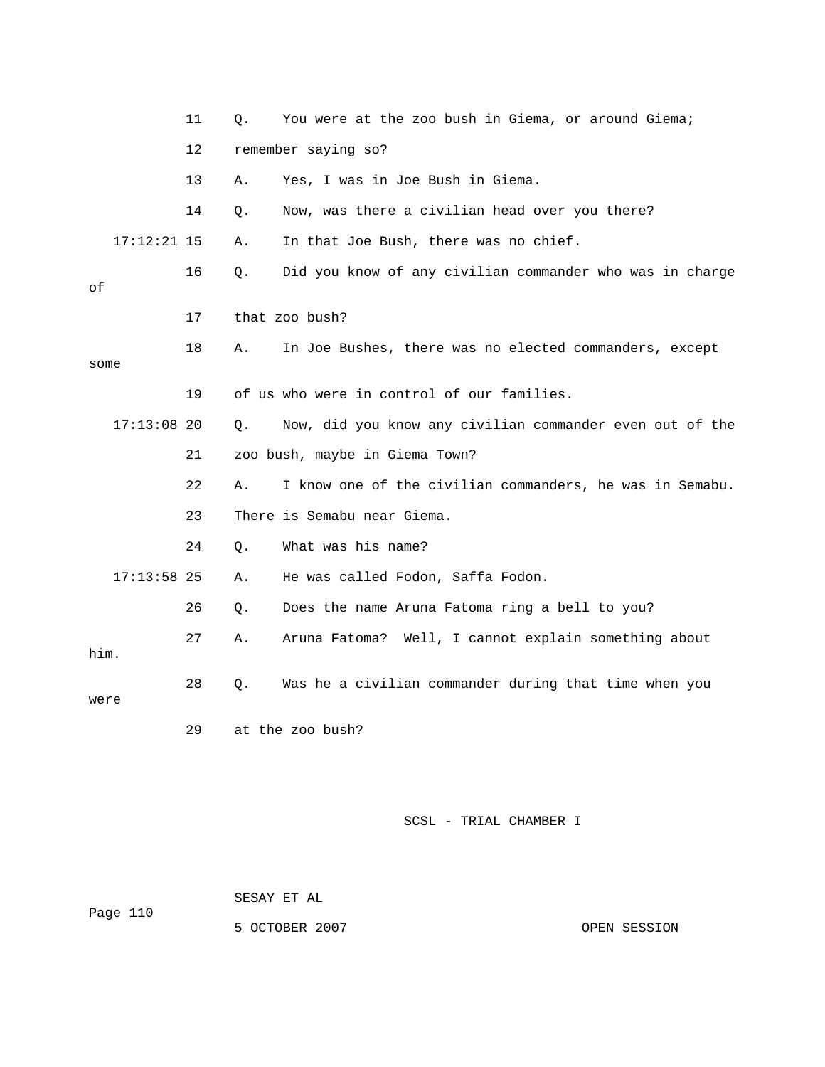11 Q. You were at the zoo bush in Giema, or around Giema;

12 remember saying so?

13 A. Yes, I was in Joe Bush in Giema.

14 Q. Now, was there a civilian head over you there?

17:12:21 15 A. In that Joe Bush, there was no chief.

16 Q. Did you know of any civilian commander who was in charge of

17 that zoo bush?

18 A. In Joe Bushes, there was no elected commanders, except some

19 of us who were in control of our families.

17:13:08 20 Q. Now, did you know any civilian commander even out of the

21 zoo bush, maybe in Giema Town?

22 A. I know one of the civilian commanders, he was in Semabu.

23 There is Semabu near Giema.

24 Q. What was his name?

17:13:58 25 A. He was called Fodon, Saffa Fodon.

26 Q. Does the name Aruna Fatoma ring a bell to you?

27 A. Aruna Fatoma? Well, I cannot explain something about him.

28 Q. Was he a civilian commander during that time when you were

29 at the zoo bush?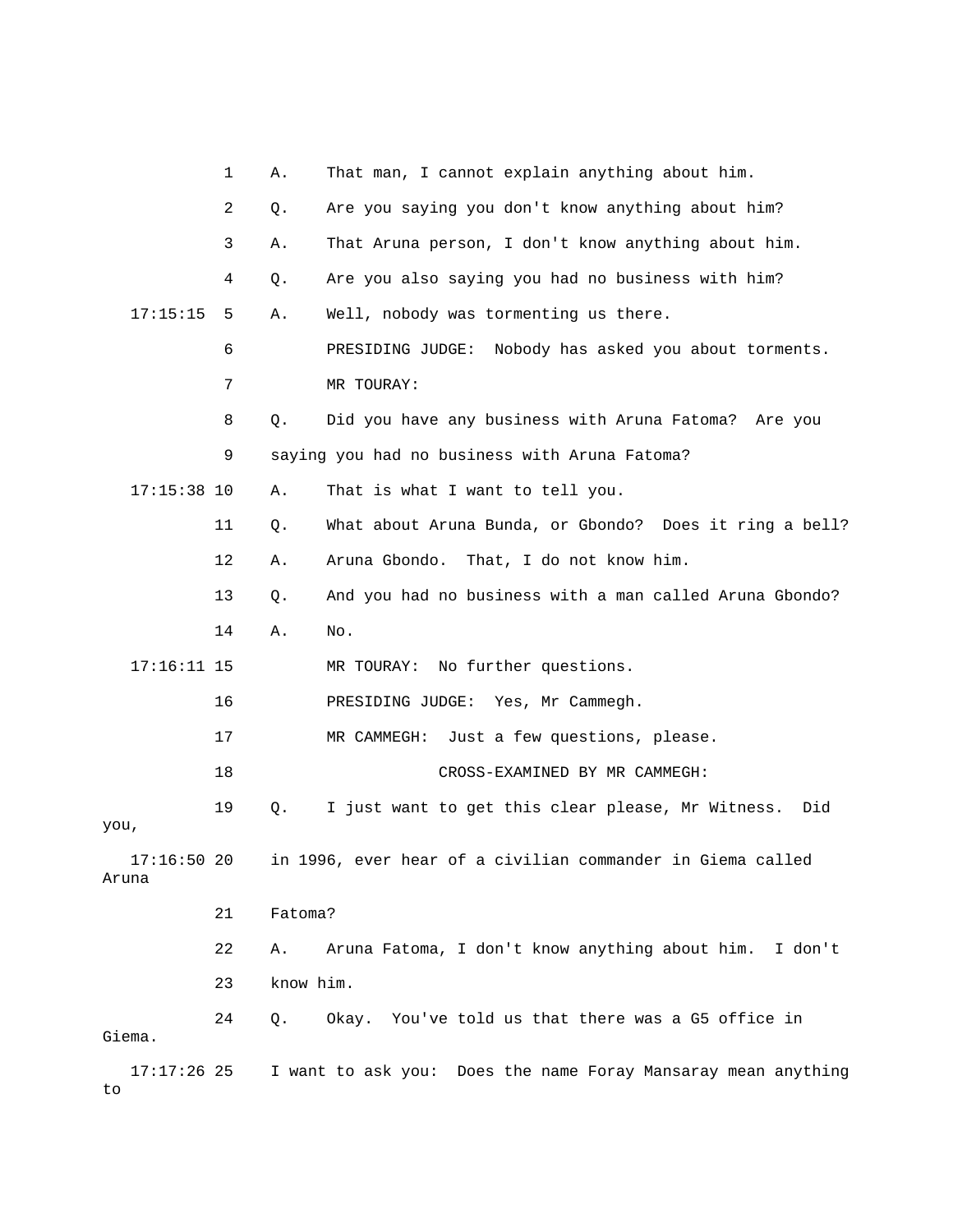1 A. That man, I cannot explain anything about him.

2 Q. Are you saying you don't know anything about him?

3 A. That Aruna person, I don't know anything about him.

4 Q. Are you also saying you had no business with him?

17:15:15 5 A. Well, nobody was tormenting us there.

6 PRESIDING JUDGE: Nobody has asked you about torments.

7 MR TOURAY:

8 Q. Did you have any business with Aruna Fatoma? Are you

9 saying you had no business with Aruna Fatoma?

17:15:38 10 A. That is what I want to tell you.

11 Q. What about Aruna Bunda, or Gbondo? Does it ring a bell?

12 A. Aruna Gbondo. That, I do not know him.

13 Q. And you had no business with a man called Aruna Gbondo?

14 A. No.

17:16:11 15 MR TOURAY: No further questions.

16 PRESIDING JUDGE: Yes, Mr Cammegh.

17 MR CAMMEGH: Just a few questions, please.

18 CROSS-EXAMINED BY MR CAMMEGH:

19 Q. I just want to get this clear please, Mr Witness. Did you,

17:16:50 20 in 1996, ever hear of a civilian commander in Giema called Aruna

21 Fatoma?

22 A. Aruna Fatoma, I don't know anything about him. I don't

23 know him.

24 Q. Okay. You've told us that there was a G5 office in Giema.

17:17:26 25 I want to ask you: Does the name Foray Mansaray mean anything to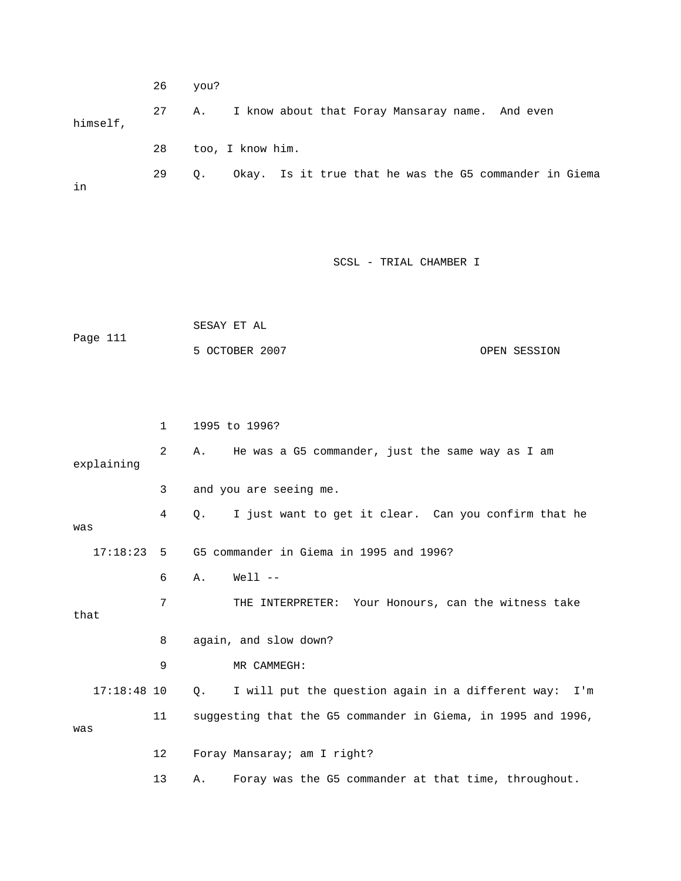26 you?

27 A. I know about that Foray Mansaray name. And even himself,

28 too, I know him.

29 Q. Okay. Is it true that he was the G5 commander in Giema in

1 1995 to 1996?

2 A. He was a G5 commander, just the same way as I am explaining

3 and you are seeing me.

4 Q. I just want to get it clear. Can you confirm that he was

17:18:23 5 G5 commander in Giema in 1995 and 1996?

6 A. Well --

7 THE INTERPRETER: Your Honours, can the witness take that

8 again, and slow down?

9 MR CAMMEGH:

17:18:48 10 Q. I will put the question again in a different way: I'm

11 suggesting that the G5 commander in Giema, in 1995 and 1996, was

12 Foray Mansaray; am I right?

13 A. Foray was the G5 commander at that time, throughout.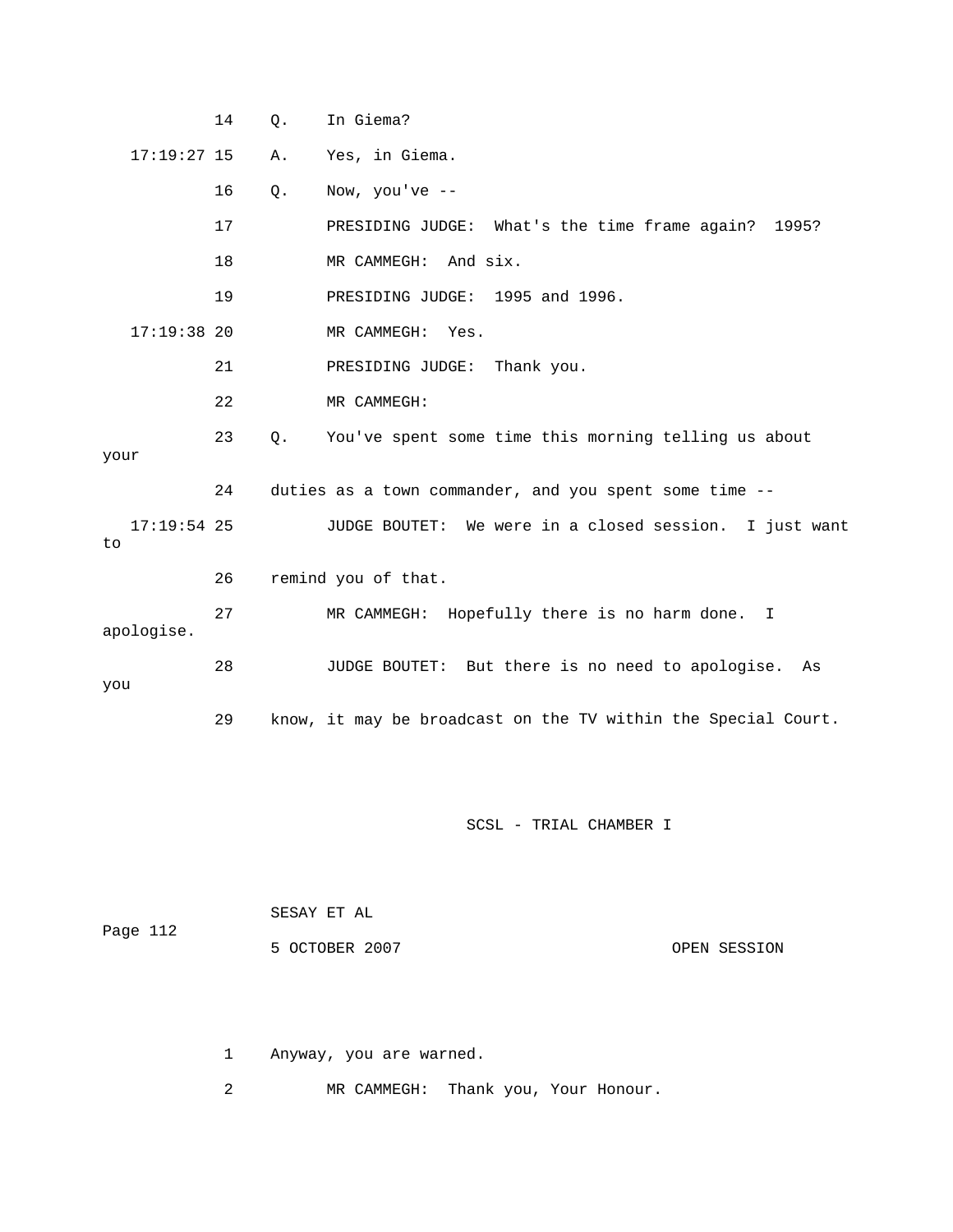14 Q. In Giema?

17:19:27 15 A. Yes, in Giema.

16 Q. Now, you've --

17 PRESIDING JUDGE: What's the time frame again? 1995?

18 MR CAMMEGH: And six.

19 PRESIDING JUDGE: 1995 and 1996.

17:19:38 20 MR CAMMEGH: Yes.

21 PRESIDING JUDGE: Thank you.

22 MR CAMMEGH:

23 Q. You've spent some time this morning telling us about your

24 duties as a town commander, and you spent some time --

17:19:54 25 JUDGE BOUTET: We were in a closed session. I just want to

26 remind you of that.

27 MR CAMMEGH: Hopefully there is no harm done. I apologise.

28 JUDGE BOUTET: But there is no need to apologise. As you

29 know, it may be broadcast on the TV within the Special Court.

1 Anyway, you are warned.

2 MR CAMMEGH: Thank you, Your Honour.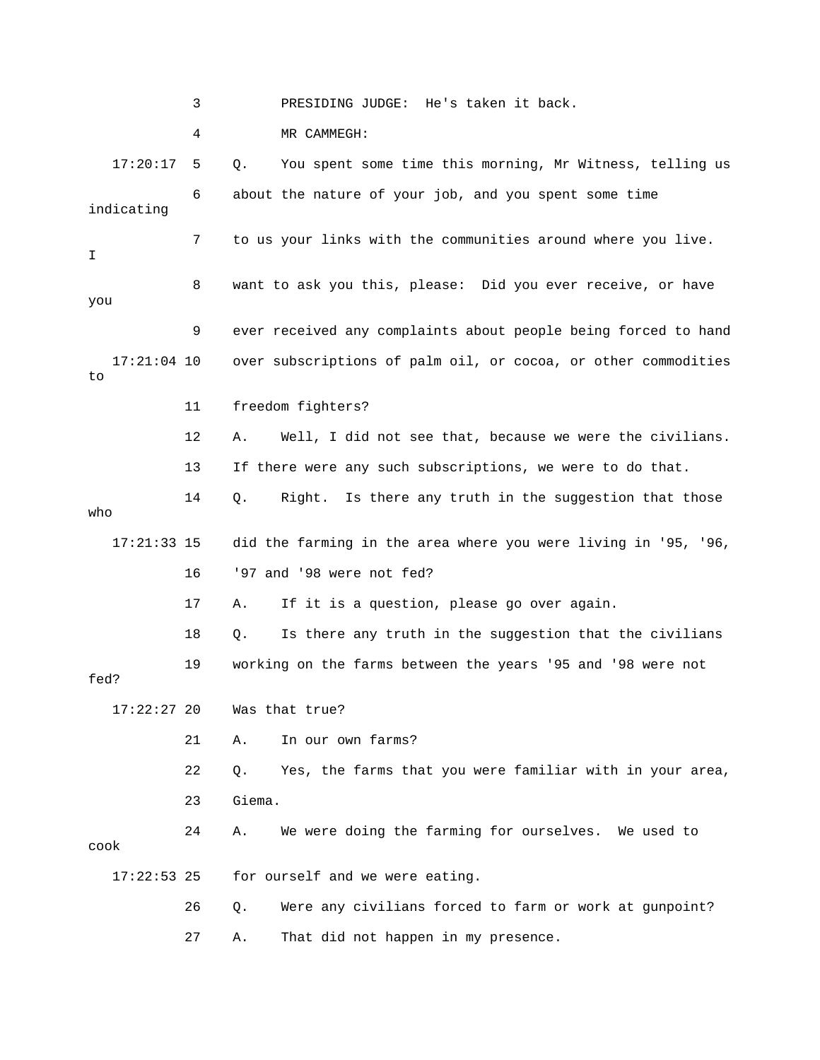3 PRESIDING JUDGE: He's taken it back.

4 MR CAMMEGH:

17:20:17 5 Q. You spent some time this morning, Mr Witness, telling us

6 about the nature of your job, and you spent some time indicating

7 to us your links with the communities around where you live. I

8 want to ask you this, please: Did you ever receive, or have you

9 ever received any complaints about people being forced to hand

17:21:04 10 over subscriptions of palm oil, or cocoa, or other commodities to

11 freedom fighters?

12 A. Well, I did not see that, because we were the civilians.

13 If there were any such subscriptions, we were to do that.

14 Q. Right. Is there any truth in the suggestion that those who

17:21:33 15 did the farming in the area where you were living in '95, '96,

16 '97 and '98 were not fed?

17 A. If it is a question, please go over again.

18 Q. Is there any truth in the suggestion that the civilians

19 working on the farms between the years '95 and '98 were not fed?

17:22:27 20 Was that true?

21 A. In our own farms?

22 Q. Yes, the farms that you were familiar with in your area,

23 Giema.

24 A. We were doing the farming for ourselves. We used to cook

17:22:53 25 for ourself and we were eating.

26 Q. Were any civilians forced to farm or work at gunpoint?

27 A. That did not happen in my presence.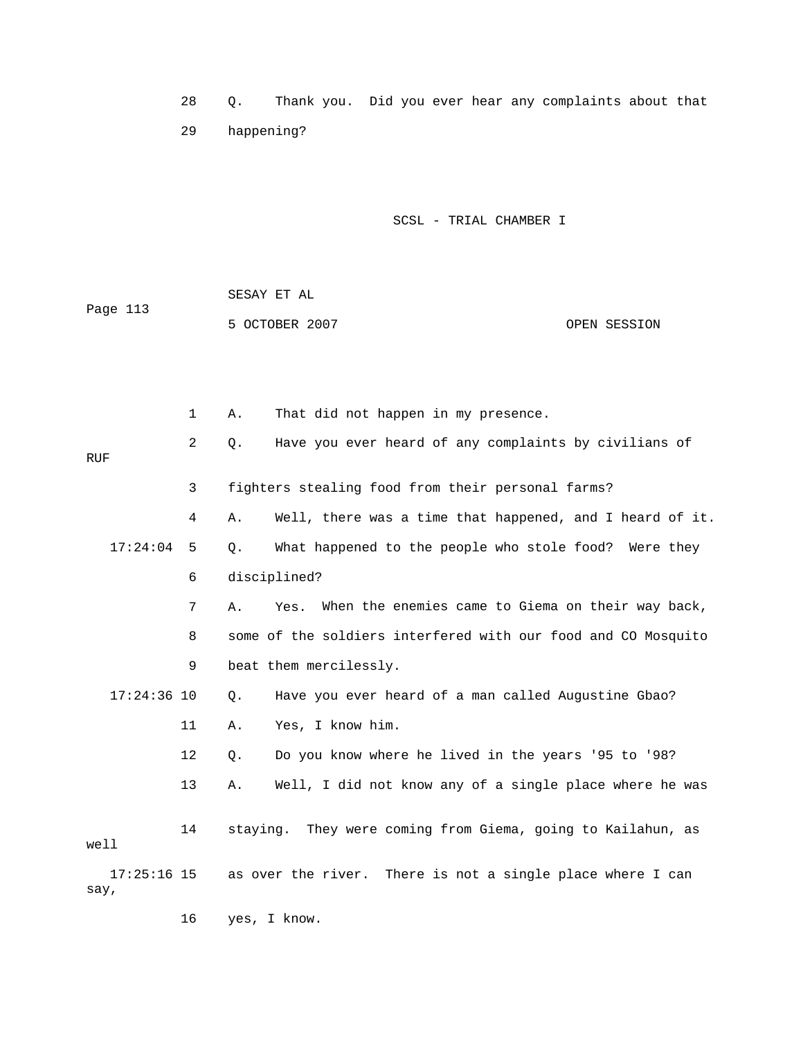28 Q. Thank you. Did you ever hear any complaints about that

29 happening?

1 A. That did not happen in my presence.

2 Q. Have you ever heard of any complaints by civilians of RUF

3 fighters stealing food from their personal farms?

4 A. Well, there was a time that happened, and I heard of it.

17:24:04 5 Q. What happened to the people who stole food? Were they

6 disciplined?

7 A. Yes. When the enemies came to Giema on their way back,

8 some of the soldiers interfered with our food and CO Mosquito

9 beat them mercilessly.

17:24:36 10 Q. Have you ever heard of a man called Augustine Gbao?

11 A. Yes, I know him.

12 Q. Do you know where he lived in the years '95 to '98?

13 A. Well, I did not know any of a single place where he was

14 staying. They were coming from Giema, going to Kailahun, as well

17:25:16 15 as over the river. There is not a single place where I can say,

16 yes, I know.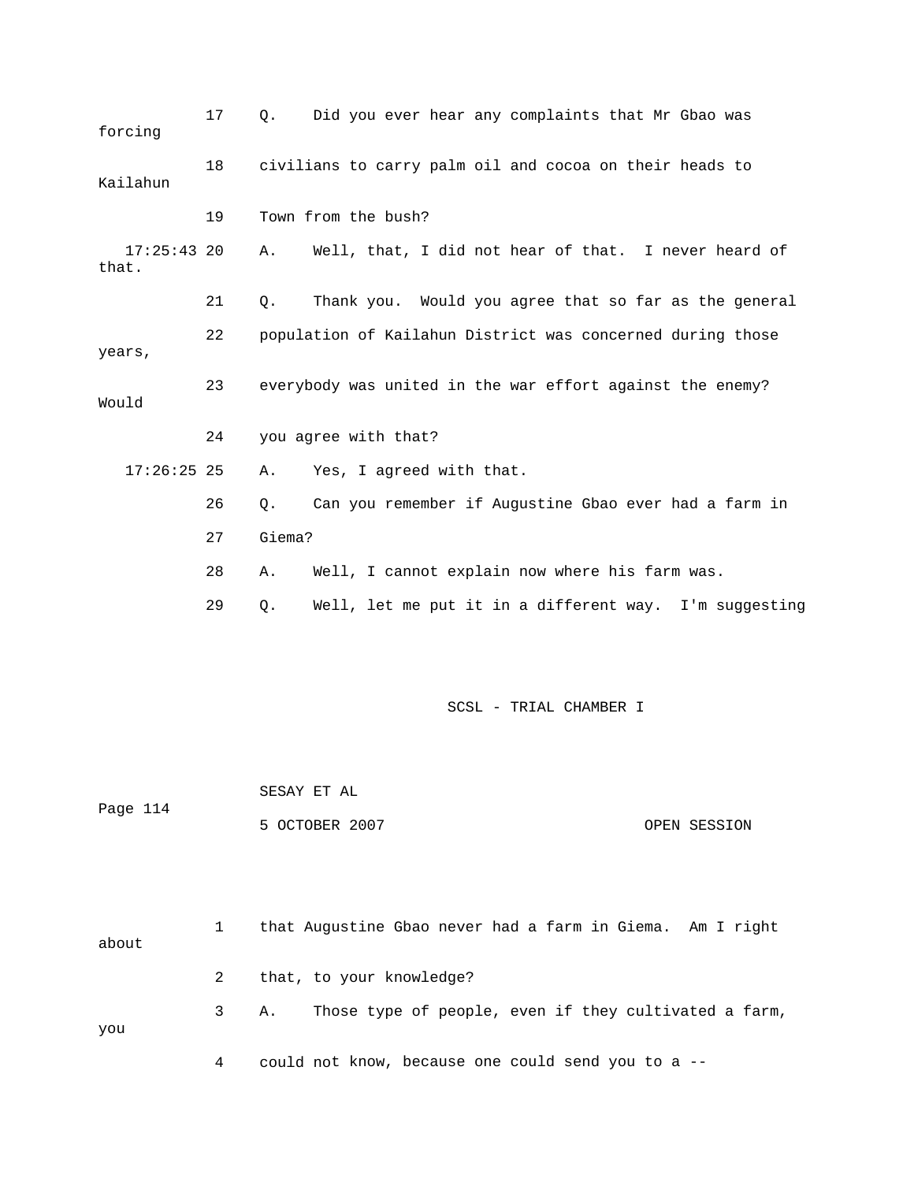17 Q. Did you ever hear any complaints that Mr Gbao was forcing

18 civilians to carry palm oil and cocoa on their heads to Kailahun

19 Town from the bush?

17:25:43 20 A. Well, that, I did not hear of that. I never heard of that.

21 Q. Thank you. Would you agree that so far as the general

22 population of Kailahun District was concerned during those years,

23 everybody was united in the war effort against the enemy? Would

24 you agree with that?

17:26:25 25 A. Yes, I agreed with that.

26 Q. Can you remember if Augustine Gbao ever had a farm in

27 Giema?

28 A. Well, I cannot explain now where his farm was.

29 Q. Well, let me put it in a different way. I'm suggesting

1 that Augustine Gbao never had a farm in Giema. Am I right about

2 that, to your knowledge?

3 A. Those type of people, even if they cultivated a farm, you

4 could not know, because one could send you to a --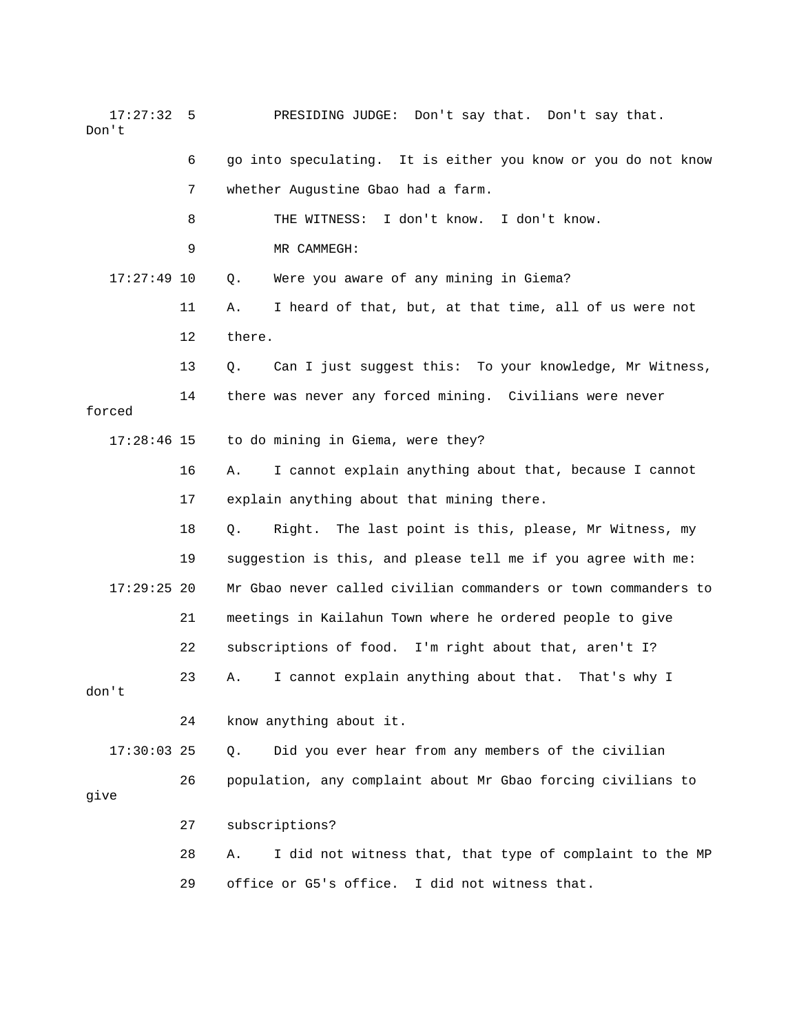17:27:32 5 PRESIDING JUDGE: Don't say that. Don't say that. Don't

6 go into speculating. It is either you know or you do not know

7 whether Augustine Gbao had a farm.

8 THE WITNESS: I don't know. I don't know.

9 MR CAMMEGH:

17:27:49 10 Q. Were you aware of any mining in Giema?

11 A. I heard of that, but, at that time, all of us were not

12 there.

13 Q. Can I just suggest this: To your knowledge, Mr Witness,

14 there was never any forced mining. Civilians were never forced

17:28:46 15 to do mining in Giema, were they?

16 A. I cannot explain anything about that, because I cannot

17 explain anything about that mining there.

18 Q. Right. The last point is this, please, Mr Witness, my

19 suggestion is this, and please tell me if you agree with me:

17:29:25 20 Mr Gbao never called civilian commanders or town commanders to

21 meetings in Kailahun Town where he ordered people to give

22 subscriptions of food. I'm right about that, aren't I?

23 A. I cannot explain anything about that. That's why I don't

24 know anything about it.

17:30:03 25 Q. Did you ever hear from any members of the civilian

26 population, any complaint about Mr Gbao forcing civilians to give

27 subscriptions?

28 A. I did not witness that, that type of complaint to the MP

29 office or G5's office. I did not witness that.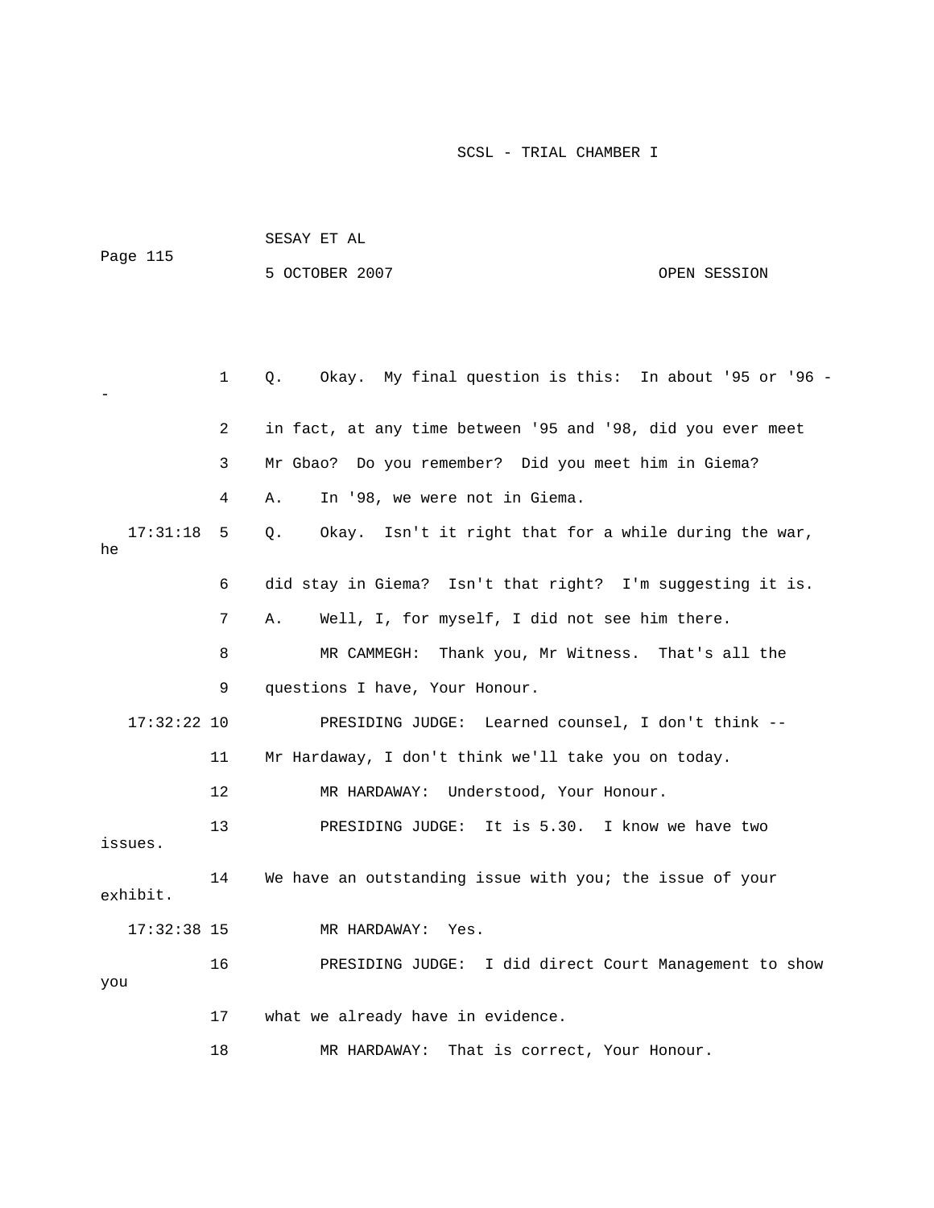1 Q. Okay. My final question is this: In about '95 or '96 --

2 in fact, at any time between '95 and '98, did you ever meet

3 Mr Gbao? Do you remember? Did you meet him in Giema?

4 A. In '98, we were not in Giema.

17:31:18 5 Q. Okay. Isn't it right that for a while during the war, he

6 did stay in Giema? Isn't that right? I'm suggesting it is.

7 A. Well, I, for myself, I did not see him there.

8 MR CAMMEGH: Thank you, Mr Witness. That's all the

9 questions I have, Your Honour.

17:32:22 10 PRESIDING JUDGE: Learned counsel, I don't think --

11 Mr Hardaway, I don't think we'll take you on today.

12 MR HARDAWAY: Understood, Your Honour.

13 PRESIDING JUDGE: It is 5.30. I know we have two issues.

14 We have an outstanding issue with you; the issue of your exhibit.

17:32:38 15 MR HARDAWAY: Yes.

16 PRESIDING JUDGE: I did direct Court Management to show you

17 what we already have in evidence.

18 MR HARDAWAY: That is correct, Your Honour.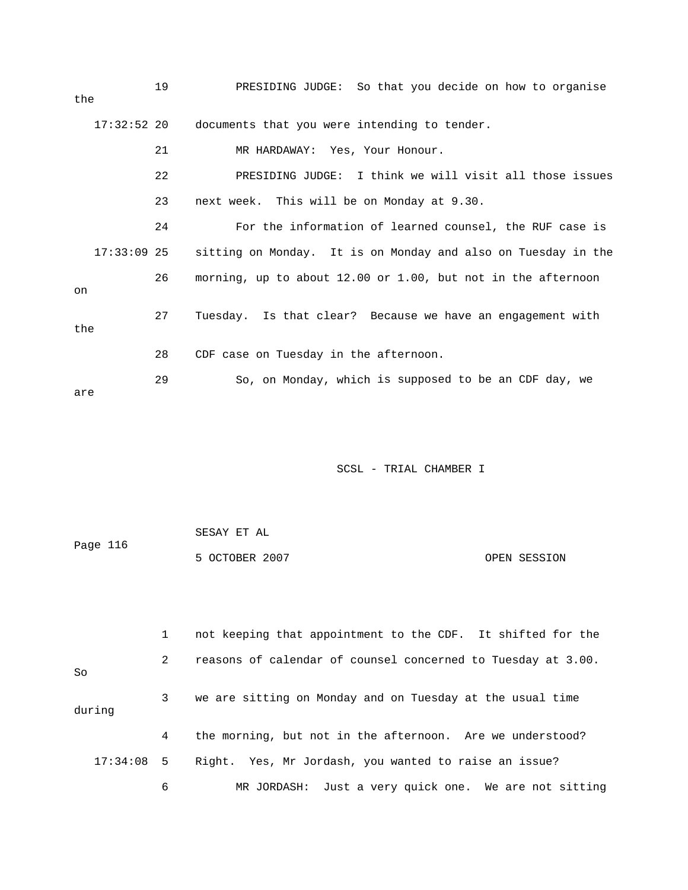19 PRESIDING JUDGE: So that you decide on how to organise the

17:32:52 20 documents that you were intending to tender.

21 MR HARDAWAY: Yes, Your Honour.

22 PRESIDING JUDGE: I think we will visit all those issues

23 next week. This will be on Monday at 9.30.

24 For the information of learned counsel, the RUF case is

17:33:09 25 sitting on Monday. It is on Monday and also on Tuesday in the

26 morning, up to about 12.00 or 1.00, but not in the afternoon on

27 Tuesday. Is that clear? Because we have an engagement with the

28 CDF case on Tuesday in the afternoon.

29 So, on Monday, which is supposed to be an CDF day, we are

1 not keeping that appointment to the CDF. It shifted for the

2 reasons of calendar of counsel concerned to Tuesday at 3.00. So

3 we are sitting on Monday and on Tuesday at the usual time during

4 the morning, but not in the afternoon. Are we understood?

17:34:08 5 Right. Yes, Mr Jordash, you wanted to raise an issue?

6 MR JORDASH: Just a very quick one. We are not sitting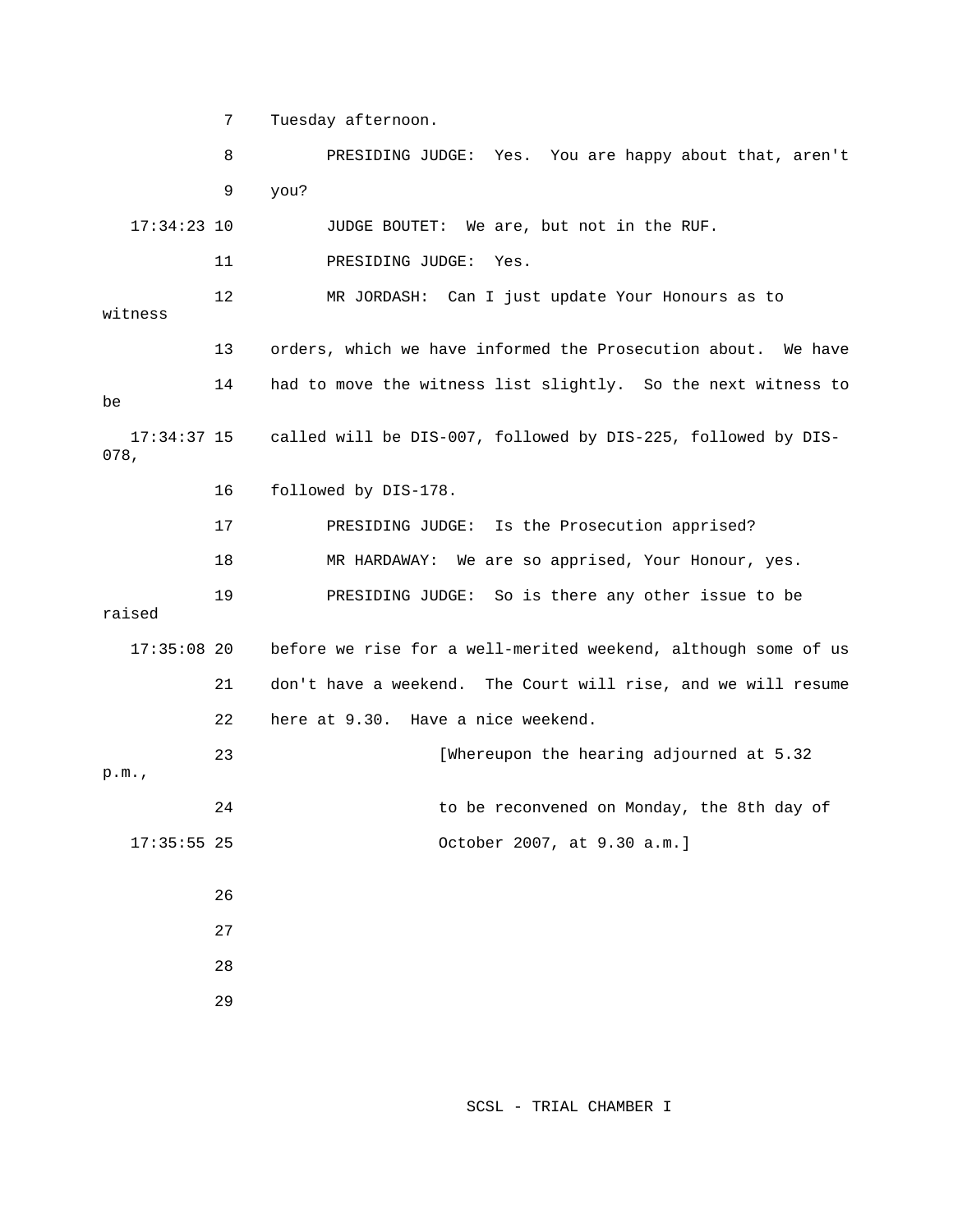7 Tuesday afternoon.

8 PRESIDING JUDGE: Yes. You are happy about that, aren't

9 you?

17:34:23 10 JUDGE BOUTET: We are, but not in the RUF.

11 PRESIDING JUDGE: Yes.

12 MR JORDASH: Can I just update Your Honours as to witness

13 orders, which we have informed the Prosecution about. We have

14 had to move the witness list slightly. So the next witness to be

17:34:37 15 called will be DIS-007, followed by DIS-225, followed by DIS-078,

16 followed by DIS-178.

17 PRESIDING JUDGE: Is the Prosecution apprised?

18 MR HARDAWAY: We are so apprised, Your Honour, yes.

19 PRESIDING JUDGE: So is there any other issue to be raised

17:35:08 20 before we rise for a well-merited weekend, although some of us

21 don't have a weekend. The Court will rise, and we will resume

22 here at 9.30. Have a nice weekend.

23 [Whereupon the hearing adjourned at 5.32 p.m.,

24 to be reconvened on Monday, the 8th day of

17:35:55 25 October 2007, at 9.30 a.m.]

26

27

28

29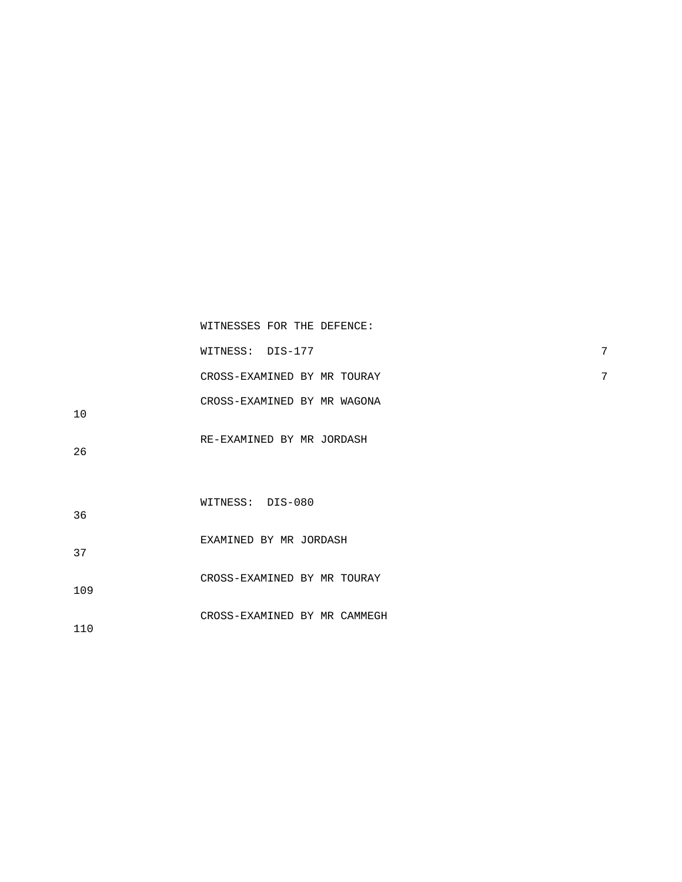WITNESSES FOR THE DEFENCE:

| | |
|---|---|
| WITNESS: DIS-177 | 7 |
| CROSS-EXAMINED BY MR TOURAY | 7 |
| CROSS-EXAMINED BY MR WAGONA | 10 |
| RE-EXAMINED BY MR JORDASH | 26 |
| WITNESS: DIS-080 | 36 |
| EXAMINED BY MR JORDASH | 37 |
| CROSS-EXAMINED BY MR TOURAY | 109 |
| CROSS-EXAMINED BY MR CAMMEGH | 110 |